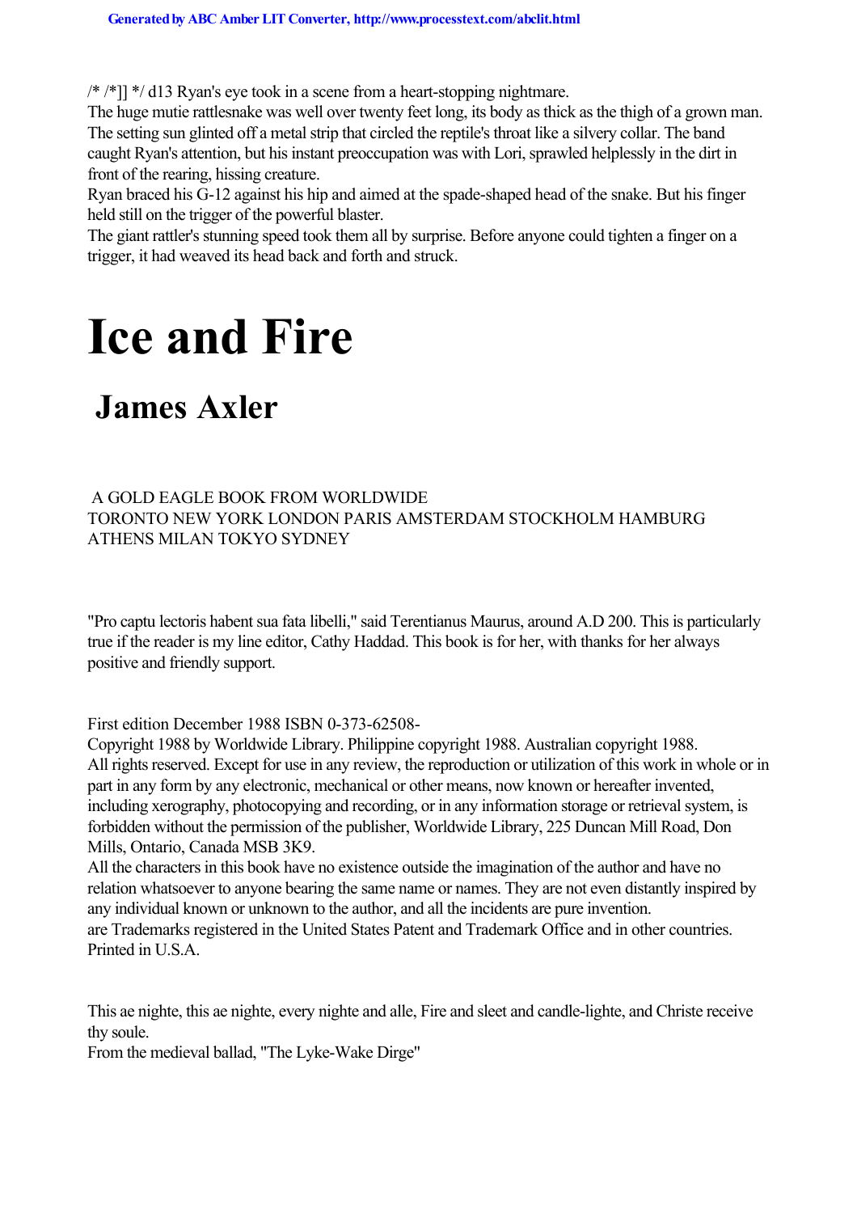/* /*]] */ d13 Ryan's eye took in a scene from a heart-stopping nightmare.

The huge mutie rattlesnake was well over twenty feet long, its body as thick as the thigh of a grown man. The setting sun glinted off a metal strip that circled the reptile's throat like a silvery collar. The band caught Ryan's attention, but his instant preoccupation was with Lori, sprawled helplessly in the dirt in front of the rearing, hissing creature.

Ryan braced his G-12 against his hip and aimed at the spade-shaped head of the snake. But his finger held still on the trigger of the powerful blaster.

The giant rattler's stunning speed took them all by surprise. Before anyone could tighten a finger on a trigger, it had weaved its head back and forth and struck.

# Ice and Fire

## James Axler

A GOLD EAGLE BOOK FROM WORLDWIDE
TORONTO NEW YORK LONDON PARIS AMSTERDAM STOCKHOLM HAMBURG ATHENS MILAN TOKYO SYDNEY

"Pro captu lectoris habent sua fata libelli," said Terentianus Maurus, around A.D 200. This is particularly true if the reader is my line editor, Cathy Haddad. This book is for her, with thanks for her always positive and friendly support.

First edition December 1988 ISBN 0-373-62508-

Copyright 1988 by Worldwide Library. Philippine copyright 1988. Australian copyright 1988.

All rights reserved. Except for use in any review, the reproduction or utilization of this work in whole or in part in any form by any electronic, mechanical or other means, now known or hereafter invented, including xerography, photocopying and recording, or in any information storage or retrieval system, is forbidden without the permission of the publisher, Worldwide Library, 225 Duncan Mill Road, Don Mills, Ontario, Canada MSB 3K9.

All the characters in this book have no existence outside the imagination of the author and have no relation whatsoever to anyone bearing the same name or names. They are not even distantly inspired by any individual known or unknown to the author, and all the incidents are pure invention.

are Trademarks registered in the United States Patent and Trademark Office and in other countries.

Printed in U.S.A.

This ae nighte, this ae nighte, every nighte and alle, Fire and sleet and candle-lighte, and Christe receive thy soule.

From the medieval ballad, "The Lyke-Wake Dirge"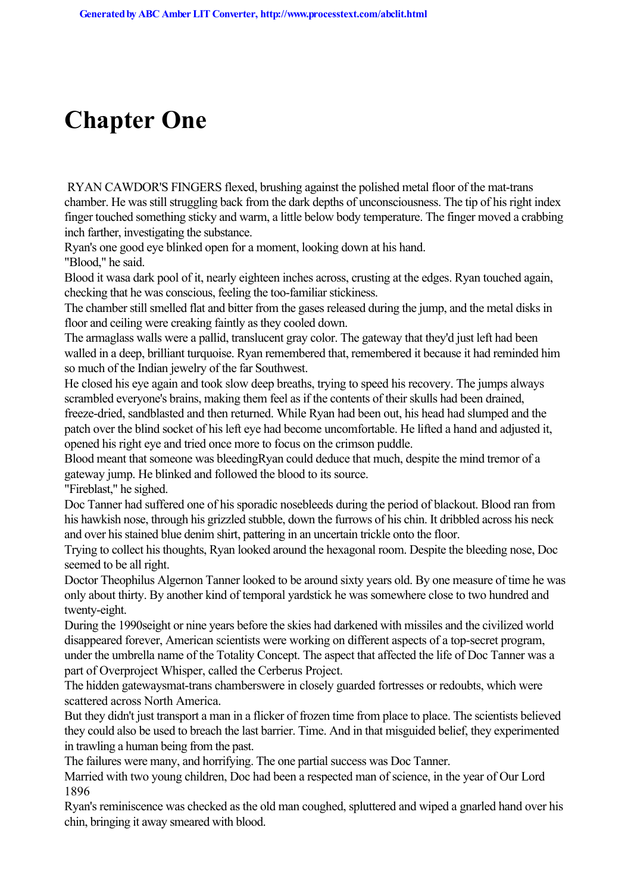# Chapter One

RYAN CAWDOR'S FINGERS flexed, brushing against the polished metal floor of the mat-trans chamber. He was still struggling back from the dark depths of unconsciousness. The tip of his right index finger touched something sticky and warm, a little below body temperature. The finger moved a crabbing inch farther, investigating the substance.

Ryan's one good eye blinked open for a moment, looking down at his hand.

"Blood," he said.

Blood it wasa dark pool of it, nearly eighteen inches across, crusting at the edges. Ryan touched again, checking that he was conscious, feeling the too-familiar stickiness.

The chamber still smelled flat and bitter from the gases released during the jump, and the metal disks in floor and ceiling were creaking faintly as they cooled down.

The armaglass walls were a pallid, translucent gray color. The gateway that they'd just left had been walled in a deep, brilliant turquoise. Ryan remembered that, remembered it because it had reminded him so much of the Indian jewelry of the far Southwest.

He closed his eye again and took slow deep breaths, trying to speed his recovery. The jumps always scrambled everyone's brains, making them feel as if the contents of their skulls had been drained, freeze-dried, sandblasted and then returned. While Ryan had been out, his head had slumped and the patch over the blind socket of his left eye had become uncomfortable. He lifted a hand and adjusted it, opened his right eye and tried once more to focus on the crimson puddle.

Blood meant that someone was bleedingRyan could deduce that much, despite the mind tremor of a gateway jump. He blinked and followed the blood to its source.

"Fireblast," he sighed.

Doc Tanner had suffered one of his sporadic nosebleeds during the period of blackout. Blood ran from his hawkish nose, through his grizzled stubble, down the furrows of his chin. It dribbled across his neck and over his stained blue denim shirt, pattering in an uncertain trickle onto the floor.

Trying to collect his thoughts, Ryan looked around the hexagonal room. Despite the bleeding nose, Doc seemed to be all right.

Doctor Theophilus Algernon Tanner looked to be around sixty years old. By one measure of time he was only about thirty. By another kind of temporal yardstick he was somewhere close to two hundred and twenty-eight.

During the 1990seight or nine years before the skies had darkened with missiles and the civilized world disappeared forever, American scientists were working on different aspects of a top-secret program, under the umbrella name of the Totality Concept. The aspect that affected the life of Doc Tanner was a part of Overproject Whisper, called the Cerberus Project.

The hidden gatewaysmat-trans chamberswere in closely guarded fortresses or redoubts, which were scattered across North America.

But they didn't just transport a man in a flicker of frozen time from place to place. The scientists believed they could also be used to breach the last barrier. Time. And in that misguided belief, they experimented in trawling a human being from the past.

The failures were many, and horrifying. The one partial success was Doc Tanner.

Married with two young children, Doc had been a respected man of science, in the year of Our Lord 1896

Ryan's reminiscence was checked as the old man coughed, spluttered and wiped a gnarled hand over his chin, bringing it away smeared with blood.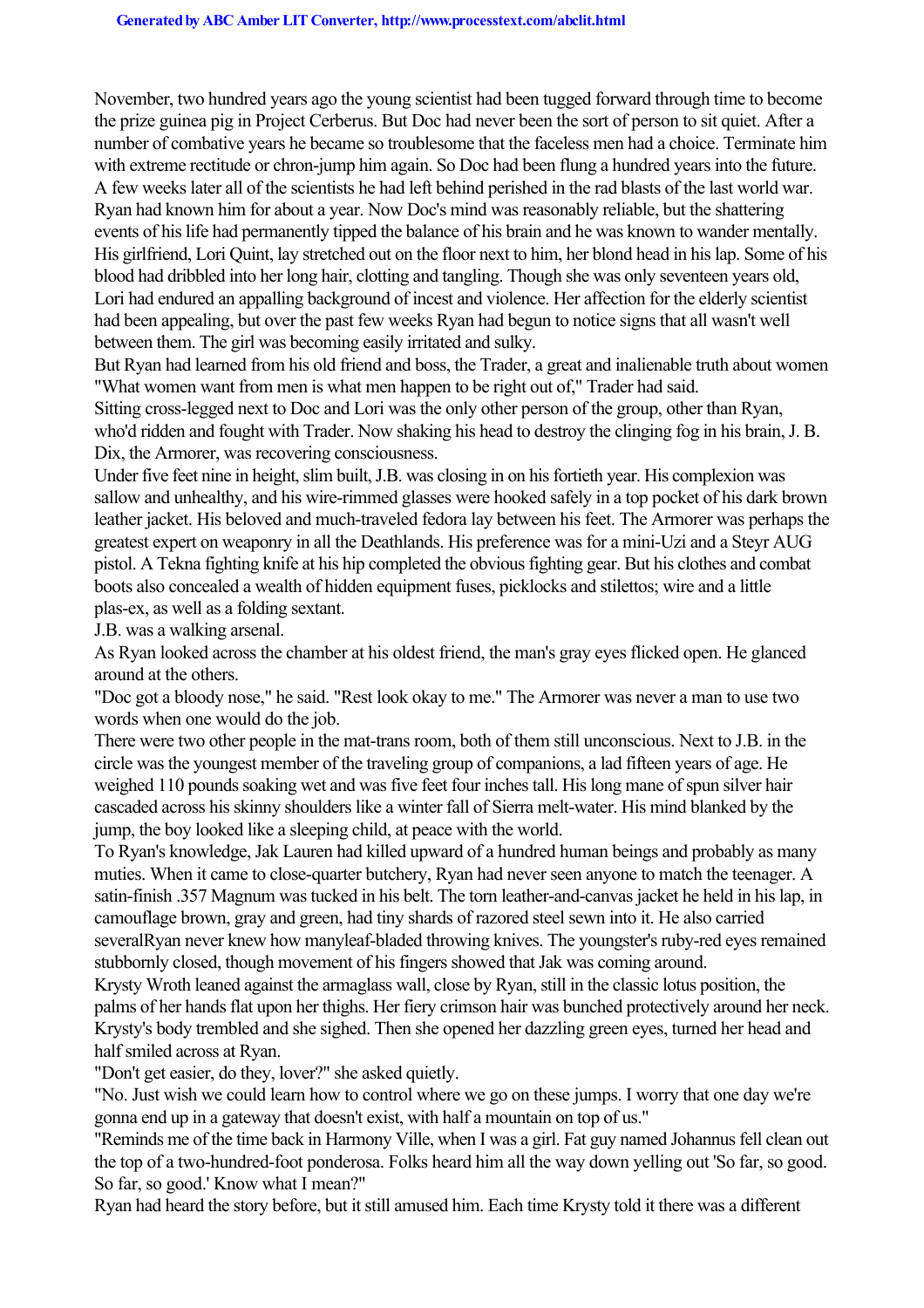November, two hundred years ago the young scientist had been tugged forward through time to become the prize guinea pig in Project Cerberus. But Doc had never been the sort of person to sit quiet. After a number of combative years he became so troublesome that the faceless men had a choice. Terminate him with extreme rectitude or chron-jump him again. So Doc had been flung a hundred years into the future. A few weeks later all of the scientists he had left behind perished in the rad blasts of the last world war.

Ryan had known him for about a year. Now Doc's mind was reasonably reliable, but the shattering events of his life had permanently tipped the balance of his brain and he was known to wander mentally.

His girlfriend, Lori Quint, lay stretched out on the floor next to him, her blond head in his lap. Some of his blood had dribbled into her long hair, clotting and tangling. Though she was only seventeen years old, Lori had endured an appalling background of incest and violence. Her affection for the elderly scientist had been appealing, but over the past few weeks Ryan had begun to notice signs that all wasn't well between them. The girl was becoming easily irritated and sulky.

But Ryan had learned from his old friend and boss, the Trader, a great and inalienable truth about women "What women want from men is what men happen to be right out of," Trader had said.

Sitting cross-legged next to Doc and Lori was the only other person of the group, other than Ryan, who'd ridden and fought with Trader. Now shaking his head to destroy the clinging fog in his brain, J. B. Dix, the Armorer, was recovering consciousness.

Under five feet nine in height, slim built, J.B. was closing in on his fortieth year. His complexion was sallow and unhealthy, and his wire-rimmed glasses were hooked safely in a top pocket of his dark brown leather jacket. His beloved and much-traveled fedora lay between his feet. The Armorer was perhaps the greatest expert on weaponry in all the Deathlands. His preference was for a mini-Uzi and a Steyr AUG pistol. A Tekna fighting knife at his hip completed the obvious fighting gear. But his clothes and combat boots also concealed a wealth of hidden equipment fuses, picklocks and stilettos; wire and a little plas-ex, as well as a folding sextant.

J.B. was a walking arsenal.

As Ryan looked across the chamber at his oldest friend, the man's gray eyes flicked open. He glanced around at the others.

"Doc got a bloody nose," he said. "Rest look okay to me." The Armorer was never a man to use two words when one would do the job.

There were two other people in the mat-trans room, both of them still unconscious. Next to J.B. in the circle was the youngest member of the traveling group of companions, a lad fifteen years of age. He weighed 110 pounds soaking wet and was five feet four inches tall. His long mane of spun silver hair cascaded across his skinny shoulders like a winter fall of Sierra melt-water. His mind blanked by the jump, the boy looked like a sleeping child, at peace with the world.

To Ryan's knowledge, Jak Lauren had killed upward of a hundred human beings and probably as many muties. When it came to close-quarter butchery, Ryan had never seen anyone to match the teenager. A satin-finish .357 Magnum was tucked in his belt. The torn leather-and-canvas jacket he held in his lap, in camouflage brown, gray and green, had tiny shards of razored steel sewn into it. He also carried severalRyan never knew how manyleaf-bladed throwing knives. The youngster's ruby-red eyes remained stubbornly closed, though movement of his fingers showed that Jak was coming around.

Krysty Wroth leaned against the armaglass wall, close by Ryan, still in the classic lotus position, the palms of her hands flat upon her thighs. Her fiery crimson hair was bunched protectively around her neck. Krysty's body trembled and she sighed. Then she opened her dazzling green eyes, turned her head and half smiled across at Ryan.

"Don't get easier, do they, lover?" she asked quietly.

"No. Just wish we could learn how to control where we go on these jumps. I worry that one day we're gonna end up in a gateway that doesn't exist, with half a mountain on top of us."

"Reminds me of the time back in Harmony Ville, when I was a girl. Fat guy named Johannus fell clean out the top of a two-hundred-foot ponderosa. Folks heard him all the way down yelling out 'So far, so good. So far, so good.' Know what I mean?"

Ryan had heard the story before, but it still amused him. Each time Krysty told it there was a different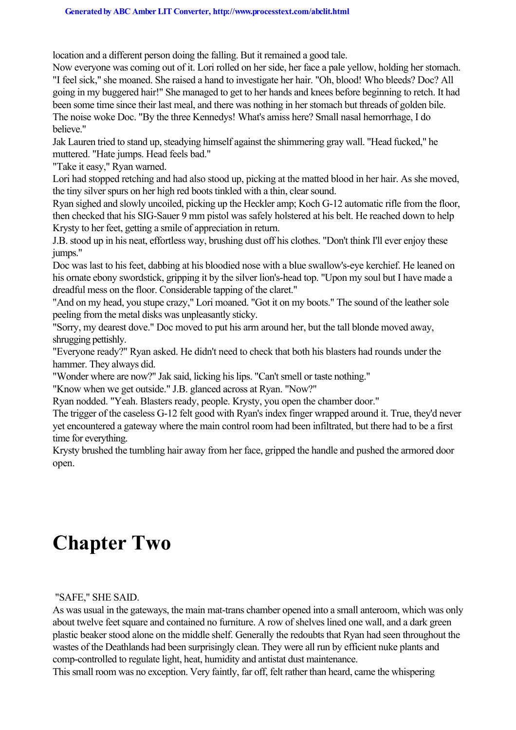location and a different person doing the falling. But it remained a good tale.

Now everyone was coming out of it. Lori rolled on her side, her face a pale yellow, holding her stomach. "I feel sick," she moaned. She raised a hand to investigate her hair. "Oh, blood! Who bleeds? Doc? All going in my buggered hair!" She managed to get to her hands and knees before beginning to retch. It had been some time since their last meal, and there was nothing in her stomach but threads of golden bile.

The noise woke Doc. "By the three Kennedys! What's amiss here? Small nasal hemorrhage, I do believe."

Jak Lauren tried to stand up, steadying himself against the shimmering gray wall. "Head fucked," he muttered. "Hate jumps. Head feels bad."

"Take it easy," Ryan warned.

Lori had stopped retching and had also stood up, picking at the matted blood in her hair. As she moved, the tiny silver spurs on her high red boots tinkled with a thin, clear sound.

Ryan sighed and slowly uncoiled, picking up the Heckler amp; Koch G-12 automatic rifle from the floor, then checked that his SIG-Sauer 9 mm pistol was safely holstered at his belt. He reached down to help Krysty to her feet, getting a smile of appreciation in return.

J.B. stood up in his neat, effortless way, brushing dust off his clothes. "Don't think I'll ever enjoy these jumps."

Doc was last to his feet, dabbing at his bloodied nose with a blue swallow's-eye kerchief. He leaned on his ornate ebony swordstick, gripping it by the silver lion's-head top. "Upon my soul but I have made a dreadful mess on the floor. Considerable tapping of the claret."

"And on my head, you stupe crazy," Lori moaned. "Got it on my boots." The sound of the leather sole peeling from the metal disks was unpleasantly sticky.

"Sorry, my dearest dove." Doc moved to put his arm around her, but the tall blonde moved away, shrugging pettishly.

"Everyone ready?" Ryan asked. He didn't need to check that both his blasters had rounds under the hammer. They always did.

"Wonder where are now?" Jak said, licking his lips. "Can't smell or taste nothing."

"Know when we get outside." J.B. glanced across at Ryan. "Now?"

Ryan nodded. "Yeah. Blasters ready, people. Krysty, you open the chamber door."

The trigger of the caseless G-12 felt good with Ryan's index finger wrapped around it. True, they'd never yet encountered a gateway where the main control room had been infiltrated, but there had to be a first time for everything.

Krysty brushed the tumbling hair away from her face, gripped the handle and pushed the armored door open.

# Chapter Two

"SAFE," SHE SAID.

As was usual in the gateways, the main mat-trans chamber opened into a small anteroom, which was only about twelve feet square and contained no furniture. A row of shelves lined one wall, and a dark green plastic beaker stood alone on the middle shelf. Generally the redoubts that Ryan had seen throughout the wastes of the Deathlands had been surprisingly clean. They were all run by efficient nuke plants and comp-controlled to regulate light, heat, humidity and antistat dust maintenance.

This small room was no exception. Very faintly, far off, felt rather than heard, came the whispering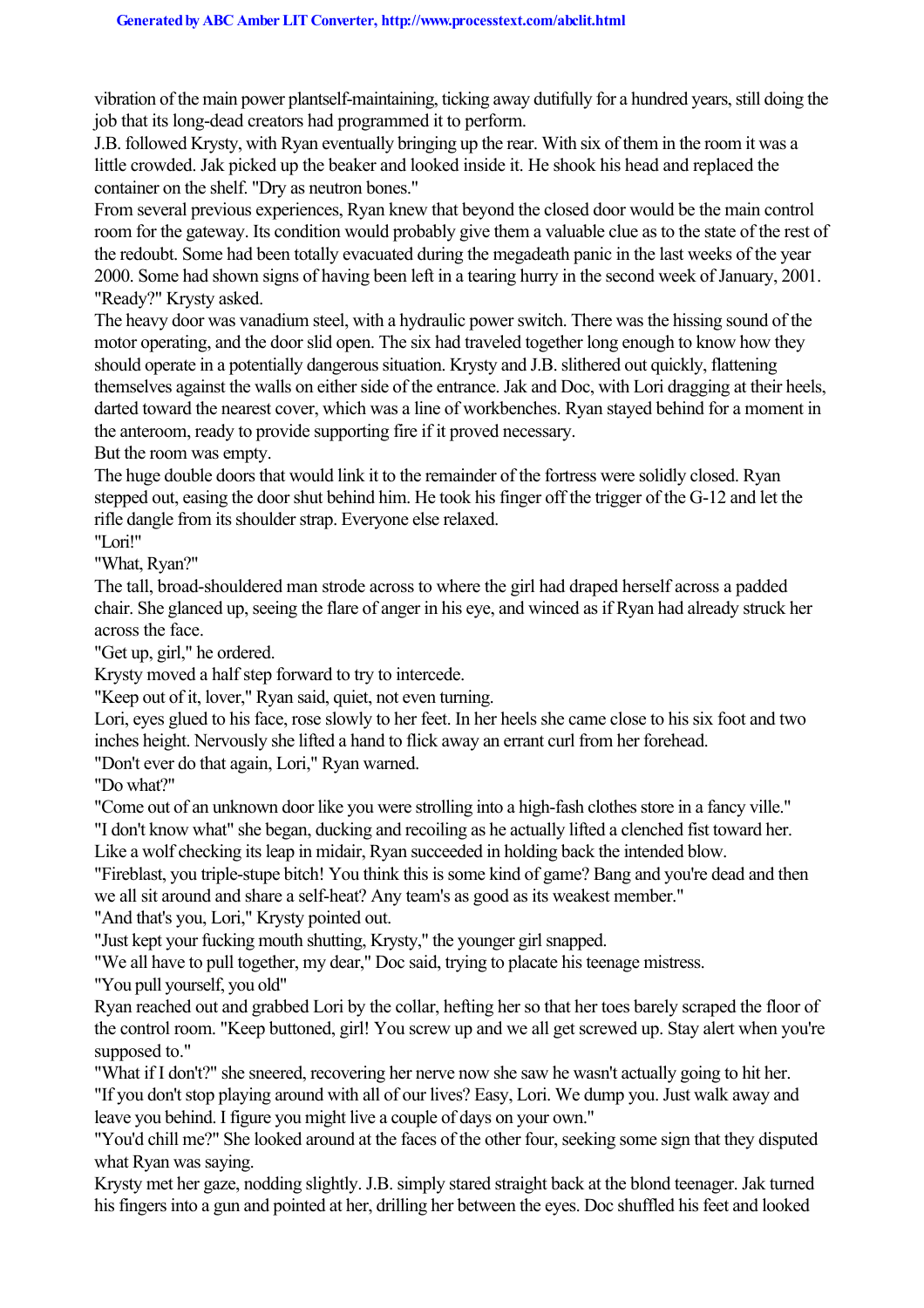vibration of the main power plantself-maintaining, ticking away dutifully for a hundred years, still doing the job that its long-dead creators had programmed it to perform.

J.B. followed Krysty, with Ryan eventually bringing up the rear. With six of them in the room it was a little crowded. Jak picked up the beaker and looked inside it. He shook his head and replaced the container on the shelf. "Dry as neutron bones."

From several previous experiences, Ryan knew that beyond the closed door would be the main control room for the gateway. Its condition would probably give them a valuable clue as to the state of the rest of the redoubt. Some had been totally evacuated during the megadeath panic in the last weeks of the year 2000. Some had shown signs of having been left in a tearing hurry in the second week of January, 2001.

"Ready?" Krysty asked.

The heavy door was vanadium steel, with a hydraulic power switch. There was the hissing sound of the motor operating, and the door slid open. The six had traveled together long enough to know how they should operate in a potentially dangerous situation. Krysty and J.B. slithered out quickly, flattening themselves against the walls on either side of the entrance. Jak and Doc, with Lori dragging at their heels, darted toward the nearest cover, which was a line of workbenches. Ryan stayed behind for a moment in the anteroom, ready to provide supporting fire if it proved necessary.

But the room was empty.

The huge double doors that would link it to the remainder of the fortress were solidly closed. Ryan stepped out, easing the door shut behind him. He took his finger off the trigger of the G-12 and let the rifle dangle from its shoulder strap. Everyone else relaxed.

"Lori!"

"What, Ryan?"

The tall, broad-shouldered man strode across to where the girl had draped herself across a padded chair. She glanced up, seeing the flare of anger in his eye, and winced as if Ryan had already struck her across the face.

"Get up, girl," he ordered.

Krysty moved a half step forward to try to intercede.

"Keep out of it, lover," Ryan said, quiet, not even turning.

Lori, eyes glued to his face, rose slowly to her feet. In her heels she came close to his six foot and two inches height. Nervously she lifted a hand to flick away an errant curl from her forehead.

"Don't ever do that again, Lori," Ryan warned.

"Do what?"

"Come out of an unknown door like you were strolling into a high-fash clothes store in a fancy ville."

"I don't know what" she began, ducking and recoiling as he actually lifted a clenched fist toward her.

Like a wolf checking its leap in midair, Ryan succeeded in holding back the intended blow.

"Fireblast, you triple-stupe bitch! You think this is some kind of game? Bang and you're dead and then we all sit around and share a self-heat? Any team's as good as its weakest member."

"And that's you, Lori," Krysty pointed out.

"Just kept your fucking mouth shutting, Krysty," the younger girl snapped.

"We all have to pull together, my dear," Doc said, trying to placate his teenage mistress.

"You pull yourself, you old"

Ryan reached out and grabbed Lori by the collar, hefting her so that her toes barely scraped the floor of the control room. "Keep buttoned, girl! You screw up and we all get screwed up. Stay alert when you're supposed to."

"What if I don't?" she sneered, recovering her nerve now she saw he wasn't actually going to hit her.

"If you don't stop playing around with all of our lives? Easy, Lori. We dump you. Just walk away and leave you behind. I figure you might live a couple of days on your own."

"You'd chill me?" She looked around at the faces of the other four, seeking some sign that they disputed what Ryan was saying.

Krysty met her gaze, nodding slightly. J.B. simply stared straight back at the blond teenager. Jak turned his fingers into a gun and pointed at her, drilling her between the eyes. Doc shuffled his feet and looked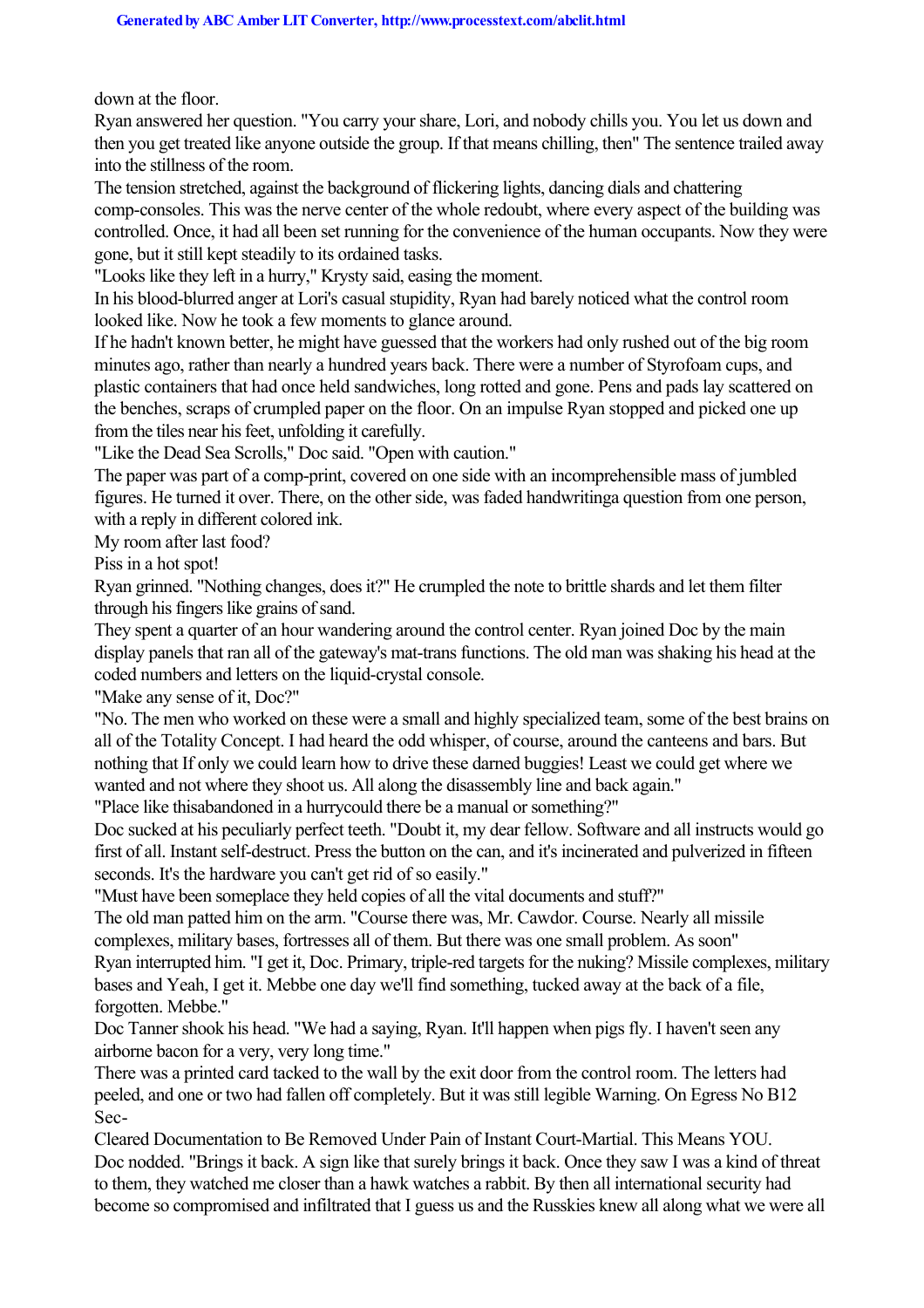down at the floor.

Ryan answered her question. "You carry your share, Lori, and nobody chills you. You let us down and then you get treated like anyone outside the group. If that means chilling, then" The sentence trailed away into the stillness of the room.

The tension stretched, against the background of flickering lights, dancing dials and chattering comp-consoles. This was the nerve center of the whole redoubt, where every aspect of the building was controlled. Once, it had all been set running for the convenience of the human occupants. Now they were gone, but it still kept steadily to its ordained tasks.

"Looks like they left in a hurry," Krysty said, easing the moment.

In his blood-blurred anger at Lori's casual stupidity, Ryan had barely noticed what the control room looked like. Now he took a few moments to glance around.

If he hadn't known better, he might have guessed that the workers had only rushed out of the big room minutes ago, rather than nearly a hundred years back. There were a number of Styrofoam cups, and plastic containers that had once held sandwiches, long rotted and gone. Pens and pads lay scattered on the benches, scraps of crumpled paper on the floor. On an impulse Ryan stopped and picked one up from the tiles near his feet, unfolding it carefully.

"Like the Dead Sea Scrolls," Doc said. "Open with caution."

The paper was part of a comp-print, covered on one side with an incomprehensible mass of jumbled figures. He turned it over. There, on the other side, was faded handwritinga question from one person, with a reply in different colored ink.

My room after last food?

Piss in a hot spot!

Ryan grinned. "Nothing changes, does it?" He crumpled the note to brittle shards and let them filter through his fingers like grains of sand.

They spent a quarter of an hour wandering around the control center. Ryan joined Doc by the main display panels that ran all of the gateway's mat-trans functions. The old man was shaking his head at the coded numbers and letters on the liquid-crystal console.

"Make any sense of it, Doc?"

"No. The men who worked on these were a small and highly specialized team, some of the best brains on all of the Totality Concept. I had heard the odd whisper, of course, around the canteens and bars. But nothing that If only we could learn how to drive these darned buggies! Least we could get where we wanted and not where they shoot us. All along the disassembly line and back again."

"Place like thisabandoned in a hurrycould there be a manual or something?"

Doc sucked at his peculiarly perfect teeth. "Doubt it, my dear fellow. Software and all instructs would go first of all. Instant self-destruct. Press the button on the can, and it's incinerated and pulverized in fifteen seconds. It's the hardware you can't get rid of so easily."

"Must have been someplace they held copies of all the vital documents and stuff?"

The old man patted him on the arm. "Course there was, Mr. Cawdor. Course. Nearly all missile complexes, military bases, fortresses all of them. But there was one small problem. As soon"

Ryan interrupted him. "I get it, Doc. Primary, triple-red targets for the nuking? Missile complexes, military bases and Yeah, I get it. Mebbe one day we'll find something, tucked away at the back of a file, forgotten. Mebbe."

Doc Tanner shook his head. "We had a saying, Ryan. It'll happen when pigs fly. I haven't seen any airborne bacon for a very, very long time."

There was a printed card tacked to the wall by the exit door from the control room. The letters had peeled, and one or two had fallen off completely. But it was still legible Warning. On Egress No B12 Sec-

Cleared Documentation to Be Removed Under Pain of Instant Court-Martial. This Means YOU.

Doc nodded. "Brings it back. A sign like that surely brings it back. Once they saw I was a kind of threat to them, they watched me closer than a hawk watches a rabbit. By then all international security had become so compromised and infiltrated that I guess us and the Russkies knew all along what we were all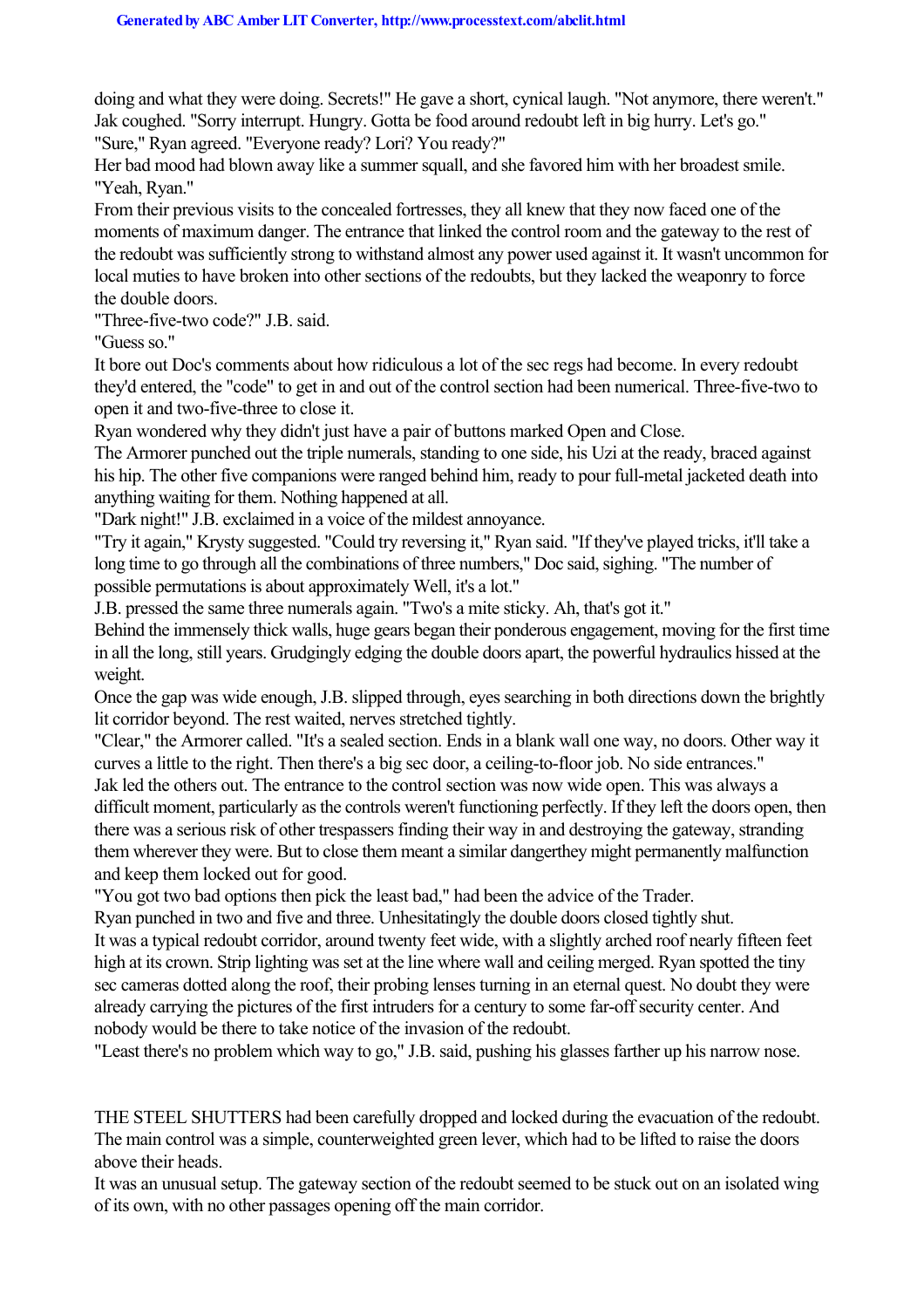doing and what they were doing. Secrets!" He gave a short, cynical laugh. "Not anymore, there weren't."

Jak coughed. "Sorry interrupt. Hungry. Gotta be food around redoubt left in big hurry. Let's go."

"Sure," Ryan agreed. "Everyone ready? Lori? You ready?"

Her bad mood had blown away like a summer squall, and she favored him with her broadest smile. "Yeah, Ryan."

From their previous visits to the concealed fortresses, they all knew that they now faced one of the moments of maximum danger. The entrance that linked the control room and the gateway to the rest of the redoubt was sufficiently strong to withstand almost any power used against it. It wasn't uncommon for local muties to have broken into other sections of the redoubts, but they lacked the weaponry to force the double doors.

"Three-five-two code?" J.B. said.

"Guess so."

It bore out Doc's comments about how ridiculous a lot of the sec regs had become. In every redoubt they'd entered, the "code" to get in and out of the control section had been numerical. Three-five-two to open it and two-five-three to close it.

Ryan wondered why they didn't just have a pair of buttons marked Open and Close.

The Armorer punched out the triple numerals, standing to one side, his Uzi at the ready, braced against his hip. The other five companions were ranged behind him, ready to pour full-metal jacketed death into anything waiting for them. Nothing happened at all.

"Dark night!" J.B. exclaimed in a voice of the mildest annoyance.

"Try it again," Krysty suggested. "Could try reversing it," Ryan said. "If they've played tricks, it'll take a long time to go through all the combinations of three numbers," Doc said, sighing. "The number of possible permutations is about approximately Well, it's a lot."

J.B. pressed the same three numerals again. "Two's a mite sticky. Ah, that's got it."

Behind the immensely thick walls, huge gears began their ponderous engagement, moving for the first time in all the long, still years. Grudgingly edging the double doors apart, the powerful hydraulics hissed at the weight.

Once the gap was wide enough, J.B. slipped through, eyes searching in both directions down the brightly lit corridor beyond. The rest waited, nerves stretched tightly.

"Clear," the Armorer called. "It's a sealed section. Ends in a blank wall one way, no doors. Other way it curves a little to the right. Then there's a big sec door, a ceiling-to-floor job. No side entrances."

Jak led the others out. The entrance to the control section was now wide open. This was always a difficult moment, particularly as the controls weren't functioning perfectly. If they left the doors open, then there was a serious risk of other trespassers finding their way in and destroying the gateway, stranding them wherever they were. But to close them meant a similar dangerthey might permanently malfunction and keep them locked out for good.

"You got two bad options then pick the least bad," had been the advice of the Trader.

Ryan punched in two and five and three. Unhesitatingly the double doors closed tightly shut.

It was a typical redoubt corridor, around twenty feet wide, with a slightly arched roof nearly fifteen feet high at its crown. Strip lighting was set at the line where wall and ceiling merged. Ryan spotted the tiny sec cameras dotted along the roof, their probing lenses turning in an eternal quest. No doubt they were already carrying the pictures of the first intruders for a century to some far-off security center. And nobody would be there to take notice of the invasion of the redoubt.

"Least there's no problem which way to go," J.B. said, pushing his glasses farther up his narrow nose.

THE STEEL SHUTTERS had been carefully dropped and locked during the evacuation of the redoubt. The main control was a simple, counterweighted green lever, which had to be lifted to raise the doors above their heads.

It was an unusual setup. The gateway section of the redoubt seemed to be stuck out on an isolated wing of its own, with no other passages opening off the main corridor.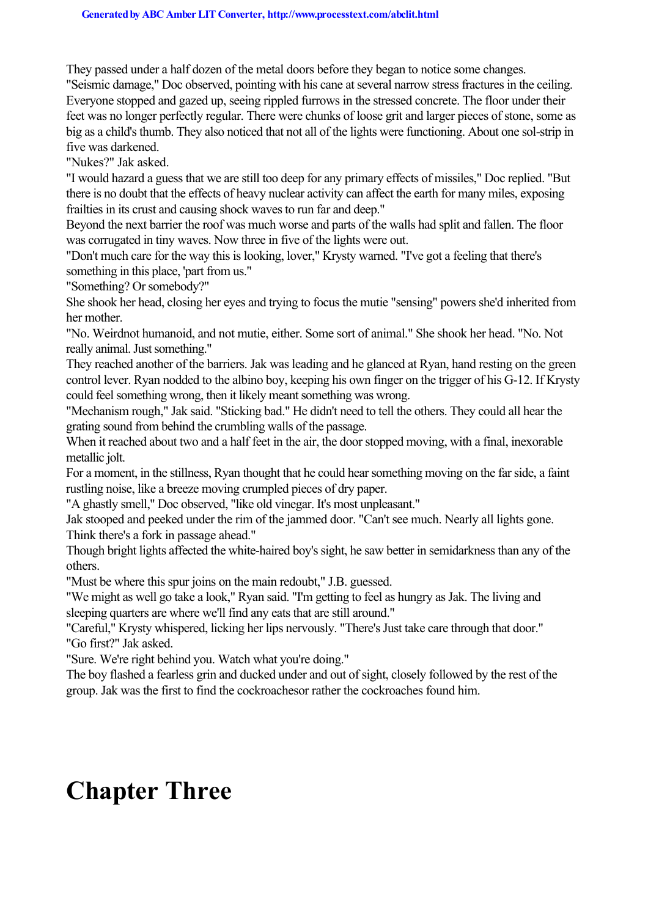They passed under a half dozen of the metal doors before they began to notice some changes.

"Seismic damage," Doc observed, pointing with his cane at several narrow stress fractures in the ceiling.

Everyone stopped and gazed up, seeing rippled furrows in the stressed concrete. The floor under their feet was no longer perfectly regular. There were chunks of loose grit and larger pieces of stone, some as big as a child's thumb. They also noticed that not all of the lights were functioning. About one sol-strip in five was darkened.

"Nukes?" Jak asked.

"I would hazard a guess that we are still too deep for any primary effects of missiles," Doc replied. "But there is no doubt that the effects of heavy nuclear activity can affect the earth for many miles, exposing frailties in its crust and causing shock waves to run far and deep."

Beyond the next barrier the roof was much worse and parts of the walls had split and fallen. The floor was corrugated in tiny waves. Now three in five of the lights were out.

"Don't much care for the way this is looking, lover," Krysty warned. "I've got a feeling that there's something in this place, 'part from us."

"Something? Or somebody?"

She shook her head, closing her eyes and trying to focus the mutie "sensing" powers she'd inherited from her mother.

"No. Weirdnot humanoid, and not mutie, either. Some sort of animal." She shook her head. "No. Not really animal. Just something."

They reached another of the barriers. Jak was leading and he glanced at Ryan, hand resting on the green control lever. Ryan nodded to the albino boy, keeping his own finger on the trigger of his G-12. If Krysty could feel something wrong, then it likely meant something was wrong.

"Mechanism rough," Jak said. "Sticking bad." He didn't need to tell the others. They could all hear the grating sound from behind the crumbling walls of the passage.

When it reached about two and a half feet in the air, the door stopped moving, with a final, inexorable metallic jolt.

For a moment, in the stillness, Ryan thought that he could hear something moving on the far side, a faint rustling noise, like a breeze moving crumpled pieces of dry paper.

"A ghastly smell," Doc observed, "like old vinegar. It's most unpleasant."

Jak stooped and peeked under the rim of the jammed door. "Can't see much. Nearly all lights gone. Think there's a fork in passage ahead."

Though bright lights affected the white-haired boy's sight, he saw better in semidarkness than any of the others.

"Must be where this spur joins on the main redoubt," J.B. guessed.

"We might as well go take a look," Ryan said. "I'm getting to feel as hungry as Jak. The living and sleeping quarters are where we'll find any eats that are still around."

"Careful," Krysty whispered, licking her lips nervously. "There's Just take care through that door."

"Go first?" Jak asked.

"Sure. We're right behind you. Watch what you're doing."

The boy flashed a fearless grin and ducked under and out of sight, closely followed by the rest of the group. Jak was the first to find the cockroachesor rather the cockroaches found him.

# Chapter Three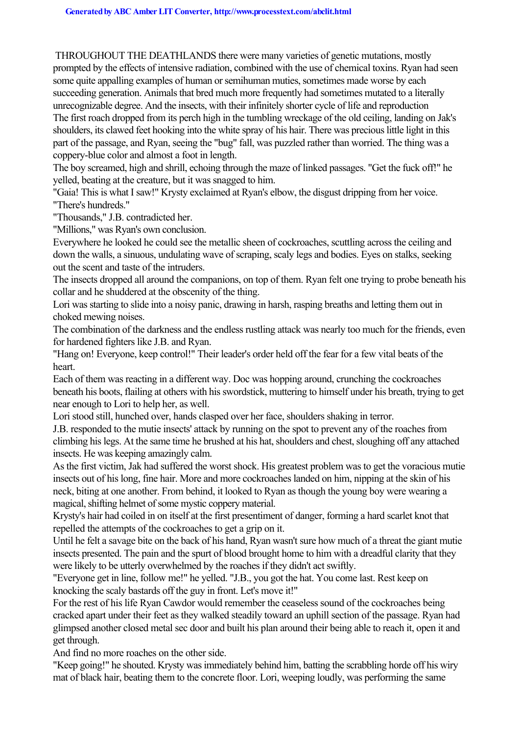THROUGHOUT THE DEATHLANDS there were many varieties of genetic mutations, mostly prompted by the effects of intensive radiation, combined with the use of chemical toxins. Ryan had seen some quite appalling examples of human or semihuman muties, sometimes made worse by each succeeding generation. Animals that bred much more frequently had sometimes mutated to a literally unrecognizable degree. And the insects, with their infinitely shorter cycle of life and reproduction

The first roach dropped from its perch high in the tumbling wreckage of the old ceiling, landing on Jak's shoulders, its clawed feet hooking into the white spray of his hair. There was precious little light in this part of the passage, and Ryan, seeing the "bug" fall, was puzzled rather than worried. The thing was a coppery-blue color and almost a foot in length.

The boy screamed, high and shrill, echoing through the maze of linked passages. "Get the fuck off!" he yelled, beating at the creature, but it was snagged to him.

"Gaia! This is what I saw!" Krysty exclaimed at Ryan's elbow, the disgust dripping from her voice. "There's hundreds."

"Thousands," J.B. contradicted her.

"Millions," was Ryan's own conclusion.

Everywhere he looked he could see the metallic sheen of cockroaches, scuttling across the ceiling and down the walls, a sinuous, undulating wave of scraping, scaly legs and bodies. Eyes on stalks, seeking out the scent and taste of the intruders.

The insects dropped all around the companions, on top of them. Ryan felt one trying to probe beneath his collar and he shuddered at the obscenity of the thing.

Lori was starting to slide into a noisy panic, drawing in harsh, rasping breaths and letting them out in choked mewing noises.

The combination of the darkness and the endless rustling attack was nearly too much for the friends, even for hardened fighters like J.B. and Ryan.

"Hang on! Everyone, keep control!" Their leader's order held off the fear for a few vital beats of the heart.

Each of them was reacting in a different way. Doc was hopping around, crunching the cockroaches beneath his boots, flailing at others with his swordstick, muttering to himself under his breath, trying to get near enough to Lori to help her, as well.

Lori stood still, hunched over, hands clasped over her face, shoulders shaking in terror.

J.B. responded to the mutie insects' attack by running on the spot to prevent any of the roaches from climbing his legs. At the same time he brushed at his hat, shoulders and chest, sloughing off any attached insects. He was keeping amazingly calm.

As the first victim, Jak had suffered the worst shock. His greatest problem was to get the voracious mutie insects out of his long, fine hair. More and more cockroaches landed on him, nipping at the skin of his neck, biting at one another. From behind, it looked to Ryan as though the young boy were wearing a magical, shifting helmet of some mystic coppery material.

Krysty's hair had coiled in on itself at the first presentiment of danger, forming a hard scarlet knot that repelled the attempts of the cockroaches to get a grip on it.

Until he felt a savage bite on the back of his hand, Ryan wasn't sure how much of a threat the giant mutie insects presented. The pain and the spurt of blood brought home to him with a dreadful clarity that they were likely to be utterly overwhelmed by the roaches if they didn't act swiftly.

"Everyone get in line, follow me!" he yelled. "J.B., you got the hat. You come last. Rest keep on knocking the scaly bastards off the guy in front. Let's move it!"

For the rest of his life Ryan Cawdor would remember the ceaseless sound of the cockroaches being cracked apart under their feet as they walked steadily toward an uphill section of the passage. Ryan had glimpsed another closed metal sec door and built his plan around their being able to reach it, open it and get through.

And find no more roaches on the other side.

"Keep going!" he shouted. Krysty was immediately behind him, batting the scrabbling horde off his wiry mat of black hair, beating them to the concrete floor. Lori, weeping loudly, was performing the same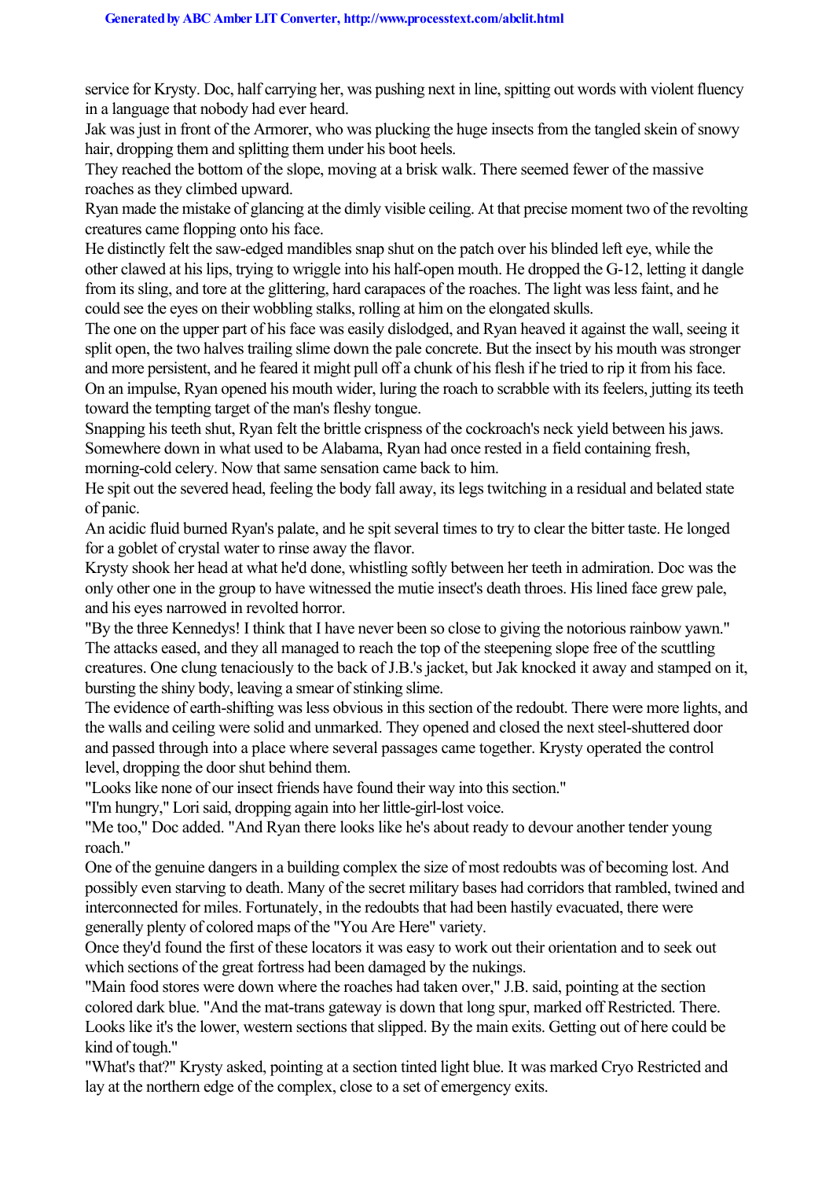service for Krysty. Doc, half carrying her, was pushing next in line, spitting out words with violent fluency in a language that nobody had ever heard.

Jak was just in front of the Armorer, who was plucking the huge insects from the tangled skein of snowy hair, dropping them and splitting them under his boot heels.

They reached the bottom of the slope, moving at a brisk walk. There seemed fewer of the massive roaches as they climbed upward.

Ryan made the mistake of glancing at the dimly visible ceiling. At that precise moment two of the revolting creatures came flopping onto his face.

He distinctly felt the saw-edged mandibles snap shut on the patch over his blinded left eye, while the other clawed at his lips, trying to wriggle into his half-open mouth. He dropped the G-12, letting it dangle from its sling, and tore at the glittering, hard carapaces of the roaches. The light was less faint, and he could see the eyes on their wobbling stalks, rolling at him on the elongated skulls.

The one on the upper part of his face was easily dislodged, and Ryan heaved it against the wall, seeing it split open, the two halves trailing slime down the pale concrete. But the insect by his mouth was stronger and more persistent, and he feared it might pull off a chunk of his flesh if he tried to rip it from his face.

On an impulse, Ryan opened his mouth wider, luring the roach to scrabble with its feelers, jutting its teeth toward the tempting target of the man's fleshy tongue.

Snapping his teeth shut, Ryan felt the brittle crispness of the cockroach's neck yield between his jaws. Somewhere down in what used to be Alabama, Ryan had once rested in a field containing fresh, morning-cold celery. Now that same sensation came back to him.

He spit out the severed head, feeling the body fall away, its legs twitching in a residual and belated state of panic.

An acidic fluid burned Ryan's palate, and he spit several times to try to clear the bitter taste. He longed for a goblet of crystal water to rinse away the flavor.

Krysty shook her head at what he'd done, whistling softly between her teeth in admiration. Doc was the only other one in the group to have witnessed the mutie insect's death throes. His lined face grew pale, and his eyes narrowed in revolted horror.

"By the three Kennedys! I think that I have never been so close to giving the notorious rainbow yawn."

The attacks eased, and they all managed to reach the top of the steepening slope free of the scuttling creatures. One clung tenaciously to the back of J.B.'s jacket, but Jak knocked it away and stamped on it, bursting the shiny body, leaving a smear of stinking slime.

The evidence of earth-shifting was less obvious in this section of the redoubt. There were more lights, and the walls and ceiling were solid and unmarked. They opened and closed the next steel-shuttered door and passed through into a place where several passages came together. Krysty operated the control level, dropping the door shut behind them.

"Looks like none of our insect friends have found their way into this section."

"I'm hungry," Lori said, dropping again into her little-girl-lost voice.

"Me too," Doc added. "And Ryan there looks like he's about ready to devour another tender young roach."

One of the genuine dangers in a building complex the size of most redoubts was of becoming lost. And possibly even starving to death. Many of the secret military bases had corridors that rambled, twined and interconnected for miles. Fortunately, in the redoubts that had been hastily evacuated, there were generally plenty of colored maps of the "You Are Here" variety.

Once they'd found the first of these locators it was easy to work out their orientation and to seek out which sections of the great fortress had been damaged by the nukings.

"Main food stores were down where the roaches had taken over," J.B. said, pointing at the section colored dark blue. "And the mat-trans gateway is down that long spur, marked off Restricted. There. Looks like it's the lower, western sections that slipped. By the main exits. Getting out of here could be kind of tough."

"What's that?" Krysty asked, pointing at a section tinted light blue. It was marked Cryo Restricted and lay at the northern edge of the complex, close to a set of emergency exits.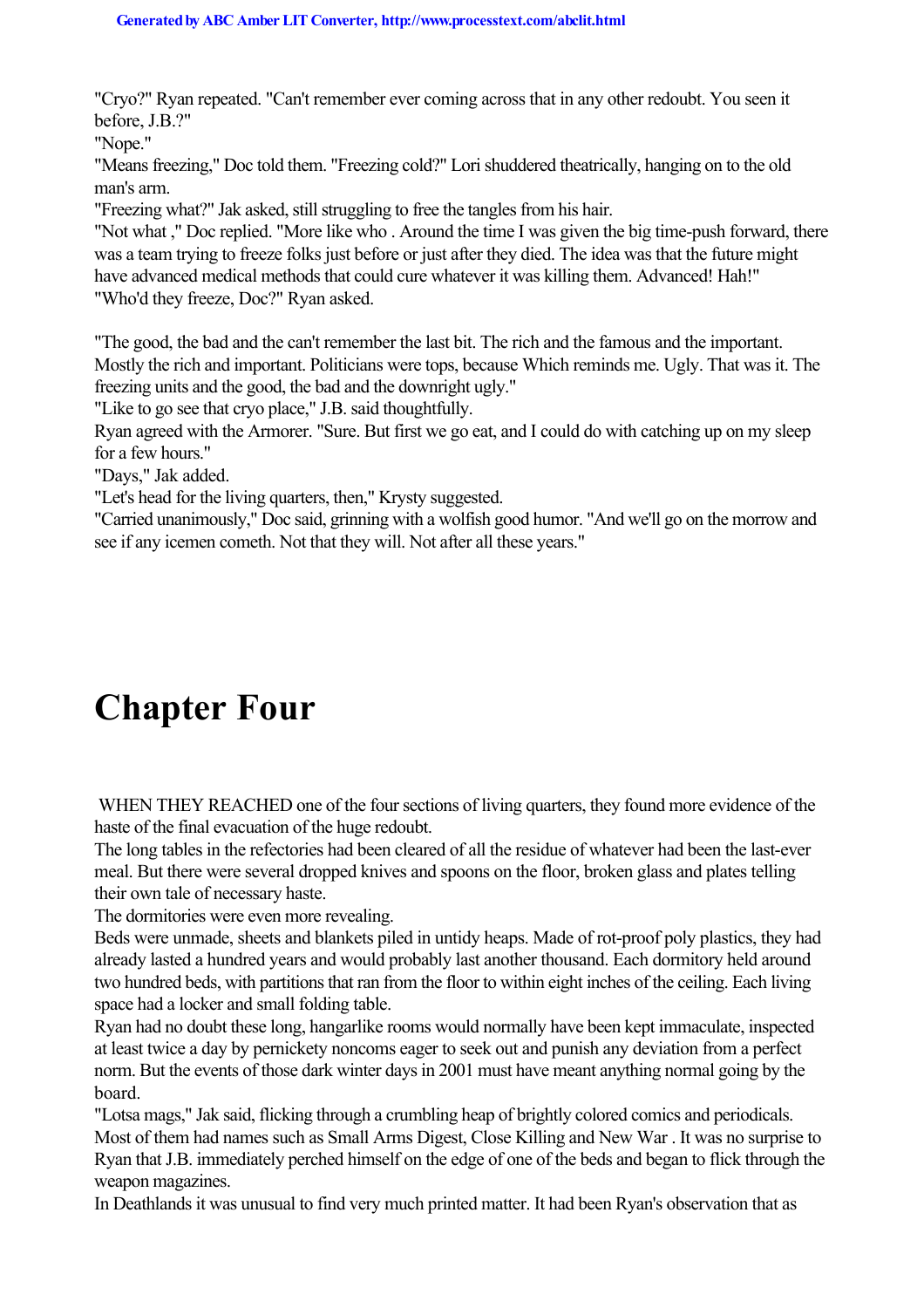"Cryo?" Ryan repeated. "Can't remember ever coming across that in any other redoubt. You seen it before, J.B.?"

"Nope."

"Means freezing," Doc told them. "Freezing cold?" Lori shuddered theatrically, hanging on to the old man's arm.

"Freezing what?" Jak asked, still struggling to free the tangles from his hair.

"Not *what* ," Doc replied. "More like *who* . Around the time I was given the big time-push forward, there was a team trying to freeze folks just before or just after they died. The idea was that the future might have advanced medical methods that could cure whatever it was killing them. Advanced! Hah!"

"Who'd they freeze, Doc?" Ryan asked.

"The good, the bad and the can't remember the last bit. The rich and the famous and the important. Mostly the rich and important. Politicians were tops, because Which reminds me. Ugly. That was it. The freezing units and the good, the bad and the downright ugly."

"Like to go see that cryo place," J.B. said thoughtfully.

Ryan agreed with the Armorer. "Sure. But first we go eat, and I could do with catching up on my sleep for a few hours."

"Days," Jak added.

"Let's head for the living quarters, then," Krysty suggested.

"Carried unanimously," Doc said, grinning with a wolfish good humor. "And we'll go on the morrow and see if any icemen cometh. Not that they will. Not after all these years."

# Chapter Four

WHEN THEY REACHED one of the four sections of living quarters, they found more evidence of the haste of the final evacuation of the huge redoubt.

The long tables in the refectories had been cleared of all the residue of whatever had been the last-ever meal. But there were several dropped knives and spoons on the floor, broken glass and plates telling their own tale of necessary haste.

The dormitories were even more revealing.

Beds were unmade, sheets and blankets piled in untidy heaps. Made of rot-proof poly plastics, they had already lasted a hundred years and would probably last another thousand. Each dormitory held around two hundred beds, with partitions that ran from the floor to within eight inches of the ceiling. Each living space had a locker and small folding table.

Ryan had no doubt these long, hangarlike rooms would normally have been kept immaculate, inspected at least twice a day by pernickety noncoms eager to seek out and punish any deviation from a perfect norm. But the events of those dark winter days in 2001 must have meant anything normal going by the board.

"Lotsa mags," Jak said, flicking through a crumbling heap of brightly colored comics and periodicals. Most of them had names such as *Small Arms Digest*, *Close Killing* and *New War* . It was no surprise to Ryan that J.B. immediately perched himself on the edge of one of the beds and began to flick through the weapon magazines.

In Deathlands it was unusual to find very much printed matter. It had been Ryan's observation that as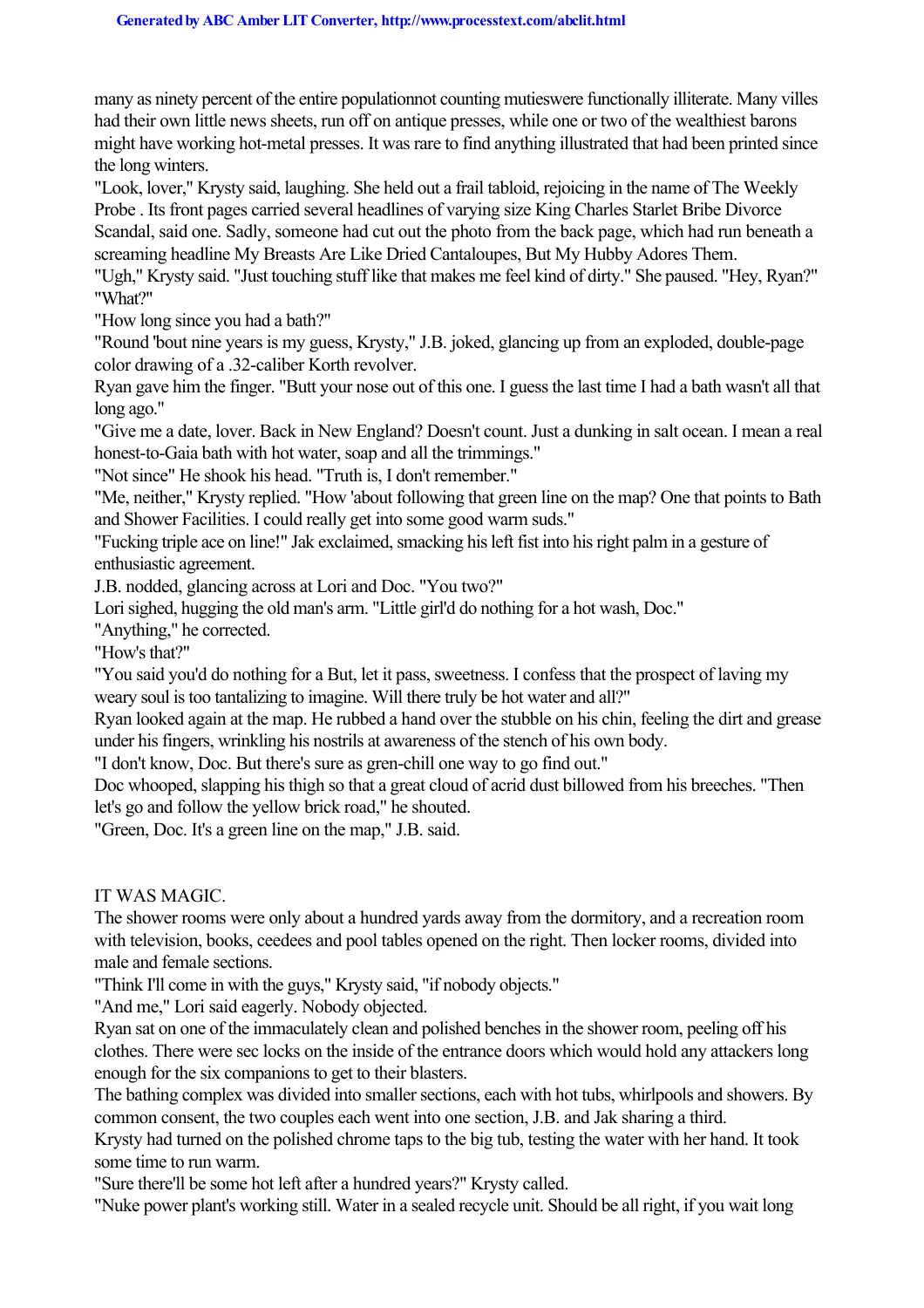many as ninety percent of the entire populationnot counting mutieswere functionally illiterate. Many villes had their own little news sheets, run off on antique presses, while one or two of the wealthiest barons might have working hot-metal presses. It was rare to find anything illustrated that had been printed since the long winters.

"Look, lover," Krysty said, laughing. She held out a frail tabloid, rejoicing in the name of The Weekly Probe . Its front pages carried several headlines of varying size King Charles Starlet Bribe Divorce Scandal, said one. Sadly, someone had cut out the photo from the back page, which had run beneath a screaming headline My Breasts Are Like Dried Cantaloupes, But My Hubby Adores Them.

"Ugh," Krysty said. "Just touching stuff like that makes me feel kind of dirty." She paused. "Hey, Ryan?"

"What?"

"How long since you had a bath?"

"Round 'bout nine years is my guess, Krysty," J.B. joked, glancing up from an exploded, double-page color drawing of a .32-caliber Korth revolver.

Ryan gave him the finger. "Butt your nose out of this one. I guess the last time I had a bath wasn't all that long ago."

"Give me a date, lover. Back in New England? Doesn't count. Just a dunking in salt ocean. I mean a real honest-to-Gaia bath with hot water, soap and all the trimmings."

"Not since" He shook his head. "Truth is, I don't remember."

"Me, neither," Krysty replied. "How 'about following that green line on the map? One that points to Bath and Shower Facilities. I could really get into some good warm suds."

"Fucking triple ace on line!" Jak exclaimed, smacking his left fist into his right palm in a gesture of enthusiastic agreement.

J.B. nodded, glancing across at Lori and Doc. "You two?"

Lori sighed, hugging the old man's arm. "Little girl'd do nothing for a hot wash, Doc."

"Anything," he corrected.

"How's that?"

"You said you'd do nothing for a But, let it pass, sweetness. I confess that the prospect of laving my weary soul is too tantalizing to imagine. Will there truly be hot water and all?"

Ryan looked again at the map. He rubbed a hand over the stubble on his chin, feeling the dirt and grease under his fingers, wrinkling his nostrils at awareness of the stench of his own body.

"I don't know, Doc. But there's sure as gren-chill one way to go find out."

Doc whooped, slapping his thigh so that a great cloud of acrid dust billowed from his breeches. "Then let's go and follow the yellow brick road," he shouted.

"Green, Doc. It's a green line on the map," J.B. said.

IT WAS MAGIC.

The shower rooms were only about a hundred yards away from the dormitory, and a recreation room with television, books, ceedees and pool tables opened on the right. Then locker rooms, divided into male and female sections.

"Think I'll come in with the guys," Krysty said, "if nobody objects."

"And me," Lori said eagerly. Nobody objected.

Ryan sat on one of the immaculately clean and polished benches in the shower room, peeling off his clothes. There were sec locks on the inside of the entrance doors which would hold any attackers long enough for the six companions to get to their blasters.

The bathing complex was divided into smaller sections, each with hot tubs, whirlpools and showers. By common consent, the two couples each went into one section, J.B. and Jak sharing a third.

Krysty had turned on the polished chrome taps to the big tub, testing the water with her hand. It took some time to run warm.

"Sure there'll be some hot left after a hundred years?" Krysty called.

"Nuke power plant's working still. Water in a sealed recycle unit. Should be all right, if you wait long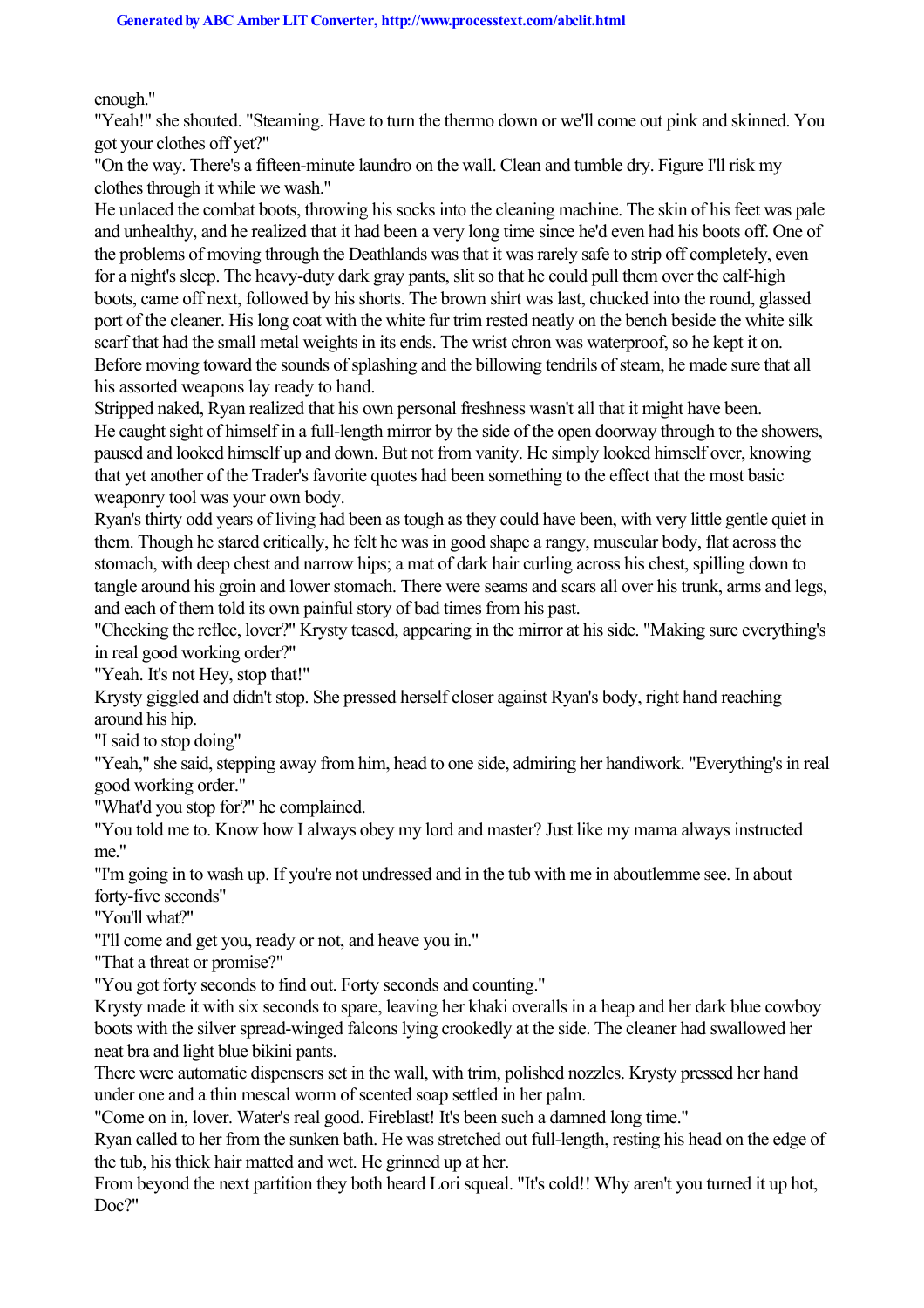enough."

"Yeah!" she shouted. "Steaming. Have to turn the thermo down or we'll come out pink and skinned. You got your clothes off yet?"

"On the way. There's a fifteen-minute laundro on the wall. Clean and tumble dry. Figure I'll risk my clothes through it while we wash."

He unlaced the combat boots, throwing his socks into the cleaning machine. The skin of his feet was pale and unhealthy, and he realized that it had been a very long time since he'd even had his boots off. One of the problems of moving through the Deathlands was that it was rarely safe to strip off completely, even for a night's sleep. The heavy-duty dark gray pants, slit so that he could pull them over the calf-high boots, came off next, followed by his shorts. The brown shirt was last, chucked into the round, glassed port of the cleaner. His long coat with the white fur trim rested neatly on the bench beside the white silk scarf that had the small metal weights in its ends. The wrist chron was waterproof, so he kept it on. Before moving toward the sounds of splashing and the billowing tendrils of steam, he made sure that all his assorted weapons lay ready to hand.

Stripped naked, Ryan realized that his own personal freshness wasn't all that it might have been.

He caught sight of himself in a full-length mirror by the side of the open doorway through to the showers, paused and looked himself up and down. But not from vanity. He simply looked himself over, knowing that yet another of the Trader's favorite quotes had been something to the effect that the most basic weaponry tool was your own body.

Ryan's thirty odd years of living had been as tough as they could have been, with very little gentle quiet in them. Though he stared critically, he felt he was in good shape a rangy, muscular body, flat across the stomach, with deep chest and narrow hips; a mat of dark hair curling across his chest, spilling down to tangle around his groin and lower stomach. There were seams and scars all over his trunk, arms and legs, and each of them told its own painful story of bad times from his past.

"Checking the reflec, lover?" Krysty teased, appearing in the mirror at his side. "Making sure everything's in real good working order?"

"Yeah. It's not Hey, stop that!"

Krysty giggled and didn't stop. She pressed herself closer against Ryan's body, right hand reaching around his hip.

"I said to stop doing"

"Yeah," she said, stepping away from him, head to one side, admiring her handiwork. "Everything's in real good working order."

"What'd you stop for?" he complained.

"You told me to. Know how I always obey my lord and master? Just like my mama always instructed me."

"I'm going in to wash up. If you're not undressed and in the tub with me in aboutlemme see. In about forty-five seconds"

"You'll what?"

"I'll come and get you, ready or not, and heave you in."

"That a threat or promise?"

"You got forty seconds to find out. Forty seconds and counting."

Krysty made it with six seconds to spare, leaving her khaki overalls in a heap and her dark blue cowboy boots with the silver spread-winged falcons lying crookedly at the side. The cleaner had swallowed her neat bra and light blue bikini pants.

There were automatic dispensers set in the wall, with trim, polished nozzles. Krysty pressed her hand under one and a thin mescal worm of scented soap settled in her palm.

"Come on in, lover. Water's real good. Fireblast! It's been such a damned long time."

Ryan called to her from the sunken bath. He was stretched out full-length, resting his head on the edge of the tub, his thick hair matted and wet. He grinned up at her.

From beyond the next partition they both heard Lori squeal. "It's cold!! Why aren't you turned it up hot, Doc?"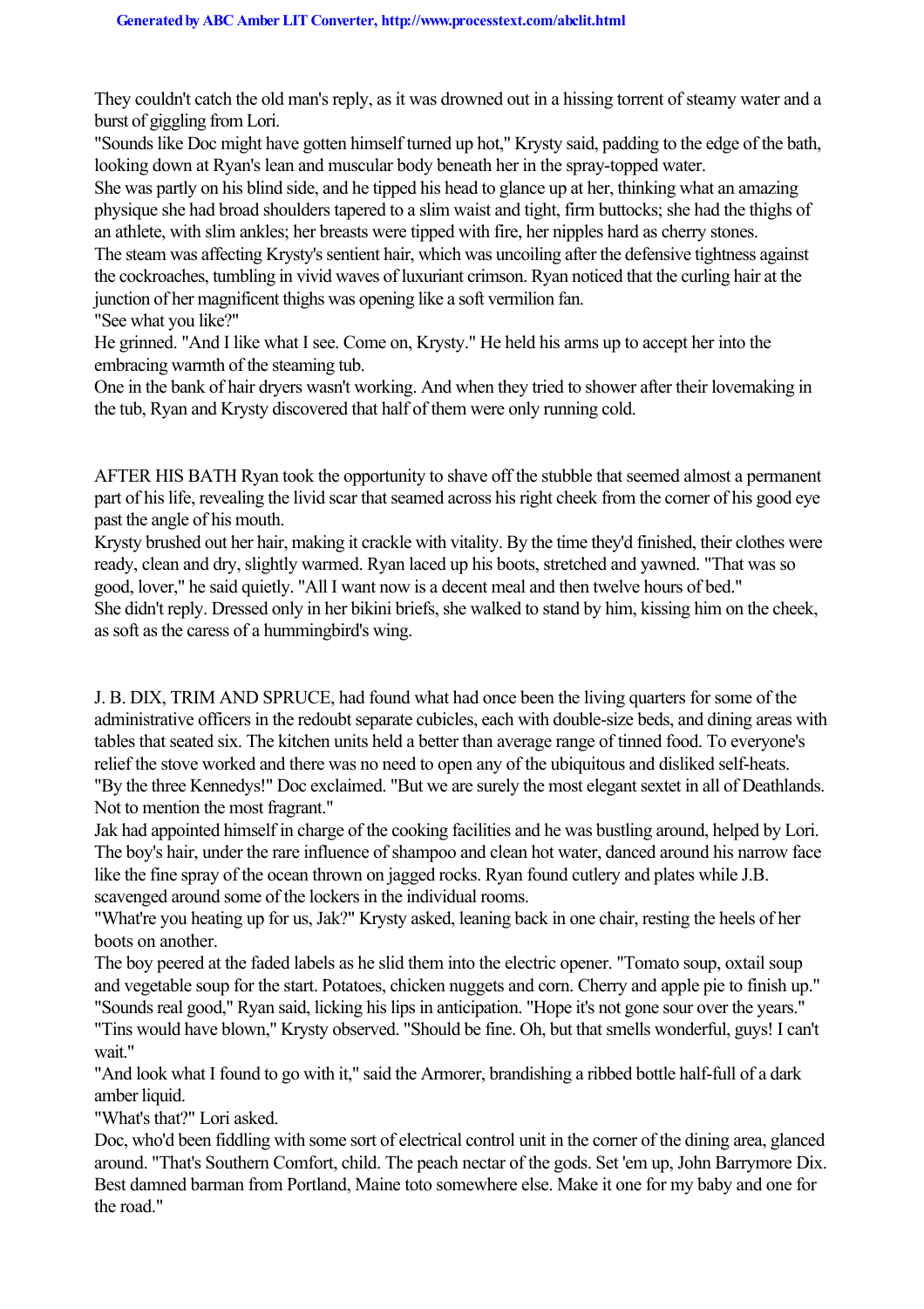They couldn't catch the old man's reply, as it was drowned out in a hissing torrent of steamy water and a burst of giggling from Lori.

"Sounds like Doc might have gotten himself turned up hot," Krysty said, padding to the edge of the bath, looking down at Ryan's lean and muscular body beneath her in the spray-topped water.

She was partly on his blind side, and he tipped his head to glance up at her, thinking what an amazing physique she had broad shoulders tapered to a slim waist and tight, firm buttocks; she had the thighs of an athlete, with slim ankles; her breasts were tipped with fire, her nipples hard as cherry stones.

The steam was affecting Krysty's sentient hair, which was uncoiling after the defensive tightness against the cockroaches, tumbling in vivid waves of luxuriant crimson. Ryan noticed that the curling hair at the junction of her magnificent thighs was opening like a soft vermilion fan.

"See what you like?"

He grinned. "And I like what I see. Come on, Krysty." He held his arms up to accept her into the embracing warmth of the steaming tub.

One in the bank of hair dryers wasn't working. And when they tried to shower after their lovemaking in the tub, Ryan and Krysty discovered that half of them were only running cold.

AFTER HIS BATH Ryan took the opportunity to shave off the stubble that seemed almost a permanent part of his life, revealing the livid scar that seamed across his right cheek from the corner of his good eye past the angle of his mouth.

Krysty brushed out her hair, making it crackle with vitality. By the time they'd finished, their clothes were ready, clean and dry, slightly warmed. Ryan laced up his boots, stretched and yawned. "That was so good, lover," he said quietly. "All I want now is a decent meal and then twelve hours of bed."

She didn't reply. Dressed only in her bikini briefs, she walked to stand by him, kissing him on the cheek, as soft as the caress of a hummingbird's wing.

J. B. DIX, TRIM AND SPRUCE, had found what had once been the living quarters for some of the administrative officers in the redoubt separate cubicles, each with double-size beds, and dining areas with tables that seated six. The kitchen units held a better than average range of tinned food. To everyone's relief the stove worked and there was no need to open any of the ubiquitous and disliked self-heats.

"By the three Kennedys!" Doc exclaimed. "But we are surely the most elegant sextet in all of Deathlands. Not to mention the most fragrant."

Jak had appointed himself in charge of the cooking facilities and he was bustling around, helped by Lori. The boy's hair, under the rare influence of shampoo and clean hot water, danced around his narrow face like the fine spray of the ocean thrown on jagged rocks. Ryan found cutlery and plates while J.B. scavenged around some of the lockers in the individual rooms.

"What're you heating up for us, Jak?" Krysty asked, leaning back in one chair, resting the heels of her boots on another.

The boy peered at the faded labels as he slid them into the electric opener. "Tomato soup, oxtail soup and vegetable soup for the start. Potatoes, chicken nuggets and corn. Cherry and apple pie to finish up."

"Sounds real good," Ryan said, licking his lips in anticipation. "Hope it's not gone sour over the years."

"Tins would have blown," Krysty observed. "Should be fine. Oh, but that smells wonderful, guys! I can't wait."

"And look what I found to go with it," said the Armorer, brandishing a ribbed bottle half-full of a dark amber liquid.

"What's that?" Lori asked.

Doc, who'd been fiddling with some sort of electrical control unit in the corner of the dining area, glanced around. "That's Southern Comfort, child. The peach nectar of the gods. Set 'em up, John Barrymore Dix. Best damned barman from Portland, Maine toto somewhere else. Make it one for my baby and one for the road."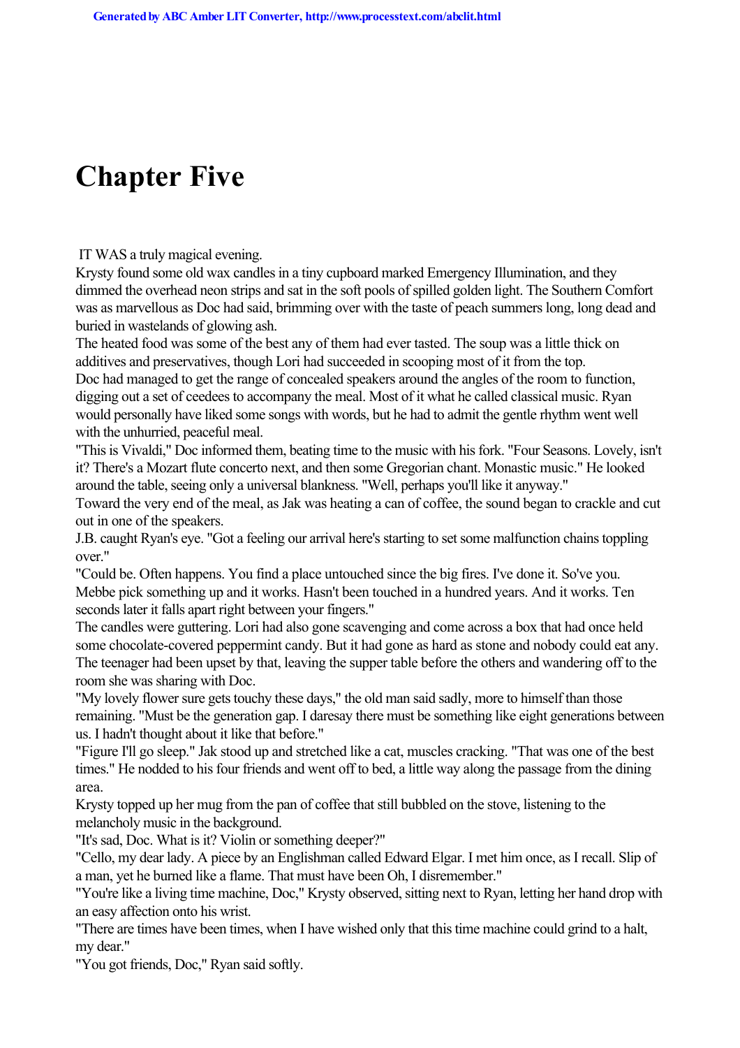# Chapter Five

IT WAS a truly magical evening.

Krysty found some old wax candles in a tiny cupboard marked Emergency Illumination, and they dimmed the overhead neon strips and sat in the soft pools of spilled golden light. The Southern Comfort was as marvellous as Doc had said, brimming over with the taste of peach summers long, long dead and buried in wastelands of glowing ash.

The heated food was some of the best any of them had ever tasted. The soup was a little thick on additives and preservatives, though Lori had succeeded in scooping most of it from the top.

Doc had managed to get the range of concealed speakers around the angles of the room to function, digging out a set of ceedees to accompany the meal. Most of it what he called classical music. Ryan would personally have liked some songs with words, but he had to admit the gentle rhythm went well with the unhurried, peaceful meal.

"This is Vivaldi," Doc informed them, beating time to the music with his fork. "Four Seasons. Lovely, isn't it? There's a Mozart flute concerto next, and then some Gregorian chant. Monastic music." He looked around the table, seeing only a universal blankness. "Well, perhaps you'll like it anyway."

Toward the very end of the meal, as Jak was heating a can of coffee, the sound began to crackle and cut out in one of the speakers.

J.B. caught Ryan's eye. "Got a feeling our arrival here's starting to set some malfunction chains toppling over."

"Could be. Often happens. You find a place untouched since the big fires. I've done it. So've you. Mebbe pick something up and it works. Hasn't been touched in a hundred years. And it works. Ten seconds later it falls apart right between your fingers."

The candles were guttering. Lori had also gone scavenging and come across a box that had once held some chocolate-covered peppermint candy. But it had gone as hard as stone and nobody could eat any. The teenager had been upset by that, leaving the supper table before the others and wandering off to the room she was sharing with Doc.

"My lovely flower sure gets touchy these days," the old man said sadly, more to himself than those remaining. "Must be the generation gap. I daresay there must be something like eight generations between us. I hadn't thought about it like that before."

"Figure I'll go sleep." Jak stood up and stretched like a cat, muscles cracking. "That was one of the best times." He nodded to his four friends and went off to bed, a little way along the passage from the dining area.

Krysty topped up her mug from the pan of coffee that still bubbled on the stove, listening to the melancholy music in the background.

"It's sad, Doc. What is it? Violin or something deeper?"

"Cello, my dear lady. A piece by an Englishman called Edward Elgar. I met him once, as I recall. Slip of a man, yet he burned like a flame. That must have been Oh, I disremember."

"You're like a living time machine, Doc," Krysty observed, sitting next to Ryan, letting her hand drop with an easy affection onto his wrist.

"There are times have been times, when I have wished only that this time machine could grind to a halt, my dear."

"You got friends, Doc," Ryan said softly.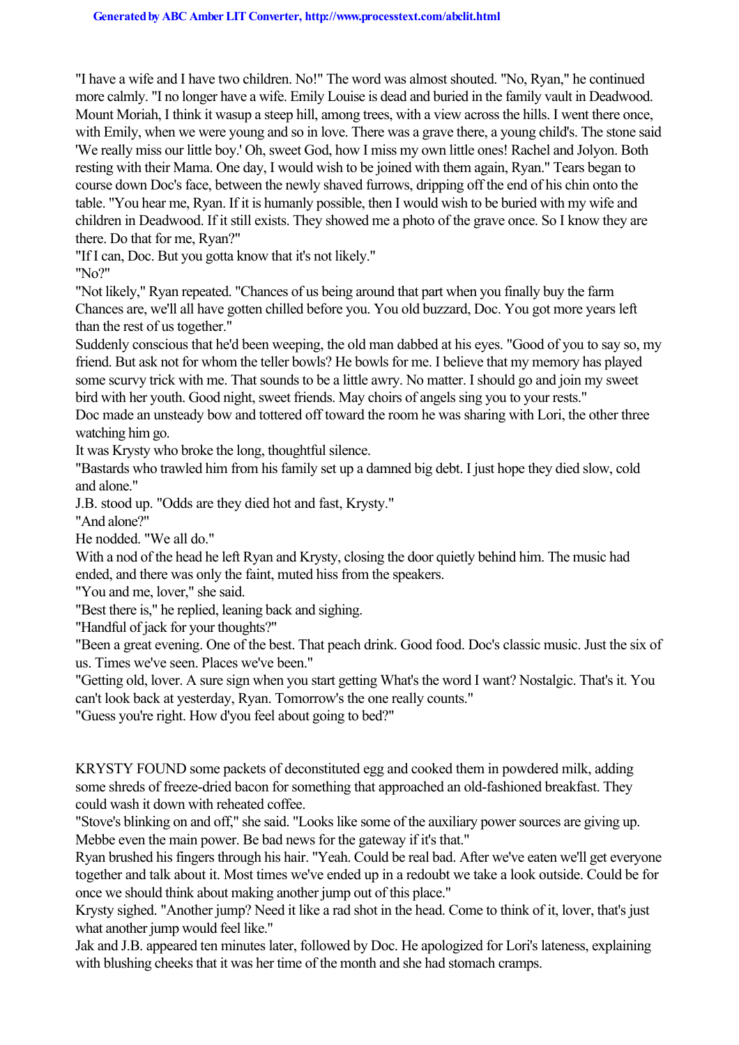"I have a wife and I have two children. No!" The word was almost shouted. "No, Ryan," he continued more calmly. "I no longer have a wife. Emily Louise is dead and buried in the family vault in Deadwood. Mount Moriah, I think it wasup a steep hill, among trees, with a view across the hills. I went there once, with Emily, when we were young and so in love. There was a grave there, a young child's. The stone said 'We really miss our little boy.' Oh, sweet God, how I miss my own little ones! Rachel and Jolyon. Both resting with their Mama. One day, I would wish to be joined with them again, Ryan." Tears began to course down Doc's face, between the newly shaved furrows, dripping off the end of his chin onto the table. "You hear me, Ryan. If it is humanly possible, then I would wish to be buried with my wife and children in Deadwood. If it still exists. They showed me a photo of the grave once. So I know they are there. Do that for me, Ryan?"

"If I can, Doc. But you gotta know that it's not likely."

"No?"

"Not likely," Ryan repeated. "Chances of us being around that part when you finally buy the farm Chances are, we'll all have gotten chilled before you. You old buzzard, Doc. You got more years left than the rest of us together."

Suddenly conscious that he'd been weeping, the old man dabbed at his eyes. "Good of you to say so, my friend. But ask not for whom the teller bowls? He bowls for me. I believe that my memory has played some scurvy trick with me. That sounds to be a little awry. No matter. I should go and join my sweet bird with her youth. Good night, sweet friends. May choirs of angels sing you to your rests."

Doc made an unsteady bow and tottered off toward the room he was sharing with Lori, the other three watching him go.

It was Krysty who broke the long, thoughtful silence.

"Bastards who trawled him from his family set up a damned big debt. I just hope they died slow, cold and alone."

J.B. stood up. "Odds are they died hot and fast, Krysty."

"And alone?"

He nodded. "We all do."

With a nod of the head he left Ryan and Krysty, closing the door quietly behind him. The music had ended, and there was only the faint, muted hiss from the speakers.

"You and me, lover," she said.

"Best there is," he replied, leaning back and sighing.

"Handful of jack for your thoughts?"

"Been a great evening. One of the best. That peach drink. Good food. Doc's classic music. Just the six of us. Times we've seen. Places we've been."

"Getting old, lover. A sure sign when you start getting What's the word I want? Nostalgic. That's it. You can't look back at yesterday, Ryan. Tomorrow's the one really counts."

"Guess you're right. How d'you feel about going to bed?"

KRYSTY FOUND some packets of deconstituted egg and cooked them in powdered milk, adding some shreds of freeze-dried bacon for something that approached an old-fashioned breakfast. They could wash it down with reheated coffee.

"Stove's blinking on and off," she said. "Looks like some of the auxiliary power sources are giving up. Mebbe even the main power. Be bad news for the gateway if it's that."

Ryan brushed his fingers through his hair. "Yeah. Could be real bad. After we've eaten we'll get everyone together and talk about it. Most times we've ended up in a redoubt we take a look outside. Could be for once we should think about making another jump out of this place."

Krysty sighed. "Another jump? Need it like a rad shot in the head. Come to think of it, lover, that's just what another jump would feel like."

Jak and J.B. appeared ten minutes later, followed by Doc. He apologized for Lori's lateness, explaining with blushing cheeks that it was her time of the month and she had stomach cramps.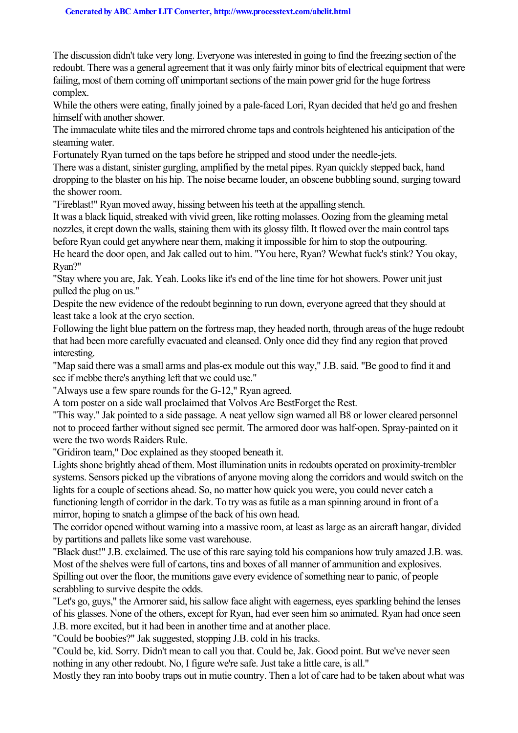The discussion didn't take very long. Everyone was interested in going to find the freezing section of the redoubt. There was a general agreement that it was only fairly minor bits of electrical equipment that were failing, most of them coming off unimportant sections of the main power grid for the huge fortress complex.

While the others were eating, finally joined by a pale-faced Lori, Ryan decided that he'd go and freshen himself with another shower.

The immaculate white tiles and the mirrored chrome taps and controls heightened his anticipation of the steaming water.

Fortunately Ryan turned on the taps before he stripped and stood under the needle-jets.

There was a distant, sinister gurgling, amplified by the metal pipes. Ryan quickly stepped back, hand dropping to the blaster on his hip. The noise became louder, an obscene bubbling sound, surging toward the shower room.

"Fireblast!" Ryan moved away, hissing between his teeth at the appalling stench.

It was a black liquid, streaked with vivid green, like rotting molasses. Oozing from the gleaming metal nozzles, it crept down the walls, staining them with its glossy filth. It flowed over the main control taps before Ryan could get anywhere near them, making it impossible for him to stop the outpouring.

He heard the door open, and Jak called out to him. "You here, Ryan? Wewhat fuck's stink? You okay, Ryan?"

"Stay where you are, Jak. Yeah. Looks like it's end of the line time for hot showers. Power unit just pulled the plug on us."

Despite the new evidence of the redoubt beginning to run down, everyone agreed that they should at least take a look at the cryo section.

Following the light blue pattern on the fortress map, they headed north, through areas of the huge redoubt that had been more carefully evacuated and cleansed. Only once did they find any region that proved interesting.

"Map said there was a small arms and plas-ex module out this way," J.B. said. "Be good to find it and see if mebbe there's anything left that we could use."

"Always use a few spare rounds for the G-12," Ryan agreed.

A torn poster on a side wall proclaimed that Volvos Are BestForget the Rest.

"This way." Jak pointed to a side passage. A neat yellow sign warned all B8 or lower cleared personnel not to proceed farther without signed sec permit. The armored door was half-open. Spray-painted on it were the two words Raiders Rule.

"Gridiron team," Doc explained as they stooped beneath it.

Lights shone brightly ahead of them. Most illumination units in redoubts operated on proximity-trembler systems. Sensors picked up the vibrations of anyone moving along the corridors and would switch on the lights for a couple of sections ahead. So, no matter how quick you were, you could never catch a functioning length of corridor in the dark. To try was as futile as a man spinning around in front of a mirror, hoping to snatch a glimpse of the back of his own head.

The corridor opened without warning into a massive room, at least as large as an aircraft hangar, divided by partitions and pallets like some vast warehouse.

"Black dust!" J.B. exclaimed. The use of this rare saying told his companions how truly amazed J.B. was. Most of the shelves were full of cartons, tins and boxes of all manner of ammunition and explosives. Spilling out over the floor, the munitions gave every evidence of something near to panic, of people scrabbling to survive despite the odds.

"Let's go, guys," the Armorer said, his sallow face alight with eagerness, eyes sparkling behind the lenses of his glasses. None of the others, except for Ryan, had ever seen him so animated. Ryan had once seen J.B. more excited, but it had been in another time and at another place.

"Could be boobies?" Jak suggested, stopping J.B. cold in his tracks.

"Could be, kid. Sorry. Didn't mean to call you that. Could be, Jak. Good point. But we've never seen nothing in any other redoubt. No, I figure we're safe. Just take a little care, is all."

Mostly they ran into booby traps out in mutie country. Then a lot of care had to be taken about what was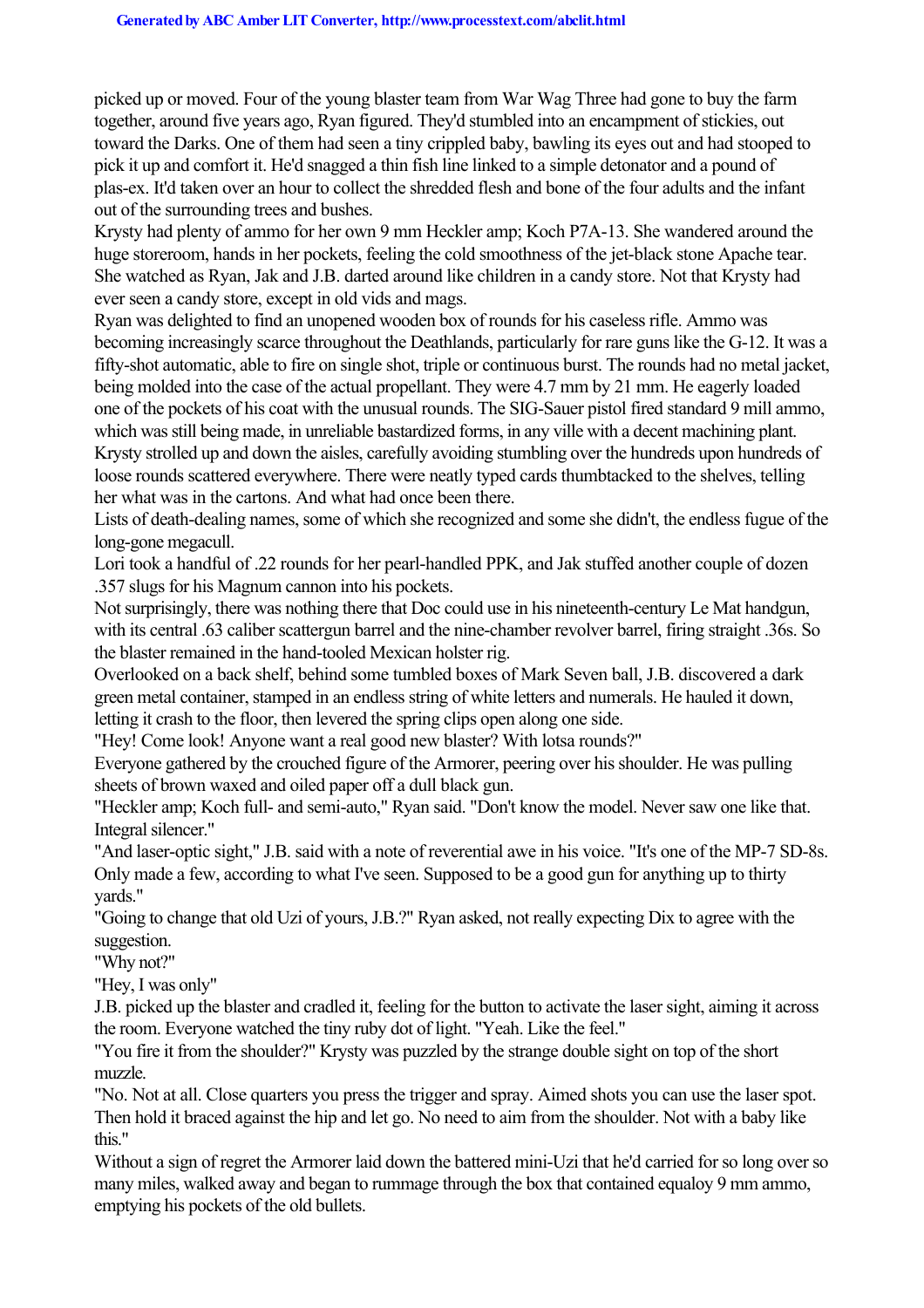picked up or moved. Four of the young blaster team from War Wag Three had gone to buy the farm together, around five years ago, Ryan figured. They'd stumbled into an encampment of stickies, out toward the Darks. One of them had seen a tiny crippled baby, bawling its eyes out and had stooped to pick it up and comfort it. He'd snagged a thin fish line linked to a simple detonator and a pound of plas-ex. It'd taken over an hour to collect the shredded flesh and bone of the four adults and the infant out of the surrounding trees and bushes.

Krysty had plenty of ammo for her own 9 mm Heckler amp; Koch P7A-13. She wandered around the huge storeroom, hands in her pockets, feeling the cold smoothness of the jet-black stone Apache tear. She watched as Ryan, Jak and J.B. darted around like children in a candy store. Not that Krysty had ever seen a candy store, except in old vids and mags.

Ryan was delighted to find an unopened wooden box of rounds for his caseless rifle. Ammo was becoming increasingly scarce throughout the Deathlands, particularly for rare guns like the G-12. It was a fifty-shot automatic, able to fire on single shot, triple or continuous burst. The rounds had no metal jacket, being molded into the case of the actual propellant. They were 4.7 mm by 21 mm. He eagerly loaded one of the pockets of his coat with the unusual rounds. The SIG-Sauer pistol fired standard 9 mill ammo, which was still being made, in unreliable bastardized forms, in any ville with a decent machining plant.

Krysty strolled up and down the aisles, carefully avoiding stumbling over the hundreds upon hundreds of loose rounds scattered everywhere. There were neatly typed cards thumbtacked to the shelves, telling her what was in the cartons. And what had once been there.

Lists of death-dealing names, some of which she recognized and some she didn't, the endless fugue of the long-gone megacull.

Lori took a handful of .22 rounds for her pearl-handled PPK, and Jak stuffed another couple of dozen .357 slugs for his Magnum cannon into his pockets.

Not surprisingly, there was nothing there that Doc could use in his nineteenth-century Le Mat handgun, with its central .63 caliber scattergun barrel and the nine-chamber revolver barrel, firing straight .36s. So the blaster remained in the hand-tooled Mexican holster rig.

Overlooked on a back shelf, behind some tumbled boxes of Mark Seven ball, J.B. discovered a dark green metal container, stamped in an endless string of white letters and numerals. He hauled it down, letting it crash to the floor, then levered the spring clips open along one side.

"Hey! Come look! Anyone want a real good new blaster? With lotsa rounds?"

Everyone gathered by the crouched figure of the Armorer, peering over his shoulder. He was pulling sheets of brown waxed and oiled paper off a dull black gun.

"Heckler amp; Koch full- and semi-auto," Ryan said. "Don't know the model. Never saw one like that. Integral silencer."

"And laser-optic sight," J.B. said with a note of reverential awe in his voice. "It's one of the MP-7 SD-8s. Only made a few, according to what I've seen. Supposed to be a good gun for anything up to thirty yards."

"Going to change that old Uzi of yours, J.B.?" Ryan asked, not really expecting Dix to agree with the suggestion.

"Why not?"

"Hey, I was only"

J.B. picked up the blaster and cradled it, feeling for the button to activate the laser sight, aiming it across the room. Everyone watched the tiny ruby dot of light. "Yeah. Like the feel."

"You fire it from the shoulder?" Krysty was puzzled by the strange double sight on top of the short muzzle.

"No. Not at all. Close quarters you press the trigger and spray. Aimed shots you can use the laser spot. Then hold it braced against the hip and let go. No need to aim from the shoulder. Not with a baby like this."

Without a sign of regret the Armorer laid down the battered mini-Uzi that he'd carried for so long over so many miles, walked away and began to rummage through the box that contained equaloy 9 mm ammo, emptying his pockets of the old bullets.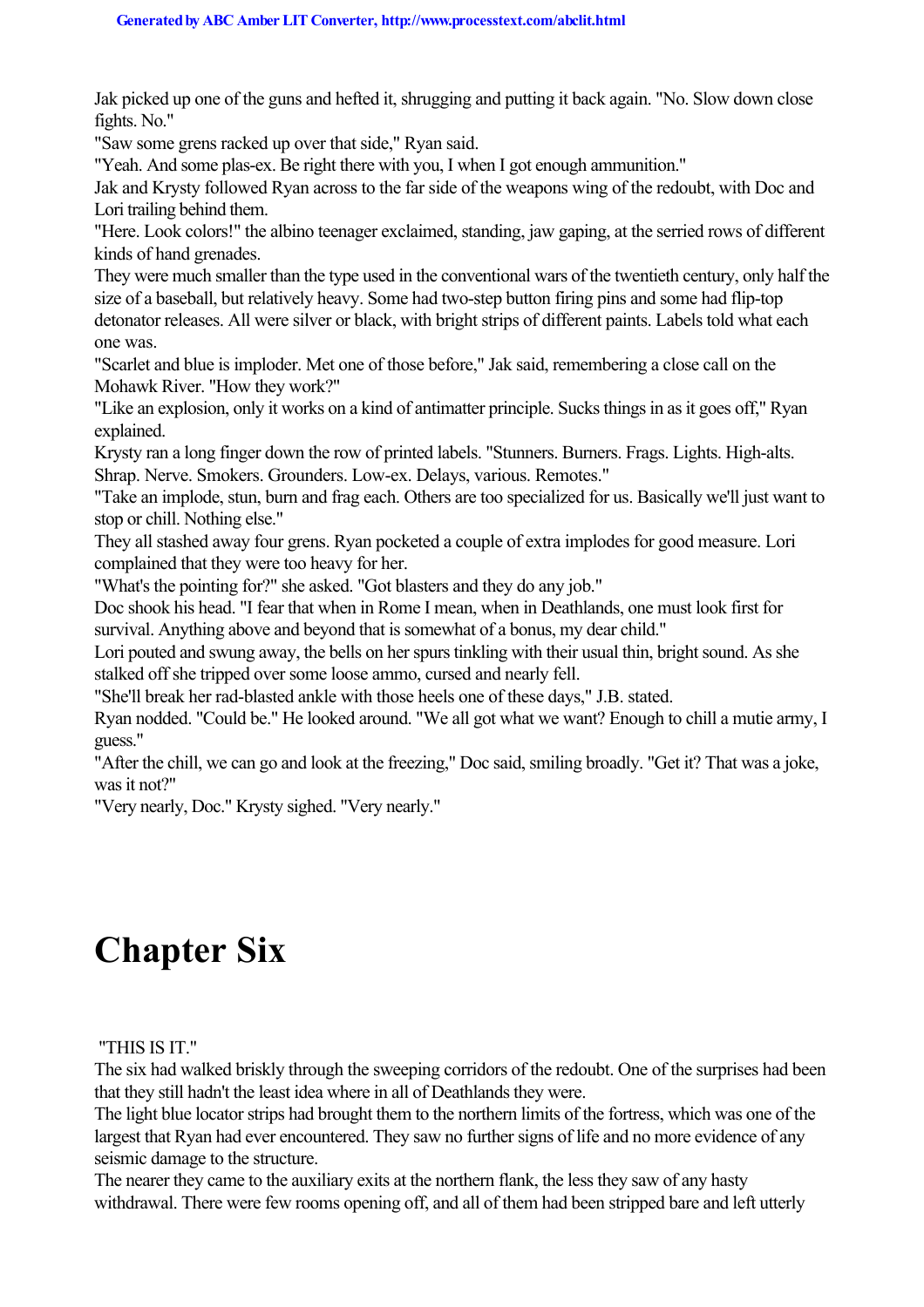Jak picked up one of the guns and hefted it, shrugging and putting it back again. "No. Slow down close fights. No."

"Saw some grens racked up over that side," Ryan said.

"Yeah. And some plas-ex. Be right there with you, I when I got enough ammunition."

Jak and Krysty followed Ryan across to the far side of the weapons wing of the redoubt, with Doc and Lori trailing behind them.

"Here. Look colors!" the albino teenager exclaimed, standing, jaw gaping, at the serried rows of different kinds of hand grenades.

They were much smaller than the type used in the conventional wars of the twentieth century, only half the size of a baseball, but relatively heavy. Some had two-step button firing pins and some had flip-top detonator releases. All were silver or black, with bright strips of different paints. Labels told what each one was.

"Scarlet and blue is imploder. Met one of those before," Jak said, remembering a close call on the Mohawk River. "How they work?"

"Like an explosion, only it works on a kind of antimatter principle. Sucks things in as it goes off," Ryan explained.

Krysty ran a long finger down the row of printed labels. "Stunners. Burners. Frags. Lights. High-alts. Shrap. Nerve. Smokers. Grounders. Low-ex. Delays, various. Remotes."

"Take an implode, stun, burn and frag each. Others are too specialized for us. Basically we'll just want to stop or chill. Nothing else."

They all stashed away four grens. Ryan pocketed a couple of extra implodes for good measure. Lori complained that they were too heavy for her.

"What's the pointing for?" she asked. "Got blasters and they do any job."

Doc shook his head. "I fear that when in Rome I mean, when in Deathlands, one must look first for survival. Anything above and beyond that is somewhat of a bonus, my dear child."

Lori pouted and swung away, the bells on her spurs tinkling with their usual thin, bright sound. As she stalked off she tripped over some loose ammo, cursed and nearly fell.

"She'll break her rad-blasted ankle with those heels one of these days," J.B. stated.

Ryan nodded. "Could be." He looked around. "We all got what we want? Enough to chill a mutie army, I guess."

"After the chill, we can go and look at the freezing," Doc said, smiling broadly. "Get it? That was a joke, was it not?"

"Very nearly, Doc." Krysty sighed. "Very nearly."

# Chapter Six

"THIS IS IT."

The six had walked briskly through the sweeping corridors of the redoubt. One of the surprises had been that they still hadn't the least idea where in all of Deathlands they were.

The light blue locator strips had brought them to the northern limits of the fortress, which was one of the largest that Ryan had ever encountered. They saw no further signs of life and no more evidence of any seismic damage to the structure.

The nearer they came to the auxiliary exits at the northern flank, the less they saw of any hasty withdrawal. There were few rooms opening off, and all of them had been stripped bare and left utterly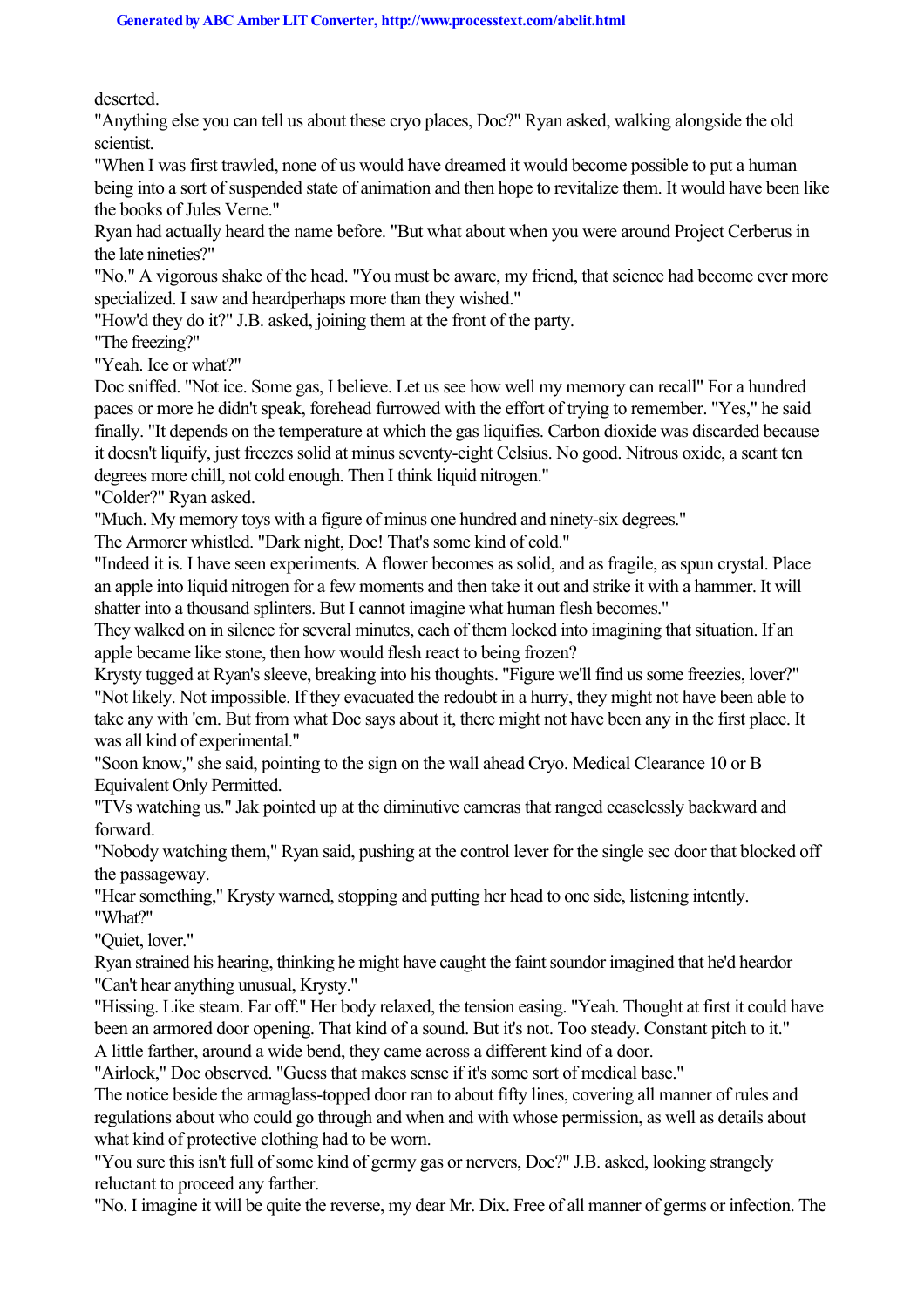deserted.

"Anything else you can tell us about these cryo places, Doc?" Ryan asked, walking alongside the old scientist.

"When I was first trawled, none of us would have dreamed it would become possible to put a human being into a sort of suspended state of animation and then hope to revitalize them. It would have been like the books of Jules Verne."

Ryan had actually heard the name before. "But what about when you were around Project Cerberus in the late nineties?"

"No." A vigorous shake of the head. "You must be aware, my friend, that science had become ever more specialized. I saw and heardperhaps more than they wished."

"How'd they do it?" J.B. asked, joining them at the front of the party.

"The freezing?"

"Yeah. Ice or what?"

Doc sniffed. "Not ice. Some gas, I believe. Let us see how well my memory can recall" For a hundred paces or more he didn't speak, forehead furrowed with the effort of trying to remember. "Yes," he said finally. "It depends on the temperature at which the gas liquifies. Carbon dioxide was discarded because it doesn't liquify, just freezes solid at minus seventy-eight Celsius. No good. Nitrous oxide, a scant ten degrees more chill, not cold enough. Then I think liquid nitrogen."

"Colder?" Ryan asked.

"Much. My memory toys with a figure of minus one hundred and ninety-six degrees."

The Armorer whistled. "Dark night, Doc! That's some kind of cold."

"Indeed it is. I have seen experiments. A flower becomes as solid, and as fragile, as spun crystal. Place an apple into liquid nitrogen for a few moments and then take it out and strike it with a hammer. It will shatter into a thousand splinters. But I cannot imagine what human flesh becomes."

They walked on in silence for several minutes, each of them locked into imagining that situation. If an apple became like stone, then how would flesh react to being frozen?

Krysty tugged at Ryan's sleeve, breaking into his thoughts. "Figure we'll find us some freezies, lover?"

"Not likely. Not impossible. If they evacuated the redoubt in a hurry, they might not have been able to take any with 'em. But from what Doc says about it, there might not have been any in the first place. It was all kind of experimental."

"Soon know," she said, pointing to the sign on the wall ahead Cryo. Medical Clearance 10 or B Equivalent Only Permitted.

"TVs watching us." Jak pointed up at the diminutive cameras that ranged ceaselessly backward and forward.

"Nobody watching them," Ryan said, pushing at the control lever for the single sec door that blocked off the passageway.

"Hear something," Krysty warned, stopping and putting her head to one side, listening intently.

"What?"

"Quiet, lover."

Ryan strained his hearing, thinking he might have caught the faint soundor imagined that he'd heardor "Can't hear anything unusual, Krysty."

"Hissing. Like steam. Far off." Her body relaxed, the tension easing. "Yeah. Thought at first it could have been an armored door opening. That kind of a sound. But it's not. Too steady. Constant pitch to it."

A little farther, around a wide bend, they came across a different kind of a door.

"Airlock," Doc observed. "Guess that makes sense if it's some sort of medical base."

The notice beside the armaglass-topped door ran to about fifty lines, covering all manner of rules and regulations about who could go through and when and with whose permission, as well as details about what kind of protective clothing had to be worn.

"You sure this isn't full of some kind of germy gas or nervers, Doc?" J.B. asked, looking strangely reluctant to proceed any farther.

"No. I imagine it will be quite the reverse, my dear Mr. Dix. Free of all manner of germs or infection. The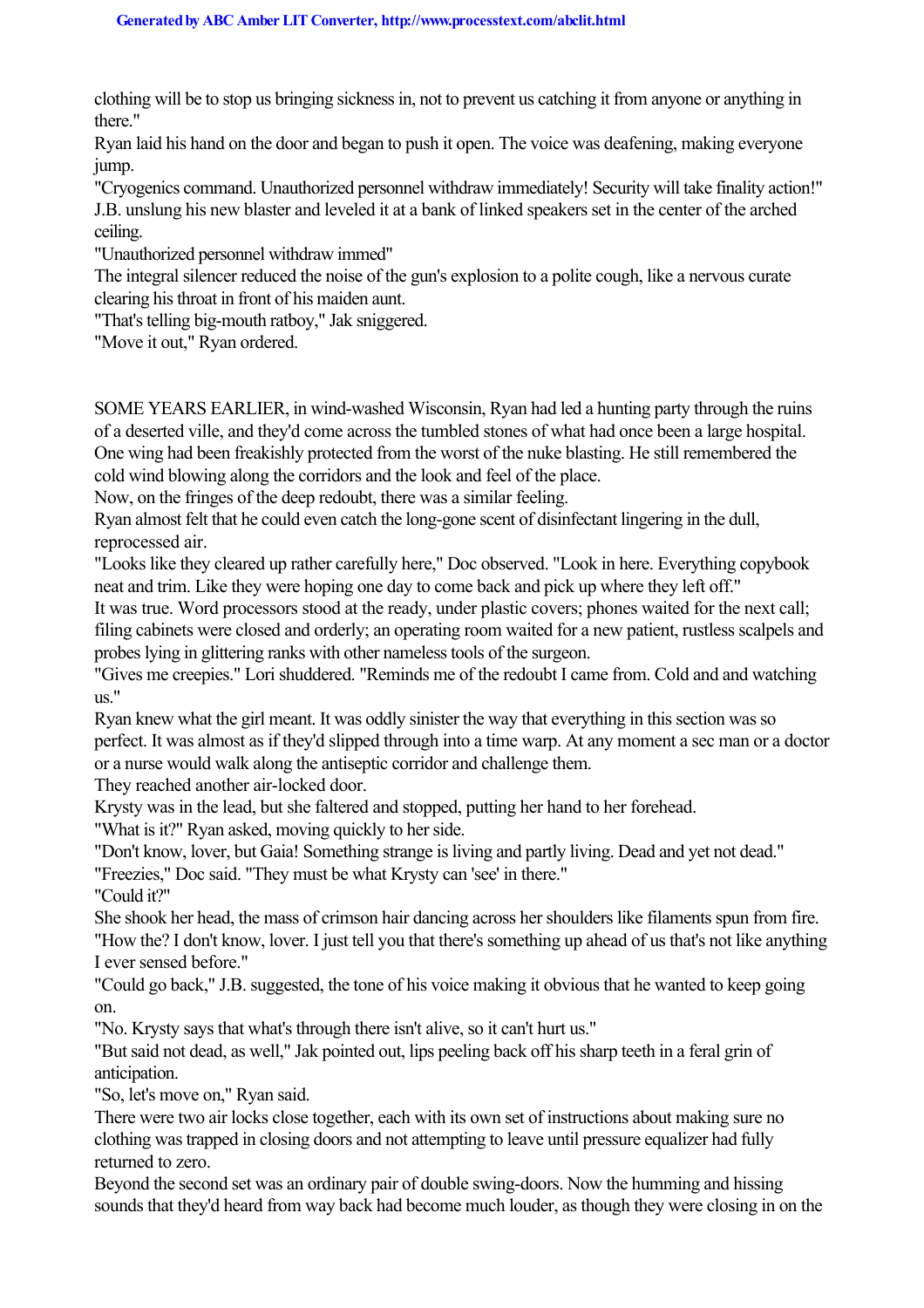clothing will be to stop us bringing sickness in, not to prevent us catching it from anyone or anything in there."

Ryan laid his hand on the door and began to push it open. The voice was deafening, making everyone jump.

"Cryogenics command. Unauthorized personnel withdraw immediately! Security will take finality action!"

J.B. unslung his new blaster and leveled it at a bank of linked speakers set in the center of the arched ceiling.

"Unauthorized personnel withdraw immed"

The integral silencer reduced the noise of the gun's explosion to a polite cough, like a nervous curate clearing his throat in front of his maiden aunt.

"That's telling big-mouth ratboy," Jak sniggered.

"Move it out," Ryan ordered.

SOME YEARS EARLIER, in wind-washed Wisconsin, Ryan had led a hunting party through the ruins of a deserted ville, and they'd come across the tumbled stones of what had once been a large hospital. One wing had been freakishly protected from the worst of the nuke blasting. He still remembered the cold wind blowing along the corridors and the look and feel of the place.

Now, on the fringes of the deep redoubt, there was a similar feeling.

Ryan almost felt that he could even catch the long-gone scent of disinfectant lingering in the dull, reprocessed air.

"Looks like they cleared up rather carefully here," Doc observed. "Look in here. Everything copybook neat and trim. Like they were hoping one day to come back and pick up where they left off."

It was true. Word processors stood at the ready, under plastic covers; phones waited for the next call; filing cabinets were closed and orderly; an operating room waited for a new patient, rustless scalpels and probes lying in glittering ranks with other nameless tools of the surgeon.

"Gives me creepies." Lori shuddered. "Reminds me of the redoubt I came from. Cold and and watching us."

Ryan knew what the girl meant. It was oddly sinister the way that everything in this section was so perfect. It was almost as if they'd slipped through into a time warp. At any moment a sec man or a doctor or a nurse would walk along the antiseptic corridor and challenge them.

They reached another air-locked door.

Krysty was in the lead, but she faltered and stopped, putting her hand to her forehead.

"What is it?" Ryan asked, moving quickly to her side.

"Don't know, lover, but Gaia! Something strange is living and partly living. Dead and yet not dead."

"Freezies," Doc said. "They must be what Krysty can 'see' in there."

"Could it?"

She shook her head, the mass of crimson hair dancing across her shoulders like filaments spun from fire. "How the? I don't know, lover. I just tell you that there's something up ahead of us that's not like anything I ever sensed before."

"Could go back," J.B. suggested, the tone of his voice making it obvious that he wanted to keep going on.

"No. Krysty says that what's through there isn't alive, so it can't hurt us."

"But said not dead, as well," Jak pointed out, lips peeling back off his sharp teeth in a feral grin of anticipation.

"So, let's move on," Ryan said.

There were two air locks close together, each with its own set of instructions about making sure no clothing was trapped in closing doors and not attempting to leave until pressure equalizer had fully returned to zero.

Beyond the second set was an ordinary pair of double swing-doors. Now the humming and hissing sounds that they'd heard from way back had become much louder, as though they were closing in on the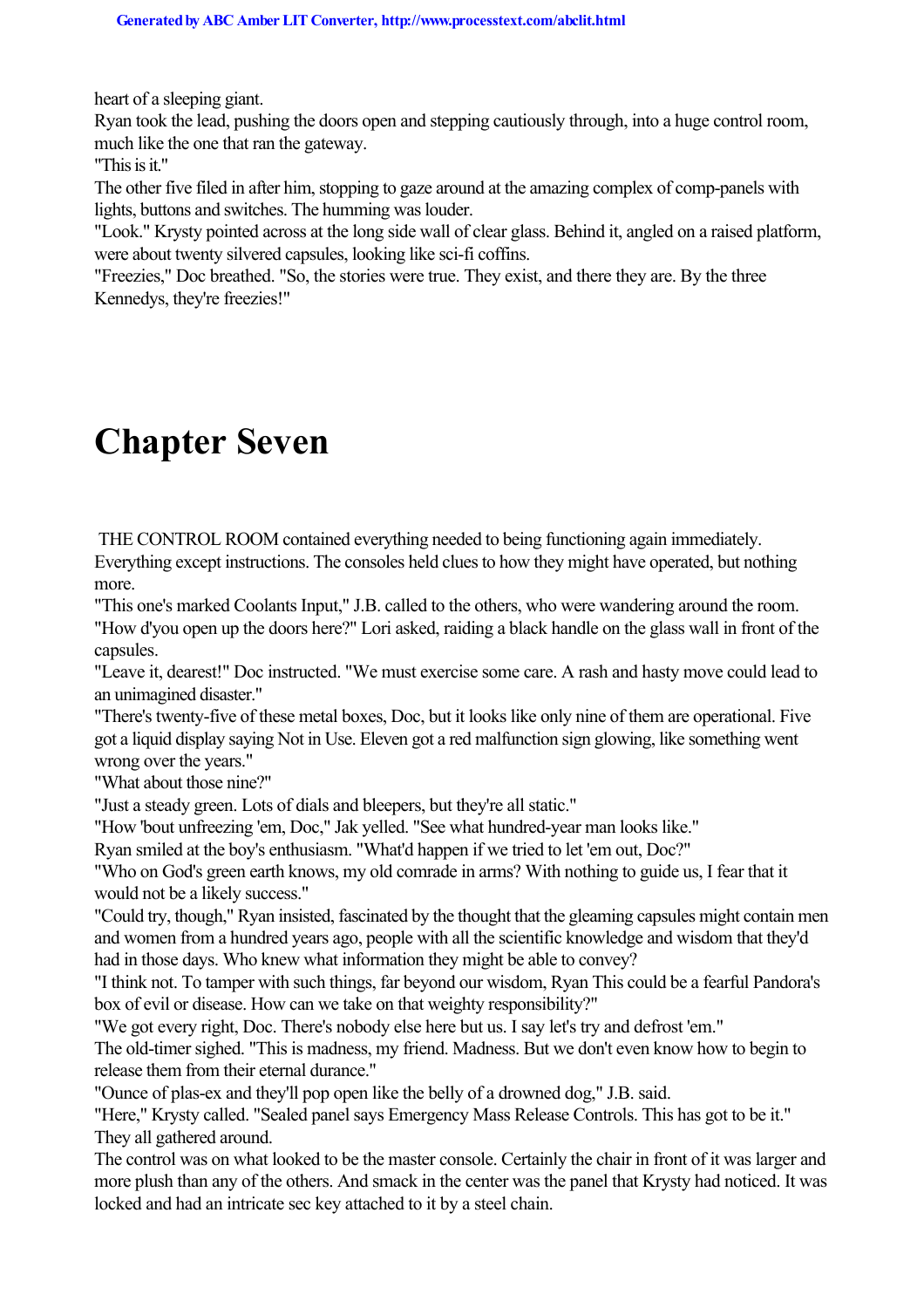heart of a sleeping giant.

Ryan took the lead, pushing the doors open and stepping cautiously through, into a huge control room, much like the one that ran the gateway.

"This is it."

The other five filed in after him, stopping to gaze around at the amazing complex of comp-panels with lights, buttons and switches. The humming was louder.

"Look." Krysty pointed across at the long side wall of clear glass. Behind it, angled on a raised platform, were about twenty silvered capsules, looking like sci-fi coffins.

"Freezies," Doc breathed. "So, the stories were true. They exist, and there they are. By the three Kennedys, they're freezies!"

# Chapter Seven

THE CONTROL ROOM contained everything needed to being functioning again immediately. Everything except instructions. The consoles held clues to how they might have operated, but nothing more.

"This one's marked Coolants Input," J.B. called to the others, who were wandering around the room.

"How d'you open up the doors here?" Lori asked, raiding a black handle on the glass wall in front of the capsules.

"Leave it, dearest!" Doc instructed. "We must exercise some care. A rash and hasty move could lead to an unimagined disaster."

"There's twenty-five of these metal boxes, Doc, but it looks like only nine of them are operational. Five got a liquid display saying Not in Use. Eleven got a red malfunction sign glowing, like something went wrong over the years."

"What about those nine?"

"Just a steady green. Lots of dials and bleepers, but they're all static."

"How 'bout unfreezing 'em, Doc," Jak yelled. "See what hundred-year man looks like."

Ryan smiled at the boy's enthusiasm. "What'd happen if we tried to let 'em out, Doc?"

"Who on God's green earth knows, my old comrade in arms? With nothing to guide us, I fear that it would not be a likely success."

"Could try, though," Ryan insisted, fascinated by the thought that the gleaming capsules might contain men and women from a hundred years ago, people with all the scientific knowledge and wisdom that they'd had in those days. Who knew what information they might be able to convey?

"I think not. To tamper with such things, far beyond our wisdom, Ryan This could be a fearful Pandora's box of evil or disease. How can we take on that weighty responsibility?"

"We got every right, Doc. There's nobody else here but us. I say let's try and defrost 'em."

The old-timer sighed. "This is madness, my friend. Madness. But we don't even know how to begin to release them from their eternal durance."

"Ounce of plas-ex and they'll pop open like the belly of a drowned dog," J.B. said.

"Here," Krysty called. "Sealed panel says Emergency Mass Release Controls. This has got to be it."

They all gathered around.

The control was on what looked to be the master console. Certainly the chair in front of it was larger and more plush than any of the others. And smack in the center was the panel that Krysty had noticed. It was locked and had an intricate sec key attached to it by a steel chain.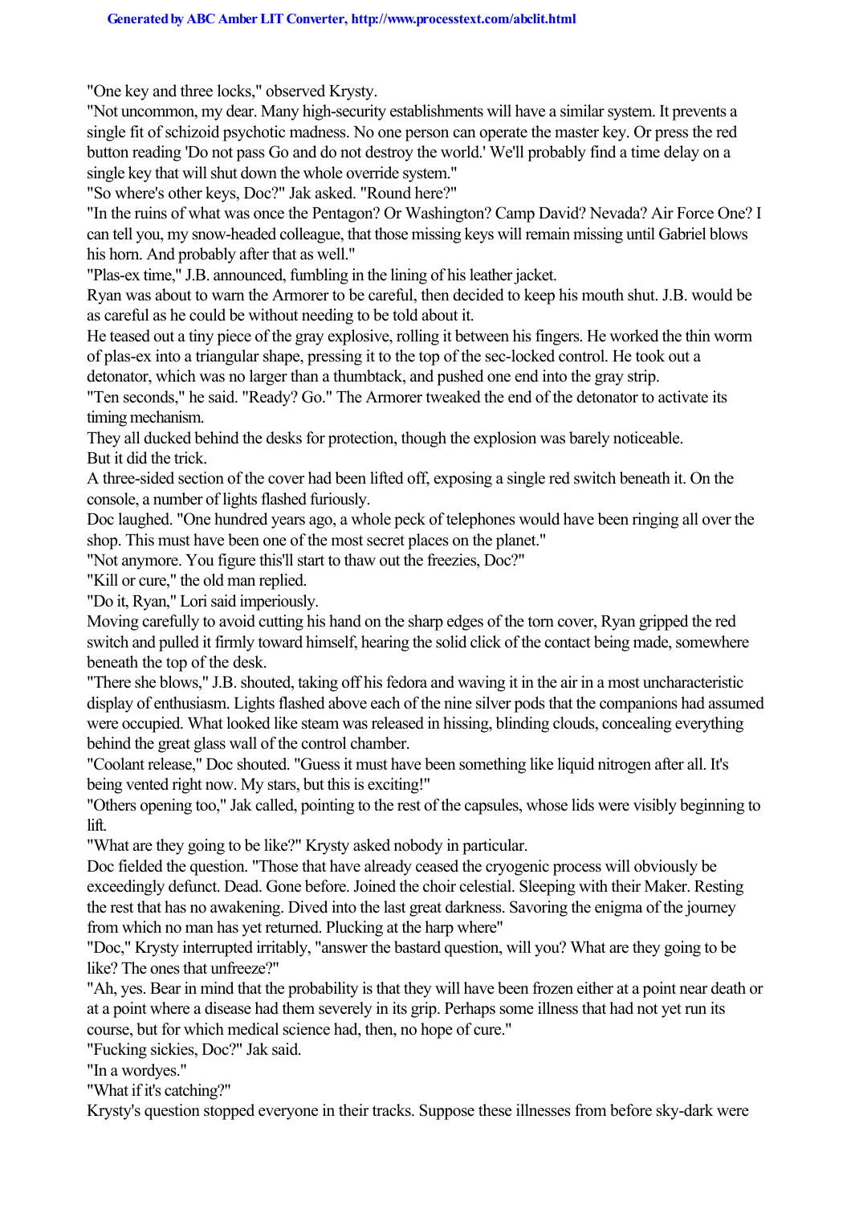"One key and three locks," observed Krysty.

"Not uncommon, my dear. Many high-security establishments will have a similar system. It prevents a single fit of schizoid psychotic madness. No one person can operate the master key. Or press the red button reading 'Do not pass Go and do not destroy the world.' We'll probably find a time delay on a single key that will shut down the whole override system."

"So where's other keys, Doc?" Jak asked. "Round here?"

"In the ruins of what was once the Pentagon? Or Washington? Camp David? Nevada? Air Force One? I can tell you, my snow-headed colleague, that those missing keys will remain missing until Gabriel blows his horn. And probably after that as well."

"Plas-ex time," J.B. announced, fumbling in the lining of his leather jacket.

Ryan was about to warn the Armorer to be careful, then decided to keep his mouth shut. J.B. would be as careful as he could be without needing to be told about it.

He teased out a tiny piece of the gray explosive, rolling it between his fingers. He worked the thin worm of plas-ex into a triangular shape, pressing it to the top of the sec-locked control. He took out a detonator, which was no larger than a thumbtack, and pushed one end into the gray strip.

"Ten seconds," he said. "Ready? Go." The Armorer tweaked the end of the detonator to activate its timing mechanism.

They all ducked behind the desks for protection, though the explosion was barely noticeable.

But it did the trick.

A three-sided section of the cover had been lifted off, exposing a single red switch beneath it. On the console, a number of lights flashed furiously.

Doc laughed. "One hundred years ago, a whole peck of telephones would have been ringing all over the shop. This must have been one of the most secret places on the planet."

"Not anymore. You figure this'll start to thaw out the freezies, Doc?"

"Kill or cure," the old man replied.

"Do it, Ryan," Lori said imperiously.

Moving carefully to avoid cutting his hand on the sharp edges of the torn cover, Ryan gripped the red switch and pulled it firmly toward himself, hearing the solid click of the contact being made, somewhere beneath the top of the desk.

"There she blows," J.B. shouted, taking off his fedora and waving it in the air in a most uncharacteristic display of enthusiasm. Lights flashed above each of the nine silver pods that the companions had assumed were occupied. What looked like steam was released in hissing, blinding clouds, concealing everything behind the great glass wall of the control chamber.

"Coolant release," Doc shouted. "Guess it must have been something like liquid nitrogen after all. It's being vented right now. My stars, but this is exciting!"

"Others opening too," Jak called, pointing to the rest of the capsules, whose lids were visibly beginning to lift.

"What are they going to be like?" Krysty asked nobody in particular.

Doc fielded the question. "Those that have already ceased the cryogenic process will obviously be exceedingly defunct. Dead. Gone before. Joined the choir celestial. Sleeping with their Maker. Resting the rest that has no awakening. Dived into the last great darkness. Savoring the enigma of the journey from which no man has yet returned. Plucking at the harp where"

"Doc," Krysty interrupted irritably, "answer the bastard question, will you? What are they going to be like? The ones that unfreeze?"

"Ah, yes. Bear in mind that the probability is that they will have been frozen either at a point near death or at a point where a disease had them severely in its grip. Perhaps some illness that had not yet run its course, but for which medical science had, then, no hope of cure."

"Fucking sickies, Doc?" Jak said.

"In a wordyes."

"What if it's catching?"

Krysty's question stopped everyone in their tracks. Suppose these illnesses from before sky-dark were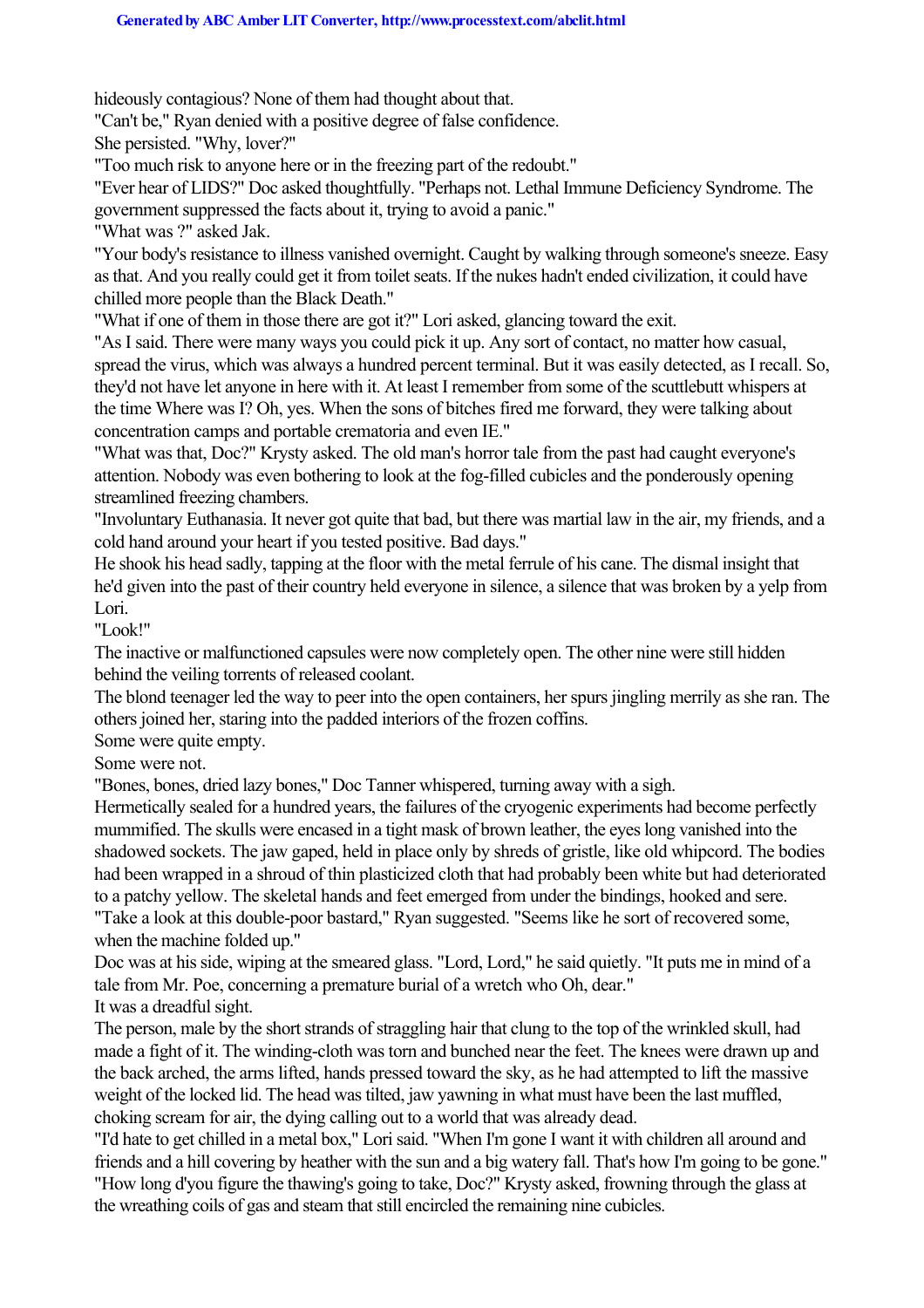hideously contagious? None of them had thought about that.

"Can't be," Ryan denied with a positive degree of false confidence.

She persisted. "Why, lover?"

"Too much risk to anyone here or in the freezing part of the redoubt."

"Ever hear of LIDS?" Doc asked thoughtfully. "Perhaps not. Lethal Immune Deficiency Syndrome. The government suppressed the facts about it, trying to avoid a panic."

"What was ?" asked Jak.

"Your body's resistance to illness vanished overnight. Caught by walking through someone's sneeze. Easy as that. And you really could get it from toilet seats. If the nukes hadn't ended civilization, it could have chilled more people than the Black Death."

"What if one of them in those there are got it?" Lori asked, glancing toward the exit.

"As I said. There were many ways you could pick it up. Any sort of contact, no matter how casual, spread the virus, which was always a hundred percent terminal. But it was easily detected, as I recall. So, they'd not have let anyone in here with it. At least I remember from some of the scuttlebutt whispers at the time Where was I? Oh, yes. When the sons of bitches fired me forward, they were talking about concentration camps and portable crematoria and even IE."

"What was that, Doc?" Krysty asked. The old man's horror tale from the past had caught everyone's attention. Nobody was even bothering to look at the fog-filled cubicles and the ponderously opening streamlined freezing chambers.

"Involuntary Euthanasia. It never got quite that bad, but there was martial law in the air, my friends, and a cold hand around your heart if you tested positive. Bad days."

He shook his head sadly, tapping at the floor with the metal ferrule of his cane. The dismal insight that he'd given into the past of their country held everyone in silence, a silence that was broken by a yelp from Lori.

"Look!"

The inactive or malfunctioned capsules were now completely open. The other nine were still hidden behind the veiling torrents of released coolant.

The blond teenager led the way to peer into the open containers, her spurs jingling merrily as she ran. The others joined her, staring into the padded interiors of the frozen coffins.

Some were quite empty.

Some were not.

"Bones, bones, dried lazy bones," Doc Tanner whispered, turning away with a sigh.

Hermetically sealed for a hundred years, the failures of the cryogenic experiments had become perfectly mummified. The skulls were encased in a tight mask of brown leather, the eyes long vanished into the shadowed sockets. The jaw gaped, held in place only by shreds of gristle, like old whipcord. The bodies had been wrapped in a shroud of thin plasticized cloth that had probably been white but had deteriorated to a patchy yellow. The skeletal hands and feet emerged from under the bindings, hooked and sere.

"Take a look at this double-poor bastard," Ryan suggested. "Seems like he sort of recovered some, when the machine folded up."

Doc was at his side, wiping at the smeared glass. "Lord, Lord," he said quietly. "It puts me in mind of a tale from Mr. Poe, concerning a premature burial of a wretch who Oh, dear."

It was a dreadful sight.

The person, male by the short strands of straggling hair that clung to the top of the wrinkled skull, had made a fight of it. The winding-cloth was torn and bunched near the feet. The knees were drawn up and the back arched, the arms lifted, hands pressed toward the sky, as he had attempted to lift the massive weight of the locked lid. The head was tilted, jaw yawning in what must have been the last muffled, choking scream for air, the dying calling out to a world that was already dead.

"I'd hate to get chilled in a metal box," Lori said. "When I'm gone I want it with children all around and friends and a hill covering by heather with the sun and a big watery fall. That's how I'm going to be gone."

"How long d'you figure the thawing's going to take, Doc?" Krysty asked, frowning through the glass at the wreathing coils of gas and steam that still encircled the remaining nine cubicles.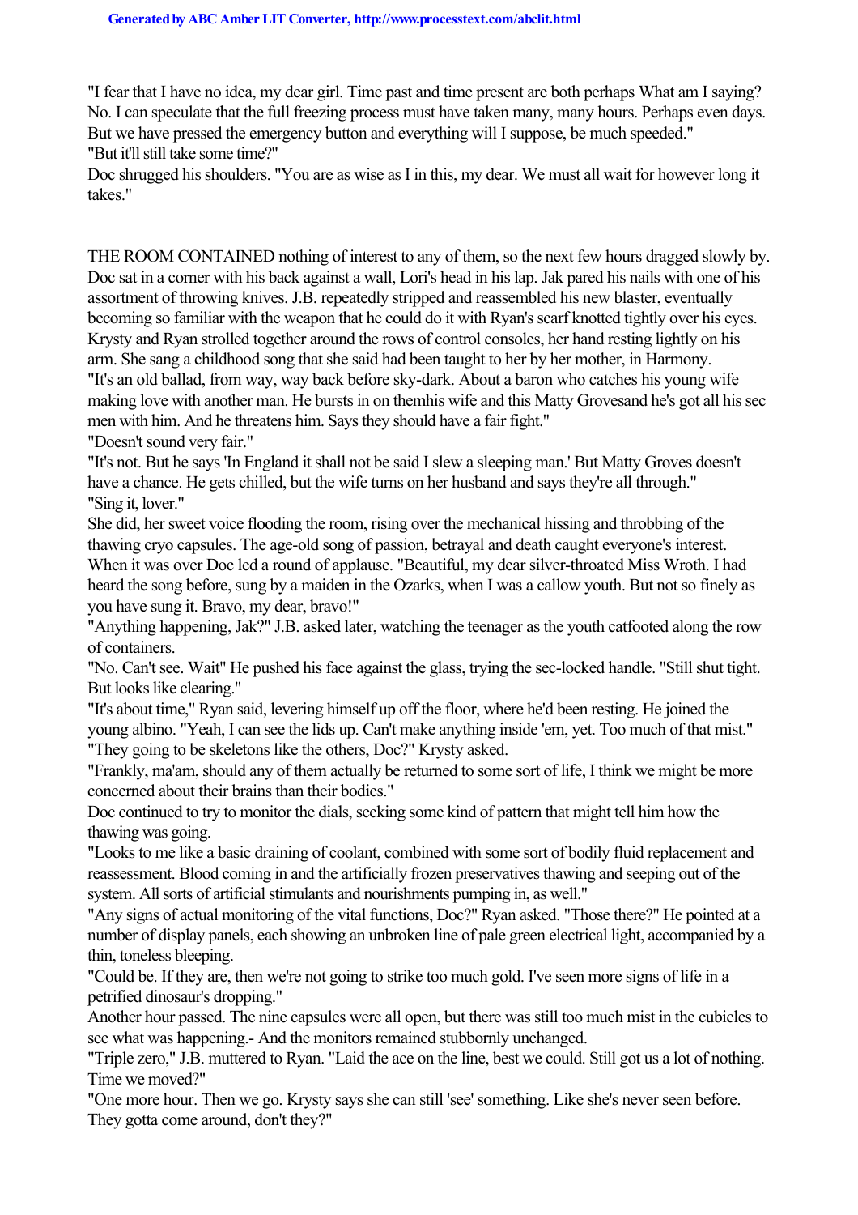"I fear that I have no idea, my dear girl. Time past and time present are both perhaps What am I saying? No. I can speculate that the full freezing process must have taken many, many hours. Perhaps even days. But we have pressed the emergency button and everything will I suppose, be much speeded."

"But it'll still take some time?"

Doc shrugged his shoulders. "You are as wise as I in this, my dear. We must all wait for however long it takes."

THE ROOM CONTAINED nothing of interest to any of them, so the next few hours dragged slowly by. Doc sat in a corner with his back against a wall, Lori's head in his lap. Jak pared his nails with one of his assortment of throwing knives. J.B. repeatedly stripped and reassembled his new blaster, eventually becoming so familiar with the weapon that he could do it with Ryan's scarf knotted tightly over his eyes. Krysty and Ryan strolled together around the rows of control consoles, her hand resting lightly on his arm. She sang a childhood song that she said had been taught to her by her mother, in Harmony.

"It's an old ballad, from way, way back before sky-dark. About a baron who catches his young wife making love with another man. He bursts in on themhis wife and this Matty Grovesand he's got all his sec men with him. And he threatens him. Says they should have a fair fight."

"Doesn't sound very fair."

"It's not. But he says 'In England it shall not be said I slew a sleeping man.' But Matty Groves doesn't have a chance. He gets chilled, but the wife turns on her husband and says they're all through."

"Sing it, lover."

She did, her sweet voice flooding the room, rising over the mechanical hissing and throbbing of the thawing cryo capsules. The age-old song of passion, betrayal and death caught everyone's interest. When it was over Doc led a round of applause. "Beautiful, my dear silver-throated Miss Wroth. I had heard the song before, sung by a maiden in the Ozarks, when I was a callow youth. But not so finely as you have sung it. Bravo, my dear, bravo!"

"Anything happening, Jak?" J.B. asked later, watching the teenager as the youth catfooted along the row of containers.

"No. Can't see. Wait" He pushed his face against the glass, trying the sec-locked handle. "Still shut tight. But looks like clearing."

"It's about time," Ryan said, levering himself up off the floor, where he'd been resting. He joined the young albino. "Yeah, I can see the lids up. Can't make anything inside 'em, yet. Too much of that mist."

"They going to be skeletons like the others, Doc?" Krysty asked.

"Frankly, ma'am, should any of them actually be returned to some sort of life, I think we might be more concerned about their brains than their bodies."

Doc continued to try to monitor the dials, seeking some kind of pattern that might tell him how the thawing was going.

"Looks to me like a basic draining of coolant, combined with some sort of bodily fluid replacement and reassessment. Blood coming in and the artificially frozen preservatives thawing and seeping out of the system. All sorts of artificial stimulants and nourishments pumping in, as well."

"Any signs of actual monitoring of the vital functions, Doc?" Ryan asked. "Those there?" He pointed at a number of display panels, each showing an unbroken line of pale green electrical light, accompanied by a thin, toneless bleeping.

"Could be. If they are, then we're not going to strike too much gold. I've seen more signs of life in a petrified dinosaur's dropping."

Another hour passed. The nine capsules were all open, but there was still too much mist in the cubicles to see what was happening.- And the monitors remained stubbornly unchanged.

"Triple zero," J.B. muttered to Ryan. "Laid the ace on the line, best we could. Still got us a lot of nothing. Time we moved?"

"One more hour. Then we go. Krysty says she can still 'see' something. Like she's never seen before. They gotta come around, don't they?"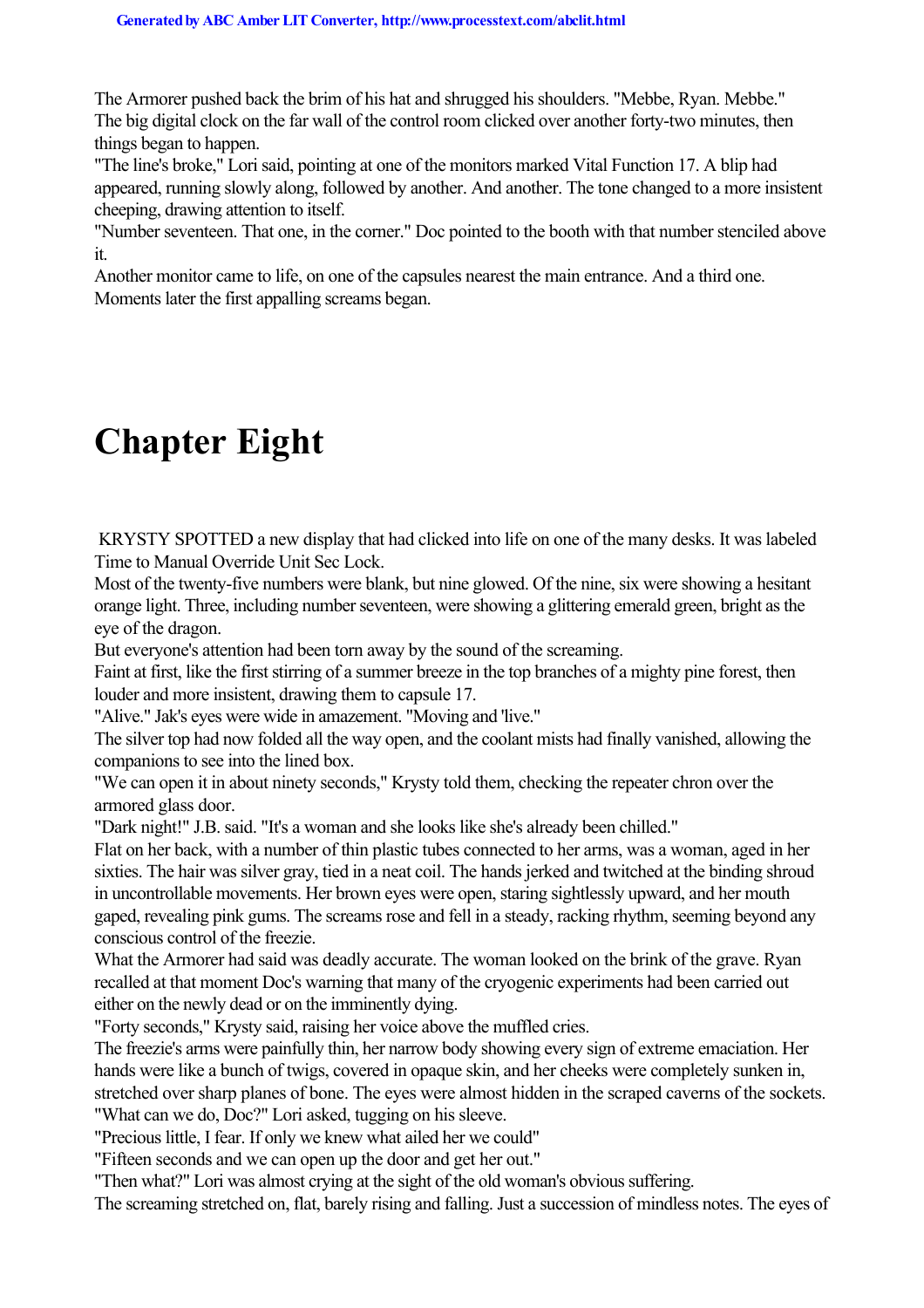The Armorer pushed back the brim of his hat and shrugged his shoulders. "Mebbe, Ryan. Mebbe."

The big digital clock on the far wall of the control room clicked over another forty-two minutes, then things began to happen.

"The line's broke," Lori said, pointing at one of the monitors marked Vital Function 17. A blip had appeared, running slowly along, followed by another. And another. The tone changed to a more insistent cheeping, drawing attention to itself.

"Number seventeen. That one, in the corner." Doc pointed to the booth with that number stenciled above it.

Another monitor came to life, on one of the capsules nearest the main entrance. And a third one.

Moments later the first appalling screams began.

# Chapter Eight

KRYSTY SPOTTED a new display that had clicked into life on one of the many desks. It was labeled Time to Manual Override Unit Sec Lock.

Most of the twenty-five numbers were blank, but nine glowed. Of the nine, six were showing a hesitant orange light. Three, including number seventeen, were showing a glittering emerald green, bright as the eye of the dragon.

But everyone's attention had been torn away by the sound of the screaming.

Faint at first, like the first stirring of a summer breeze in the top branches of a mighty pine forest, then louder and more insistent, drawing them to capsule 17.

"Alive." Jak's eyes were wide in amazement. "Moving and 'live."

The silver top had now folded all the way open, and the coolant mists had finally vanished, allowing the companions to see into the lined box.

"We can open it in about ninety seconds," Krysty told them, checking the repeater chron over the armored glass door.

"Dark night!" J.B. said. "It's a woman and she looks like she's already been chilled."

Flat on her back, with a number of thin plastic tubes connected to her arms, was a woman, aged in her sixties. The hair was silver gray, tied in a neat coil. The hands jerked and twitched at the binding shroud in uncontrollable movements. Her brown eyes were open, staring sightlessly upward, and her mouth gaped, revealing pink gums. The screams rose and fell in a steady, racking rhythm, seeming beyond any conscious control of the freezie.

What the Armorer had said was deadly accurate. The woman looked on the brink of the grave. Ryan recalled at that moment Doc's warning that many of the cryogenic experiments had been carried out either on the newly dead or on the imminently dying.

"Forty seconds," Krysty said, raising her voice above the muffled cries.

The freezie's arms were painfully thin, her narrow body showing every sign of extreme emaciation. Her hands were like a bunch of twigs, covered in opaque skin, and her cheeks were completely sunken in, stretched over sharp planes of bone. The eyes were almost hidden in the scraped caverns of the sockets.

"What can we do, Doc?" Lori asked, tugging on his sleeve.

"Precious little, I fear. If only we knew what ailed her we could"

"Fifteen seconds and we can open up the door and get her out."

"Then what?" Lori was almost crying at the sight of the old woman's obvious suffering.

The screaming stretched on, flat, barely rising and falling. Just a succession of mindless notes. The eyes of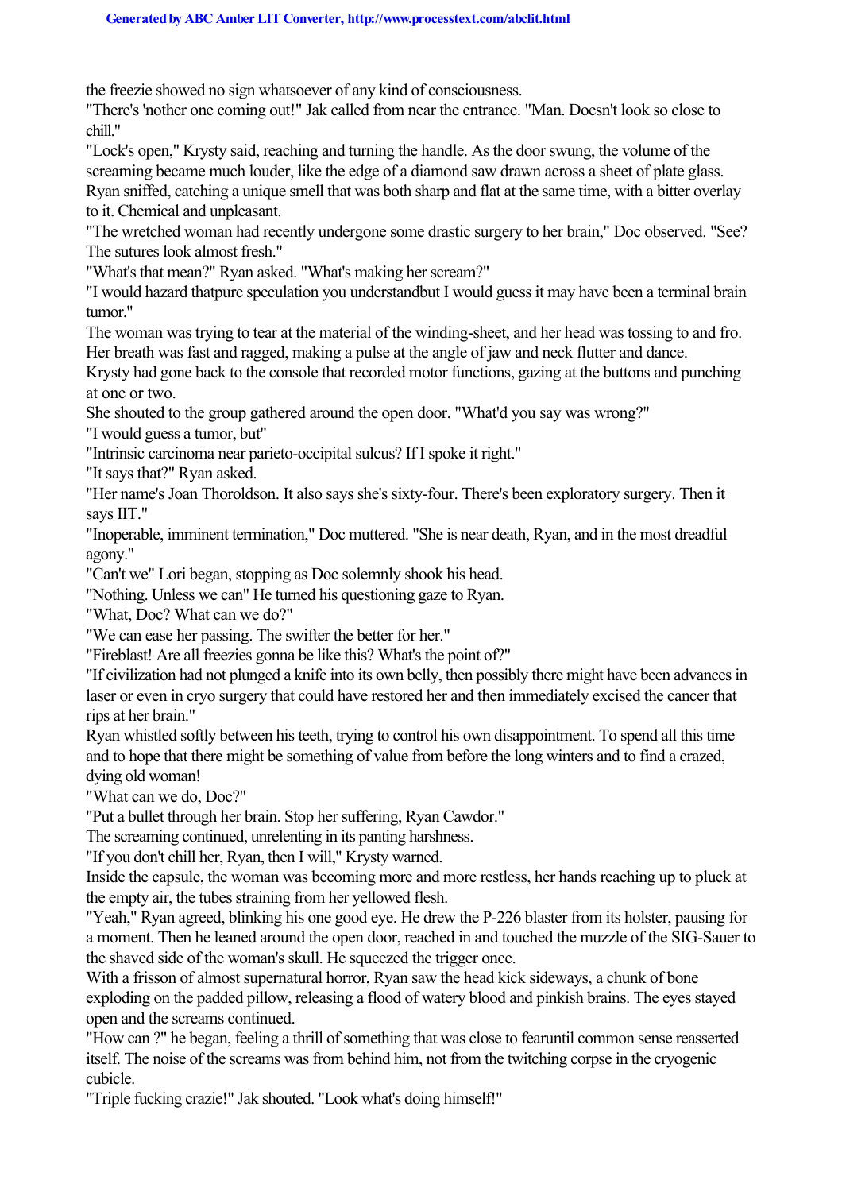the freezie showed no sign whatsoever of any kind of consciousness.

"There's 'nother one coming out!" Jak called from near the entrance. "Man. Doesn't look so close to chill."

"Lock's open," Krysty said, reaching and turning the handle. As the door swung, the volume of the screaming became much louder, like the edge of a diamond saw drawn across a sheet of plate glass. Ryan sniffed, catching a unique smell that was both sharp and flat at the same time, with a bitter overlay to it. Chemical and unpleasant.

"The wretched woman had recently undergone some drastic surgery to her brain," Doc observed. "See? The sutures look almost fresh."

"What's that mean?" Ryan asked. "What's making her scream?"

"I would hazard thatpure speculation you understandbut I would guess it may have been a terminal brain tumor."

The woman was trying to tear at the material of the winding-sheet, and her head was tossing to and fro. Her breath was fast and ragged, making a pulse at the angle of jaw and neck flutter and dance.

Krysty had gone back to the console that recorded motor functions, gazing at the buttons and punching at one or two.

She shouted to the group gathered around the open door. "What'd you say was wrong?"

"I would guess a tumor, but"

"Intrinsic carcinoma near parieto-occipital sulcus? If I spoke it right."

"It says that?" Ryan asked.

"Her name's Joan Thoroldson. It also says she's sixty-four. There's been exploratory surgery. Then it says IIT."

"Inoperable, imminent termination," Doc muttered. "She is near death, Ryan, and in the most dreadful agony."

"Can't we" Lori began, stopping as Doc solemnly shook his head.

"Nothing. Unless we can" He turned his questioning gaze to Ryan.

"What, Doc? What can we do?"

"We can ease her passing. The swifter the better for her."

"Fireblast! Are all freezies gonna be like this? What's the point of?"

"If civilization had not plunged a knife into its own belly, then possibly there might have been advances in laser or even in cryo surgery that could have restored her and then immediately excised the cancer that rips at her brain."

Ryan whistled softly between his teeth, trying to control his own disappointment. To spend all this time and to hope that there might be something of value from before the long winters and to find a crazed, dying old woman!

"What can we do, Doc?"

"Put a bullet through her brain. Stop her suffering, Ryan Cawdor."

The screaming continued, unrelenting in its panting harshness.

"If you don't chill her, Ryan, then I will," Krysty warned.

Inside the capsule, the woman was becoming more and more restless, her hands reaching up to pluck at the empty air, the tubes straining from her yellowed flesh.

"Yeah," Ryan agreed, blinking his one good eye. He drew the P-226 blaster from its holster, pausing for a moment. Then he leaned around the open door, reached in and touched the muzzle of the SIG-Sauer to the shaved side of the woman's skull. He squeezed the trigger once.

With a frisson of almost supernatural horror, Ryan saw the head kick sideways, a chunk of bone exploding on the padded pillow, releasing a flood of watery blood and pinkish brains. The eyes stayed open and the screams continued.

"How can ?" he began, feeling a thrill of something that was close to fearuntil common sense reasserted itself. The noise of the screams was from behind him, not from the twitching corpse in the cryogenic cubicle.

"Triple fucking crazie!" Jak shouted. "Look what's doing himself!"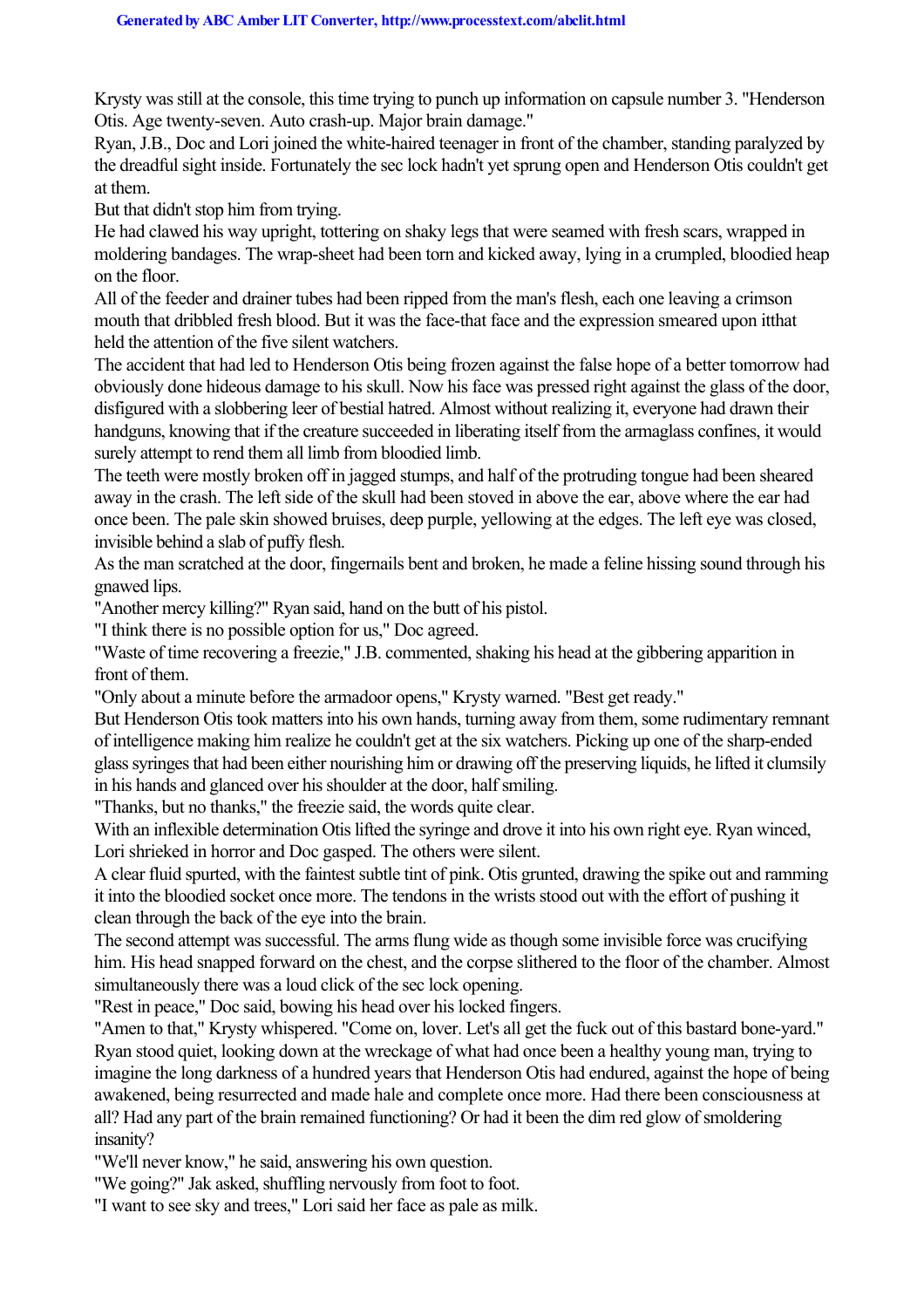Krysty was still at the console, this time trying to punch up information on capsule number 3. "Henderson Otis. Age twenty-seven. Auto crash-up. Major brain damage."

Ryan, J.B., Doc and Lori joined the white-haired teenager in front of the chamber, standing paralyzed by the dreadful sight inside. Fortunately the sec lock hadn't yet sprung open and Henderson Otis couldn't get at them.

But that didn't stop him from trying.

He had clawed his way upright, tottering on shaky legs that were seamed with fresh scars, wrapped in moldering bandages. The wrap-sheet had been torn and kicked away, lying in a crumpled, bloodied heap on the floor.

All of the feeder and drainer tubes had been ripped from the man's flesh, each one leaving a crimson mouth that dribbled fresh blood. But it was the face-that face and the expression smeared upon itthat held the attention of the five silent watchers.

The accident that had led to Henderson Otis being frozen against the false hope of a better tomorrow had obviously done hideous damage to his skull. Now his face was pressed right against the glass of the door, disfigured with a slobbering leer of bestial hatred. Almost without realizing it, everyone had drawn their handguns, knowing that if the creature succeeded in liberating itself from the armaglass confines, it would surely attempt to rend them all limb from bloodied limb.

The teeth were mostly broken off in jagged stumps, and half of the protruding tongue had been sheared away in the crash. The left side of the skull had been stoved in above the ear, above where the ear had once been. The pale skin showed bruises, deep purple, yellowing at the edges. The left eye was closed, invisible behind a slab of puffy flesh.

As the man scratched at the door, fingernails bent and broken, he made a feline hissing sound through his gnawed lips.

"Another mercy killing?" Ryan said, hand on the butt of his pistol.

"I think there is no possible option for us," Doc agreed.

"Waste of time recovering a freezie," J.B. commented, shaking his head at the gibbering apparition in front of them.

"Only about a minute before the armadoor opens," Krysty warned. "Best get ready."

But Henderson Otis took matters into his own hands, turning away from them, some rudimentary remnant of intelligence making him realize he couldn't get at the six watchers. Picking up one of the sharp-ended glass syringes that had been either nourishing him or drawing off the preserving liquids, he lifted it clumsily in his hands and glanced over his shoulder at the door, half smiling.

"Thanks, but no thanks," the freezie said, the words quite clear.

With an inflexible determination Otis lifted the syringe and drove it into his own right eye. Ryan winced, Lori shrieked in horror and Doc gasped. The others were silent.

A clear fluid spurted, with the faintest subtle tint of pink. Otis grunted, drawing the spike out and ramming it into the bloodied socket once more. The tendons in the wrists stood out with the effort of pushing it clean through the back of the eye into the brain.

The second attempt was successful. The arms flung wide as though some invisible force was crucifying him. His head snapped forward on the chest, and the corpse slithered to the floor of the chamber. Almost simultaneously there was a loud click of the sec lock opening.

"Rest in peace," Doc said, bowing his head over his locked fingers.

"Amen to that," Krysty whispered. "Come on, lover. Let's all get the fuck out of this bastard bone-yard."

Ryan stood quiet, looking down at the wreckage of what had once been a healthy young man, trying to imagine the long darkness of a hundred years that Henderson Otis had endured, against the hope of being awakened, being resurrected and made hale and complete once more. Had there been consciousness at all? Had any part of the brain remained functioning? Or had it been the dim red glow of smoldering insanity?

"We'll never know," he said, answering his own question.

"We going?" Jak asked, shuffling nervously from foot to foot.

"I want to see sky and trees," Lori said her face as pale as milk.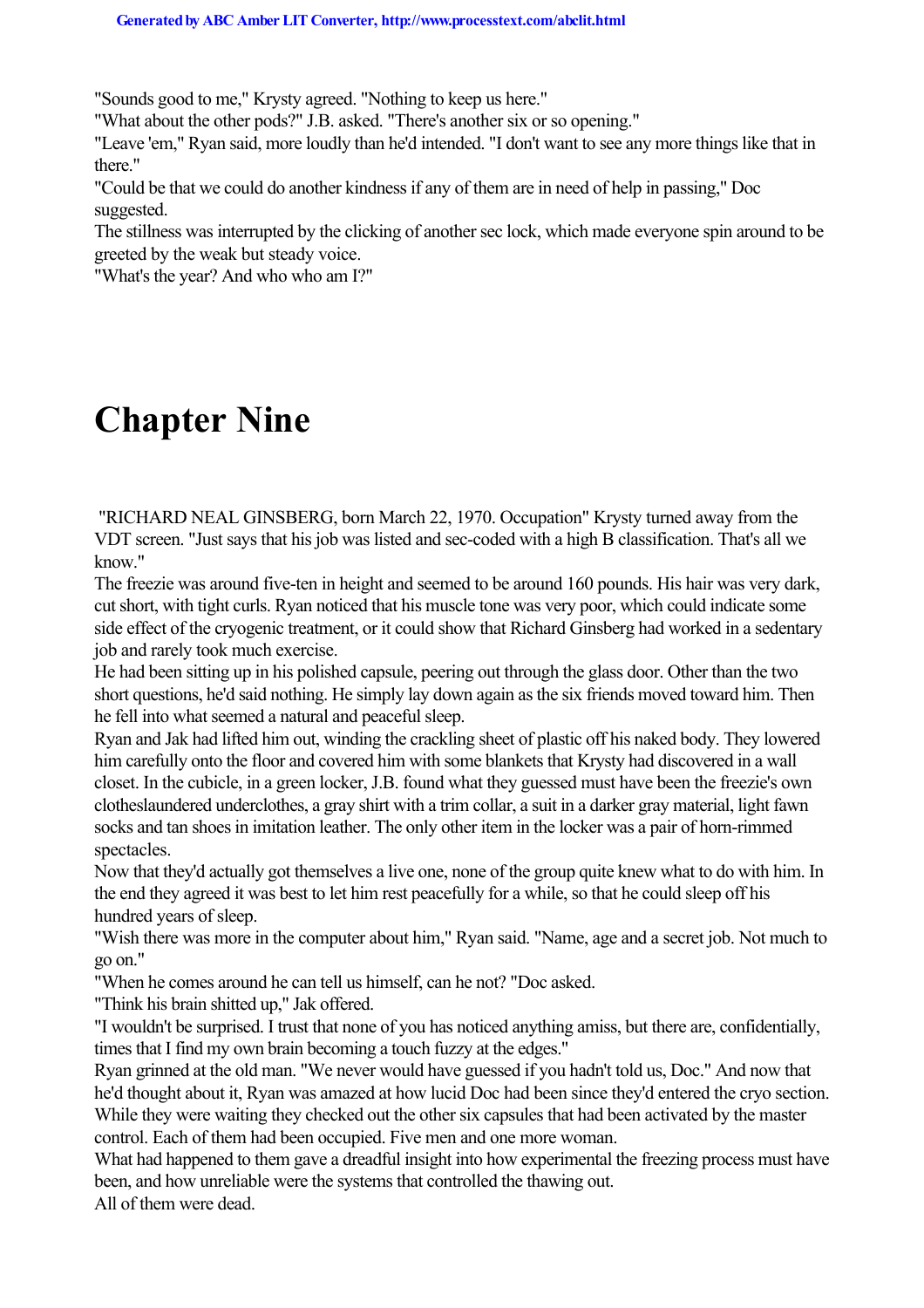"Sounds good to me," Krysty agreed. "Nothing to keep us here."

"What about the other pods?" J.B. asked. "There's another six or so opening."

"Leave 'em," Ryan said, more loudly than he'd intended. "I don't want to see any more things like that in there."

"Could be that we could do another kindness if any of them are in need of help in passing," Doc suggested.

The stillness was interrupted by the clicking of another sec lock, which made everyone spin around to be greeted by the weak but steady voice.

"What's the year? And who who am I?"

# Chapter Nine

"RICHARD NEAL GINSBERG, born March 22, 1970. Occupation" Krysty turned away from the VDT screen. "Just says that his job was listed and sec-coded with a high B classification. That's all we know."

The freezie was around five-ten in height and seemed to be around 160 pounds. His hair was very dark, cut short, with tight curls. Ryan noticed that his muscle tone was very poor, which could indicate some side effect of the cryogenic treatment, or it could show that Richard Ginsberg had worked in a sedentary job and rarely took much exercise.

He had been sitting up in his polished capsule, peering out through the glass door. Other than the two short questions, he'd said nothing. He simply lay down again as the six friends moved toward him. Then he fell into what seemed a natural and peaceful sleep.

Ryan and Jak had lifted him out, winding the crackling sheet of plastic off his naked body. They lowered him carefully onto the floor and covered him with some blankets that Krysty had discovered in a wall closet. In the cubicle, in a green locker, J.B. found what they guessed must have been the freezie's own clotheslaundered underclothes, a gray shirt with a trim collar, a suit in a darker gray material, light fawn socks and tan shoes in imitation leather. The only other item in the locker was a pair of horn-rimmed spectacles.

Now that they'd actually got themselves a live one, none of the group quite knew what to do with him. In the end they agreed it was best to let him rest peacefully for a while, so that he could sleep off his hundred years of sleep.

"Wish there was more in the computer about him," Ryan said. "Name, age and a secret job. Not much to go on."

"When he comes around he can tell us himself, can he not? "Doc asked.

"Think his brain shitted up," Jak offered.

"I wouldn't be surprised. I trust that none of you has noticed anything amiss, but there are, confidentially, times that I find my own brain becoming a touch fuzzy at the edges."

Ryan grinned at the old man. "We never would have guessed if you hadn't told us, Doc." And now that he'd thought about it, Ryan was amazed at how lucid Doc had been since they'd entered the cryo section.

While they were waiting they checked out the other six capsules that had been activated by the master control. Each of them had been occupied. Five men and one more woman.

What had happened to them gave a dreadful insight into how experimental the freezing process must have been, and how unreliable were the systems that controlled the thawing out.

All of them were dead.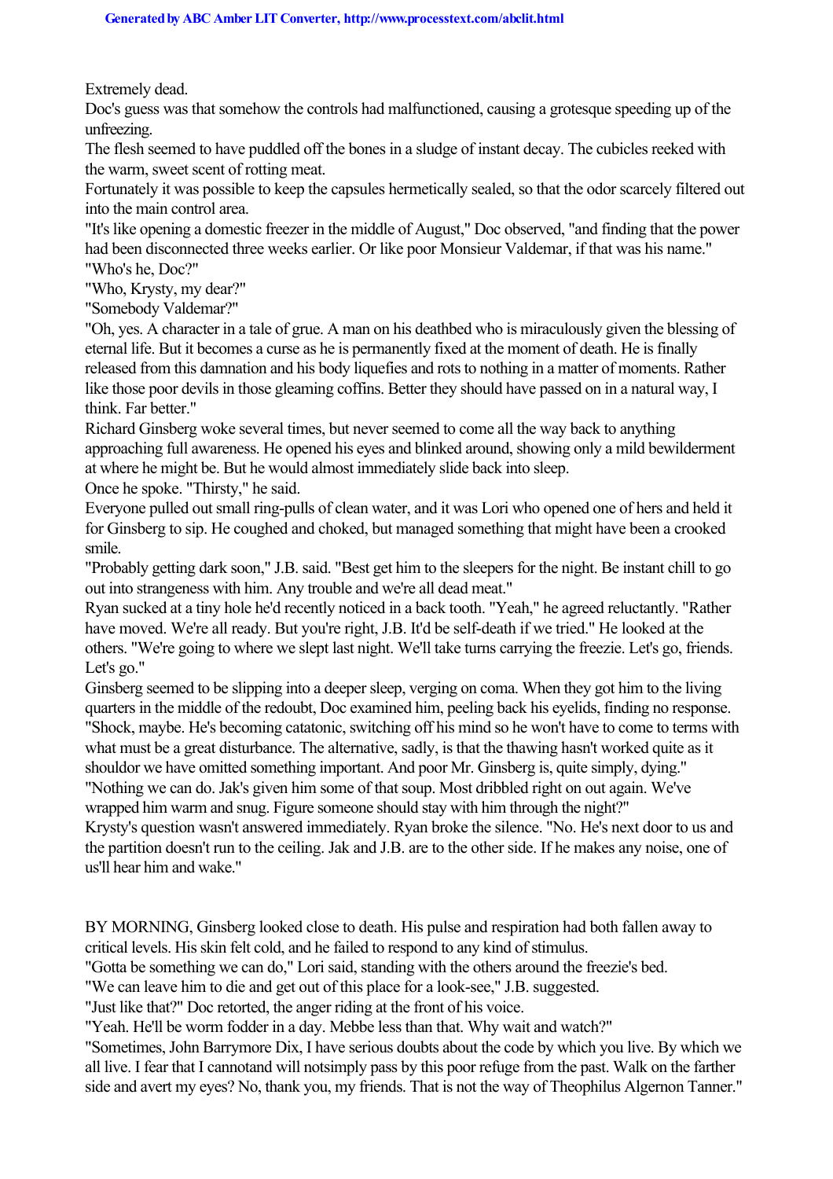Extremely dead.

Doc's guess was that somehow the controls had malfunctioned, causing a grotesque speeding up of the unfreezing.

The flesh seemed to have puddled off the bones in a sludge of instant decay. The cubicles reeked with the warm, sweet scent of rotting meat.

Fortunately it was possible to keep the capsules hermetically sealed, so that the odor scarcely filtered out into the main control area.

"It's like opening a domestic freezer in the middle of August," Doc observed, "and finding that the power had been disconnected three weeks earlier. Or like poor Monsieur Valdemar, if that was his name."

"Who's he, Doc?"

"Who, Krysty, my dear?"

"Somebody Valdemar?"

"Oh, yes. A character in a tale of grue. A man on his deathbed who is miraculously given the blessing of eternal life. But it becomes a curse as he is permanently fixed at the moment of death. He is finally released from this damnation and his body liquefies and rots to nothing in a matter of moments. Rather like those poor devils in those gleaming coffins. Better they should have passed on in a natural way, I think. Far better."

Richard Ginsberg woke several times, but never seemed to come all the way back to anything approaching full awareness. He opened his eyes and blinked around, showing only a mild bewilderment at where he might be. But he would almost immediately slide back into sleep.

Once he spoke. "Thirsty," he said.

Everyone pulled out small ring-pulls of clean water, and it was Lori who opened one of hers and held it for Ginsberg to sip. He coughed and choked, but managed something that might have been a crooked smile.

"Probably getting dark soon," J.B. said. "Best get him to the sleepers for the night. Be instant chill to go out into strangeness with him. Any trouble and we're all dead meat."

Ryan sucked at a tiny hole he'd recently noticed in a back tooth. "Yeah," he agreed reluctantly. "Rather have moved. We're all ready. But you're right, J.B. It'd be self-death if we tried." He looked at the others. "We're going to where we slept last night. We'll take turns carrying the freezie. Let's go, friends. Let's go."

Ginsberg seemed to be slipping into a deeper sleep, verging on coma. When they got him to the living quarters in the middle of the redoubt, Doc examined him, peeling back his eyelids, finding no response.

"Shock, maybe. He's becoming catatonic, switching off his mind so he won't have to come to terms with what must be a great disturbance. The alternative, sadly, is that the thawing hasn't worked quite as it shouldor we have omitted something important. And poor Mr. Ginsberg is, quite simply, dying."

"Nothing we can do. Jak's given him some of that soup. Most dribbled right on out again. We've wrapped him warm and snug. Figure someone should stay with him through the night?"

Krysty's question wasn't answered immediately. Ryan broke the silence. "No. He's next door to us and the partition doesn't run to the ceiling. Jak and J.B. are to the other side. If he makes any noise, one of us'll hear him and wake."

BY MORNING, Ginsberg looked close to death. His pulse and respiration had both fallen away to critical levels. His skin felt cold, and he failed to respond to any kind of stimulus.

"Gotta be something we can do," Lori said, standing with the others around the freezie's bed.

"We can leave him to die and get out of this place for a look-see," J.B. suggested.

"Just like that?" Doc retorted, the anger riding at the front of his voice.

"Yeah. He'll be worm fodder in a day. Mebbe less than that. Why wait and watch?"

"Sometimes, John Barrymore Dix, I have serious doubts about the code by which you live. By which we all live. I fear that I cannotand will notsimply pass by this poor refuge from the past. Walk on the farther side and avert my eyes? No, thank you, my friends. That is not the way of Theophilus Algernon Tanner."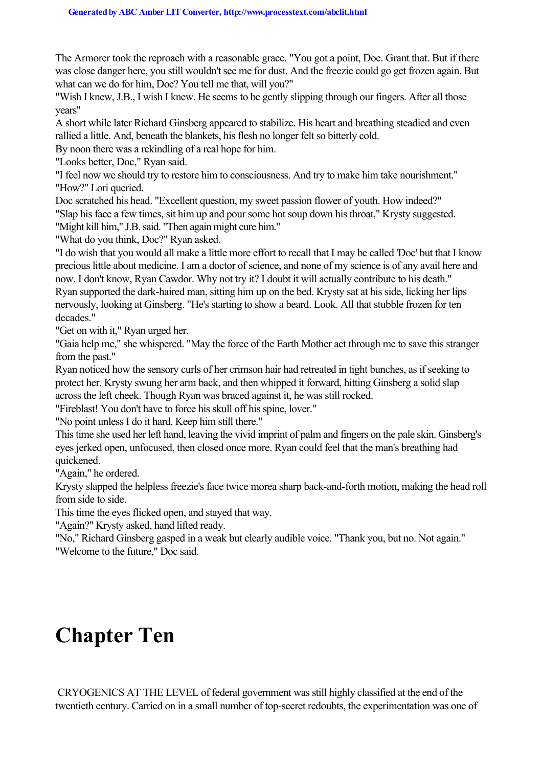The Armorer took the reproach with a reasonable grace. "You got a point, Doc. Grant that. But if there was close danger here, you still wouldn't see me for dust. And the freezie could go get frozen again. But what can we do for him, Doc? You tell me that, will you?"

"Wish I knew, J.B., I wish I knew. He seems to be gently slipping through our fingers. After all those years"

A short while later Richard Ginsberg appeared to stabilize. His heart and breathing steadied and even rallied a little. And, beneath the blankets, his flesh no longer felt so bitterly cold.

By noon there was a rekindling of a real hope for him.

"Looks better, Doc," Ryan said.

"I feel now we should try to restore him to consciousness. And try to make him take nourishment."

"How?" Lori queried.

Doc scratched his head. "Excellent question, my sweet passion flower of youth. How indeed?"

"Slap his face a few times, sit him up and pour some hot soup down his throat," Krysty suggested.

"Might kill him," J.B. said. "Then again might cure him."

"What do you think, Doc?" Ryan asked.

"I do wish that you would all make a little more effort to recall that I may be called 'Doc' but that I know precious little about medicine. I am a doctor of science, and none of my science is of any avail here and now. I don't know, Ryan Cawdor. Why not try it? I doubt it will actually contribute to his death."

Ryan supported the dark-haired man, sitting him up on the bed. Krysty sat at his side, licking her lips nervously, looking at Ginsberg. "He's starting to show a beard. Look. All that stubble frozen for ten decades."

"Get on with it," Ryan urged her.

"Gaia help me," she whispered. "May the force of the Earth Mother act through me to save this stranger from the past."

Ryan noticed how the sensory curls of her crimson hair had retreated in tight bunches, as if seeking to protect her. Krysty swung her arm back, and then whipped it forward, hitting Ginsberg a solid slap across the left cheek. Though Ryan was braced against it, he was still rocked.

"Fireblast! You don't have to force his skull off his spine, lover."

"No point unless I do it hard. Keep him still there."

This time she used her left hand, leaving the vivid imprint of palm and fingers on the pale skin. Ginsberg's eyes jerked open, unfocused, then closed once more. Ryan could feel that the man's breathing had quickened.

"Again," he ordered.

Krysty slapped the helpless freezie's face twice morea sharp back-and-forth motion, making the head roll from side to side.

This time the eyes flicked open, and stayed that way.

"Again?" Krysty asked, hand lifted ready.

"No," Richard Ginsberg gasped in a weak but clearly audible voice. "Thank you, but no. Not again."

"Welcome to the future," Doc said.

# Chapter Ten

CRYOGENICS AT THE LEVEL of federal government was still highly classified at the end of the twentieth century. Carried on in a small number of top-secret redoubts, the experimentation was one of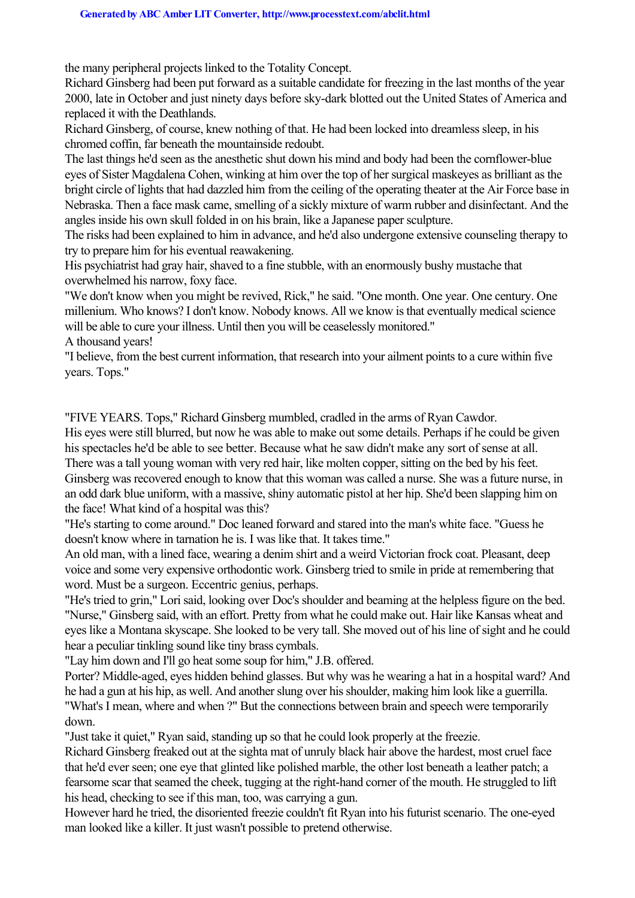the many peripheral projects linked to the Totality Concept.

Richard Ginsberg had been put forward as a suitable candidate for freezing in the last months of the year 2000, late in October and just ninety days before sky-dark blotted out the United States of America and replaced it with the Deathlands.

Richard Ginsberg, of course, knew nothing of that. He had been locked into dreamless sleep, in his chromed coffin, far beneath the mountainside redoubt.

The last things he'd seen as the anesthetic shut down his mind and body had been the cornflower-blue eyes of Sister Magdalena Cohen, winking at him over the top of her surgical maskeyes as brilliant as the bright circle of lights that had dazzled him from the ceiling of the operating theater at the Air Force base in Nebraska. Then a face mask came, smelling of a sickly mixture of warm rubber and disinfectant. And the angles inside his own skull folded in on his brain, like a Japanese paper sculpture.

The risks had been explained to him in advance, and he'd also undergone extensive counseling therapy to try to prepare him for his eventual reawakening.

His psychiatrist had gray hair, shaved to a fine stubble, with an enormously bushy mustache that overwhelmed his narrow, foxy face.

"We don't know when you might be revived, Rick," he said. "One month. One year. One century. One millenium. Who knows? I don't know. Nobody knows. All we know is that eventually medical science will be able to cure your illness. Until then you will be ceaselessly monitored."

A thousand years!

"I believe, from the best current information, that research into your ailment points to a cure within five years. Tops."

"FIVE YEARS. Tops," Richard Ginsberg mumbled, cradled in the arms of Ryan Cawdor.

His eyes were still blurred, but now he was able to make out some details. Perhaps if he could be given his spectacles he'd be able to see better. Because what he saw didn't make any sort of sense at all.

There was a tall young woman with very red hair, like molten copper, sitting on the bed by his feet. Ginsberg was recovered enough to know that this woman was called a nurse. She was a future nurse, in an odd dark blue uniform, with a massive, shiny automatic pistol at her hip. She'd been slapping him on the face! What kind of a hospital was this?

"He's starting to come around." Doc leaned forward and stared into the man's white face. "Guess he doesn't know where in tarnation he is. I was like that. It takes time."

An old man, with a lined face, wearing a denim shirt and a weird Victorian frock coat. Pleasant, deep voice and some very expensive orthodontic work. Ginsberg tried to smile in pride at remembering that word. Must be a surgeon. Eccentric genius, perhaps.

"He's tried to grin," Lori said, looking over Doc's shoulder and beaming at the helpless figure on the bed.

"Nurse," Ginsberg said, with an effort. Pretty from what he could make out. Hair like Kansas wheat and eyes like a Montana skyscape. She looked to be very tall. She moved out of his line of sight and he could hear a peculiar tinkling sound like tiny brass cymbals.

"Lay him down and I'll go heat some soup for him," J.B. offered.

Porter? Middle-aged, eyes hidden behind glasses. But why was he wearing a hat in a hospital ward? And he had a gun at his hip, as well. And another slung over his shoulder, making him look like a guerrilla.

"What's I mean, where and when ?" But the connections between brain and speech were temporarily down.

"Just take it quiet," Ryan said, standing up so that he could look properly at the freezie.

Richard Ginsberg freaked out at the sighta mat of unruly black hair above the hardest, most cruel face that he'd ever seen; one eye that glinted like polished marble, the other lost beneath a leather patch; a fearsome scar that seamed the cheek, tugging at the right-hand corner of the mouth. He struggled to lift his head, checking to see if this man, too, was carrying a gun.

However hard he tried, the disoriented freezie couldn't fit Ryan into his futurist scenario. The one-eyed man looked like a killer. It just wasn't possible to pretend otherwise.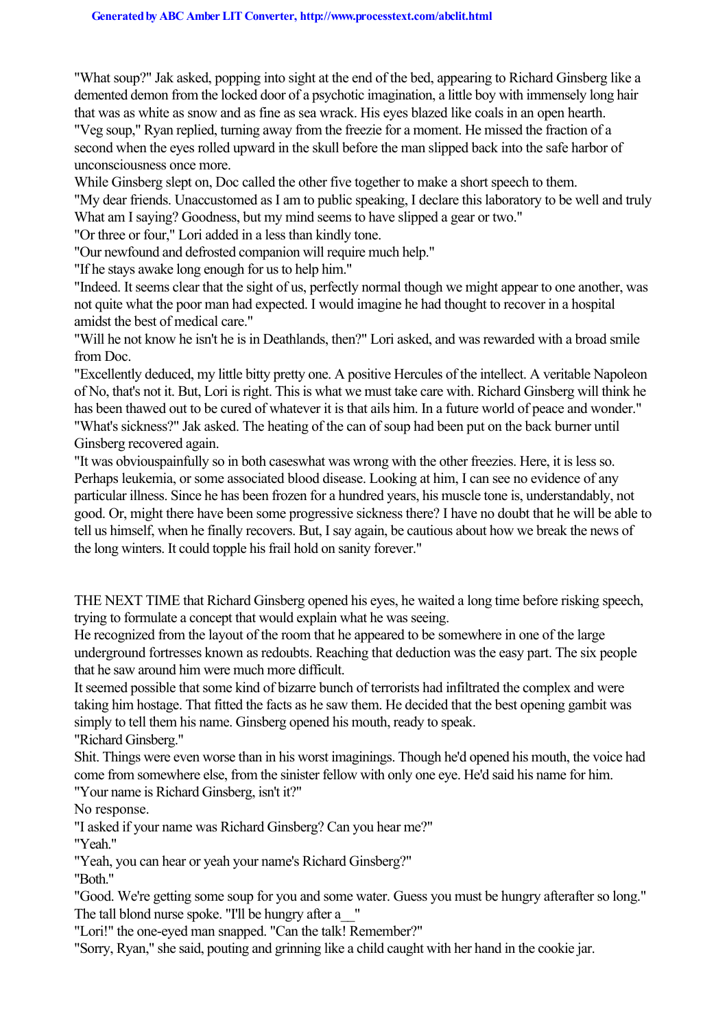"What soup?" Jak asked, popping into sight at the end of the bed, appearing to Richard Ginsberg like a demented demon from the locked door of a psychotic imagination, a little boy with immensely long hair that was as white as snow and as fine as sea wrack. His eyes blazed like coals in an open hearth.

"Veg soup," Ryan replied, turning away from the freezie for a moment. He missed the fraction of a second when the eyes rolled upward in the skull before the man slipped back into the safe harbor of unconsciousness once more.

While Ginsberg slept on, Doc called the other five together to make a short speech to them.

"My dear friends. Unaccustomed as I am to public speaking, I declare this laboratory to be well and truly What am I saying? Goodness, but my mind seems to have slipped a gear or two."

"Or three or four," Lori added in a less than kindly tone.

"Our newfound and defrosted companion will require much help."

"If he stays awake long enough for us to help him."

"Indeed. It seems clear that the sight of us, perfectly normal though we might appear to one another, was not quite what the poor man had expected. I would imagine he had thought to recover in a hospital amidst the best of medical care."

"Will he not know he isn't he is in Deathlands, then?" Lori asked, and was rewarded with a broad smile from Doc.

"Excellently deduced, my little bitty pretty one. A positive Hercules of the intellect. A veritable Napoleon of No, that's not it. But, Lori is right. This is what we must take care with. Richard Ginsberg will think he has been thawed out to be cured of whatever it is that ails him. In a future world of peace and wonder."

"What's sickness?" Jak asked. The heating of the can of soup had been put on the back burner until Ginsberg recovered again.

"It was obviouspainfully so in both caseswhat was wrong with the other freezies. Here, it is less so. Perhaps leukemia, or some associated blood disease. Looking at him, I can see no evidence of any particular illness. Since he has been frozen for a hundred years, his muscle tone is, understandably, not good. Or, might there have been some progressive sickness there? I have no doubt that he will be able to tell us himself, when he finally recovers. But, I say again, be cautious about how we break the news of the long winters. It could topple his frail hold on sanity forever."

THE NEXT TIME that Richard Ginsberg opened his eyes, he waited a long time before risking speech, trying to formulate a concept that would explain what he was seeing.

He recognized from the layout of the room that he appeared to be somewhere in one of the large underground fortresses known as redoubts. Reaching that deduction was the easy part. The six people that he saw around him were much more difficult.

It seemed possible that some kind of bizarre bunch of terrorists had infiltrated the complex and were taking him hostage. That fitted the facts as he saw them. He decided that the best opening gambit was simply to tell them his name. Ginsberg opened his mouth, ready to speak.

"Richard Ginsberg."

Shit. Things were even worse than in his worst imaginings. Though he'd opened his mouth, the voice had come from somewhere else, from the sinister fellow with only one eye. He'd said his name for him.

"Your name is Richard Ginsberg, isn't it?"

No response.

"I asked if your name was Richard Ginsberg? Can you hear me?"

"Yeah."

"Yeah, you can hear or yeah your name's Richard Ginsberg?"

"Both."

"Good. We're getting some soup for you and some water. Guess you must be hungry afterafter so long."

The tall blond nurse spoke. "I'll be hungry after a__"

"Lori!" the one-eyed man snapped. "Can the talk! Remember?"

"Sorry, Ryan," she said, pouting and grinning like a child caught with her hand in the cookie jar.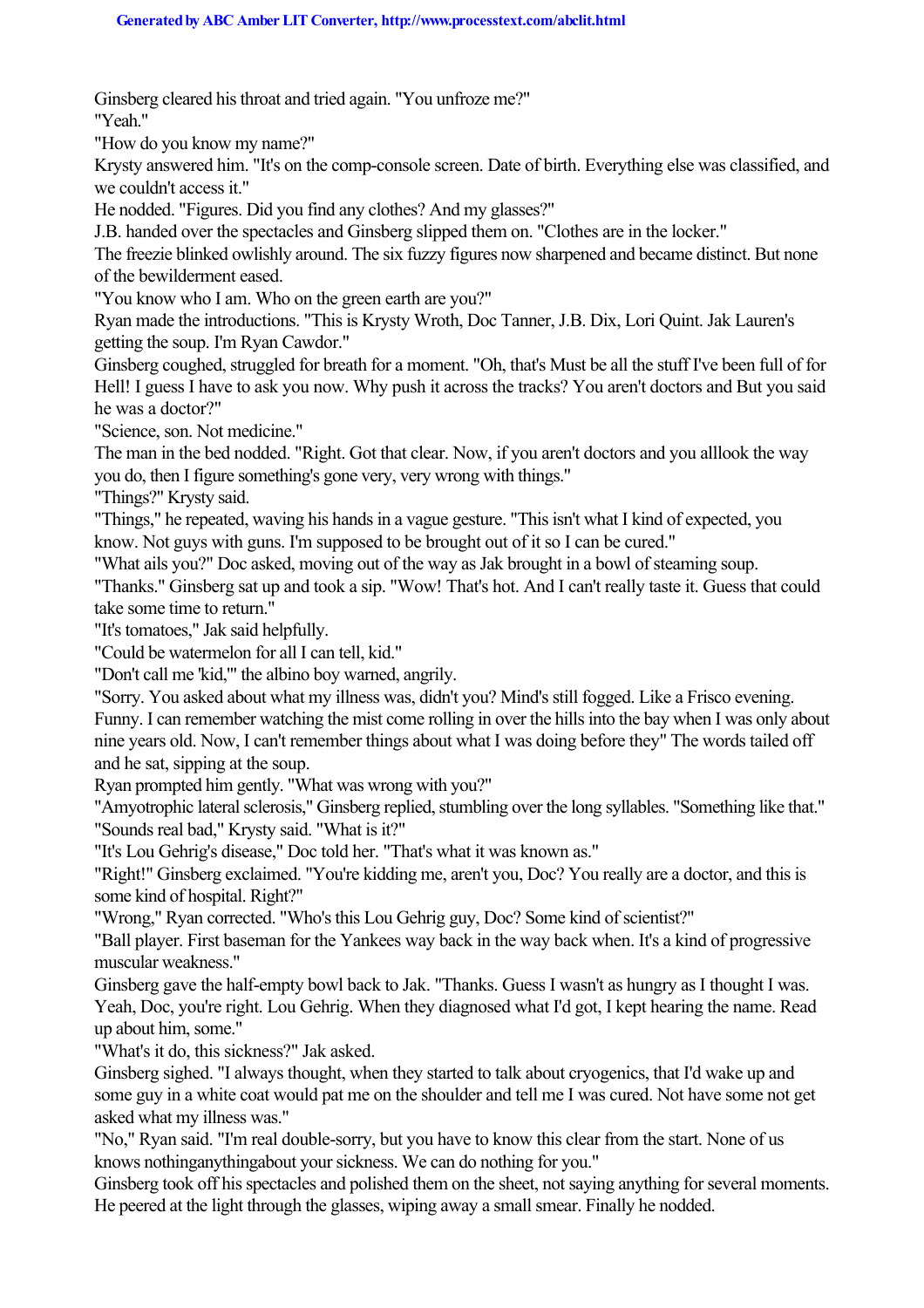Ginsberg cleared his throat and tried again. "You unfroze me?"

"Yeah."

"How do you know my name?"

Krysty answered him. "It's on the comp-console screen. Date of birth. Everything else was classified, and we couldn't access it."

He nodded. "Figures. Did you find any clothes? And my glasses?"

J.B. handed over the spectacles and Ginsberg slipped them on. "Clothes are in the locker."

The freezie blinked owlishly around. The six fuzzy figures now sharpened and became distinct. But none of the bewilderment eased.

"You know who I am. Who on the green earth are you?"

Ryan made the introductions. "This is Krysty Wroth, Doc Tanner, J.B. Dix, Lori Quint. Jak Lauren's getting the soup. I'm Ryan Cawdor."

Ginsberg coughed, struggled for breath for a moment. "Oh, that's Must be all the stuff I've been full of for Hell! I guess I have to ask you now. Why push it across the tracks? You aren't doctors and But you said he was a doctor?"

"Science, son. Not medicine."

The man in the bed nodded. "Right. Got that clear. Now, if you aren't doctors and you alllook the way you do, then I figure something's gone very, very wrong with things."

"Things?" Krysty said.

"Things," he repeated, waving his hands in a vague gesture. "This isn't what I kind of expected, you know. Not guys with guns. I'm supposed to be brought out of it so I can be cured."

"What ails you?" Doc asked, moving out of the way as Jak brought in a bowl of steaming soup.

"Thanks." Ginsberg sat up and took a sip. "Wow! That's hot. And I can't really taste it. Guess that could take some time to return."

"It's tomatoes," Jak said helpfully.

"Could be watermelon for all I can tell, kid."

"Don't call me 'kid,'" the albino boy warned, angrily.

"Sorry. You asked about what my illness was, didn't you? Mind's still fogged. Like a Frisco evening. Funny. I can remember watching the mist come rolling in over the hills into the bay when I was only about nine years old. Now, I can't remember things about what I was doing before they" The words tailed off and he sat, sipping at the soup.

Ryan prompted him gently. "What was wrong with you?"

"Amyotrophic lateral sclerosis," Ginsberg replied, stumbling over the long syllables. "Something like that."

"Sounds real bad," Krysty said. "What is it?"

"It's Lou Gehrig's disease," Doc told her. "That's what it was known as."

"Right!" Ginsberg exclaimed. "You're kidding me, aren't you, Doc? You really are a doctor, and this is some kind of hospital. Right?"

"Wrong," Ryan corrected. "Who's this Lou Gehrig guy, Doc? Some kind of scientist?"

"Ball player. First baseman for the Yankees way back in the way back when. It's a kind of progressive muscular weakness."

Ginsberg gave the half-empty bowl back to Jak. "Thanks. Guess I wasn't as hungry as I thought I was. Yeah, Doc, you're right. Lou Gehrig. When they diagnosed what I'd got, I kept hearing the name. Read up about him, some."

"What's it do, this sickness?" Jak asked.

Ginsberg sighed. "I always thought, when they started to talk about cryogenics, that I'd wake up and some guy in a white coat would pat me on the shoulder and tell me I was cured. Not have some not get asked what my illness was."

"No," Ryan said. "I'm real double-sorry, but you have to know this clear from the start. None of us knows nothinganythingabout your sickness. We can do nothing for you."

Ginsberg took off his spectacles and polished them on the sheet, not saying anything for several moments. He peered at the light through the glasses, wiping away a small smear. Finally he nodded.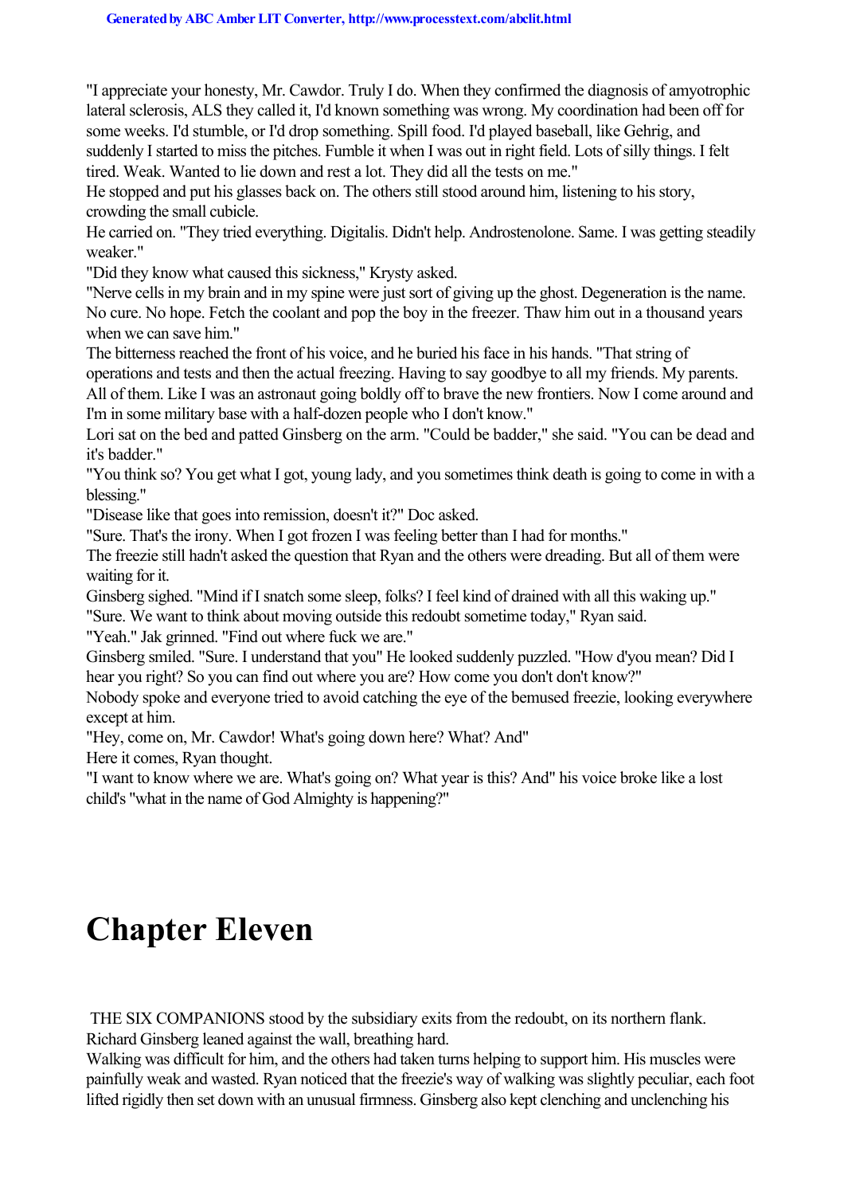"I appreciate your honesty, Mr. Cawdor. Truly I do. When they confirmed the diagnosis of amyotrophic lateral sclerosis, ALS they called it, I'd known something was wrong. My coordination had been off for some weeks. I'd stumble, or I'd drop something. Spill food. I'd played baseball, like Gehrig, and suddenly I started to miss the pitches. Fumble it when I was out in right field. Lots of silly things. I felt tired. Weak. Wanted to lie down and rest a lot. They did all the tests on me."

He stopped and put his glasses back on. The others still stood around him, listening to his story, crowding the small cubicle.

He carried on. "They tried everything. Digitalis. Didn't help. Androstenolone. Same. I was getting steadily weaker."

"Did they know what caused this sickness," Krysty asked.

"Nerve cells in my brain and in my spine were just sort of giving up the ghost. Degeneration is the name. No cure. No hope. Fetch the coolant and pop the boy in the freezer. Thaw him out in a thousand years when we can save him."

The bitterness reached the front of his voice, and he buried his face in his hands. "That string of operations and tests and then the actual freezing. Having to say goodbye to all my friends. My parents. All of them. Like I was an astronaut going boldly off to brave the new frontiers. Now I come around and I'm in some military base with a half-dozen people who I don't know."

Lori sat on the bed and patted Ginsberg on the arm. "Could be badder," she said. "You can be dead and it's badder."

"You think so? You get what I got, young lady, and you sometimes think death is going to come in with a blessing."

"Disease like that goes into remission, doesn't it?" Doc asked.

"Sure. That's the irony. When I got frozen I was feeling better than I had for months."

The freezie still hadn't asked the question that Ryan and the others were dreading. But all of them were waiting for it.

Ginsberg sighed. "Mind if I snatch some sleep, folks? I feel kind of drained with all this waking up."

"Sure. We want to think about moving outside this redoubt sometime today," Ryan said.

"Yeah." Jak grinned. "Find out where fuck we are."

Ginsberg smiled. "Sure. I understand that you" He looked suddenly puzzled. "How d'you mean? Did I hear you right? So you can find out where you are? How come you don't don't know?"

Nobody spoke and everyone tried to avoid catching the eye of the bemused freezie, looking everywhere except at him.

"Hey, come on, Mr. Cawdor! What's going down here? What? And"

Here it comes, Ryan thought.

"I want to know where we are. What's going on? What year is this? And" his voice broke like a lost child's "what in the name of God Almighty is happening?"

# Chapter Eleven

THE SIX COMPANIONS stood by the subsidiary exits from the redoubt, on its northern flank. Richard Ginsberg leaned against the wall, breathing hard.

Walking was difficult for him, and the others had taken turns helping to support him. His muscles were painfully weak and wasted. Ryan noticed that the freezie's way of walking was slightly peculiar, each foot lifted rigidly then set down with an unusual firmness. Ginsberg also kept clenching and unclenching his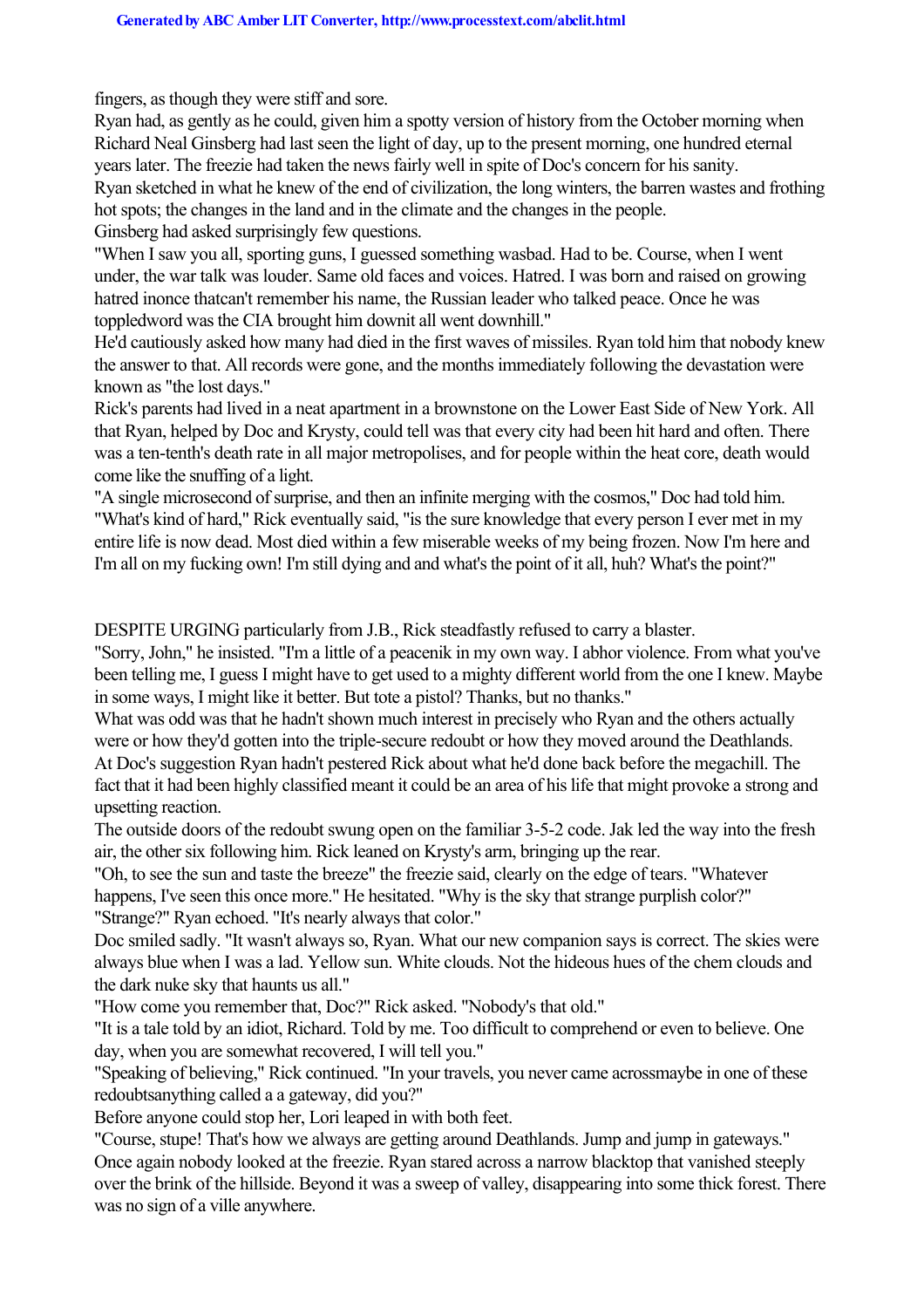fingers, as though they were stiff and sore.

Ryan had, as gently as he could, given him a spotty version of history from the October morning when Richard Neal Ginsberg had last seen the light of day, up to the present morning, one hundred eternal years later. The freezie had taken the news fairly well in spite of Doc's concern for his sanity.

Ryan sketched in what he knew of the end of civilization, the long winters, the barren wastes and frothing hot spots; the changes in the land and in the climate and the changes in the people.

Ginsberg had asked surprisingly few questions.

"When I saw you all, sporting guns, I guessed something wasbad. Had to be. Course, when I went under, the war talk was louder. Same old faces and voices. Hatred. I was born and raised on growing hatred inonce thatcan't remember his name, the Russian leader who talked peace. Once he was toppledword was the CIA brought him downit all went downhill."

He'd cautiously asked how many had died in the first waves of missiles. Ryan told him that nobody knew the answer to that. All records were gone, and the months immediately following the devastation were known as "the lost days."

Rick's parents had lived in a neat apartment in a brownstone on the Lower East Side of New York. All that Ryan, helped by Doc and Krysty, could tell was that every city had been hit hard and often. There was a ten-tenth's death rate in all major metropolises, and for people within the heat core, death would come like the snuffing of a light.

"A single microsecond of surprise, and then an infinite merging with the cosmos," Doc had told him.

"What's kind of hard," Rick eventually said, "is the sure knowledge that every person I ever met in my entire life is now dead. Most died within a few miserable weeks of my being frozen. Now I'm here and I'm all on my fucking own! I'm still dying and and what's the point of it all, huh? What's the point?"

DESPITE URGING particularly from J.B., Rick steadfastly refused to carry a blaster.

"Sorry, John," he insisted. "I'm a little of a peacenik in my own way. I abhor violence. From what you've been telling me, I guess I might have to get used to a mighty different world from the one I knew. Maybe in some ways, I might like it better. But tote a pistol? Thanks, but no thanks."

What was odd was that he hadn't shown much interest in precisely who Ryan and the others actually were or how they'd gotten into the triple-secure redoubt or how they moved around the Deathlands.

At Doc's suggestion Ryan hadn't pestered Rick about what he'd done back before the megachill. The fact that it had been highly classified meant it could be an area of his life that might provoke a strong and upsetting reaction.

The outside doors of the redoubt swung open on the familiar 3-5-2 code. Jak led the way into the fresh air, the other six following him. Rick leaned on Krysty's arm, bringing up the rear.

"Oh, to see the sun and taste the breeze" the freezie said, clearly on the edge of tears. "Whatever happens, I've seen this once more." He hesitated. "Why is the sky that strange purplish color?"

"Strange?" Ryan echoed. "It's nearly always that color."

Doc smiled sadly. "It wasn't always so, Ryan. What our new companion says is correct. The skies were always blue when I was a lad. Yellow sun. White clouds. Not the hideous hues of the chem clouds and the dark nuke sky that haunts us all."

"How come you remember that, Doc?" Rick asked. "Nobody's that old."

"It is a tale told by an idiot, Richard. Told by me. Too difficult to comprehend or even to believe. One day, when you are somewhat recovered, I will tell you."

"Speaking of believing," Rick continued. "In your travels, you never came acrossmaybe in one of these redoubtsanything called a a gateway, did you?"

Before anyone could stop her, Lori leaped in with both feet.

"Course, stupe! That's how we always are getting around Deathlands. Jump and jump in gateways."

Once again nobody looked at the freezie. Ryan stared across a narrow blacktop that vanished steeply over the brink of the hillside. Beyond it was a sweep of valley, disappearing into some thick forest. There was no sign of a ville anywhere.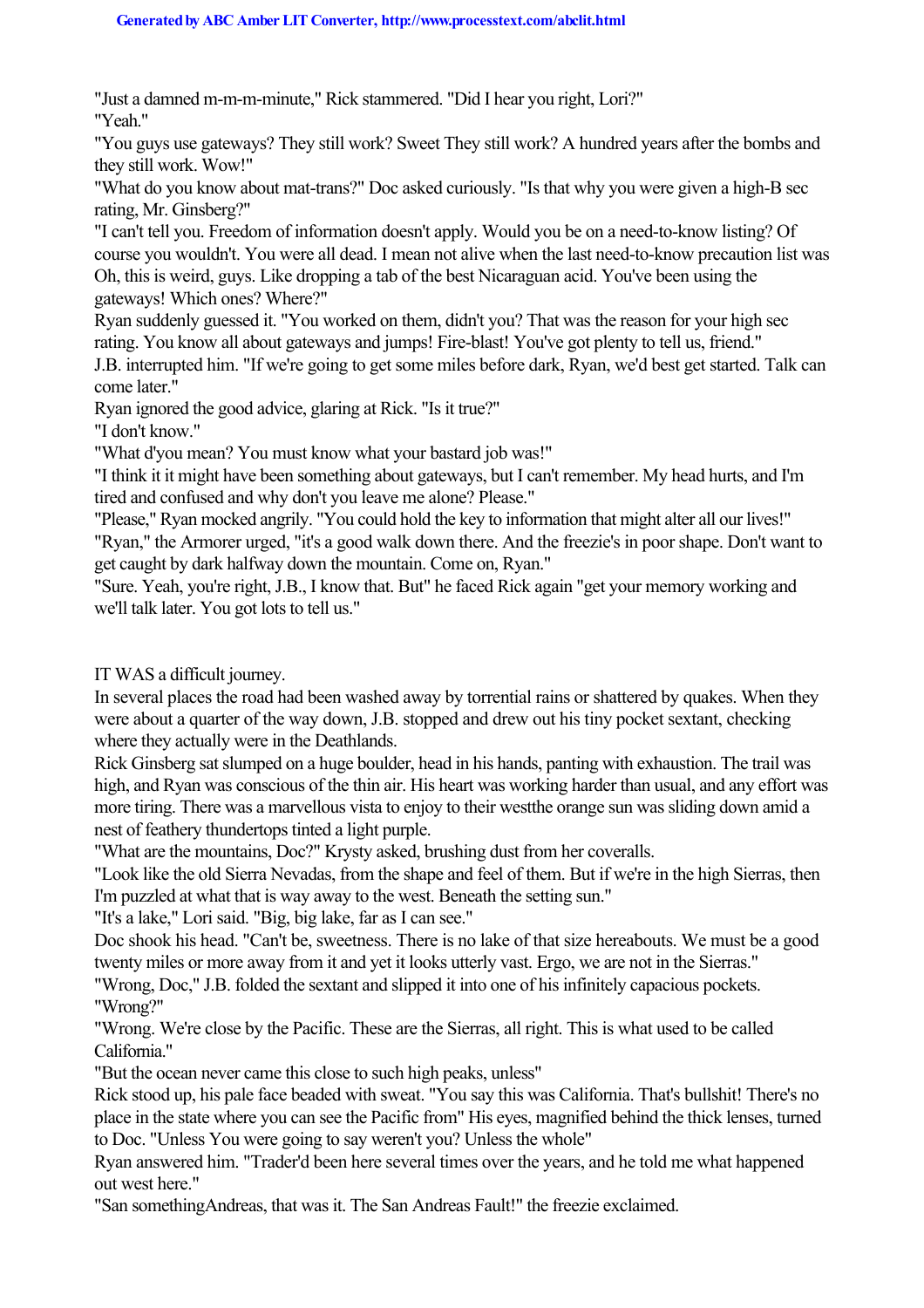"Just a damned m-m-m-minute," Rick stammered. "Did I hear you right, Lori?"

"Yeah."

"You guys use gateways? They still work? Sweet They still work? A hundred years after the bombs and they still work. Wow!"

"What do you know about mat-trans?" Doc asked curiously. "Is that why you were given a high-B sec rating, Mr. Ginsberg?"

"I can't tell you. Freedom of information doesn't apply. Would you be on a need-to-know listing? Of course you wouldn't. You were all dead. I mean not alive when the last need-to-know precaution list was Oh, this is weird, guys. Like dropping a tab of the best Nicaraguan acid. You've been using the gateways! Which ones? Where?"

Ryan suddenly guessed it. "You worked on them, didn't you? That was the reason for your high sec rating. You know all about gateways and jumps! Fire-blast! You've got plenty to tell us, friend."

J.B. interrupted him. "If we're going to get some miles before dark, Ryan, we'd best get started. Talk can come later."

Ryan ignored the good advice, glaring at Rick. "Is it true?"

"I don't know."

"What d'you mean? You must know what your bastard job was!"

"I think it it might have been something about gateways, but I can't remember. My head hurts, and I'm tired and confused and why don't you leave me alone? Please."

"Please," Ryan mocked angrily. "You could hold the key to information that might alter all our lives!"

"Ryan," the Armorer urged, "it's a good walk down there. And the freezie's in poor shape. Don't want to get caught by dark halfway down the mountain. Come on, Ryan."

"Sure. Yeah, you're right, J.B., I know that. But" he faced Rick again "get your memory working and we'll talk later. You got lots to tell us."

IT WAS a difficult journey.

In several places the road had been washed away by torrential rains or shattered by quakes. When they were about a quarter of the way down, J.B. stopped and drew out his tiny pocket sextant, checking where they actually were in the Deathlands.

Rick Ginsberg sat slumped on a huge boulder, head in his hands, panting with exhaustion. The trail was high, and Ryan was conscious of the thin air. His heart was working harder than usual, and any effort was more tiring. There was a marvellous vista to enjoy to their westthe orange sun was sliding down amid a nest of feathery thundertops tinted a light purple.

"What are the mountains, Doc?" Krysty asked, brushing dust from her coveralls.

"Look like the old Sierra Nevadas, from the shape and feel of them. But if we're in the high Sierras, then I'm puzzled at what that is way away to the west. Beneath the setting sun."

"It's a lake," Lori said. "Big, big lake, far as I can see."

Doc shook his head. "Can't be, sweetness. There is no lake of that size hereabouts. We must be a good twenty miles or more away from it and yet it looks utterly vast. Ergo, we are not in the Sierras."

"Wrong, Doc," J.B. folded the sextant and slipped it into one of his infinitely capacious pockets.

"Wrong?"

"Wrong. We're close by the Pacific. These are the Sierras, all right. This is what used to be called California."

"But the ocean never came this close to such high peaks, unless"

Rick stood up, his pale face beaded with sweat. "You say this was California. That's bullshit! There's no place in the state where you can see the Pacific from" His eyes, magnified behind the thick lenses, turned to Doc. "Unless You were going to say weren't you? Unless the whole"

Ryan answered him. "Trader'd been here several times over the years, and he told me what happened out west here."

"San somethingAndreas, that was it. The San Andreas Fault!" the freezie exclaimed.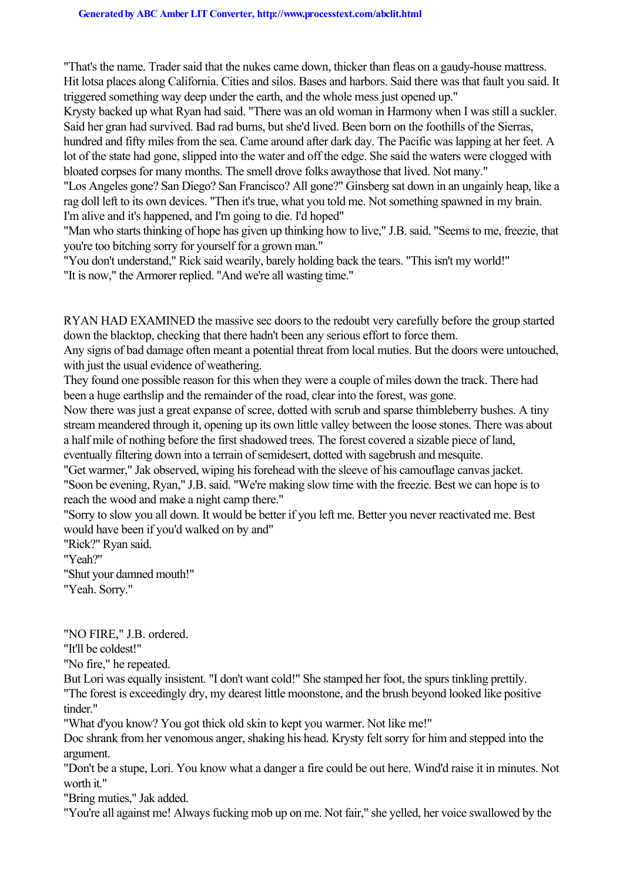"That's the name. Trader said that the nukes came down, thicker than fleas on a gaudy-house mattress. Hit lotsa places along California. Cities and silos. Bases and harbors. Said there was that fault you said. It triggered something way deep under the earth, and the whole mess just opened up."

Krysty backed up what Ryan had said. "There was an old woman in Harmony when I was still a suckler. Said her gran had survived. Bad rad burns, but she'd lived. Been born on the foothills of the Sierras, hundred and fifty miles from the sea. Came around after dark day. The Pacific was lapping at her feet. A lot of the state had gone, slipped into the water and off the edge. She said the waters were clogged with bloated corpses for many months. The smell drove folks awaythose that lived. Not many."

"Los Angeles gone? San Diego? San Francisco? All gone?" Ginsberg sat down in an ungainly heap, like a rag doll left to its own devices. "Then it's true, what you told me. Not something spawned in my brain. I'm alive and it's happened, and I'm going to die. I'd hoped"

"Man who starts thinking of hope has given up thinking how to live," J.B. said. "Seems to me, freezie, that you're too bitching sorry for yourself for a grown man."

"You don't understand," Rick said wearily, barely holding back the tears. "This isn't my world!"

"It is now," the Armorer replied. "And we're all wasting time."

RYAN HAD EXAMINED the massive sec doors to the redoubt very carefully before the group started down the blacktop, checking that there hadn't been any serious effort to force them.

Any signs of bad damage often meant a potential threat from local muties. But the doors were untouched, with just the usual evidence of weathering.

They found one possible reason for this when they were a couple of miles down the track. There had been a huge earthslip and the remainder of the road, clear into the forest, was gone.

Now there was just a great expanse of scree, dotted with scrub and sparse thimbleberry bushes. A tiny stream meandered through it, opening up its own little valley between the loose stones. There was about a half mile of nothing before the first shadowed trees. The forest covered a sizable piece of land, eventually filtering down into a terrain of semidesert, dotted with sagebrush and mesquite.

"Get warmer," Jak observed, wiping his forehead with the sleeve of his camouflage canvas jacket.

"Soon be evening, Ryan," J.B. said. "We're making slow time with the freezie. Best we can hope is to reach the wood and make a night camp there."

"Sorry to slow you all down. It would be better if you left me. Better you never reactivated me. Best would have been if you'd walked on by and"

"Rick?" Ryan said.

"Yeah?"

"Shut your damned mouth!"

"Yeah. Sorry."

"NO FIRE," J.B. ordered.

"It'll be coldest!"

"No fire," he repeated.

But Lori was equally insistent. "I don't want cold!" She stamped her foot, the spurs tinkling prettily.

"The forest is exceedingly dry, my dearest little moonstone, and the brush beyond looked like positive tinder."

"What d'you know? You got thick old skin to kept you warmer. Not like me!"

Doc shrank from her venomous anger, shaking his head. Krysty felt sorry for him and stepped into the argument.

"Don't be a stupe, Lori. You know what a danger a fire could be out here. Wind'd raise it in minutes. Not worth it."

"Bring muties," Jak added.

"You're all against me! Always fucking mob up on me. Not fair," she yelled, her voice swallowed by the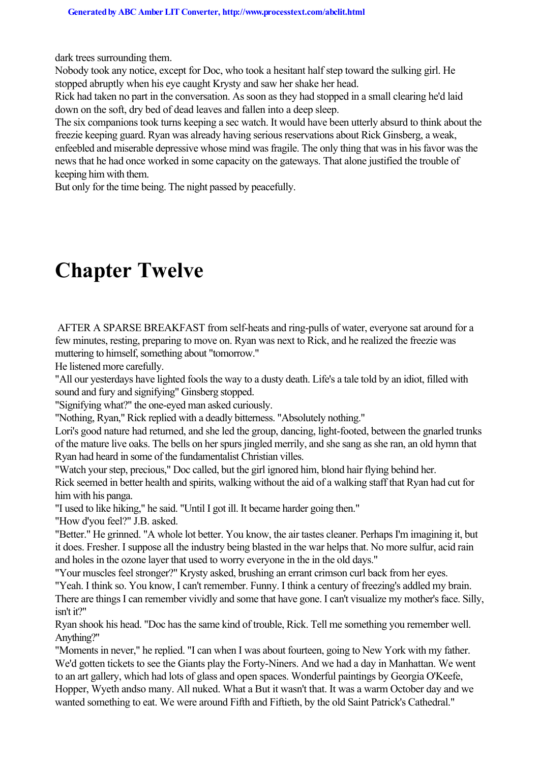dark trees surrounding them.

Nobody took any notice, except for Doc, who took a hesitant half step toward the sulking girl. He stopped abruptly when his eye caught Krysty and saw her shake her head.

Rick had taken no part in the conversation. As soon as they had stopped in a small clearing he'd laid down on the soft, dry bed of dead leaves and fallen into a deep sleep.

The six companions took turns keeping a sec watch. It would have been utterly absurd to think about the freezie keeping guard. Ryan was already having serious reservations about Rick Ginsberg, a weak, enfeebled and miserable depressive whose mind was fragile. The only thing that was in his favor was the news that he had once worked in some capacity on the gateways. That alone justified the trouble of keeping him with them.

But only for the time being. The night passed by peacefully.

# Chapter Twelve

AFTER A SPARSE BREAKFAST from self-heats and ring-pulls of water, everyone sat around for a few minutes, resting, preparing to move on. Ryan was next to Rick, and he realized the freezie was muttering to himself, something about "tomorrow."

He listened more carefully.

"All our yesterdays have lighted fools the way to a dusty death. Life's a tale told by an idiot, filled with sound and fury and signifying" Ginsberg stopped.

"Signifying what?" the one-eyed man asked curiously.

"Nothing, Ryan," Rick replied with a deadly bitterness. "Absolutely nothing."

Lori's good nature had returned, and she led the group, dancing, light-footed, between the gnarled trunks of the mature live oaks. The bells on her spurs jingled merrily, and she sang as she ran, an old hymn that Ryan had heard in some of the fundamentalist Christian villes.

"Watch your step, precious," Doc called, but the girl ignored him, blond hair flying behind her.

Rick seemed in better health and spirits, walking without the aid of a walking staff that Ryan had cut for him with his panga.

"I used to like hiking," he said. "Until I got ill. It became harder going then."

"How d'you feel?" J.B. asked.

"Better." He grinned. "A whole lot better. You know, the air tastes cleaner. Perhaps I'm imagining it, but it does. Fresher. I suppose all the industry being blasted in the war helps that. No more sulfur, acid rain and holes in the ozone layer that used to worry everyone in the in the old days."

"Your muscles feel stronger?" Krysty asked, brushing an errant crimson curl back from her eyes.

"Yeah. I think so. You know, I can't remember. Funny. I think a century of freezing's addled my brain. There are things I can remember vividly and some that have gone. I can't visualize my mother's face. Silly, isn't it?"

Ryan shook his head. "Doc has the same kind of trouble, Rick. Tell me something you remember well. Anything?"

"Moments in never," he replied. "I can when I was about fourteen, going to New York with my father. We'd gotten tickets to see the Giants play the Forty-Niners. And we had a day in Manhattan. We went to an art gallery, which had lots of glass and open spaces. Wonderful paintings by Georgia O'Keefe, Hopper, Wyeth andso many. All nuked. What a But it wasn't that. It was a warm October day and we wanted something to eat. We were around Fifth and Fiftieth, by the old Saint Patrick's Cathedral."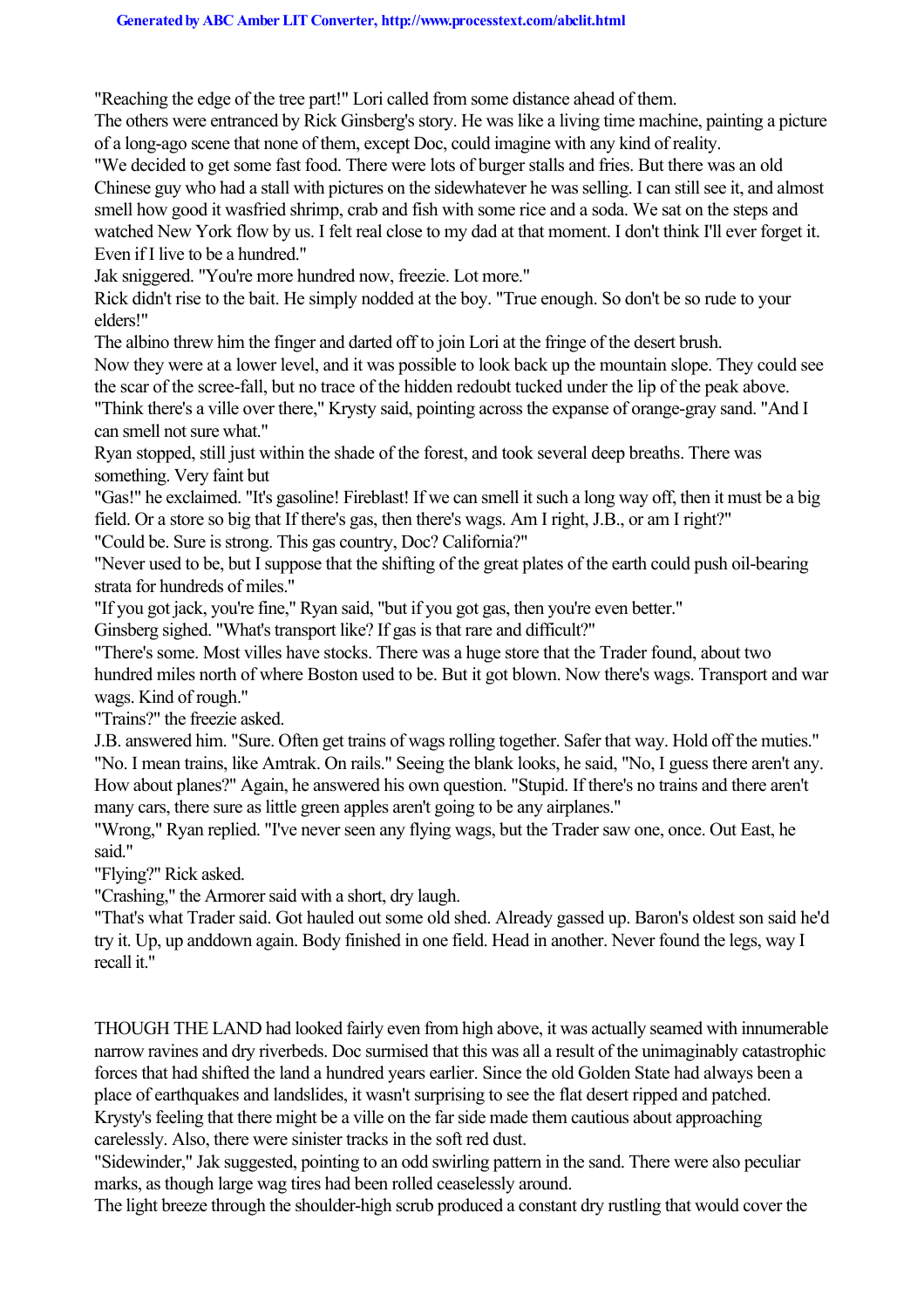"Reaching the edge of the tree part!" Lori called from some distance ahead of them.

The others were entranced by Rick Ginsberg's story. He was like a living time machine, painting a picture of a long-ago scene that none of them, except Doc, could imagine with any kind of reality.

"We decided to get some fast food. There were lots of burger stalls and fries. But there was an old Chinese guy who had a stall with pictures on the sidewhatever he was selling. I can still see it, and almost smell how good it wasfried shrimp, crab and fish with some rice and a soda. We sat on the steps and watched New York flow by us. I felt real close to my dad at that moment. I don't think I'll ever forget it. Even if I live to be a hundred."

Jak sniggered. "You're more hundred now, freezie. Lot more."

Rick didn't rise to the bait. He simply nodded at the boy. "True enough. So don't be so rude to your elders!"

The albino threw him the finger and darted off to join Lori at the fringe of the desert brush.

Now they were at a lower level, and it was possible to look back up the mountain slope. They could see the scar of the scree-fall, but no trace of the hidden redoubt tucked under the lip of the peak above.

"Think there's a ville over there," Krysty said, pointing across the expanse of orange-gray sand. "And I can smell not sure what."

Ryan stopped, still just within the shade of the forest, and took several deep breaths. There was something. Very faint but

"Gas!" he exclaimed. "It's gasoline! Fireblast! If we can smell it such a long way off, then it must be a big field. Or a store so big that If there's gas, then there's wags. Am I right, J.B., or am I right?"

"Could be. Sure is strong. This gas country, Doc? California?"

"Never used to be, but I suppose that the shifting of the great plates of the earth could push oil-bearing strata for hundreds of miles."

"If you got jack, you're fine," Ryan said, "but if you got gas, then you're even better."

Ginsberg sighed. "What's transport like? If gas is that rare and difficult?"

"There's some. Most villes have stocks. There was a huge store that the Trader found, about two hundred miles north of where Boston used to be. But it got blown. Now there's wags. Transport and war wags. Kind of rough."

"Trains?" the freezie asked.

J.B. answered him. "Sure. Often get trains of wags rolling together. Safer that way. Hold off the muties."

"No. I mean trains, like Amtrak. On rails." Seeing the blank looks, he said, "No, I guess there aren't any. How about planes?" Again, he answered his own question. "Stupid. If there's no trains and there aren't many cars, there sure as little green apples aren't going to be any airplanes."

"Wrong," Ryan replied. "I've never seen any flying wags, but the Trader saw one, once. Out East, he said."

"Flying?" Rick asked.

"Crashing," the Armorer said with a short, dry laugh.

"That's what Trader said. Got hauled out some old shed. Already gassed up. Baron's oldest son said he'd try it. Up, up anddown again. Body finished in one field. Head in another. Never found the legs, way I recall it."

THOUGH THE LAND had looked fairly even from high above, it was actually seamed with innumerable narrow ravines and dry riverbeds. Doc surmised that this was all a result of the unimaginably catastrophic forces that had shifted the land a hundred years earlier. Since the old Golden State had always been a place of earthquakes and landslides, it wasn't surprising to see the flat desert ripped and patched.

Krysty's feeling that there might be a ville on the far side made them cautious about approaching carelessly. Also, there were sinister tracks in the soft red dust.

"Sidewinder," Jak suggested, pointing to an odd swirling pattern in the sand. There were also peculiar marks, as though large wag tires had been rolled ceaselessly around.

The light breeze through the shoulder-high scrub produced a constant dry rustling that would cover the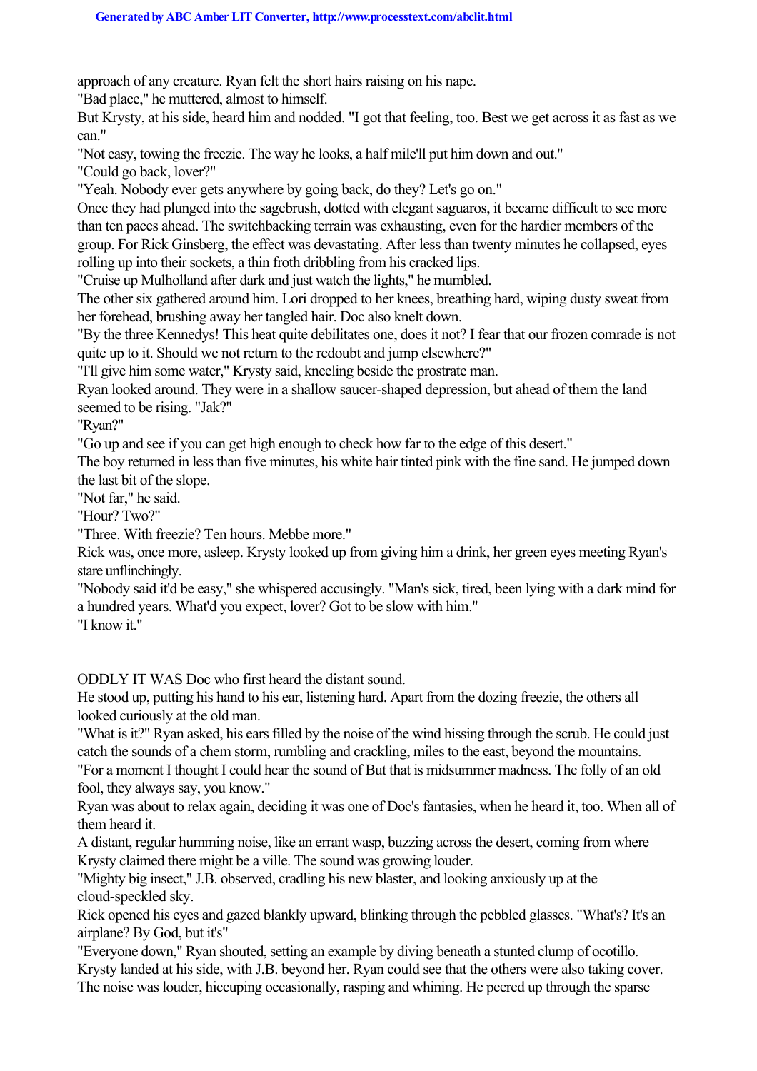approach of any creature. Ryan felt the short hairs raising on his nape.

"Bad place," he muttered, almost to himself.

But Krysty, at his side, heard him and nodded. "I got that feeling, too. Best we get across it as fast as we can."

"Not easy, towing the freezie. The way he looks, a half mile'll put him down and out."

"Could go back, lover?"

"Yeah. Nobody ever gets anywhere by going back, do they? Let's go on."

Once they had plunged into the sagebrush, dotted with elegant saguaros, it became difficult to see more than ten paces ahead. The switchbacking terrain was exhausting, even for the hardier members of the group. For Rick Ginsberg, the effect was devastating. After less than twenty minutes he collapsed, eyes rolling up into their sockets, a thin froth dribbling from his cracked lips.

"Cruise up Mulholland after dark and just watch the lights," he mumbled.

The other six gathered around him. Lori dropped to her knees, breathing hard, wiping dusty sweat from her forehead, brushing away her tangled hair. Doc also knelt down.

"By the three Kennedys! This heat quite debilitates one, does it not? I fear that our frozen comrade is not quite up to it. Should we not return to the redoubt and jump elsewhere?"

"I'll give him some water," Krysty said, kneeling beside the prostrate man.

Ryan looked around. They were in a shallow saucer-shaped depression, but ahead of them the land seemed to be rising. "Jak?"

"Ryan?"

"Go up and see if you can get high enough to check how far to the edge of this desert."

The boy returned in less than five minutes, his white hair tinted pink with the fine sand. He jumped down the last bit of the slope.

"Not far," he said.

"Hour? Two?"

"Three. With freezie? Ten hours. Mebbe more."

Rick was, once more, asleep. Krysty looked up from giving him a drink, her green eyes meeting Ryan's stare unflinchingly.

"Nobody said it'd be easy," she whispered accusingly. "Man's sick, tired, been lying with a dark mind for a hundred years. What'd you expect, lover? Got to be slow with him."

"I know it."

ODDLY IT WAS Doc who first heard the distant sound.

He stood up, putting his hand to his ear, listening hard. Apart from the dozing freezie, the others all looked curiously at the old man.

"What is it?" Ryan asked, his ears filled by the noise of the wind hissing through the scrub. He could just catch the sounds of a chem storm, rumbling and crackling, miles to the east, beyond the mountains.

"For a moment I thought I could hear the sound of But that is midsummer madness. The folly of an old fool, they always say, you know."

Ryan was about to relax again, deciding it was one of Doc's fantasies, when he heard it, too. When all of them heard it.

A distant, regular humming noise, like an errant wasp, buzzing across the desert, coming from where Krysty claimed there might be a ville. The sound was growing louder.

"Mighty big insect," J.B. observed, cradling his new blaster, and looking anxiously up at the cloud-speckled sky.

Rick opened his eyes and gazed blankly upward, blinking through the pebbled glasses. "What's? It's an airplane? By God, but it's"

"Everyone down," Ryan shouted, setting an example by diving beneath a stunted clump of ocotillo. Krysty landed at his side, with J.B. beyond her. Ryan could see that the others were also taking cover. The noise was louder, hiccuping occasionally, rasping and whining. He peered up through the sparse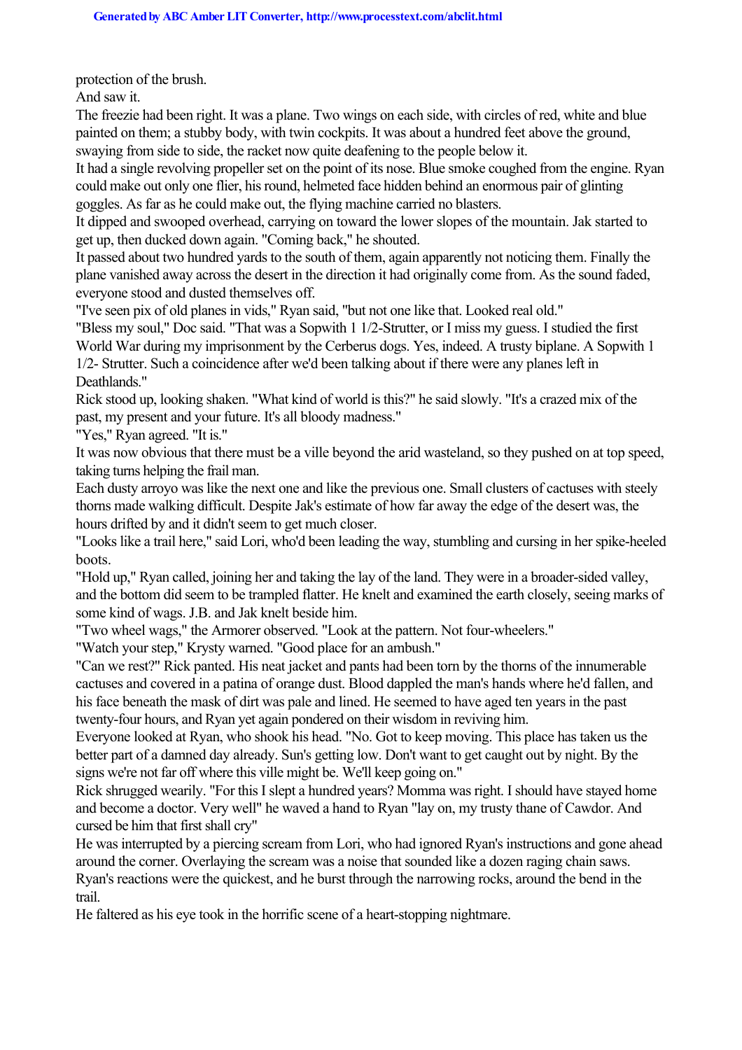protection of the brush.

And saw it.

The freezie had been right. It was a plane. Two wings on each side, with circles of red, white and blue painted on them; a stubby body, with twin cockpits. It was about a hundred feet above the ground, swaying from side to side, the racket now quite deafening to the people below it.

It had a single revolving propeller set on the point of its nose. Blue smoke coughed from the engine. Ryan could make out only one flier, his round, helmeted face hidden behind an enormous pair of glinting goggles. As far as he could make out, the flying machine carried no blasters.

It dipped and swooped overhead, carrying on toward the lower slopes of the mountain. Jak started to get up, then ducked down again. "Coming back," he shouted.

It passed about two hundred yards to the south of them, again apparently not noticing them. Finally the plane vanished away across the desert in the direction it had originally come from. As the sound faded, everyone stood and dusted themselves off.

"I've seen pix of old planes in vids," Ryan said, "but not one like that. Looked real old."

"Bless my soul," Doc said. "That was a Sopwith 1 1/2-Strutter, or I miss my guess. I studied the first World War during my imprisonment by the Cerberus dogs. Yes, indeed. A trusty biplane. A Sopwith 1 1/2- Strutter. Such a coincidence after we'd been talking about if there were any planes left in Deathlands."

Rick stood up, looking shaken. "What kind of world is this?" he said slowly. "It's a crazed mix of the past, my present and your future. It's all bloody madness."

"Yes," Ryan agreed. "It is."

It was now obvious that there must be a ville beyond the arid wasteland, so they pushed on at top speed, taking turns helping the frail man.

Each dusty arroyo was like the next one and like the previous one. Small clusters of cactuses with steely thorns made walking difficult. Despite Jak's estimate of how far away the edge of the desert was, the hours drifted by and it didn't seem to get much closer.

"Looks like a trail here," said Lori, who'd been leading the way, stumbling and cursing in her spike-heeled boots.

"Hold up," Ryan called, joining her and taking the lay of the land. They were in a broader-sided valley, and the bottom did seem to be trampled flatter. He knelt and examined the earth closely, seeing marks of some kind of wags. J.B. and Jak knelt beside him.

"Two wheel wags," the Armorer observed. "Look at the pattern. Not four-wheelers."

"Watch your step," Krysty warned. "Good place for an ambush."

"Can we rest?" Rick panted. His neat jacket and pants had been torn by the thorns of the innumerable cactuses and covered in a patina of orange dust. Blood dappled the man's hands where he'd fallen, and his face beneath the mask of dirt was pale and lined. He seemed to have aged ten years in the past twenty-four hours, and Ryan yet again pondered on their wisdom in reviving him.

Everyone looked at Ryan, who shook his head. "No. Got to keep moving. This place has taken us the better part of a damned day already. Sun's getting low. Don't want to get caught out by night. By the signs we're not far off where this ville might be. We'll keep going on."

Rick shrugged wearily. "For this I slept a hundred years? Momma was right. I should have stayed home and become a doctor. Very well" he waved a hand to Ryan "lay on, my trusty thane of Cawdor. And cursed be him that first shall cry"

He was interrupted by a piercing scream from Lori, who had ignored Ryan's instructions and gone ahead around the corner. Overlaying the scream was a noise that sounded like a dozen raging chain saws. Ryan's reactions were the quickest, and he burst through the narrowing rocks, around the bend in the trail.

He faltered as his eye took in the horrific scene of a heart-stopping nightmare.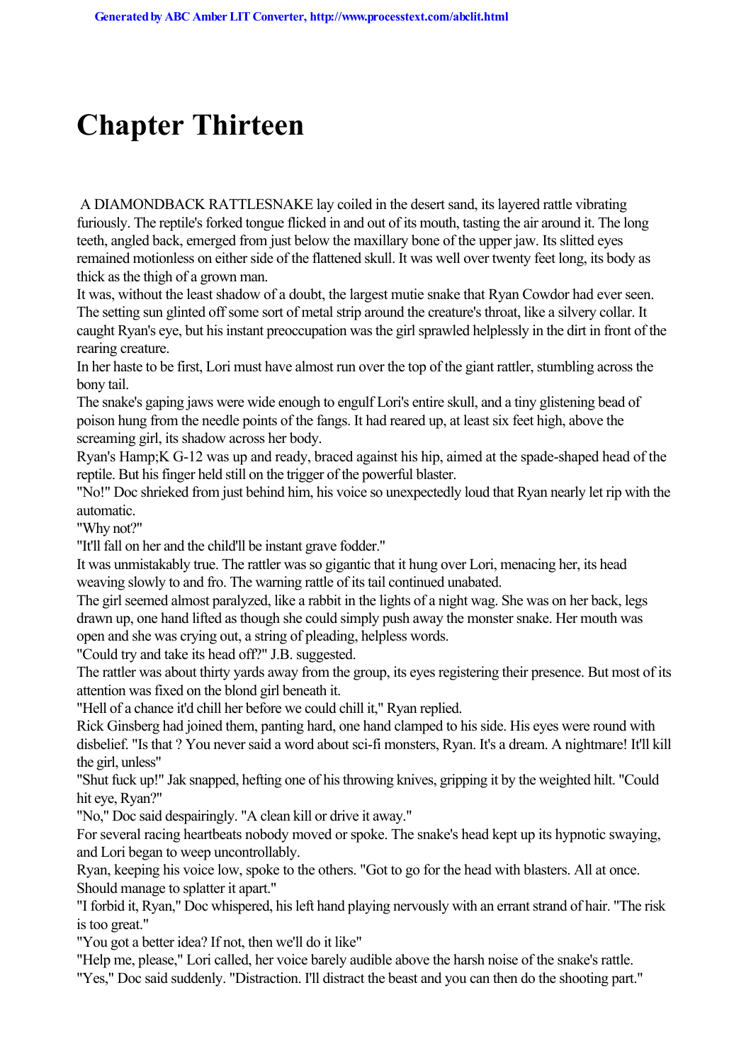# Chapter Thirteen

A DIAMONDBACK RATTLESNAKE lay coiled in the desert sand, its layered rattle vibrating furiously. The reptile's forked tongue flicked in and out of its mouth, tasting the air around it. The long teeth, angled back, emerged from just below the maxillary bone of the upper jaw. Its slitted eyes remained motionless on either side of the flattened skull. It was well over twenty feet long, its body as thick as the thigh of a grown man.

It was, without the least shadow of a doubt, the largest mutie snake that Ryan Cowdor had ever seen. The setting sun glinted off some sort of metal strip around the creature's throat, like a silvery collar. It caught Ryan's eye, but his instant preoccupation was the girl sprawled helplessly in the dirt in front of the rearing creature.

In her haste to be first, Lori must have almost run over the top of the giant rattler, stumbling across the bony tail.

The snake's gaping jaws were wide enough to engulf Lori's entire skull, and a tiny glistening bead of poison hung from the needle points of the fangs. It had reared up, at least six feet high, above the screaming girl, its shadow across her body.

Ryan's Hamp;K G-12 was up and ready, braced against his hip, aimed at the spade-shaped head of the reptile. But his finger held still on the trigger of the powerful blaster.

"No!" Doc shrieked from just behind him, his voice so unexpectedly loud that Ryan nearly let rip with the automatic.

"Why not?"

"It'll fall on her and the child'll be instant grave fodder."

It was unmistakably true. The rattler was so gigantic that it hung over Lori, menacing her, its head weaving slowly to and fro. The warning rattle of its tail continued unabated.

The girl seemed almost paralyzed, like a rabbit in the lights of a night wag. She was on her back, legs drawn up, one hand lifted as though she could simply push away the monster snake. Her mouth was open and she was crying out, a string of pleading, helpless words.

"Could try and take its head off?" J.B. suggested.

The rattler was about thirty yards away from the group, its eyes registering their presence. But most of its attention was fixed on the blond girl beneath it.

"Hell of a chance it'd chill her before we could chill it," Ryan replied.

Rick Ginsberg had joined them, panting hard, one hand clamped to his side. His eyes were round with disbelief. "Is that ? You never said a word about sci-fi monsters, Ryan. It's a dream. A nightmare! It'll kill the girl, unless"

"Shut fuck up!" Jak snapped, hefting one of his throwing knives, gripping it by the weighted hilt. "Could hit eye, Ryan?"

"No," Doc said despairingly. "A clean kill or drive it away."

For several racing heartbeats nobody moved or spoke. The snake's head kept up its hypnotic swaying, and Lori began to weep uncontrollably.

Ryan, keeping his voice low, spoke to the others. "Got to go for the head with blasters. All at once. Should manage to splatter it apart."

"I forbid it, Ryan," Doc whispered, his left hand playing nervously with an errant strand of hair. "The risk is too great."

"You got a better idea? If not, then we'll do it like"

"Help me, please," Lori called, her voice barely audible above the harsh noise of the snake's rattle.

"Yes," Doc said suddenly. "Distraction. I'll distract the beast and you can then do the shooting part."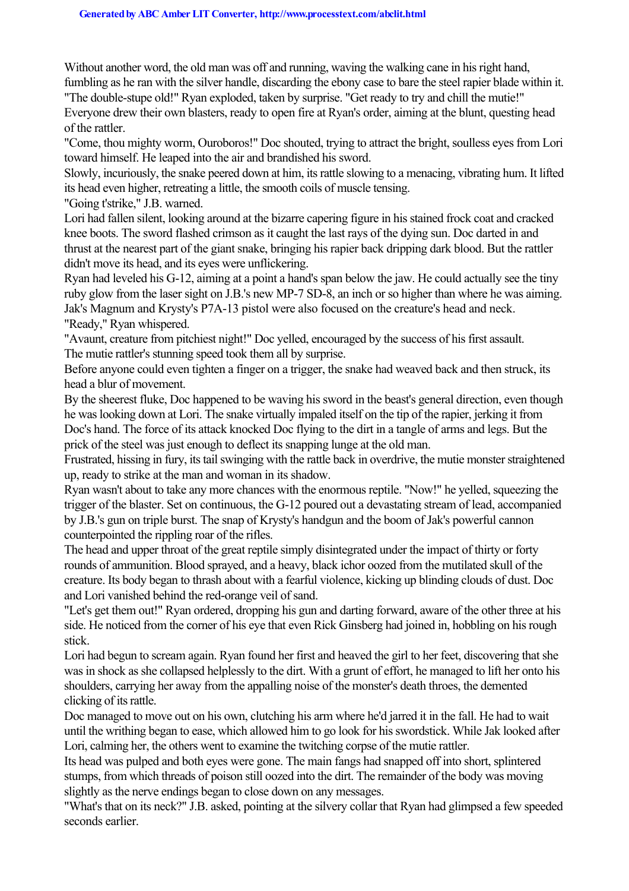Without another word, the old man was off and running, waving the walking cane in his right hand, fumbling as he ran with the silver handle, discarding the ebony case to bare the steel rapier blade within it.

"The double-stupe old!" Ryan exploded, taken by surprise. "Get ready to try and chill the mutie!"

Everyone drew their own blasters, ready to open fire at Ryan's order, aiming at the blunt, questing head of the rattler.

"Come, thou mighty worm, Ouroboros!" Doc shouted, trying to attract the bright, soulless eyes from Lori toward himself. He leaped into the air and brandished his sword.

Slowly, incuriously, the snake peered down at him, its rattle slowing to a menacing, vibrating hum. It lifted its head even higher, retreating a little, the smooth coils of muscle tensing.

"Going t'strike," J.B. warned.

Lori had fallen silent, looking around at the bizarre capering figure in his stained frock coat and cracked knee boots. The sword flashed crimson as it caught the last rays of the dying sun. Doc darted in and thrust at the nearest part of the giant snake, bringing his rapier back dripping dark blood. But the rattler didn't move its head, and its eyes were unflickering.

Ryan had leveled his G-12, aiming at a point a hand's span below the jaw. He could actually see the tiny ruby glow from the laser sight on J.B.'s new MP-7 SD-8, an inch or so higher than where he was aiming. Jak's Magnum and Krysty's P7A-13 pistol were also focused on the creature's head and neck.

"Ready," Ryan whispered.

"Avaunt, creature from pitchiest night!" Doc yelled, encouraged by the success of his first assault.

The mutie rattler's stunning speed took them all by surprise.

Before anyone could even tighten a finger on a trigger, the snake had weaved back and then struck, its head a blur of movement.

By the sheerest fluke, Doc happened to be waving his sword in the beast's general direction, even though he was looking down at Lori. The snake virtually impaled itself on the tip of the rapier, jerking it from Doc's hand. The force of its attack knocked Doc flying to the dirt in a tangle of arms and legs. But the prick of the steel was just enough to deflect its snapping lunge at the old man.

Frustrated, hissing in fury, its tail swinging with the rattle back in overdrive, the mutie monster straightened up, ready to strike at the man and woman in its shadow.

Ryan wasn't about to take any more chances with the enormous reptile. "Now!" he yelled, squeezing the trigger of the blaster. Set on continuous, the G-12 poured out a devastating stream of lead, accompanied by J.B.'s gun on triple burst. The snap of Krysty's handgun and the boom of Jak's powerful cannon counterpointed the rippling roar of the rifles.

The head and upper throat of the great reptile simply disintegrated under the impact of thirty or forty rounds of ammunition. Blood sprayed, and a heavy, black ichor oozed from the mutilated skull of the creature. Its body began to thrash about with a fearful violence, kicking up blinding clouds of dust. Doc and Lori vanished behind the red-orange veil of sand.

"Let's get them out!" Ryan ordered, dropping his gun and darting forward, aware of the other three at his side. He noticed from the corner of his eye that even Rick Ginsberg had joined in, hobbling on his rough stick.

Lori had begun to scream again. Ryan found her first and heaved the girl to her feet, discovering that she was in shock as she collapsed helplessly to the dirt. With a grunt of effort, he managed to lift her onto his shoulders, carrying her away from the appalling noise of the monster's death throes, the demented clicking of its rattle.

Doc managed to move out on his own, clutching his arm where he'd jarred it in the fall. He had to wait until the writhing began to ease, which allowed him to go look for his swordstick. While Jak looked after Lori, calming her, the others went to examine the twitching corpse of the mutie rattler.

Its head was pulped and both eyes were gone. The main fangs had snapped off into short, splintered stumps, from which threads of poison still oozed into the dirt. The remainder of the body was moving slightly as the nerve endings began to close down on any messages.

"What's that on its neck?" J.B. asked, pointing at the silvery collar that Ryan had glimpsed a few speeded seconds earlier.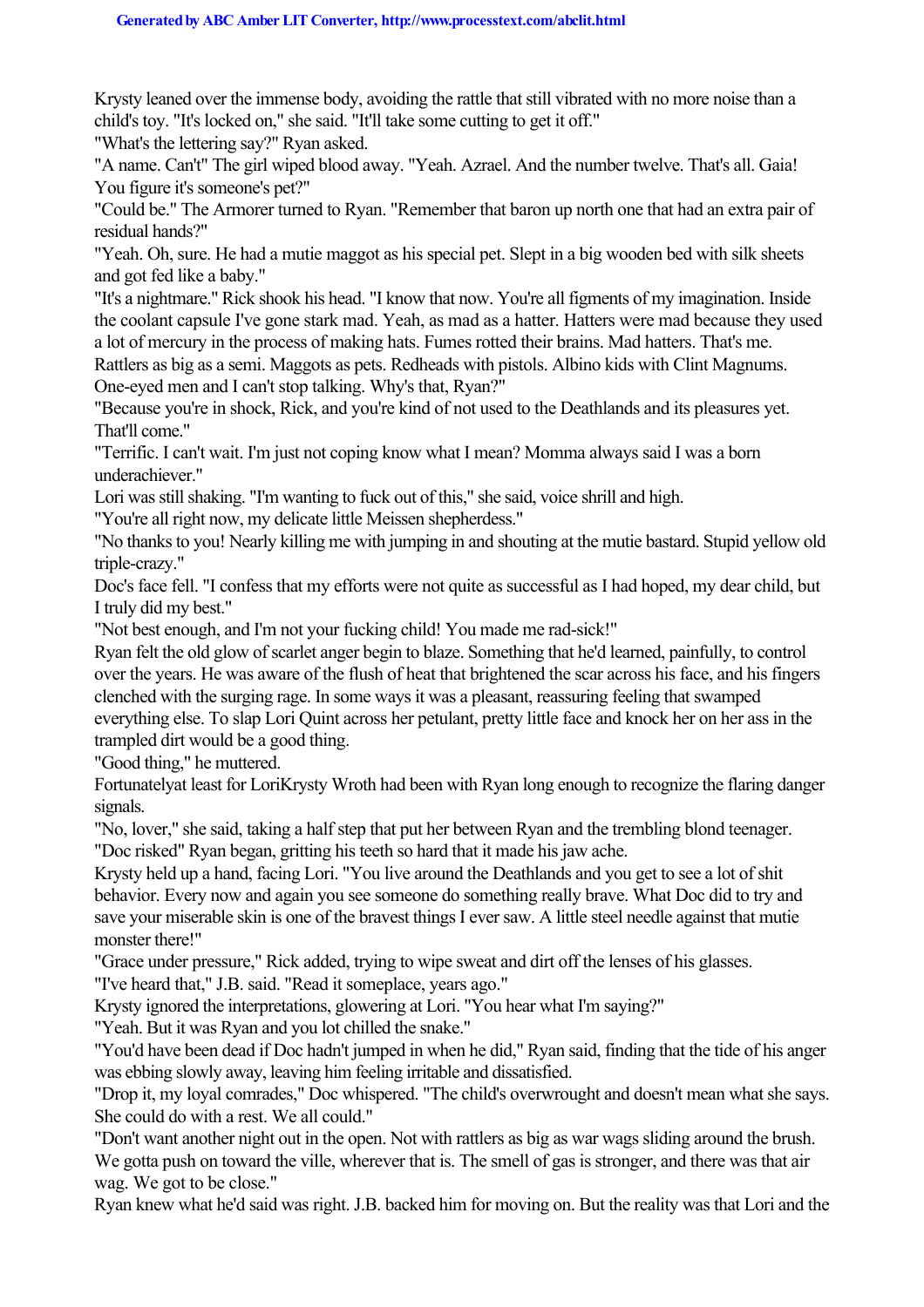Krysty leaned over the immense body, avoiding the rattle that still vibrated with no more noise than a child's toy. "It's locked on," she said. "It'll take some cutting to get it off."

"What's the lettering say?" Ryan asked.

"A name. Can't" The girl wiped blood away. "Yeah. Azrael. And the number twelve. That's all. Gaia! You figure it's someone's pet?"

"Could be." The Armorer turned to Ryan. "Remember that baron up north one that had an extra pair of residual hands?"

"Yeah. Oh, sure. He had a mutie maggot as his special pet. Slept in a big wooden bed with silk sheets and got fed like a baby."

"It's a nightmare." Rick shook his head. "I know that now. You're all figments of my imagination. Inside the coolant capsule I've gone stark mad. Yeah, as mad as a hatter. Hatters were mad because they used a lot of mercury in the process of making hats. Fumes rotted their brains. Mad hatters. That's me. Rattlers as big as a semi. Maggots as pets. Redheads with pistols. Albino kids with Clint Magnums. One-eyed men and I can't stop talking. Why's that, Ryan?"

"Because you're in shock, Rick, and you're kind of not used to the Deathlands and its pleasures yet. That'll come."

"Terrific. I can't wait. I'm just not coping know what I mean? Momma always said I was a born underachiever."

Lori was still shaking. "I'm wanting to fuck out of this," she said, voice shrill and high.

"You're all right now, my delicate little Meissen shepherdess."

"No thanks to you! Nearly killing me with jumping in and shouting at the mutie bastard. Stupid yellow old triple-crazy."

Doc's face fell. "I confess that my efforts were not quite as successful as I had hoped, my dear child, but I truly did my best."

"Not best enough, and I'm not your fucking child! You made me rad-sick!"

Ryan felt the old glow of scarlet anger begin to blaze. Something that he'd learned, painfully, to control over the years. He was aware of the flush of heat that brightened the scar across his face, and his fingers clenched with the surging rage. In some ways it was a pleasant, reassuring feeling that swamped everything else. To slap Lori Quint across her petulant, pretty little face and knock her on her ass in the trampled dirt would be a good thing.

"Good thing," he muttered.

Fortunatelyat least for LoriKrysty Wroth had been with Ryan long enough to recognize the flaring danger signals.

"No, lover," she said, taking a half step that put her between Ryan and the trembling blond teenager.

"Doc risked" Ryan began, gritting his teeth so hard that it made his jaw ache.

Krysty held up a hand, facing Lori. "You live around the Deathlands and you get to see a lot of shit behavior. Every now and again you see someone do something really brave. What Doc did to try and save your miserable skin is one of the bravest things I ever saw. A little steel needle against that mutie monster there!"

"Grace under pressure," Rick added, trying to wipe sweat and dirt off the lenses of his glasses.

"I've heard that," J.B. said. "Read it someplace, years ago."

Krysty ignored the interpretations, glowering at Lori. "You hear what I'm saying?"

"Yeah. But it was Ryan and you lot chilled the snake."

"You'd have been dead if Doc hadn't jumped in when he did," Ryan said, finding that the tide of his anger was ebbing slowly away, leaving him feeling irritable and dissatisfied.

"Drop it, my loyal comrades," Doc whispered. "The child's overwrought and doesn't mean what she says. She could do with a rest. We all could."

"Don't want another night out in the open. Not with rattlers as big as war wags sliding around the brush. We gotta push on toward the ville, wherever that is. The smell of gas is stronger, and there was that air wag. We got to be close."

Ryan knew what he'd said was right. J.B. backed him for moving on. But the reality was that Lori and the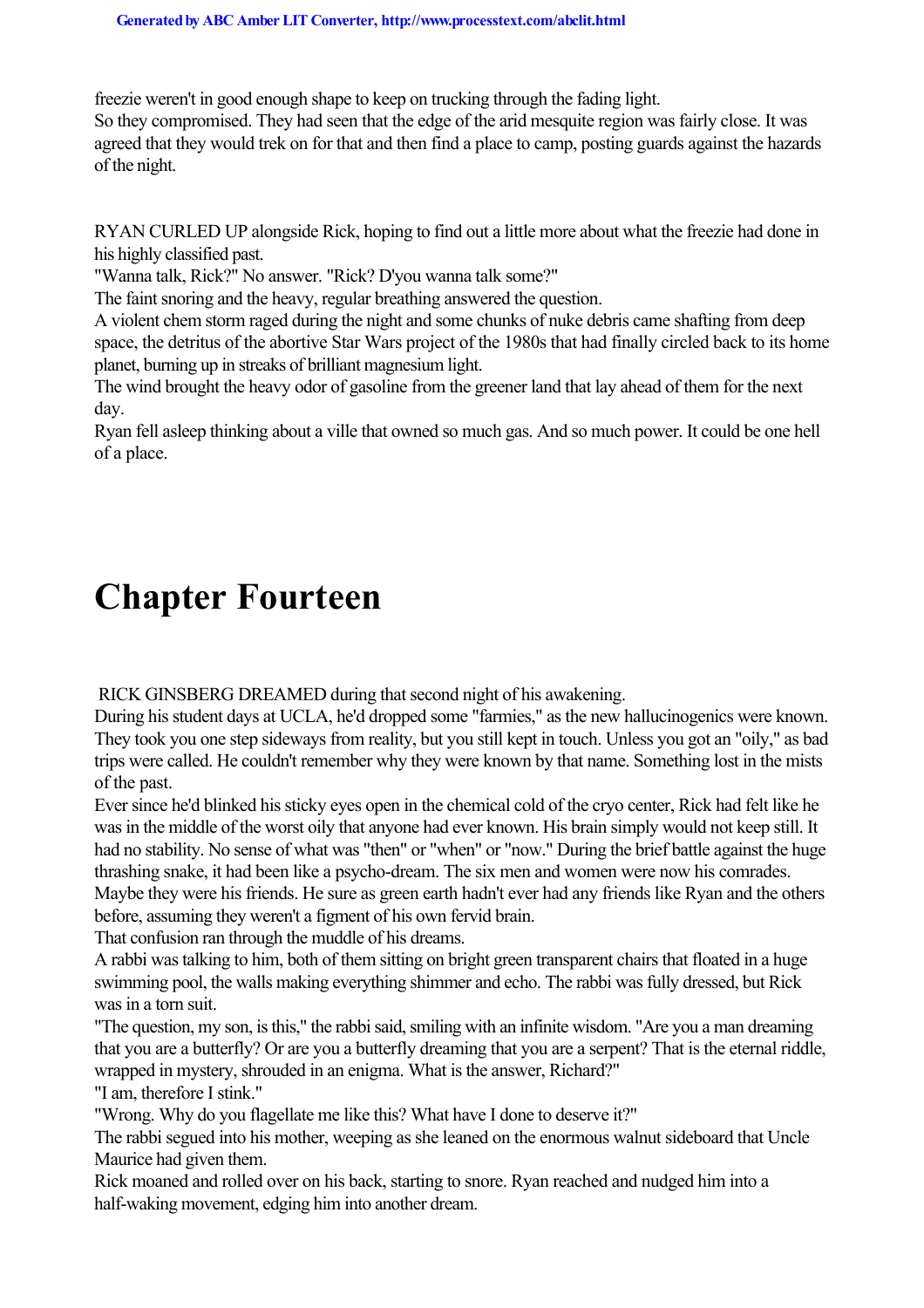freezie weren't in good enough shape to keep on trucking through the fading light.

So they compromised. They had seen that the edge of the arid mesquite region was fairly close. It was agreed that they would trek on for that and then find a place to camp, posting guards against the hazards of the night.

RYAN CURLED UP alongside Rick, hoping to find out a little more about what the freezie had done in his highly classified past.

"Wanna talk, Rick?" No answer. "Rick? D'you wanna talk some?"

The faint snoring and the heavy, regular breathing answered the question.

A violent chem storm raged during the night and some chunks of nuke debris came shafting from deep space, the detritus of the abortive Star Wars project of the 1980s that had finally circled back to its home planet, burning up in streaks of brilliant magnesium light.

The wind brought the heavy odor of gasoline from the greener land that lay ahead of them for the next day.

Ryan fell asleep thinking about a ville that owned so much gas. And so much power. It could be one hell of a place.

# Chapter Fourteen

RICK GINSBERG DREAMED during that second night of his awakening.

During his student days at UCLA, he'd dropped some "farmies," as the new hallucinogenics were known. They took you one step sideways from reality, but you still kept in touch. Unless you got an "oily," as bad trips were called. He couldn't remember why they were known by that name. Something lost in the mists of the past.

Ever since he'd blinked his sticky eyes open in the chemical cold of the cryo center, Rick had felt like he was in the middle of the worst oily that anyone had ever known. His brain simply would not keep still. It had no stability. No sense of what was "then" or "when" or "now." During the brief battle against the huge thrashing snake, it had been like a psycho-dream. The six men and women were now his comrades. Maybe they were his friends. He sure as green earth hadn't ever had any friends like Ryan and the others before, assuming they weren't a figment of his own fervid brain.

That confusion ran through the muddle of his dreams.

A rabbi was talking to him, both of them sitting on bright green transparent chairs that floated in a huge swimming pool, the walls making everything shimmer and echo. The rabbi was fully dressed, but Rick was in a torn suit.

"The question, my son, is this," the rabbi said, smiling with an infinite wisdom. "Are you a man dreaming that you are a butterfly? Or are you a butterfly dreaming that you are a serpent? That is the eternal riddle, wrapped in mystery, shrouded in an enigma. What is the answer, Richard?"

"I am, therefore I stink."

"Wrong. Why do you flagellate me like this? What have I done to deserve it?"

The rabbi segued into his mother, weeping as she leaned on the enormous walnut sideboard that Uncle Maurice had given them.

Rick moaned and rolled over on his back, starting to snore. Ryan reached and nudged him into a half-waking movement, edging him into another dream.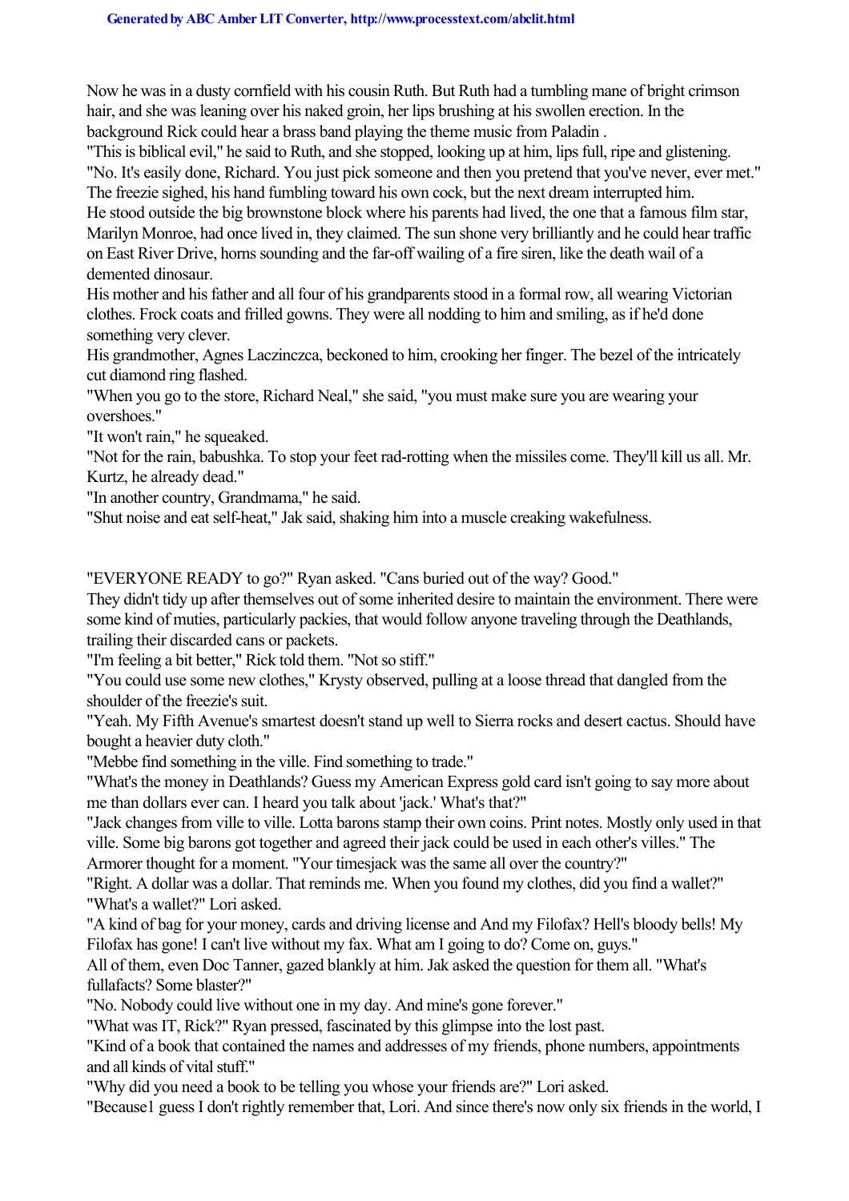Now he was in a dusty cornfield with his cousin Ruth. But Ruth had a tumbling mane of bright crimson hair, and she was leaning over his naked groin, her lips brushing at his swollen erection. In the background Rick could hear a brass band playing the theme music from *Paladin* .

"This is biblical evil," he said to Ruth, and she stopped, looking up at him, lips full, ripe and glistening. "No. It's easily done, Richard. You just pick someone and then you pretend that you've never, ever met."

The freezie sighed, his hand fumbling toward his own cock, but the next dream interrupted him.

He stood outside the big brownstone block where his parents had lived, the one that a famous film star, Marilyn Monroe, had once lived in, they claimed. The sun shone very brilliantly and he could hear traffic on East River Drive, horns sounding and the far-off wailing of a fire siren, like the death wail of a demented dinosaur.

His mother and his father and all four of his grandparents stood in a formal row, all wearing Victorian clothes. Frock coats and frilled gowns. They were all nodding to him and smiling, as if he'd done something very clever.

His grandmother, Agnes Laczinczca, beckoned to him, crooking her finger. The bezel of the intricately cut diamond ring flashed.

"When you go to the store, Richard Neal," she said, "you must make sure you are wearing your overshoes."

"It won't rain," he squeaked.

"Not for the rain, babushka. To stop your feet rad-rotting when the missiles come. They'll kill us all. Mr. Kurtz, he already dead."

"In another country, Grandmama," he said.

"Shut noise and eat self-heat," Jak said, shaking him into a muscle creaking wakefulness.

"EVERYONE READY to go?" Ryan asked. "Cans buried out of the way? Good."

They didn't tidy up after themselves out of some inherited desire to maintain the environment. There were some kind of muties, particularly packies, that would follow anyone traveling through the Deathlands, trailing their discarded cans or packets.

"I'm feeling a bit better," Rick told them. "Not so stiff."

"You could use some new clothes," Krysty observed, pulling at a loose thread that dangled from the shoulder of the freezie's suit.

"Yeah. My Fifth Avenue's smartest doesn't stand up well to Sierra rocks and desert cactus. Should have bought a heavier duty cloth."

"Mebbe find something in the ville. Find something to trade."

"What's the money in Deathlands? Guess my American Express gold card isn't going to say more about me than dollars ever can. I heard you talk about 'jack.' What's that?"

"Jack changes from ville to ville. Lotta barons stamp their own coins. Print notes. Mostly only used in that ville. Some big barons got together and agreed their jack could be used in each other's villes." The Armorer thought for a moment. "Your timesjack was the same all over the country?"

"Right. A dollar was a dollar. That reminds me. When you found my clothes, did you find a wallet?"

"What's a wallet?" Lori asked.

"A kind of bag for your money, cards and driving license and And my Filofax? Hell's bloody bells! My Filofax has gone! I can't live without my fax. What am I going to do? Come on, guys."

All of them, even Doc Tanner, gazed blankly at him. Jak asked the question for them all. "What's fullafacts? Some blaster?"

"No. Nobody could live without one in my day. And mine's gone forever."

"What was IT, Rick?" Ryan pressed, fascinated by this glimpse into the lost past.

"Kind of a book that contained the names and addresses of my friends, phone numbers, appointments and all kinds of vital stuff."

"Why did you need a book to be telling you whose your friends are?" Lori asked.

"Because1 guess I don't rightly remember that, Lori. And since there's now only six friends in the world, I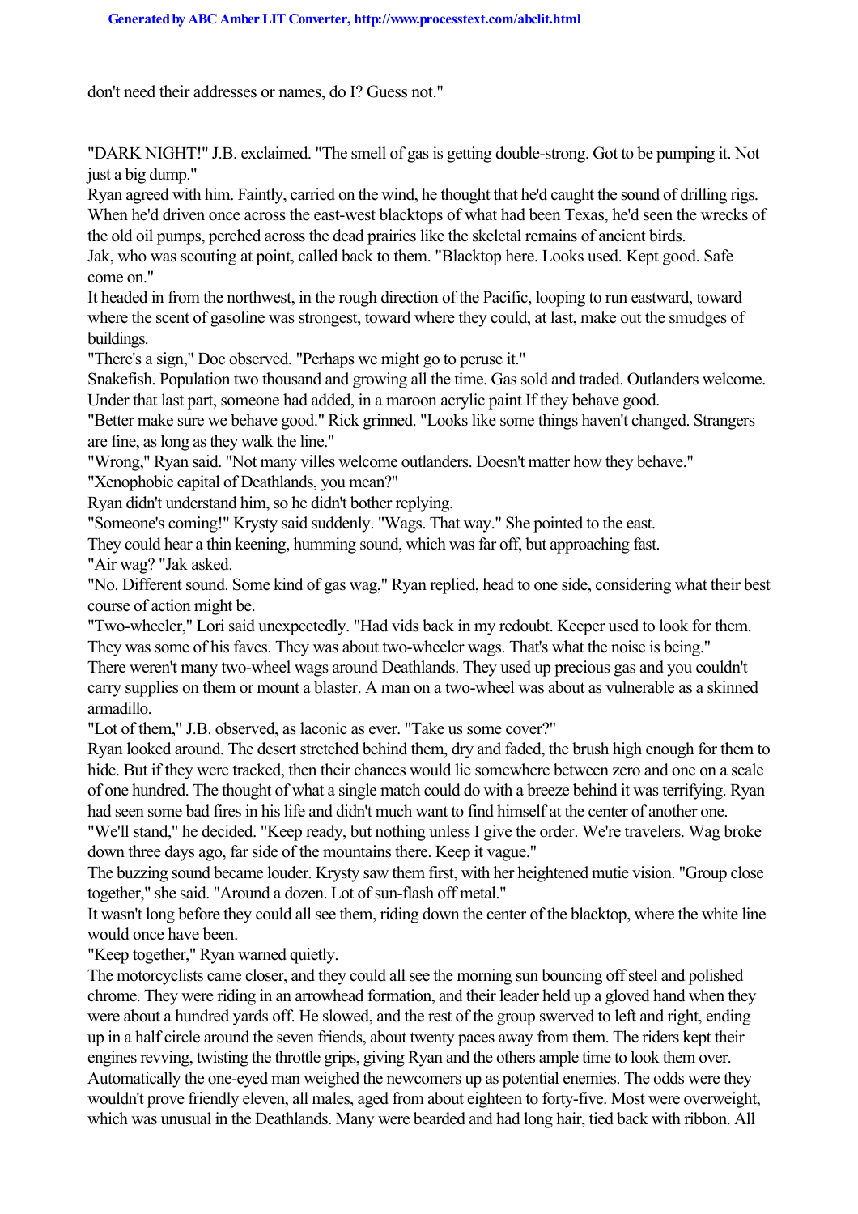don't need their addresses or names, do I? Guess not."

"DARK NIGHT!" J.B. exclaimed. "The smell of gas is getting double-strong. Got to be pumping it. Not just a big dump."

Ryan agreed with him. Faintly, carried on the wind, he thought that he'd caught the sound of drilling rigs. When he'd driven once across the east-west blacktops of what had been Texas, he'd seen the wrecks of the old oil pumps, perched across the dead prairies like the skeletal remains of ancient birds.

Jak, who was scouting at point, called back to them. "Blacktop here. Looks used. Kept good. Safe come on."

It headed in from the northwest, in the rough direction of the Pacific, looping to run eastward, toward where the scent of gasoline was strongest, toward where they could, at last, make out the smudges of buildings.

"There's a sign," Doc observed. "Perhaps we might go to peruse it."

Snakefish. Population two thousand and growing all the time. Gas sold and traded. Outlanders welcome. Under that last part, someone had added, in a maroon acrylic paint If they behave good.

"Better make sure we behave good." Rick grinned. "Looks like some things haven't changed. Strangers are fine, as long as they walk the line."

"Wrong," Ryan said. "Not many villes welcome outlanders. Doesn't matter how they behave."

"Xenophobic capital of Deathlands, you mean?"

Ryan didn't understand him, so he didn't bother replying.

"Someone's coming!" Krysty said suddenly. "Wags. That way." She pointed to the east.

They could hear a thin keening, humming sound, which was far off, but approaching fast.

"Air wag? "Jak asked.

"No. Different sound. Some kind of gas wag," Ryan replied, head to one side, considering what their best course of action might be.

"Two-wheeler," Lori said unexpectedly. "Had vids back in my redoubt. Keeper used to look for them. They was some of his faves. They was about two-wheeler wags. That's what the noise is being."

There weren't many two-wheel wags around Deathlands. They used up precious gas and you couldn't carry supplies on them or mount a blaster. A man on a two-wheel was about as vulnerable as a skinned armadillo.

"Lot of them," J.B. observed, as laconic as ever. "Take us some cover?"

Ryan looked around. The desert stretched behind them, dry and faded, the brush high enough for them to hide. But if they were tracked, then their chances would lie somewhere between zero and one on a scale of one hundred. The thought of what a single match could do with a breeze behind it was terrifying. Ryan had seen some bad fires in his life and didn't much want to find himself at the center of another one.

"We'll stand," he decided. "Keep ready, but nothing unless I give the order. We're travelers. Wag broke down three days ago, far side of the mountains there. Keep it vague."

The buzzing sound became louder. Krysty saw them first, with her heightened mutie vision. "Group close together," she said. "Around a dozen. Lot of sun-flash off metal."

It wasn't long before they could all see them, riding down the center of the blacktop, where the white line would once have been.

"Keep together," Ryan warned quietly.

The motorcyclists came closer, and they could all see the morning sun bouncing off steel and polished chrome. They were riding in an arrowhead formation, and their leader held up a gloved hand when they were about a hundred yards off. He slowed, and the rest of the group swerved to left and right, ending up in a half circle around the seven friends, about twenty paces away from them. The riders kept their engines revving, twisting the throttle grips, giving Ryan and the others ample time to look them over.

Automatically the one-eyed man weighed the newcomers up as potential enemies. The odds were they wouldn't prove friendly eleven, all males, aged from about eighteen to forty-five. Most were overweight, which was unusual in the Deathlands. Many were bearded and had long hair, tied back with ribbon. All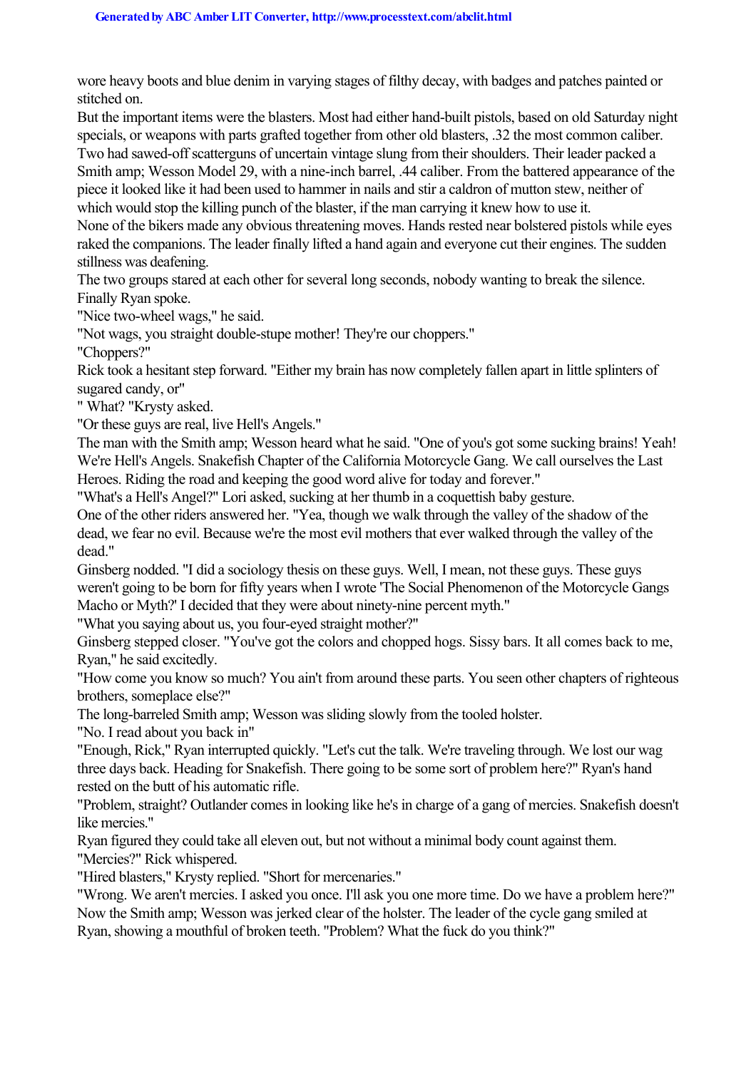wore heavy boots and blue denim in varying stages of filthy decay, with badges and patches painted or stitched on.

But the important items were the blasters. Most had either hand-built pistols, based on old Saturday night specials, or weapons with parts grafted together from other old blasters, .32 the most common caliber. Two had sawed-off scatterguns of uncertain vintage slung from their shoulders. Their leader packed a Smith amp; Wesson Model 29, with a nine-inch barrel, .44 caliber. From the battered appearance of the piece it looked like it had been used to hammer in nails and stir a caldron of mutton stew, neither of which would stop the killing punch of the blaster, if the man carrying it knew how to use it.

None of the bikers made any obvious threatening moves. Hands rested near bolstered pistols while eyes raked the companions. The leader finally lifted a hand again and everyone cut their engines. The sudden stillness was deafening.

The two groups stared at each other for several long seconds, nobody wanting to break the silence. Finally Ryan spoke.

"Nice two-wheel wags," he said.

"Not wags, you straight double-stupe mother! They're our choppers."

"Choppers?"

Rick took a hesitant step forward. "Either my brain has now completely fallen apart in little splinters of sugared candy, or"

" What? "Krysty asked.

"Or these guys are real, live Hell's Angels."

The man with the Smith amp; Wesson heard what he said. "One of you's got some sucking brains! Yeah! We're Hell's Angels. Snakefish Chapter of the California Motorcycle Gang. We call ourselves the Last Heroes. Riding the road and keeping the good word alive for today and forever."

"What's a Hell's Angel?" Lori asked, sucking at her thumb in a coquettish baby gesture.

One of the other riders answered her. "Yea, though we walk through the valley of the shadow of the dead, we fear no evil. Because we're the most evil mothers that ever walked through the valley of the dead."

Ginsberg nodded. "I did a sociology thesis on these guys. Well, I mean, not these guys. These guys weren't going to be born for fifty years when I wrote 'The Social Phenomenon of the Motorcycle Gangs Macho or Myth?' I decided that they were about ninety-nine percent myth."

"What you saying about us, you four-eyed straight mother?"

Ginsberg stepped closer. "You've got the colors and chopped hogs. Sissy bars. It all comes back to me, Ryan," he said excitedly.

"How come you know so much? You ain't from around these parts. You seen other chapters of righteous brothers, someplace else?"

The long-barreled Smith amp; Wesson was sliding slowly from the tooled holster.

"No. I read about you back in"

"Enough, Rick," Ryan interrupted quickly. "Let's cut the talk. We're traveling through. We lost our wag three days back. Heading for Snakefish. There going to be some sort of problem here?" Ryan's hand rested on the butt of his automatic rifle.

"Problem, straight? Outlander comes in looking like he's in charge of a gang of mercies. Snakefish doesn't like mercies."

Ryan figured they could take all eleven out, but not without a minimal body count against them.

"Mercies?" Rick whispered.

"Hired blasters," Krysty replied. "Short for mercenaries."

"Wrong. We aren't mercies. I asked you once. I'll ask you one more time. Do we have a problem here?"

Now the Smith amp; Wesson was jerked clear of the holster. The leader of the cycle gang smiled at Ryan, showing a mouthful of broken teeth. "Problem? What the fuck do you think?"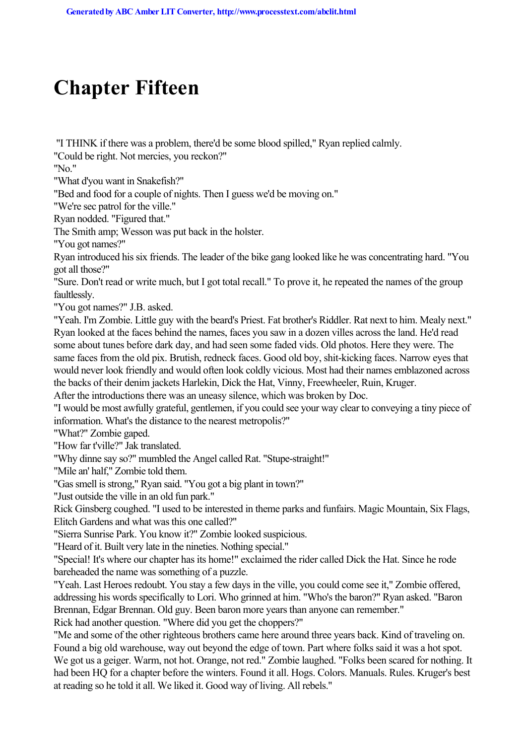# Chapter Fifteen

"I THINK if there was a problem, there'd be some blood spilled," Ryan replied calmly.

"Could be right. Not mercies, you reckon?"

"No."

"What d'you want in Snakefish?"

"Bed and food for a couple of nights. Then I guess we'd be moving on."

"We're sec patrol for the ville."

Ryan nodded. "Figured that."

The Smith amp; Wesson was put back in the holster.

"You got names?"

Ryan introduced his six friends. The leader of the bike gang looked like he was concentrating hard. "You got all those?"

"Sure. Don't read or write much, but I got total recall." To prove it, he repeated the names of the group faultlessly.

"You got names?" J.B. asked.

"Yeah. I'm Zombie. Little guy with the beard's Priest. Fat brother's Riddler. Rat next to him. Mealy next."

Ryan looked at the faces behind the names, faces you saw in a dozen villes across the land. He'd read some about tunes before dark day, and had seen some faded vids. Old photos. Here they were. The same faces from the old pix. Brutish, redneck faces. Good old boy, shit-kicking faces. Narrow eyes that would never look friendly and would often look coldly vicious. Most had their names emblazoned across the backs of their denim jackets Harlekin, Dick the Hat, Vinny, Freewheeler, Ruin, Kruger.

After the introductions there was an uneasy silence, which was broken by Doc.

"I would be most awfully grateful, gentlemen, if you could see your way clear to conveying a tiny piece of information. What's the distance to the nearest metropolis?"

"What?" Zombie gaped.

"How far t'ville?" Jak translated.

"Why dinne say so?" mumbled the Angel called Rat. "Stupe-straight!"

"Mile an' half," Zombie told them.

"Gas smell is strong," Ryan said. "You got a big plant in town?"

"Just outside the ville in an old fun park."

Rick Ginsberg coughed. "I used to be interested in theme parks and funfairs. Magic Mountain, Six Flags, Elitch Gardens and what was this one called?"

"Sierra Sunrise Park. You know it?" Zombie looked suspicious.

"Heard of it. Built very late in the nineties. Nothing special."

"Special! It's where our chapter has its home!" exclaimed the rider called Dick the Hat. Since he rode bareheaded the name was something of a puzzle.

"Yeah. Last Heroes redoubt. You stay a few days in the ville, you could come see it," Zombie offered, addressing his words specifically to Lori. Who grinned at him. "Who's the baron?" Ryan asked. "Baron Brennan, Edgar Brennan. Old guy. Been baron more years than anyone can remember."

Rick had another question. "Where did you get the choppers?"

"Me and some of the other righteous brothers came here around three years back. Kind of traveling on. Found a big old warehouse, way out beyond the edge of town. Part where folks said it was a hot spot. We got us a geiger. Warm, not hot. Orange, not red." Zombie laughed. "Folks been scared for nothing. It had been HQ for a chapter before the winters. Found it all. Hogs. Colors. Manuals. Rules. Kruger's best at reading so he told it all. We liked it. Good way of living. All rebels."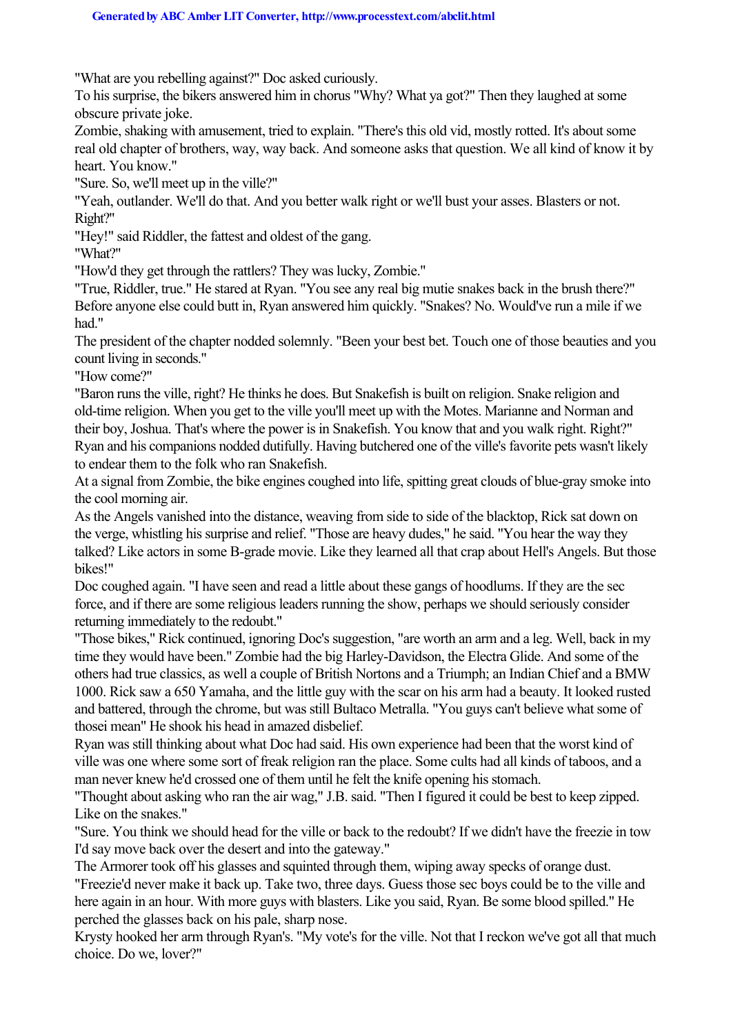"What are you rebelling against?" Doc asked curiously.

To his surprise, the bikers answered him in chorus "Why? What ya got?" Then they laughed at some obscure private joke.

Zombie, shaking with amusement, tried to explain. "There's this old vid, mostly rotted. It's about some real old chapter of brothers, way, way back. And someone asks that question. We all kind of know it by heart. You know."

"Sure. So, we'll meet up in the ville?"

"Yeah, outlander. We'll do that. And you better walk right or we'll bust your asses. Blasters or not. Right?"

"Hey!" said Riddler, the fattest and oldest of the gang.

"What?"

"How'd they get through the rattlers? They was lucky, Zombie."

"True, Riddler, true." He stared at Ryan. "You see any real big mutie snakes back in the brush there?"

Before anyone else could butt in, Ryan answered him quickly. "Snakes? No. Would've run a mile if we had."

The president of the chapter nodded solemnly. "Been your best bet. Touch one of those beauties and you count living in seconds."

"How come?"

"Baron runs the ville, right? He thinks he does. But Snakefish is built on religion. Snake religion and old-time religion. When you get to the ville you'll meet up with the Motes. Marianne and Norman and their boy, Joshua. That's where the power is in Snakefish. You know that and you walk right. Right?"

Ryan and his companions nodded dutifully. Having butchered one of the ville's favorite pets wasn't likely to endear them to the folk who ran Snakefish.

At a signal from Zombie, the bike engines coughed into life, spitting great clouds of blue-gray smoke into the cool morning air.

As the Angels vanished into the distance, weaving from side to side of the blacktop, Rick sat down on the verge, whistling his surprise and relief. "Those are heavy dudes," he said. "You hear the way they talked? Like actors in some B-grade movie. Like they learned all that crap about Hell's Angels. But those bikes!"

Doc coughed again. "I have seen and read a little about these gangs of hoodlums. If they are the sec force, and if there are some religious leaders running the show, perhaps we should seriously consider returning immediately to the redoubt."

"Those bikes," Rick continued, ignoring Doc's suggestion, "are worth an arm and a leg. Well, back in my time they would have been." Zombie had the big Harley-Davidson, the Electra Glide. And some of the others had true classics, as well a couple of British Nortons and a Triumph; an Indian Chief and a BMW 1000. Rick saw a 650 Yamaha, and the little guy with the scar on his arm had a beauty. It looked rusted and battered, through the chrome, but was still Bultaco Metralla. "You guys can't believe what some of thosei mean" He shook his head in amazed disbelief.

Ryan was still thinking about what Doc had said. His own experience had been that the worst kind of ville was one where some sort of freak religion ran the place. Some cults had all kinds of taboos, and a man never knew he'd crossed one of them until he felt the knife opening his stomach.

"Thought about asking who ran the air wag," J.B. said. "Then I figured it could be best to keep zipped. Like on the snakes."

"Sure. You think we should head for the ville or back to the redoubt? If we didn't have the freezie in tow I'd say move back over the desert and into the gateway."

The Armorer took off his glasses and squinted through them, wiping away specks of orange dust. "Freezie'd never make it back up. Take two, three days. Guess those sec boys could be to the ville and here again in an hour. With more guys with blasters. Like you said, Ryan. Be some blood spilled." He perched the glasses back on his pale, sharp nose.

Krysty hooked her arm through Ryan's. "My vote's for the ville. Not that I reckon we've got all that much choice. Do we, lover?"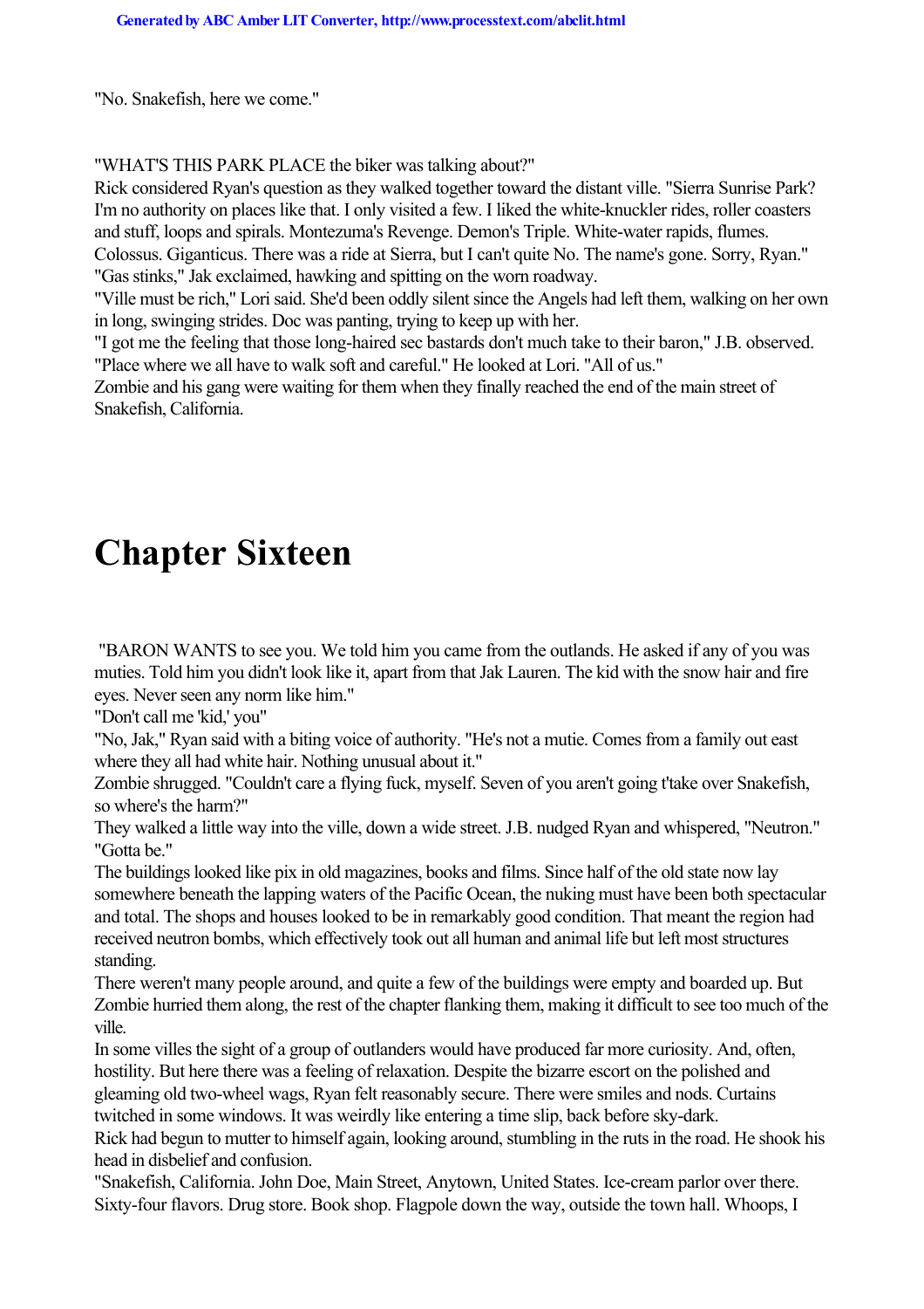"No. Snakefish, here we come."

"WHAT'S THIS PARK PLACE the biker was talking about?"

Rick considered Ryan's question as they walked together toward the distant ville. "Sierra Sunrise Park? I'm no authority on places like that. I only visited a few. I liked the white-knuckler rides, roller coasters and stuff, loops and spirals. Montezuma's Revenge. Demon's Triple. White-water rapids, flumes. Colossus. Giganticus. There was a ride at Sierra, but I can't quite No. The name's gone. Sorry, Ryan."

"Gas stinks," Jak exclaimed, hawking and spitting on the worn roadway.

"Ville must be rich," Lori said. She'd been oddly silent since the Angels had left them, walking on her own in long, swinging strides. Doc was panting, trying to keep up with her.

"I got me the feeling that those long-haired sec bastards don't much take to their baron," J.B. observed. "Place where we all have to walk soft and careful." He looked at Lori. "All of us."

Zombie and his gang were waiting for them when they finally reached the end of the main street of Snakefish, California.

# Chapter Sixteen

"BARON WANTS to see you. We told him you came from the outlands. He asked if any of you was muties. Told him you didn't look like it, apart from that Jak Lauren. The kid with the snow hair and fire eyes. Never seen any norm like him."

"Don't call me 'kid,' you"

"No, Jak," Ryan said with a biting voice of authority. "He's not a mutie. Comes from a family out east where they all had white hair. Nothing unusual about it."

Zombie shrugged. "Couldn't care a flying fuck, myself. Seven of you aren't going t'take over Snakefish, so where's the harm?"

They walked a little way into the ville, down a wide street. J.B. nudged Ryan and whispered, "Neutron."

"Gotta be."

The buildings looked like pix in old magazines, books and films. Since half of the old state now lay somewhere beneath the lapping waters of the Pacific Ocean, the nuking must have been both spectacular and total. The shops and houses looked to be in remarkably good condition. That meant the region had received neutron bombs, which effectively took out all human and animal life but left most structures standing.

There weren't many people around, and quite a few of the buildings were empty and boarded up. But Zombie hurried them along, the rest of the chapter flanking them, making it difficult to see too much of the ville.

In some villes the sight of a group of outlanders would have produced far more curiosity. And, often, hostility. But here there was a feeling of relaxation. Despite the bizarre escort on the polished and gleaming old two-wheel wags, Ryan felt reasonably secure. There were smiles and nods. Curtains twitched in some windows. It was weirdly like entering a time slip, back before sky-dark.

Rick had begun to mutter to himself again, looking around, stumbling in the ruts in the road. He shook his head in disbelief and confusion.

"Snakefish, California. John Doe, Main Street, Anytown, United States. Ice-cream parlor over there. Sixty-four flavors. Drug store. Book shop. Flagpole down the way, outside the town hall. Whoops, I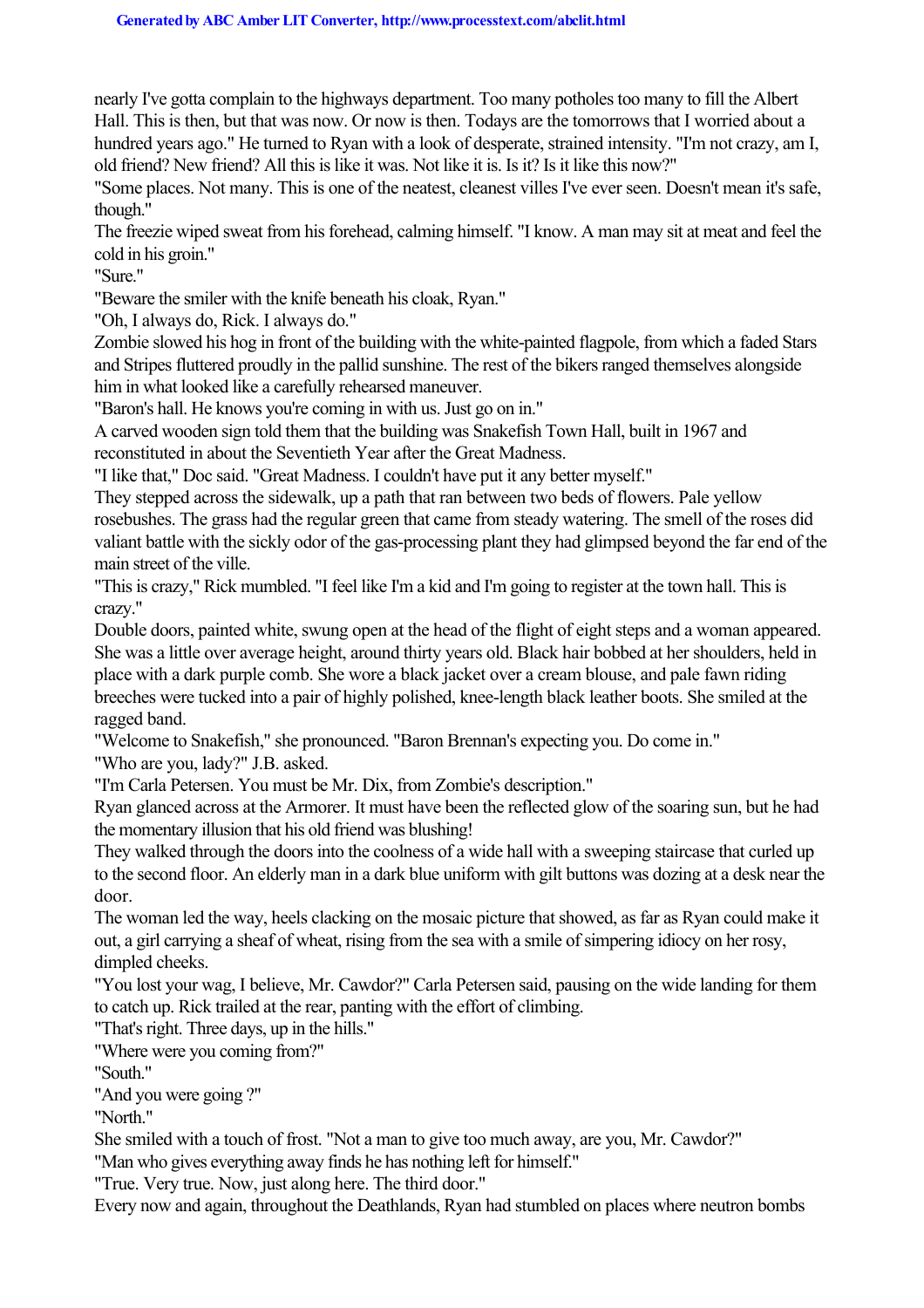nearly I've gotta complain to the highways department. Too many potholes too many to fill the Albert Hall. This is then, but that was now. Or now is then. Todays are the tomorrows that I worried about a hundred years ago." He turned to Ryan with a look of desperate, strained intensity. "I'm not crazy, am I, old friend? New friend? All this is like it was. Not like it is. Is it? Is it like this now?"

"Some places. Not many. This is one of the neatest, cleanest villes I've ever seen. Doesn't mean it's safe, though."

The freezie wiped sweat from his forehead, calming himself. "I know. A man may sit at meat and feel the cold in his groin."

"Sure."

"Beware the smiler with the knife beneath his cloak, Ryan."

"Oh, I always do, Rick. I always do."

Zombie slowed his hog in front of the building with the white-painted flagpole, from which a faded Stars and Stripes fluttered proudly in the pallid sunshine. The rest of the bikers ranged themselves alongside him in what looked like a carefully rehearsed maneuver.

"Baron's hall. He knows you're coming in with us. Just go on in."

A carved wooden sign told them that the building was Snakefish Town Hall, built in 1967 and reconstituted in about the Seventieth Year after the Great Madness.

"I like that," Doc said. "Great Madness. I couldn't have put it any better myself."

They stepped across the sidewalk, up a path that ran between two beds of flowers. Pale yellow rosebushes. The grass had the regular green that came from steady watering. The smell of the roses did valiant battle with the sickly odor of the gas-processing plant they had glimpsed beyond the far end of the main street of the ville.

"This is crazy," Rick mumbled. "I feel like I'm a kid and I'm going to register at the town hall. This is crazy."

Double doors, painted white, swung open at the head of the flight of eight steps and a woman appeared. She was a little over average height, around thirty years old. Black hair bobbed at her shoulders, held in place with a dark purple comb. She wore a black jacket over a cream blouse, and pale fawn riding breeches were tucked into a pair of highly polished, knee-length black leather boots. She smiled at the ragged band.

"Welcome to Snakefish," she pronounced. "Baron Brennan's expecting you. Do come in."

"Who are you, lady?" J.B. asked.

"I'm Carla Petersen. You must be Mr. Dix, from Zombie's description."

Ryan glanced across at the Armorer. It must have been the reflected glow of the soaring sun, but he had the momentary illusion that his old friend was blushing!

They walked through the doors into the coolness of a wide hall with a sweeping staircase that curled up to the second floor. An elderly man in a dark blue uniform with gilt buttons was dozing at a desk near the door.

The woman led the way, heels clacking on the mosaic picture that showed, as far as Ryan could make it out, a girl carrying a sheaf of wheat, rising from the sea with a smile of simpering idiocy on her rosy, dimpled cheeks.

"You lost your wag, I believe, Mr. Cawdor?" Carla Petersen said, pausing on the wide landing for them to catch up. Rick trailed at the rear, panting with the effort of climbing.

"That's right. Three days, up in the hills."

"Where were you coming from?"

"South."

"And you were going ?"

"North."

She smiled with a touch of frost. "Not a man to give too much away, are you, Mr. Cawdor?"

"Man who gives everything away finds he has nothing left for himself."

"True. Very true. Now, just along here. The third door."

Every now and again, throughout the Deathlands, Ryan had stumbled on places where neutron bombs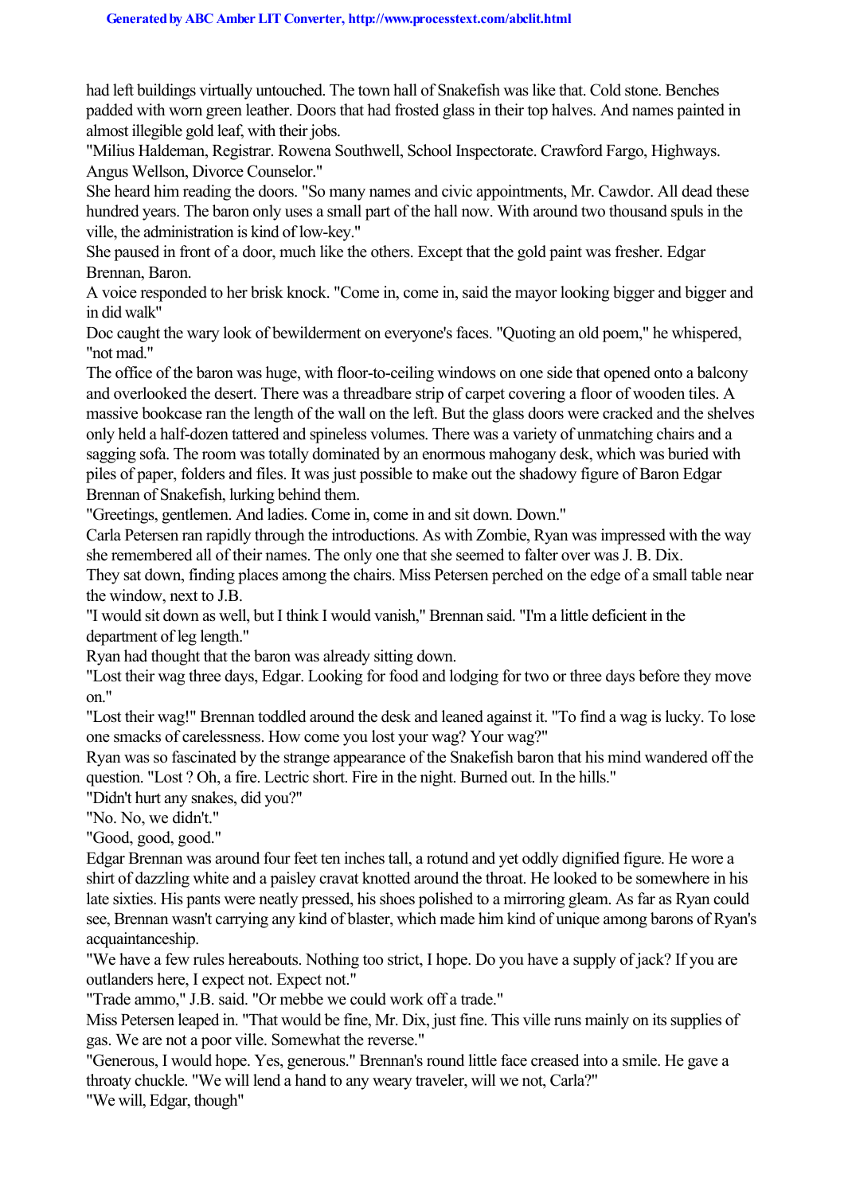had left buildings virtually untouched. The town hall of Snakefish was like that. Cold stone. Benches padded with worn green leather. Doors that had frosted glass in their top halves. And names painted in almost illegible gold leaf, with their jobs.

"Milius Haldeman, Registrar. Rowena Southwell, School Inspectorate. Crawford Fargo, Highways. Angus Wellson, Divorce Counselor."

She heard him reading the doors. "So many names and civic appointments, Mr. Cawdor. All dead these hundred years. The baron only uses a small part of the hall now. With around two thousand spuls in the ville, the administration is kind of low-key."

She paused in front of a door, much like the others. Except that the gold paint was fresher. Edgar Brennan, Baron.

A voice responded to her brisk knock. "Come in, come in, said the mayor looking bigger and bigger and in did walk"

Doc caught the wary look of bewilderment on everyone's faces. "Quoting an old poem," he whispered, "not mad."

The office of the baron was huge, with floor-to-ceiling windows on one side that opened onto a balcony and overlooked the desert. There was a threadbare strip of carpet covering a floor of wooden tiles. A massive bookcase ran the length of the wall on the left. But the glass doors were cracked and the shelves only held a half-dozen tattered and spineless volumes. There was a variety of unmatching chairs and a sagging sofa. The room was totally dominated by an enormous mahogany desk, which was buried with piles of paper, folders and files. It was just possible to make out the shadowy figure of Baron Edgar Brennan of Snakefish, lurking behind them.

"Greetings, gentlemen. And ladies. Come in, come in and sit down. Down."

Carla Petersen ran rapidly through the introductions. As with Zombie, Ryan was impressed with the way she remembered all of their names. The only one that she seemed to falter over was J. B. Dix.

They sat down, finding places among the chairs. Miss Petersen perched on the edge of a small table near the window, next to J.B.

"I would sit down as well, but I think I would vanish," Brennan said. "I'm a little deficient in the department of leg length."

Ryan had thought that the baron was already sitting down.

"Lost their wag three days, Edgar. Looking for food and lodging for two or three days before they move on."

"Lost their wag!" Brennan toddled around the desk and leaned against it. "To find a wag is lucky. To lose one smacks of carelessness. How come you lost your wag? Your wag?"

Ryan was so fascinated by the strange appearance of the Snakefish baron that his mind wandered off the question. "Lost ? Oh, a fire. Lectric short. Fire in the night. Burned out. In the hills."

"Didn't hurt any snakes, did you?"

"No. No, we didn't."

"Good, good, good."

Edgar Brennan was around four feet ten inches tall, a rotund and yet oddly dignified figure. He wore a shirt of dazzling white and a paisley cravat knotted around the throat. He looked to be somewhere in his late sixties. His pants were neatly pressed, his shoes polished to a mirroring gleam. As far as Ryan could see, Brennan wasn't carrying any kind of blaster, which made him kind of unique among barons of Ryan's acquaintanceship.

"We have a few rules hereabouts. Nothing too strict, I hope. Do you have a supply of jack? If you are outlanders here, I expect not. Expect not."

"Trade ammo," J.B. said. "Or mebbe we could work off a trade."

Miss Petersen leaped in. "That would be fine, Mr. Dix, just fine. This ville runs mainly on its supplies of gas. We are not a poor ville. Somewhat the reverse."

"Generous, I would hope. Yes, generous." Brennan's round little face creased into a smile. He gave a throaty chuckle. "We will lend a hand to any weary traveler, will we not, Carla?"

"We will, Edgar, though"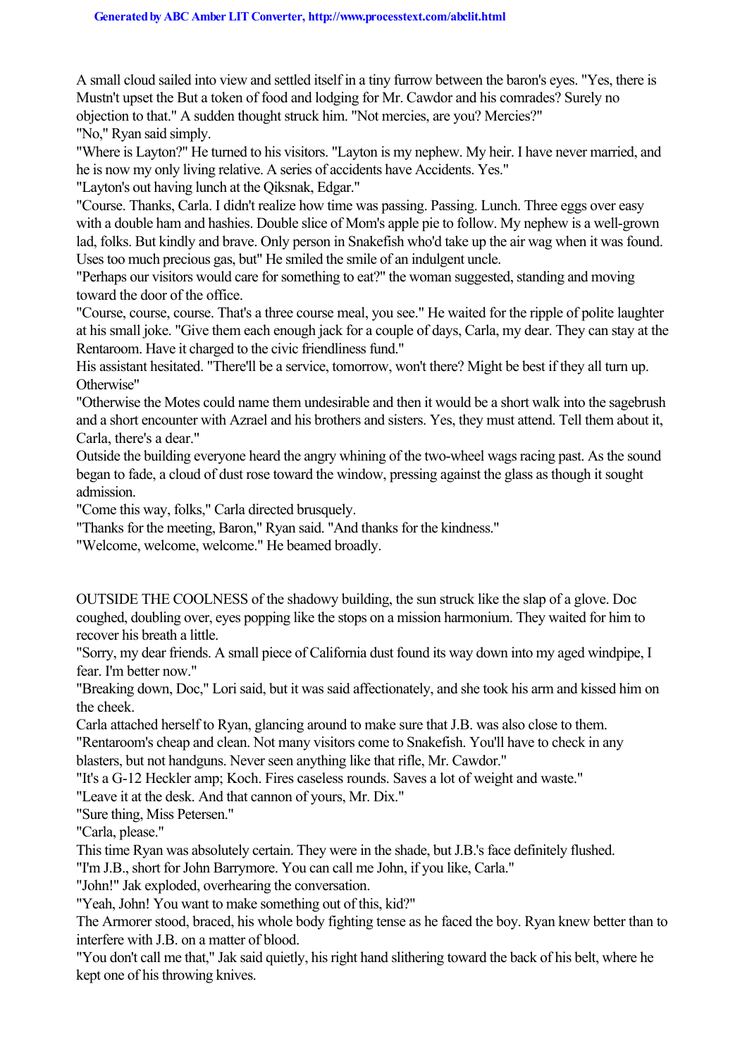A small cloud sailed into view and settled itself in a tiny furrow between the baron's eyes. "Yes, there is Mustn't upset the But a token of food and lodging for Mr. Cawdor and his comrades? Surely no objection to that." A sudden thought struck him. "Not mercies, are you? Mercies?"

"No," Ryan said simply.

"Where is Layton?" He turned to his visitors. "Layton is my nephew. My heir. I have never married, and he is now my only living relative. A series of accidents have Accidents. Yes."

"Layton's out having lunch at the Qiksnak, Edgar."

"Course. Thanks, Carla. I didn't realize how time was passing. Passing. Lunch. Three eggs over easy with a double ham and hashies. Double slice of Mom's apple pie to follow. My nephew is a well-grown lad, folks. But kindly and brave. Only person in Snakefish who'd take up the air wag when it was found. Uses too much precious gas, but" He smiled the smile of an indulgent uncle.

"Perhaps our visitors would care for something to eat?" the woman suggested, standing and moving toward the door of the office.

"Course, course, course. That's a three course meal, you see." He waited for the ripple of polite laughter at his small joke. "Give them each enough jack for a couple of days, Carla, my dear. They can stay at the Rentaroom. Have it charged to the civic friendliness fund."

His assistant hesitated. "There'll be a service, tomorrow, won't there? Might be best if they all turn up. Otherwise"

"Otherwise the Motes could name them undesirable and then it would be a short walk into the sagebrush and a short encounter with Azrael and his brothers and sisters. Yes, they must attend. Tell them about it, Carla, there's a dear."

Outside the building everyone heard the angry whining of the two-wheel wags racing past. As the sound began to fade, a cloud of dust rose toward the window, pressing against the glass as though it sought admission.

"Come this way, folks," Carla directed brusquely.

"Thanks for the meeting, Baron," Ryan said. "And thanks for the kindness."

"Welcome, welcome, welcome." He beamed broadly.

OUTSIDE THE COOLNESS of the shadowy building, the sun struck like the slap of a glove. Doc coughed, doubling over, eyes popping like the stops on a mission harmonium. They waited for him to recover his breath a little.

"Sorry, my dear friends. A small piece of California dust found its way down into my aged windpipe, I fear. I'm better now."

"Breaking down, Doc," Lori said, but it was said affectionately, and she took his arm and kissed him on the cheek.

Carla attached herself to Ryan, glancing around to make sure that J.B. was also close to them. "Rentaroom's cheap and clean. Not many visitors come to Snakefish. You'll have to check in any blasters, but not handguns. Never seen anything like that rifle, Mr. Cawdor."

"It's a G-12 Heckler amp; Koch. Fires caseless rounds. Saves a lot of weight and waste."

"Leave it at the desk. And that cannon of yours, Mr. Dix."

"Sure thing, Miss Petersen."

"Carla, please."

This time Ryan was absolutely certain. They were in the shade, but J.B.'s face definitely flushed.

"I'm J.B., short for John Barrymore. You can call me John, if you like, Carla."

"John!" Jak exploded, overhearing the conversation.

"Yeah, John! You want to make something out of this, kid?"

The Armorer stood, braced, his whole body fighting tense as he faced the boy. Ryan knew better than to interfere with J.B. on a matter of blood.

"You don't call me that," Jak said quietly, his right hand slithering toward the back of his belt, where he kept one of his throwing knives.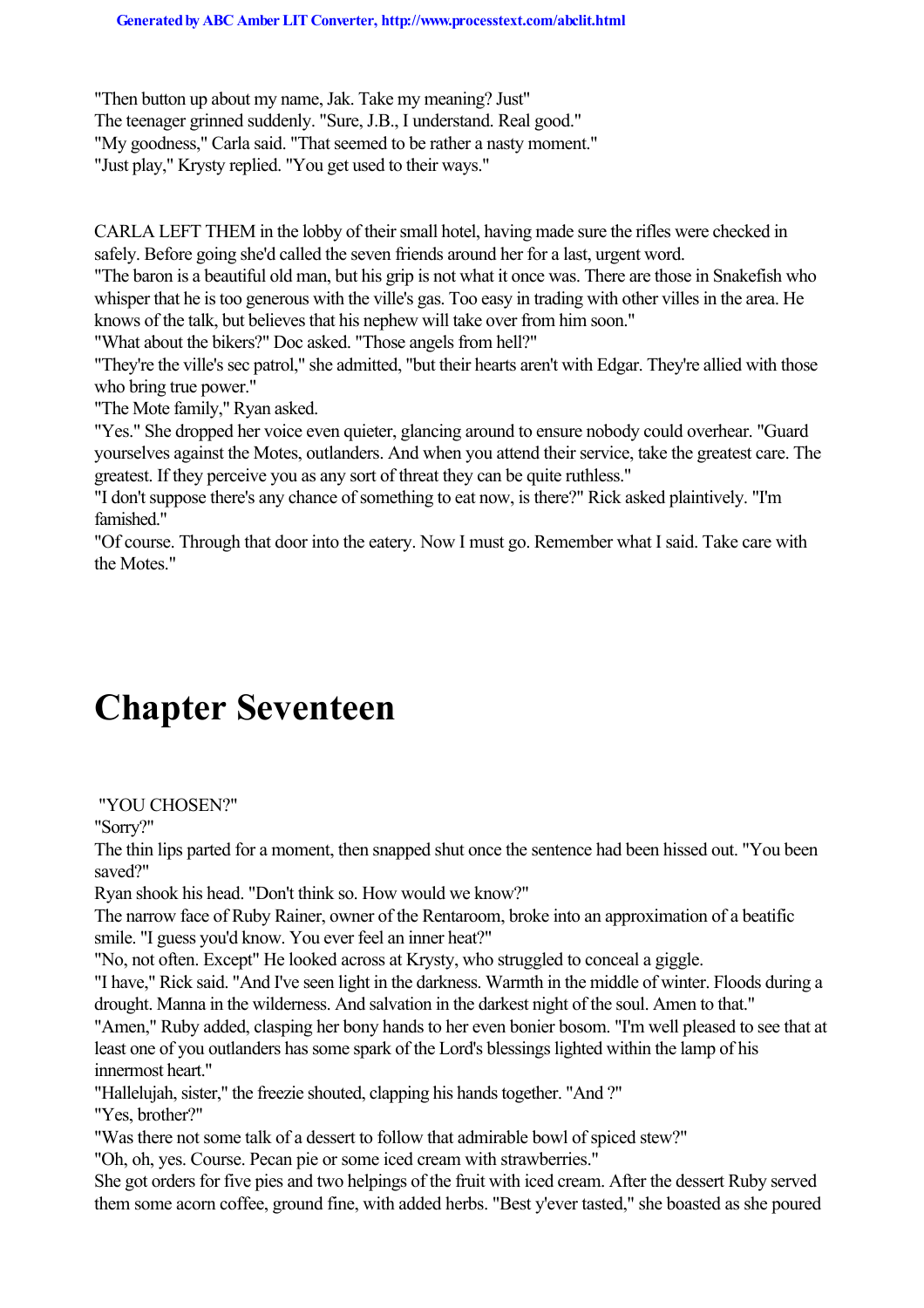"Then button up about my name, Jak. Take my meaning? Just"

The teenager grinned suddenly. "Sure, J.B., I understand. Real good."

"My goodness," Carla said. "That seemed to be rather a nasty moment."

"Just play," Krysty replied. "You get used to their ways."

CARLA LEFT THEM in the lobby of their small hotel, having made sure the rifles were checked in safely. Before going she'd called the seven friends around her for a last, urgent word.

"The baron is a beautiful old man, but his grip is not what it once was. There are those in Snakefish who whisper that he is too generous with the ville's gas. Too easy in trading with other villes in the area. He knows of the talk, but believes that his nephew will take over from him soon."

"What about the bikers?" Doc asked. "Those angels from hell?"

"They're the ville's sec patrol," she admitted, "but their hearts aren't with Edgar. They're allied with those who bring true power."

"The Mote family," Ryan asked.

"Yes." She dropped her voice even quieter, glancing around to ensure nobody could overhear. "Guard yourselves against the Motes, outlanders. And when you attend their service, take the greatest care. The greatest. If they perceive you as any sort of threat they can be quite ruthless."

"I don't suppose there's any chance of something to eat now, is there?" Rick asked plaintively. "I'm famished."

"Of course. Through that door into the eatery. Now I must go. Remember what I said. Take care with the Motes."

# Chapter Seventeen

"YOU CHOSEN?"

"Sorry?"

The thin lips parted for a moment, then snapped shut once the sentence had been hissed out. "You been saved?"

Ryan shook his head. "Don't think so. How would we know?"

The narrow face of Ruby Rainer, owner of the Rentaroom, broke into an approximation of a beatific smile. "I guess you'd know. You ever feel an inner heat?"

"No, not often. Except" He looked across at Krysty, who struggled to conceal a giggle.

"I have," Rick said. "And I've seen light in the darkness. Warmth in the middle of winter. Floods during a drought. Manna in the wilderness. And salvation in the darkest night of the soul. Amen to that."

"Amen," Ruby added, clasping her bony hands to her even bonier bosom. "I'm well pleased to see that at least one of you outlanders has some spark of the Lord's blessings lighted within the lamp of his innermost heart."

"Hallelujah, sister," the freezie shouted, clapping his hands together. "And ?"

"Yes, brother?"

"Was there not some talk of a dessert to follow that admirable bowl of spiced stew?"

"Oh, oh, yes. Course. Pecan pie or some iced cream with strawberries."

She got orders for five pies and two helpings of the fruit with iced cream. After the dessert Ruby served them some acorn coffee, ground fine, with added herbs. "Best y'ever tasted," she boasted as she poured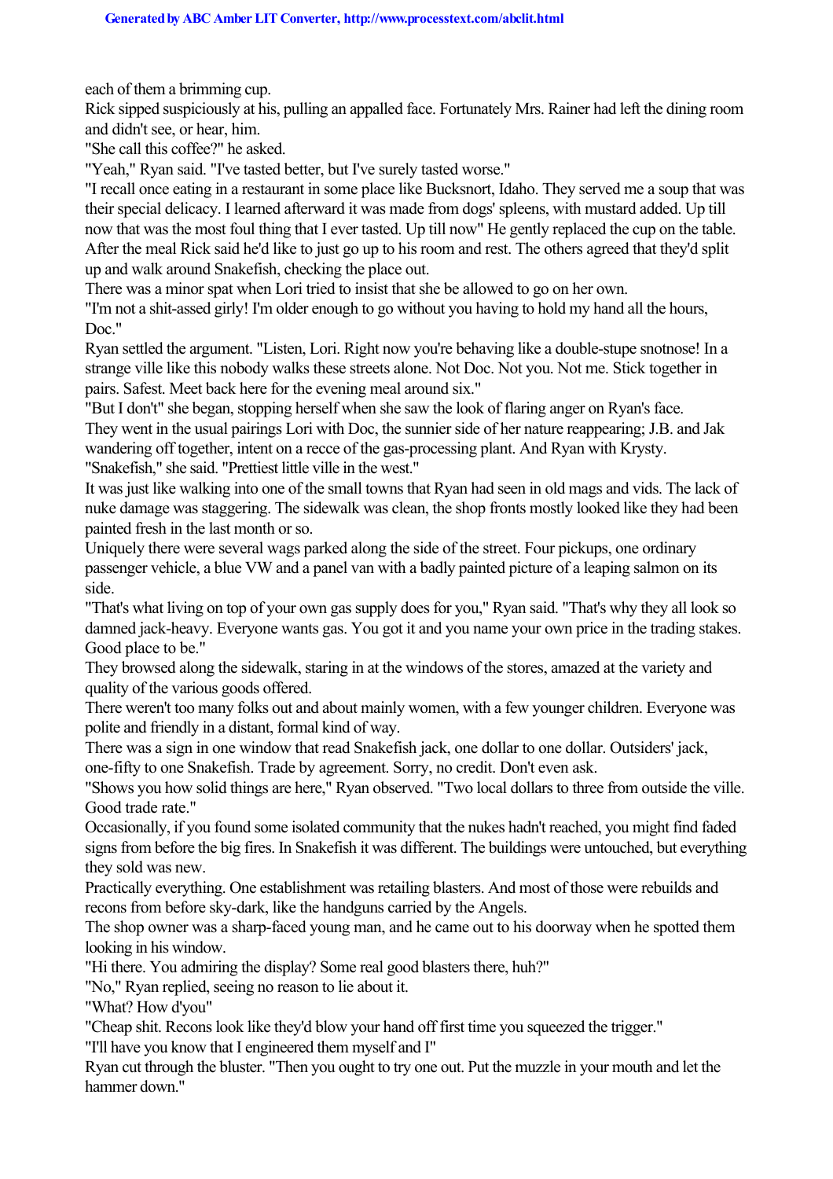each of them a brimming cup.

Rick sipped suspiciously at his, pulling an appalled face. Fortunately Mrs. Rainer had left the dining room and didn't see, or hear, him.

"She call this coffee?" he asked.

"Yeah," Ryan said. "I've tasted better, but I've surely tasted worse."

"I recall once eating in a restaurant in some place like Bucksnort, Idaho. They served me a soup that was their special delicacy. I learned afterward it was made from dogs' spleens, with mustard added. Up till now that was the most foul thing that I ever tasted. Up till now" He gently replaced the cup on the table.

After the meal Rick said he'd like to just go up to his room and rest. The others agreed that they'd split up and walk around Snakefish, checking the place out.

There was a minor spat when Lori tried to insist that she be allowed to go on her own.

"I'm not a shit-assed girly! I'm older enough to go without you having to hold my hand all the hours, Doc."

Ryan settled the argument. "Listen, Lori. Right now you're behaving like a double-stupe snotnose! In a strange ville like this nobody walks these streets alone. Not Doc. Not you. Not me. Stick together in pairs. Safest. Meet back here for the evening meal around six."

"But I don't" she began, stopping herself when she saw the look of flaring anger on Ryan's face.

They went in the usual pairings Lori with Doc, the sunnier side of her nature reappearing; J.B. and Jak wandering off together, intent on a recce of the gas-processing plant. And Ryan with Krysty.

"Snakefish," she said. "Prettiest little ville in the west."

It was just like walking into one of the small towns that Ryan had seen in old mags and vids. The lack of nuke damage was staggering. The sidewalk was clean, the shop fronts mostly looked like they had been painted fresh in the last month or so.

Uniquely there were several wags parked along the side of the street. Four pickups, one ordinary passenger vehicle, a blue VW and a panel van with a badly painted picture of a leaping salmon on its side.

"That's what living on top of your own gas supply does for you," Ryan said. "That's why they all look so damned jack-heavy. Everyone wants gas. You got it and you name your own price in the trading stakes. Good place to be."

They browsed along the sidewalk, staring in at the windows of the stores, amazed at the variety and quality of the various goods offered.

There weren't too many folks out and about mainly women, with a few younger children. Everyone was polite and friendly in a distant, formal kind of way.

There was a sign in one window that read Snakefish jack, one dollar to one dollar. Outsiders' jack, one-fifty to one Snakefish. Trade by agreement. Sorry, no credit. Don't even ask.

"Shows you how solid things are here," Ryan observed. "Two local dollars to three from outside the ville. Good trade rate."

Occasionally, if you found some isolated community that the nukes hadn't reached, you might find faded signs from before the big fires. In Snakefish it was different. The buildings were untouched, but everything they sold was new.

Practically everything. One establishment was retailing blasters. And most of those were rebuilds and recons from before sky-dark, like the handguns carried by the Angels.

The shop owner was a sharp-faced young man, and he came out to his doorway when he spotted them looking in his window.

"Hi there. You admiring the display? Some real good blasters there, huh?"

"No," Ryan replied, seeing no reason to lie about it.

"What? How d'you"

"Cheap shit. Recons look like they'd blow your hand off first time you squeezed the trigger."

"I'll have you know that I engineered them myself and I"

Ryan cut through the bluster. "Then you ought to try one out. Put the muzzle in your mouth and let the hammer down."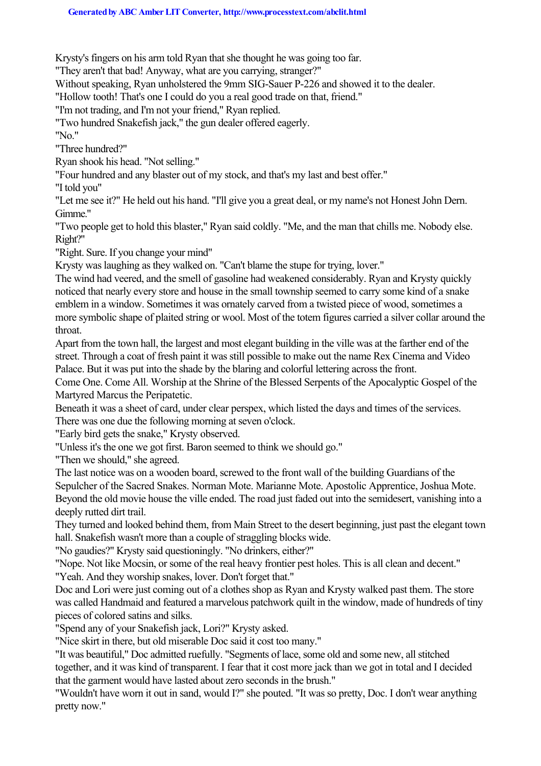Krysty's fingers on his arm told Ryan that she thought he was going too far.

"They aren't that bad! Anyway, what are you carrying, stranger?"

Without speaking, Ryan unholstered the 9mm SIG-Sauer P-226 and showed it to the dealer.

"Hollow tooth! That's one I could do you a real good trade on that, friend."

"I'm not trading, and I'm not your friend," Ryan replied.

"Two hundred Snakefish jack," the gun dealer offered eagerly.

"No."

"Three hundred?"

Ryan shook his head. "Not selling."

"Four hundred and any blaster out of my stock, and that's my last and best offer."

"I told you"

"Let me see it?" He held out his hand. "I'll give you a great deal, or my name's not Honest John Dern. Gimme."

"Two people get to hold this blaster," Ryan said coldly. "Me, and the man that chills me. Nobody else. Right?"

"Right. Sure. If you change your mind"

Krysty was laughing as they walked on. "Can't blame the stupe for trying, lover."

The wind had veered, and the smell of gasoline had weakened considerably. Ryan and Krysty quickly noticed that nearly every store and house in the small township seemed to carry some kind of a snake emblem in a window. Sometimes it was ornately carved from a twisted piece of wood, sometimes a more symbolic shape of plaited string or wool. Most of the totem figures carried a silver collar around the throat.

Apart from the town hall, the largest and most elegant building in the ville was at the farther end of the street. Through a coat of fresh paint it was still possible to make out the name Rex Cinema and Video Palace. But it was put into the shade by the blaring and colorful lettering across the front.

Come One. Come All. Worship at the Shrine of the Blessed Serpents of the Apocalyptic Gospel of the Martyred Marcus the Peripatetic.

Beneath it was a sheet of card, under clear perspex, which listed the days and times of the services. There was one due the following morning at seven o'clock.

"Early bird gets the snake," Krysty observed.

"Unless it's the one we got first. Baron seemed to think we should go."

"Then we should," she agreed.

The last notice was on a wooden board, screwed to the front wall of the building Guardians of the Sepulcher of the Sacred Snakes. Norman Mote. Marianne Mote. Apostolic Apprentice, Joshua Mote.

Beyond the old movie house the ville ended. The road just faded out into the semidesert, vanishing into a deeply rutted dirt trail.

They turned and looked behind them, from Main Street to the desert beginning, just past the elegant town hall. Snakefish wasn't more than a couple of straggling blocks wide.

"No gaudies?" Krysty said questioningly. "No drinkers, either?"

"Nope. Not like Mocsin, or some of the real heavy frontier pest holes. This is all clean and decent."

"Yeah. And they worship snakes, lover. Don't forget that."

Doc and Lori were just coming out of a clothes shop as Ryan and Krysty walked past them. The store was called Handmaid and featured a marvelous patchwork quilt in the window, made of hundreds of tiny pieces of colored satins and silks.

"Spend any of your Snakefish jack, Lori?" Krysty asked.

"Nice skirt in there, but old miserable Doc said it cost too many."

"It was beautiful," Doc admitted ruefully. "Segments of lace, some old and some new, all stitched together, and it was kind of transparent. I fear that it cost more jack than we got in total and I decided that the garment would have lasted about zero seconds in the brush."

"Wouldn't have worn it out in sand, would I?" she pouted. "It was so pretty, Doc. I don't wear anything pretty now."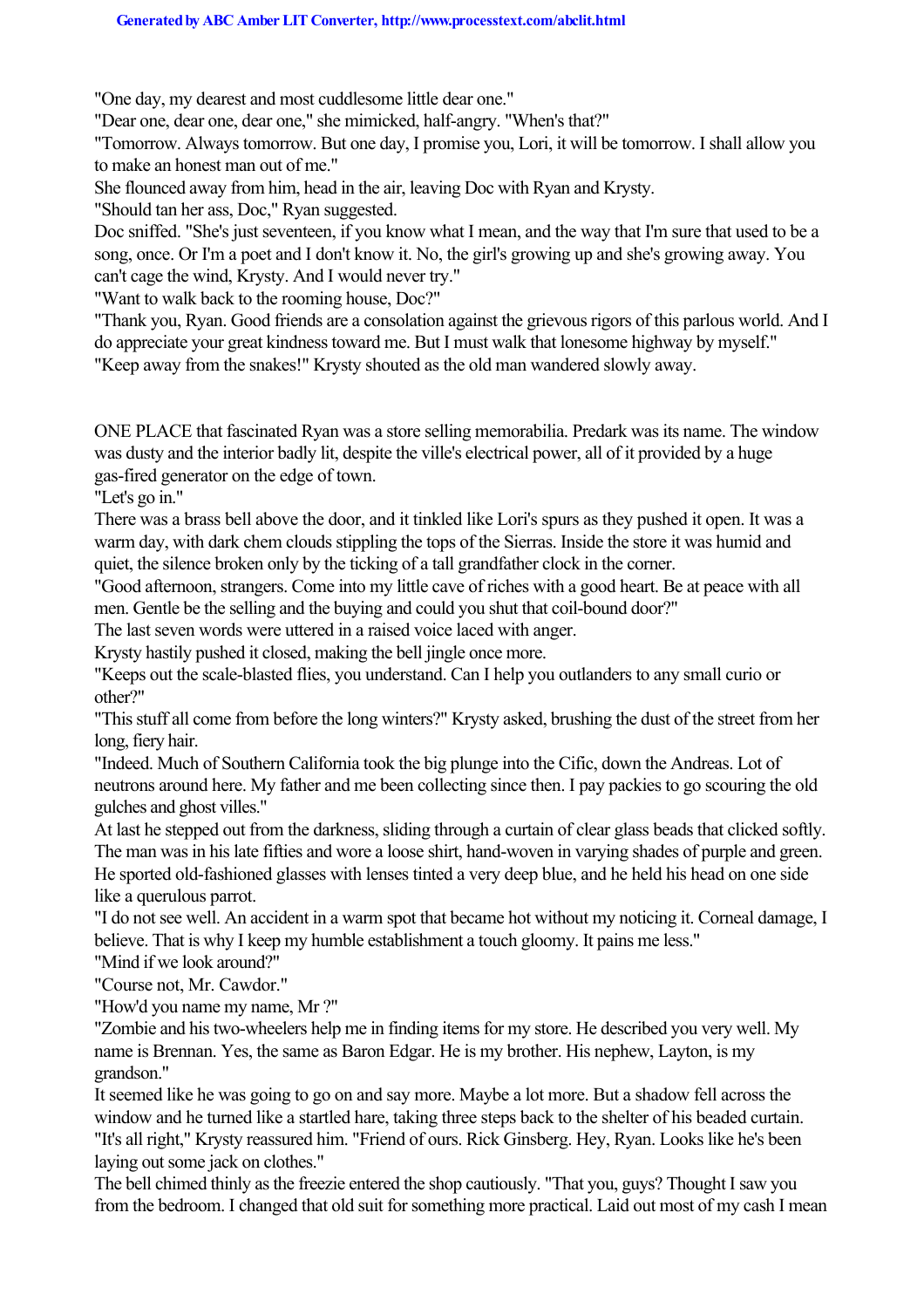"One day, my dearest and most cuddlesome little dear one."

"Dear one, dear one, dear one," she mimicked, half-angry. "When's that?"

"Tomorrow. Always tomorrow. But one day, I promise you, Lori, it will be tomorrow. I shall allow you to make an honest man out of me."

She flounced away from him, head in the air, leaving Doc with Ryan and Krysty.

"Should tan her ass, Doc," Ryan suggested.

Doc sniffed. "She's just seventeen, if you know what I mean, and the way that I'm sure that used to be a song, once. Or I'm a poet and I don't know it. No, the girl's growing up and she's growing away. You can't cage the wind, Krysty. And I would never try."

"Want to walk back to the rooming house, Doc?"

"Thank you, Ryan. Good friends are a consolation against the grievous rigors of this parlous world. And I do appreciate your great kindness toward me. But I must walk that lonesome highway by myself."

"Keep away from the snakes!" Krysty shouted as the old man wandered slowly away.

ONE PLACE that fascinated Ryan was a store selling memorabilia. Predark was its name. The window was dusty and the interior badly lit, despite the ville's electrical power, all of it provided by a huge gas-fired generator on the edge of town.

"Let's go in."

There was a brass bell above the door, and it tinkled like Lori's spurs as they pushed it open. It was a warm day, with dark chem clouds stippling the tops of the Sierras. Inside the store it was humid and quiet, the silence broken only by the ticking of a tall grandfather clock in the corner.

"Good afternoon, strangers. Come into my little cave of riches with a good heart. Be at peace with all men. Gentle be the selling and the buying and could you shut that coil-bound door?"

The last seven words were uttered in a raised voice laced with anger.

Krysty hastily pushed it closed, making the bell jingle once more.

"Keeps out the scale-blasted flies, you understand. Can I help you outlanders to any small curio or other?"

"This stuff all come from before the long winters?" Krysty asked, brushing the dust of the street from her long, fiery hair.

"Indeed. Much of Southern California took the big plunge into the Cific, down the Andreas. Lot of neutrons around here. My father and me been collecting since then. I pay packies to go scouring the old gulches and ghost villes."

At last he stepped out from the darkness, sliding through a curtain of clear glass beads that clicked softly. The man was in his late fifties and wore a loose shirt, hand-woven in varying shades of purple and green. He sported old-fashioned glasses with lenses tinted a very deep blue, and he held his head on one side like a querulous parrot.

"I do not see well. An accident in a warm spot that became hot without my noticing it. Corneal damage, I believe. That is why I keep my humble establishment a touch gloomy. It pains me less."

"Mind if we look around?"

"Course not, Mr. Cawdor."

"How'd you name my name, Mr ?"

"Zombie and his two-wheelers help me in finding items for my store. He described you very well. My name is Brennan. Yes, the same as Baron Edgar. He is my brother. His nephew, Layton, is my grandson."

It seemed like he was going to go on and say more. Maybe a lot more. But a shadow fell across the window and he turned like a startled hare, taking three steps back to the shelter of his beaded curtain.

"It's all right," Krysty reassured him. "Friend of ours. Rick Ginsberg. Hey, Ryan. Looks like he's been laying out some jack on clothes."

The bell chimed thinly as the freezie entered the shop cautiously. "That you, guys? Thought I saw you from the bedroom. I changed that old suit for something more practical. Laid out most of my cash I mean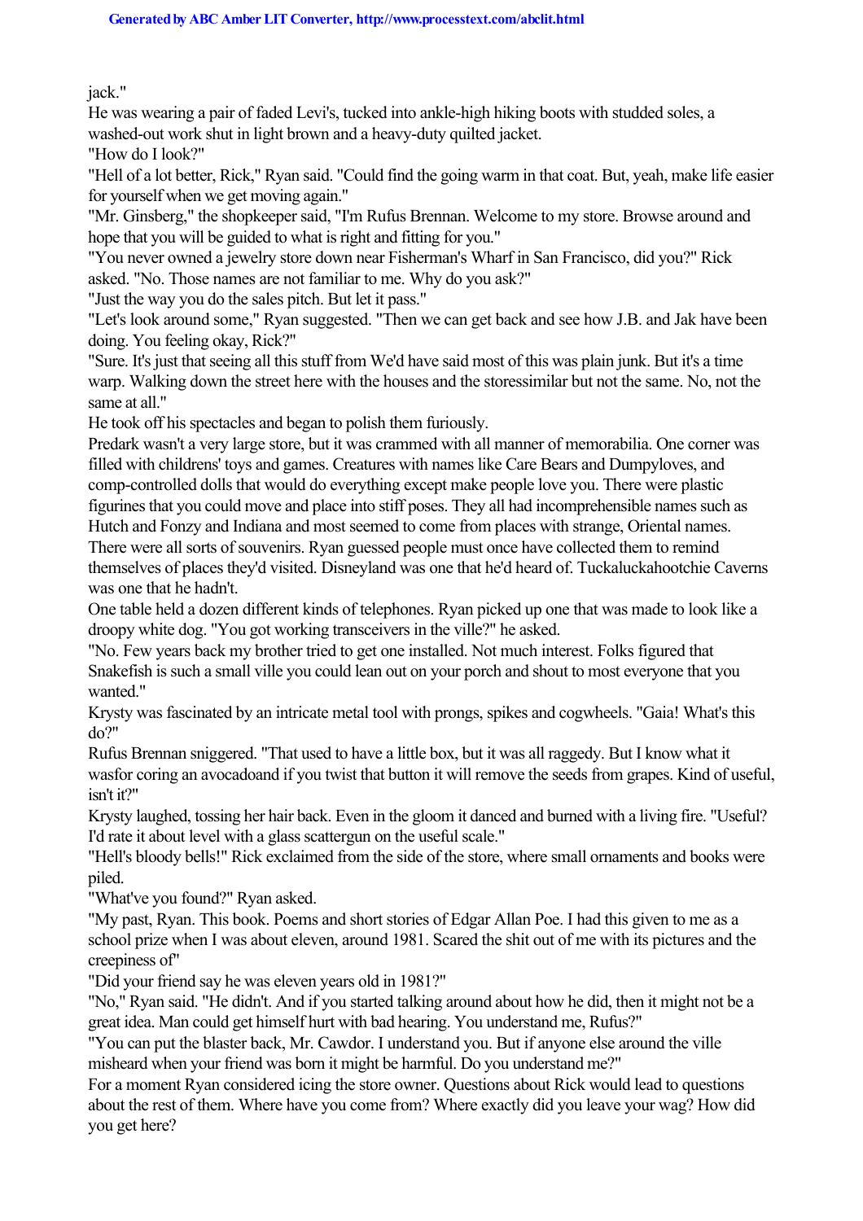jack."

He was wearing a pair of faded Levi's, tucked into ankle-high hiking boots with studded soles, a washed-out work shut in light brown and a heavy-duty quilted jacket.

"How do I look?"

"Hell of a lot better, Rick," Ryan said. "Could find the going warm in that coat. But, yeah, make life easier for yourself when we get moving again."

"Mr. Ginsberg," the shopkeeper said, "I'm Rufus Brennan. Welcome to my store. Browse around and hope that you will be guided to what is right and fitting for you."

"You never owned a jewelry store down near Fisherman's Wharf in San Francisco, did you?" Rick asked. "No. Those names are not familiar to me. Why do you ask?"

"Just the way you do the sales pitch. But let it pass."

"Let's look around some," Ryan suggested. "Then we can get back and see how J.B. and Jak have been doing. You feeling okay, Rick?"

"Sure. It's just that seeing all this stuff from We'd have said most of this was plain junk. But it's a time warp. Walking down the street here with the houses and the storessimilar but not the same. No, not the same at all."

He took off his spectacles and began to polish them furiously.

Predark wasn't a very large store, but it was crammed with all manner of memorabilia. One corner was filled with childrens' toys and games. Creatures with names like Care Bears and Dumpyloves, and comp-controlled dolls that would do everything except make people love you. There were plastic figurines that you could move and place into stiff poses. They all had incomprehensible names such as Hutch and Fonzy and Indiana and most seemed to come from places with strange, Oriental names.

There were all sorts of souvenirs. Ryan guessed people must once have collected them to remind themselves of places they'd visited. Disneyland was one that he'd heard of. Tuckaluckahootchie Caverns was one that he hadn't.

One table held a dozen different kinds of telephones. Ryan picked up one that was made to look like a droopy white dog. "You got working transceivers in the ville?" he asked.

"No. Few years back my brother tried to get one installed. Not much interest. Folks figured that Snakefish is such a small ville you could lean out on your porch and shout to most everyone that you wanted."

Krysty was fascinated by an intricate metal tool with prongs, spikes and cogwheels. "Gaia! What's this do?"

Rufus Brennan sniggered. "That used to have a little box, but it was all raggedy. But I know what it wasfor coring an avocadoand if you twist that button it will remove the seeds from grapes. Kind of useful, isn't it?"

Krysty laughed, tossing her hair back. Even in the gloom it danced and burned with a living fire. "Useful? I'd rate it about level with a glass scattergun on the useful scale."

"Hell's bloody bells!" Rick exclaimed from the side of the store, where small ornaments and books were piled.

"What've you found?" Ryan asked.

"My past, Ryan. This book. Poems and short stories of Edgar Allan Poe. I had this given to me as a school prize when I was about eleven, around 1981. Scared the shit out of me with its pictures and the creepiness of"

"Did your friend say he was eleven years old in 1981?"

"No," Ryan said. "He didn't. And if you started talking around about how he did, then it might not be a great idea. Man could get himself hurt with bad hearing. You understand me, Rufus?"

"You can put the blaster back, Mr. Cawdor. I understand you. But if anyone else around the ville misheard when your friend was born it might be harmful. Do you understand me?"

For a moment Ryan considered icing the store owner. Questions about Rick would lead to questions about the rest of them. Where have you come from? Where exactly did you leave your wag? How did you get here?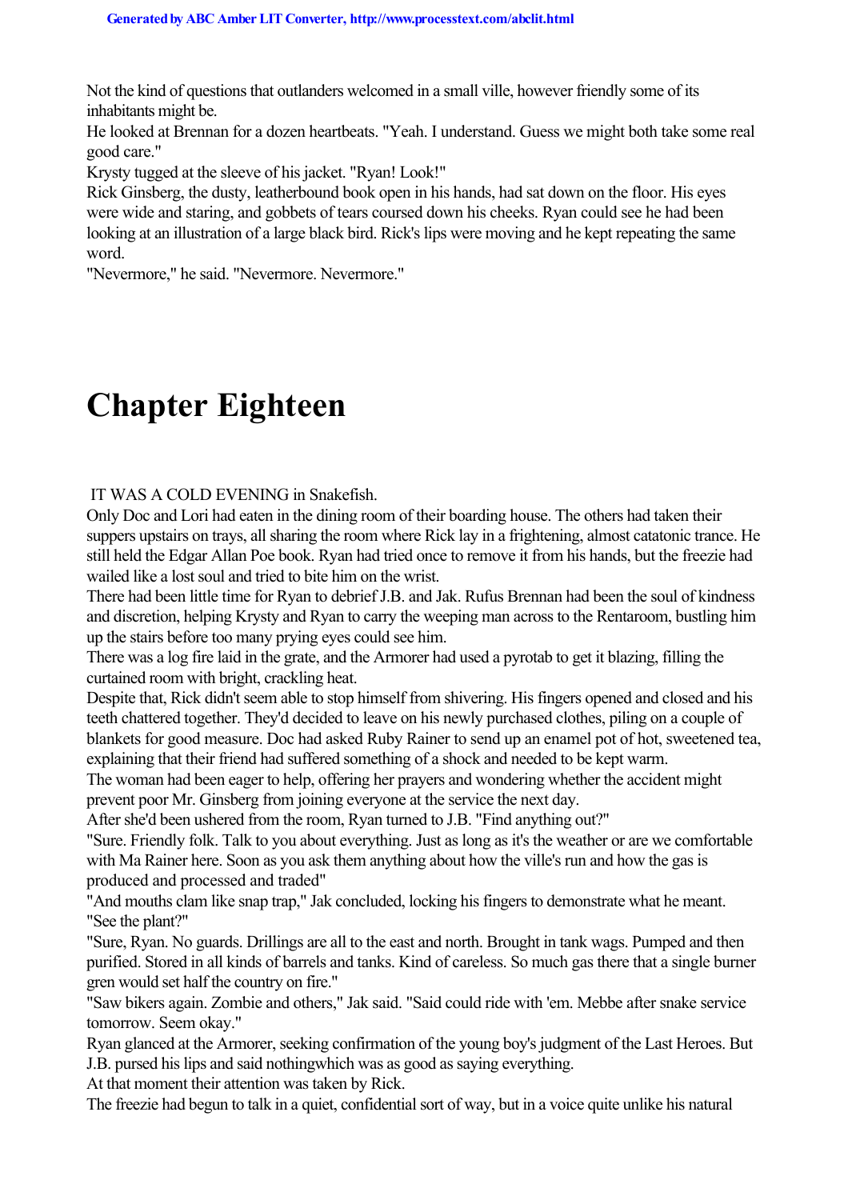Not the kind of questions that outlanders welcomed in a small ville, however friendly some of its inhabitants might be.

He looked at Brennan for a dozen heartbeats. "Yeah. I understand. Guess we might both take some real good care."

Krysty tugged at the sleeve of his jacket. "Ryan! Look!"

Rick Ginsberg, the dusty, leatherbound book open in his hands, had sat down on the floor. His eyes were wide and staring, and gobbets of tears coursed down his cheeks. Ryan could see he had been looking at an illustration of a large black bird. Rick's lips were moving and he kept repeating the same word.

"Nevermore," he said. "Nevermore. Nevermore."

# Chapter Eighteen

IT WAS A COLD EVENING in Snakefish.

Only Doc and Lori had eaten in the dining room of their boarding house. The others had taken their suppers upstairs on trays, all sharing the room where Rick lay in a frightening, almost catatonic trance. He still held the Edgar Allan Poe book. Ryan had tried once to remove it from his hands, but the freezie had wailed like a lost soul and tried to bite him on the wrist.

There had been little time for Ryan to debrief J.B. and Jak. Rufus Brennan had been the soul of kindness and discretion, helping Krysty and Ryan to carry the weeping man across to the Rentaroom, bustling him up the stairs before too many prying eyes could see him.

There was a log fire laid in the grate, and the Armorer had used a pyrotab to get it blazing, filling the curtained room with bright, crackling heat.

Despite that, Rick didn't seem able to stop himself from shivering. His fingers opened and closed and his teeth chattered together. They'd decided to leave on his newly purchased clothes, piling on a couple of blankets for good measure. Doc had asked Ruby Rainer to send up an enamel pot of hot, sweetened tea, explaining that their friend had suffered something of a shock and needed to be kept warm.

The woman had been eager to help, offering her prayers and wondering whether the accident might prevent poor Mr. Ginsberg from joining everyone at the service the next day.

After she'd been ushered from the room, Ryan turned to J.B. "Find anything out?"

"Sure. Friendly folk. Talk to you about everything. Just as long as it's the weather or are we comfortable with Ma Rainer here. Soon as you ask them anything about how the ville's run and how the gas is produced and processed and traded"

"And mouths clam like snap trap," Jak concluded, locking his fingers to demonstrate what he meant.

"See the plant?"

"Sure, Ryan. No guards. Drillings are all to the east and north. Brought in tank wags. Pumped and then purified. Stored in all kinds of barrels and tanks. Kind of careless. So much gas there that a single burner gren would set half the country on fire."

"Saw bikers again. Zombie and others," Jak said. "Said could ride with 'em. Mebbe after snake service tomorrow. Seem okay."

Ryan glanced at the Armorer, seeking confirmation of the young boy's judgment of the Last Heroes. But J.B. pursed his lips and said nothingwhich was as good as saying everything.

At that moment their attention was taken by Rick.

The freezie had begun to talk in a quiet, confidential sort of way, but in a voice quite unlike his natural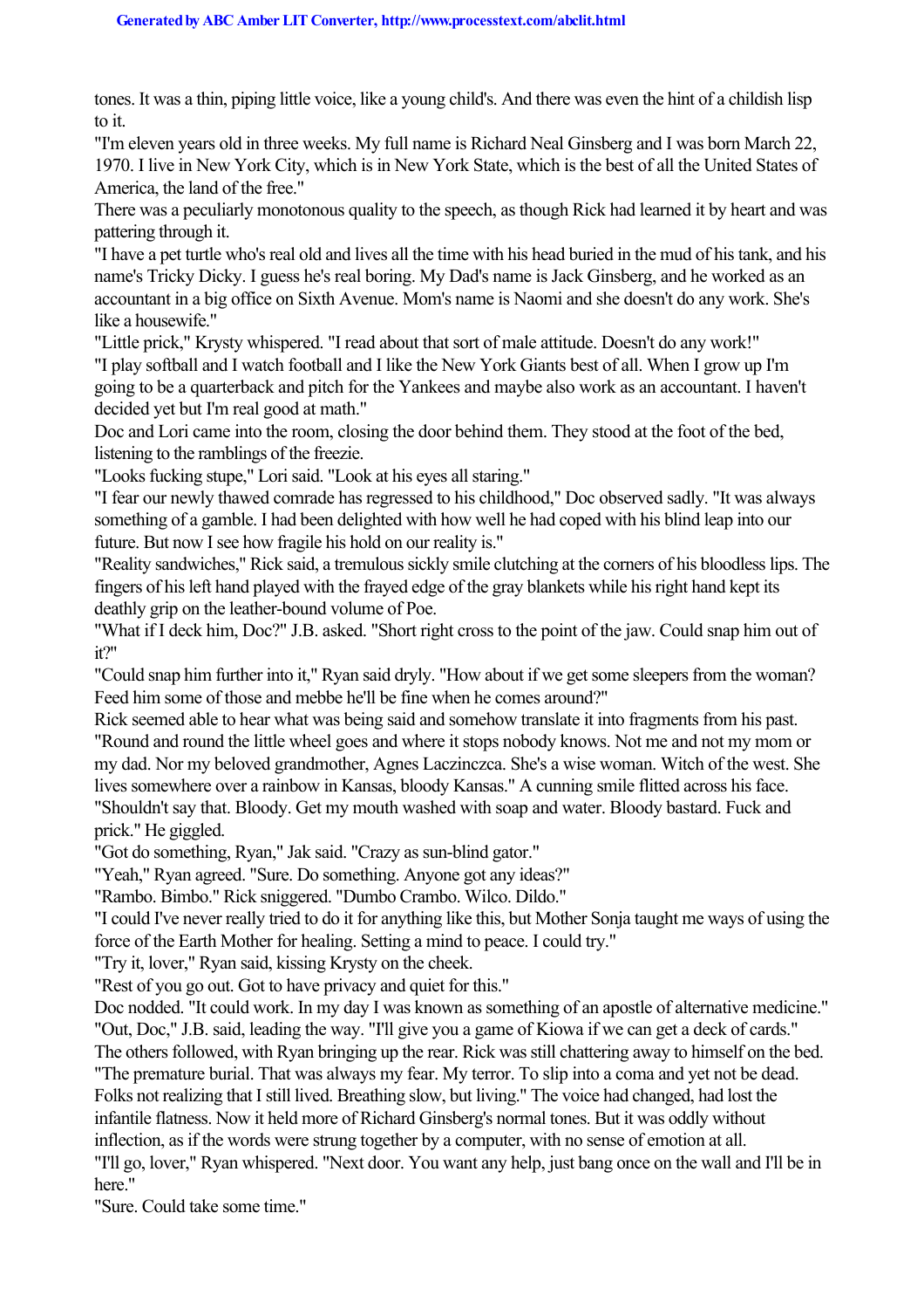tones. It was a thin, piping little voice, like a young child's. And there was even the hint of a childish lisp to it.

"I'm eleven years old in three weeks. My full name is Richard Neal Ginsberg and I was born March 22, 1970. I live in New York City, which is in New York State, which is the best of all the United States of America, the land of the free."

There was a peculiarly monotonous quality to the speech, as though Rick had learned it by heart and was pattering through it.

"I have a pet turtle who's real old and lives all the time with his head buried in the mud of his tank, and his name's Tricky Dicky. I guess he's real boring. My Dad's name is Jack Ginsberg, and he worked as an accountant in a big office on Sixth Avenue. Mom's name is Naomi and she doesn't do any work. She's like a housewife."

"Little prick," Krysty whispered. "I read about that sort of male attitude. Doesn't do any work!"

"I play softball and I watch football and I like the New York Giants best of all. When I grow up I'm going to be a quarterback and pitch for the Yankees and maybe also work as an accountant. I haven't decided yet but I'm real good at math."

Doc and Lori came into the room, closing the door behind them. They stood at the foot of the bed, listening to the ramblings of the freezie.

"Looks fucking stupe," Lori said. "Look at his eyes all staring."

"I fear our newly thawed comrade has regressed to his childhood," Doc observed sadly. "It was always something of a gamble. I had been delighted with how well he had coped with his blind leap into our future. But now I see how fragile his hold on our reality is."

"Reality sandwiches," Rick said, a tremulous sickly smile clutching at the corners of his bloodless lips. The fingers of his left hand played with the frayed edge of the gray blankets while his right hand kept its deathly grip on the leather-bound volume of Poe.

"What if I deck him, Doc?" J.B. asked. "Short right cross to the point of the jaw. Could snap him out of it?"

"Could snap him further into it," Ryan said dryly. "How about if we get some sleepers from the woman? Feed him some of those and mebbe he'll be fine when he comes around?"

Rick seemed able to hear what was being said and somehow translate it into fragments from his past.

"Round and round the little wheel goes and where it stops nobody knows. Not me and not my mom or my dad. Nor my beloved grandmother, Agnes Laczinczca. She's a wise woman. Witch of the west. She lives somewhere over a rainbow in Kansas, bloody Kansas." A cunning smile flitted across his face. "Shouldn't say that. Bloody. Get my mouth washed with soap and water. Bloody bastard. Fuck and prick." He giggled.

"Got do something, Ryan," Jak said. "Crazy as sun-blind gator."

"Yeah," Ryan agreed. "Sure. Do something. Anyone got any ideas?"

"Rambo. Bimbo." Rick sniggered. "Dumbo Crambo. Wilco. Dildo."

"I could I've never really tried to do it for anything like this, but Mother Sonja taught me ways of using the force of the Earth Mother for healing. Setting a mind to peace. I could try."

"Try it, lover," Ryan said, kissing Krysty on the cheek.

"Rest of you go out. Got to have privacy and quiet for this."

Doc nodded. "It could work. In my day I was known as something of an apostle of alternative medicine."

"Out, Doc," J.B. said, leading the way. "I'll give you a game of Kiowa if we can get a deck of cards."

The others followed, with Ryan bringing up the rear. Rick was still chattering away to himself on the bed.

"The premature burial. That was always my fear. My terror. To slip into a coma and yet not be dead. Folks not realizing that I still lived. Breathing slow, but living." The voice had changed, had lost the infantile flatness. Now it held more of Richard Ginsberg's normal tones. But it was oddly without inflection, as if the words were strung together by a computer, with no sense of emotion at all.

"I'll go, lover," Ryan whispered. "Next door. You want any help, just bang once on the wall and I'll be in here."

"Sure. Could take some time."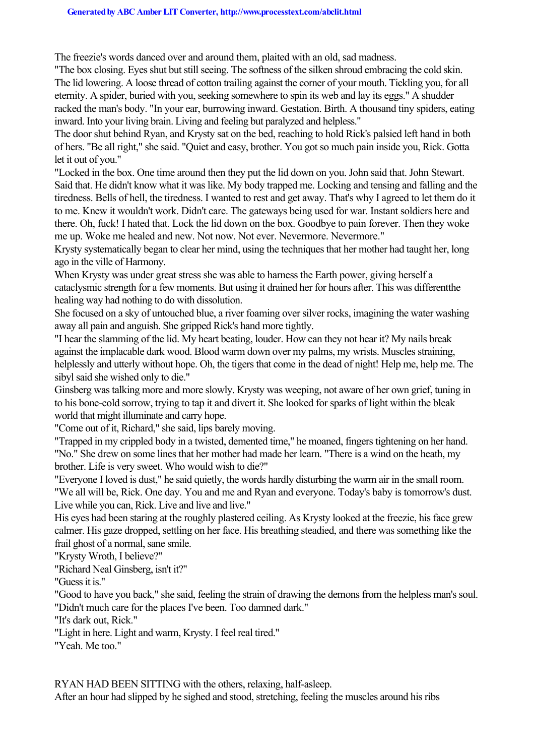The freezie's words danced over and around them, plaited with an old, sad madness.

"The box closing. Eyes shut but still seeing. The softness of the silken shroud embracing the cold skin. The lid lowering. A loose thread of cotton trailing against the corner of your mouth. Tickling you, for all eternity. A spider, buried with you, seeking somewhere to spin its web and lay its eggs." A shudder racked the man's body. "In your ear, burrowing inward. Gestation. Birth. A thousand tiny spiders, eating inward. Into your living brain. Living and feeling but paralyzed and helpless."

The door shut behind Ryan, and Krysty sat on the bed, reaching to hold Rick's palsied left hand in both of hers. "Be all right," she said. "Quiet and easy, brother. You got so much pain inside you, Rick. Gotta let it out of you."

"Locked in the box. One time around then they put the lid down on you. John said that. John Stewart. Said that. He didn't know what it was like. My body trapped me. Locking and tensing and falling and the tiredness. Bells of hell, the tiredness. I wanted to rest and get away. That's why I agreed to let them do it to me. Knew it wouldn't work. Didn't care. The gateways being used for war. Instant soldiers here and there. Oh, fuck! I hated that. Lock the lid down on the box. Goodbye to pain forever. Then they woke me up. Woke me healed and new. Not now. Not ever. Nevermore. Nevermore."

Krysty systematically began to clear her mind, using the techniques that her mother had taught her, long ago in the ville of Harmony.

When Krysty was under great stress she was able to harness the Earth power, giving herself a cataclysmic strength for a few moments. But using it drained her for hours after. This was differentthe healing way had nothing to do with dissolution.

She focused on a sky of untouched blue, a river foaming over silver rocks, imagining the water washing away all pain and anguish. She gripped Rick's hand more tightly.

"I hear the slamming of the lid. My heart beating, louder. How can they not hear it? My nails break against the implacable dark wood. Blood warm down over my palms, my wrists. Muscles straining, helplessly and utterly without hope. Oh, the tigers that come in the dead of night! Help me, help me. The sibyl said she wished only to die."

Ginsberg was talking more and more slowly. Krysty was weeping, not aware of her own grief, tuning in to his bone-cold sorrow, trying to tap it and divert it. She looked for sparks of light within the bleak world that might illuminate and carry hope.

"Come out of it, Richard," she said, lips barely moving.

"Trapped in my crippled body in a twisted, demented time," he moaned, fingers tightening on her hand.

"No." She drew on some lines that her mother had made her learn. "There is a wind on the heath, my brother. Life is very sweet. Who would wish to die?"

"Everyone I loved is dust," he said quietly, the words hardly disturbing the warm air in the small room.

"We all will be, Rick. One day. You and me and Ryan and everyone. Today's baby is tomorrow's dust. Live while you can, Rick. Live and live and live."

His eyes had been staring at the roughly plastered ceiling. As Krysty looked at the freezie, his face grew calmer. His gaze dropped, settling on her face. His breathing steadied, and there was something like the frail ghost of a normal, sane smile.

"Krysty Wroth, I believe?"

"Richard Neal Ginsberg, isn't it?"

"Guess it is."

"Good to have you back," she said, feeling the strain of drawing the demons from the helpless man's soul.

"Didn't much care for the places I've been. Too damned dark."

"It's dark out, Rick."

"Light in here. Light and warm, Krysty. I feel real tired."

"Yeah. Me too."

RYAN HAD BEEN SITTING with the others, relaxing, half-asleep.

After an hour had slipped by he sighed and stood, stretching, feeling the muscles around his ribs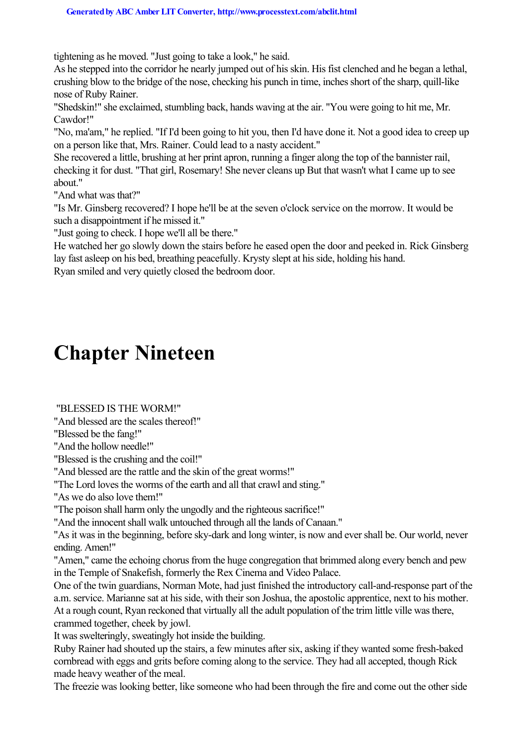tightening as he moved. "Just going to take a look," he said.

As he stepped into the corridor he nearly jumped out of his skin. His fist clenched and he began a lethal, crushing blow to the bridge of the nose, checking his punch in time, inches short of the sharp, quill-like nose of Ruby Rainer.

"Shedskin!" she exclaimed, stumbling back, hands waving at the air. "You were going to hit me, Mr. Cawdor!"

"No, ma'am," he replied. "If I'd been going to hit you, then I'd have done it. Not a good idea to creep up on a person like that, Mrs. Rainer. Could lead to a nasty accident."

She recovered a little, brushing at her print apron, running a finger along the top of the bannister rail, checking it for dust. "That girl, Rosemary! She never cleans up But that wasn't what I came up to see about."

"And what was that?"

"Is Mr. Ginsberg recovered? I hope he'll be at the seven o'clock service on the morrow. It would be such a disappointment if he missed it."

"Just going to check. I hope we'll all be there."

He watched her go slowly down the stairs before he eased open the door and peeked in. Rick Ginsberg lay fast asleep on his bed, breathing peacefully. Krysty slept at his side, holding his hand.

Ryan smiled and very quietly closed the bedroom door.

# Chapter Nineteen

"BLESSED IS THE WORM!"

"And blessed are the scales thereof!"

"Blessed be the fang!"

"And the hollow needle!"

"Blessed is the crushing and the coil!"

"And blessed are the rattle and the skin of the great worms!"

"The Lord loves the worms of the earth and all that crawl and sting."

"As we do also love them!"

"The poison shall harm only the ungodly and the righteous sacrifice!"

"And the innocent shall walk untouched through all the lands of Canaan."

"As it was in the beginning, before sky-dark and long winter, is now and ever shall be. Our world, never ending. Amen!"

"Amen," came the echoing chorus from the huge congregation that brimmed along every bench and pew in the Temple of Snakefish, formerly the Rex Cinema and Video Palace.

One of the twin guardians, Norman Mote, had just finished the introductory call-and-response part of the a.m. service. Marianne sat at his side, with their son Joshua, the apostolic apprentice, next to his mother. At a rough count, Ryan reckoned that virtually all the adult population of the trim little ville was there, crammed together, cheek by jowl.

It was swelteringly, sweatingly hot inside the building.

Ruby Rainer had shouted up the stairs, a few minutes after six, asking if they wanted some fresh-baked cornbread with eggs and grits before coming along to the service. They had all accepted, though Rick made heavy weather of the meal.

The freezie was looking better, like someone who had been through the fire and come out the other side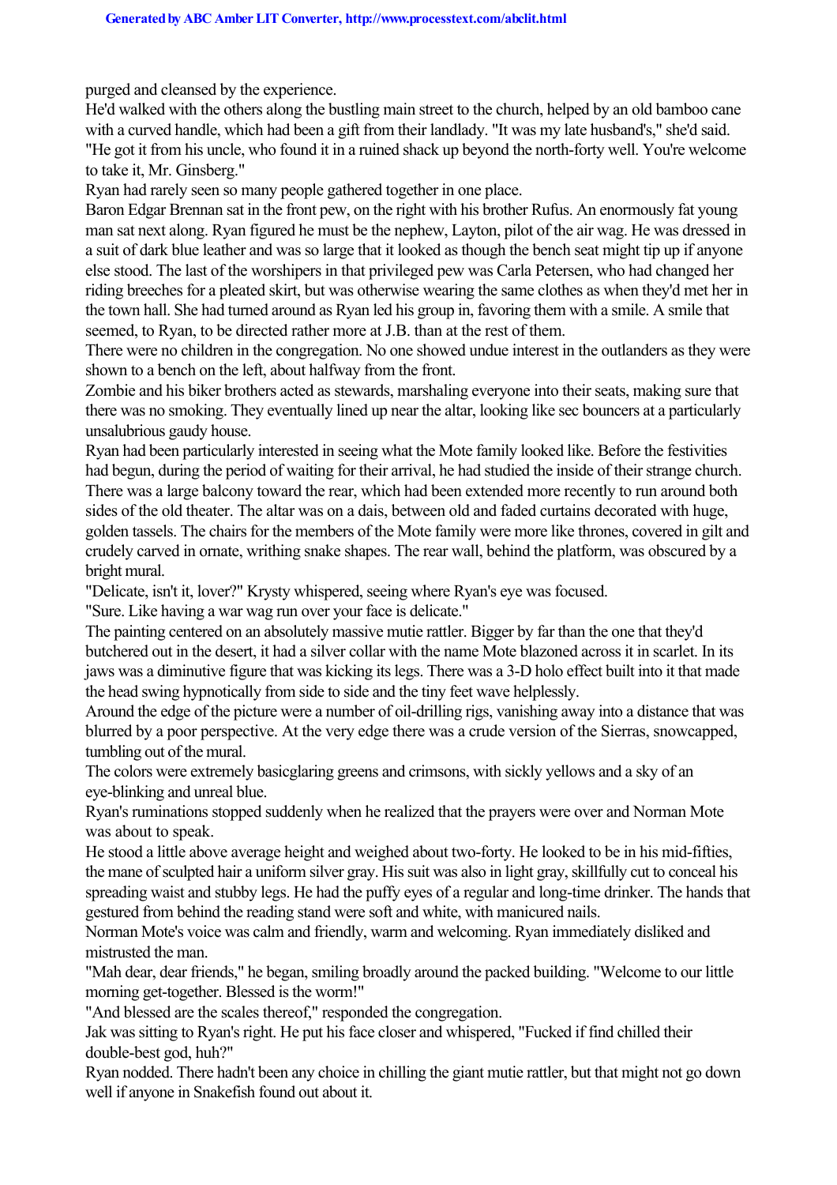purged and cleansed by the experience.

He'd walked with the others along the bustling main street to the church, helped by an old bamboo cane with a curved handle, which had been a gift from their landlady. "It was my late husband's," she'd said. "He got it from his uncle, who found it in a ruined shack up beyond the north-forty well. You're welcome to take it, Mr. Ginsberg."

Ryan had rarely seen so many people gathered together in one place.

Baron Edgar Brennan sat in the front pew, on the right with his brother Rufus. An enormously fat young man sat next along. Ryan figured he must be the nephew, Layton, pilot of the air wag. He was dressed in a suit of dark blue leather and was so large that it looked as though the bench seat might tip up if anyone else stood. The last of the worshipers in that privileged pew was Carla Petersen, who had changed her riding breeches for a pleated skirt, but was otherwise wearing the same clothes as when they'd met her in the town hall. She had turned around as Ryan led his group in, favoring them with a smile. A smile that seemed, to Ryan, to be directed rather more at J.B. than at the rest of them.

There were no children in the congregation. No one showed undue interest in the outlanders as they were shown to a bench on the left, about halfway from the front.

Zombie and his biker brothers acted as stewards, marshaling everyone into their seats, making sure that there was no smoking. They eventually lined up near the altar, looking like sec bouncers at a particularly unsalubrious gaudy house.

Ryan had been particularly interested in seeing what the Mote family looked like. Before the festivities had begun, during the period of waiting for their arrival, he had studied the inside of their strange church. There was a large balcony toward the rear, which had been extended more recently to run around both sides of the old theater. The altar was on a dais, between old and faded curtains decorated with huge, golden tassels. The chairs for the members of the Mote family were more like thrones, covered in gilt and crudely carved in ornate, writhing snake shapes. The rear wall, behind the platform, was obscured by a bright mural.

"Delicate, isn't it, lover?" Krysty whispered, seeing where Ryan's eye was focused.

"Sure. Like having a war wag run over your face is delicate."

The painting centered on an absolutely massive mutie rattler. Bigger by far than the one that they'd butchered out in the desert, it had a silver collar with the name Mote blazoned across it in scarlet. In its jaws was a diminutive figure that was kicking its legs. There was a 3-D holo effect built into it that made the head swing hypnotically from side to side and the tiny feet wave helplessly.

Around the edge of the picture were a number of oil-drilling rigs, vanishing away into a distance that was blurred by a poor perspective. At the very edge there was a crude version of the Sierras, snowcapped, tumbling out of the mural.

The colors were extremely basicglaring greens and crimsons, with sickly yellows and a sky of an eye-blinking and unreal blue.

Ryan's ruminations stopped suddenly when he realized that the prayers were over and Norman Mote was about to speak.

He stood a little above average height and weighed about two-forty. He looked to be in his mid-fifties, the mane of sculpted hair a uniform silver gray. His suit was also in light gray, skillfully cut to conceal his spreading waist and stubby legs. He had the puffy eyes of a regular and long-time drinker. The hands that gestured from behind the reading stand were soft and white, with manicured nails.

Norman Mote's voice was calm and friendly, warm and welcoming. Ryan immediately disliked and mistrusted the man.

"Mah dear, dear friends," he began, smiling broadly around the packed building. "Welcome to our little morning get-together. Blessed is the worm!"

"And blessed are the scales thereof," responded the congregation.

Jak was sitting to Ryan's right. He put his face closer and whispered, "Fucked if find chilled their double-best god, huh?"

Ryan nodded. There hadn't been any choice in chilling the giant mutie rattler, but that might not go down well if anyone in Snakefish found out about it.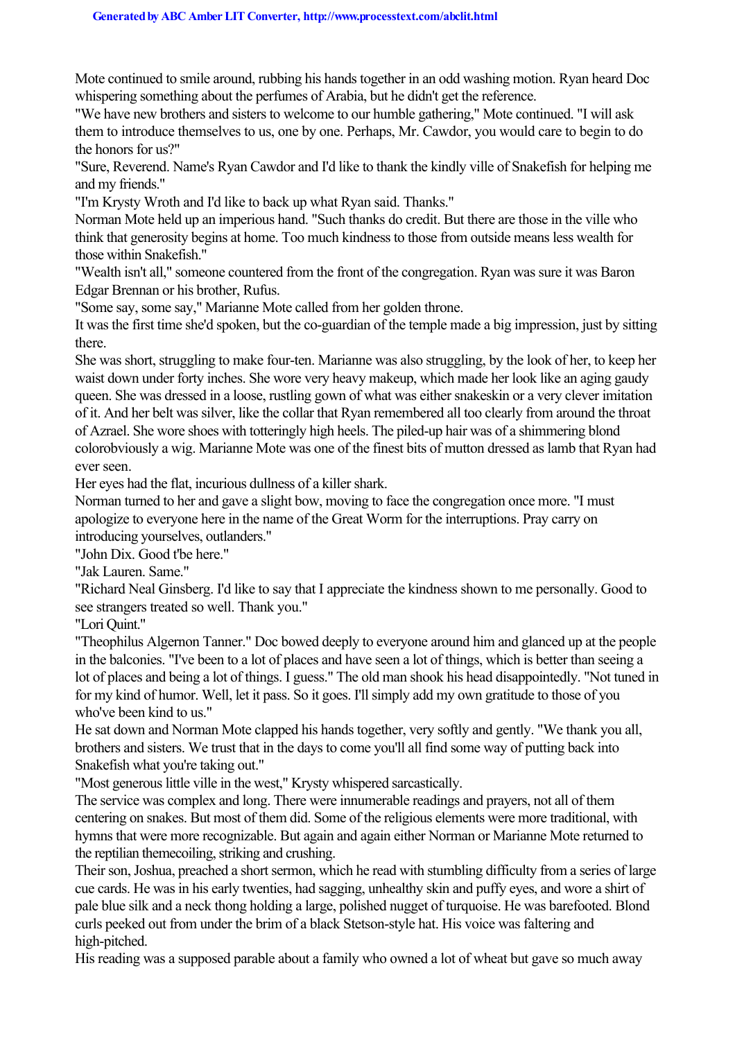Mote continued to smile around, rubbing his hands together in an odd washing motion. Ryan heard Doc whispering something about the perfumes of Arabia, but he didn't get the reference.

"We have new brothers and sisters to welcome to our humble gathering," Mote continued. "I will ask them to introduce themselves to us, one by one. Perhaps, Mr. Cawdor, you would care to begin to do the honors for us?"

"Sure, Reverend. Name's Ryan Cawdor and I'd like to thank the kindly ville of Snakefish for helping me and my friends."

"I'm Krysty Wroth and I'd like to back up what Ryan said. Thanks."

Norman Mote held up an imperious hand. "Such thanks do credit. But there are those in the ville who think that generosity begins at home. Too much kindness to those from outside means less wealth for those within Snakefish."

"Wealth isn't all," someone countered from the front of the congregation. Ryan was sure it was Baron Edgar Brennan or his brother, Rufus.

"Some say, some say," Marianne Mote called from her golden throne.

It was the first time she'd spoken, but the co-guardian of the temple made a big impression, just by sitting there.

She was short, struggling to make four-ten. Marianne was also struggling, by the look of her, to keep her waist down under forty inches. She wore very heavy makeup, which made her look like an aging gaudy queen. She was dressed in a loose, rustling gown of what was either snakeskin or a very clever imitation of it. And her belt was silver, like the collar that Ryan remembered all too clearly from around the throat of Azrael. She wore shoes with totteringly high heels. The piled-up hair was of a shimmering blond colorobviously a wig. Marianne Mote was one of the finest bits of mutton dressed as lamb that Ryan had ever seen.

Her eyes had the flat, incurious dullness of a killer shark.

Norman turned to her and gave a slight bow, moving to face the congregation once more. "I must apologize to everyone here in the name of the Great Worm for the interruptions. Pray carry on introducing yourselves, outlanders."

"John Dix. Good t'be here."

"Jak Lauren. Same."

"Richard Neal Ginsberg. I'd like to say that I appreciate the kindness shown to me personally. Good to see strangers treated so well. Thank you."

"Lori Quint."

"Theophilus Algernon Tanner." Doc bowed deeply to everyone around him and glanced up at the people in the balconies. "I've been to a lot of places and have seen a lot of things, which is better than seeing a lot of places and being a lot of things. I guess." The old man shook his head disappointedly. "Not tuned in for my kind of humor. Well, let it pass. So it goes. I'll simply add my own gratitude to those of you who've been kind to us."

He sat down and Norman Mote clapped his hands together, very softly and gently. "We thank you all, brothers and sisters. We trust that in the days to come you'll all find some way of putting back into Snakefish what you're taking out."

"Most generous little ville in the west," Krysty whispered sarcastically.

The service was complex and long. There were innumerable readings and prayers, not all of them centering on snakes. But most of them did. Some of the religious elements were more traditional, with hymns that were more recognizable. But again and again either Norman or Marianne Mote returned to the reptilian themecoiling, striking and crushing.

Their son, Joshua, preached a short sermon, which he read with stumbling difficulty from a series of large cue cards. He was in his early twenties, had sagging, unhealthy skin and puffy eyes, and wore a shirt of pale blue silk and a neck thong holding a large, polished nugget of turquoise. He was barefooted. Blond curls peeked out from under the brim of a black Stetson-style hat. His voice was faltering and high-pitched.

His reading was a supposed parable about a family who owned a lot of wheat but gave so much away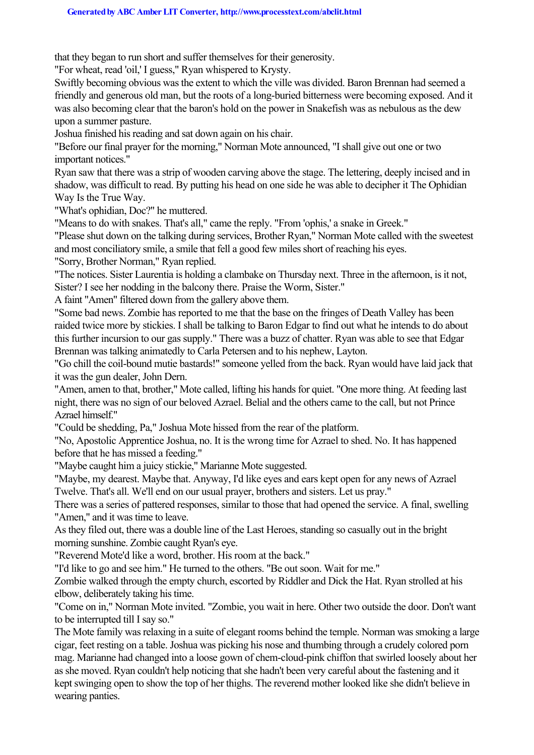that they began to run short and suffer themselves for their generosity.

"For wheat, read 'oil,' I guess," Ryan whispered to Krysty.

Swiftly becoming obvious was the extent to which the ville was divided. Baron Brennan had seemed a friendly and generous old man, but the roots of a long-buried bitterness were becoming exposed. And it was also becoming clear that the baron's hold on the power in Snakefish was as nebulous as the dew upon a summer pasture.

Joshua finished his reading and sat down again on his chair.

"Before our final prayer for the morning," Norman Mote announced, "I shall give out one or two important notices."

Ryan saw that there was a strip of wooden carving above the stage. The lettering, deeply incised and in shadow, was difficult to read. By putting his head on one side he was able to decipher it The Ophidian Way Is the True Way.

"What's ophidian, Doc?" he muttered.

"Means to do with snakes. That's all," came the reply. "From 'ophis,' a snake in Greek."

"Please shut down on the talking during services, Brother Ryan," Norman Mote called with the sweetest and most conciliatory smile, a smile that fell a good few miles short of reaching his eyes.

"Sorry, Brother Norman," Ryan replied.

"The notices. Sister Laurentia is holding a clambake on Thursday next. Three in the afternoon, is it not, Sister? I see her nodding in the balcony there. Praise the Worm, Sister."

A faint "Amen" filtered down from the gallery above them.

"Some bad news. Zombie has reported to me that the base on the fringes of Death Valley has been raided twice more by stickies. I shall be talking to Baron Edgar to find out what he intends to do about this further incursion to our gas supply." There was a buzz of chatter. Ryan was able to see that Edgar Brennan was talking animatedly to Carla Petersen and to his nephew, Layton.

"Go chill the coil-bound mutie bastards!" someone yelled from the back. Ryan would have laid jack that it was the gun dealer, John Dern.

"Amen, amen to that, brother," Mote called, lifting his hands for quiet. "One more thing. At feeding last night, there was no sign of our beloved Azrael. Belial and the others came to the call, but not Prince Azrael himself."

"Could be shedding, Pa," Joshua Mote hissed from the rear of the platform.

"No, Apostolic Apprentice Joshua, no. It is the wrong time for Azrael to shed. No. It has happened before that he has missed a feeding."

"Maybe caught him a juicy stickie," Marianne Mote suggested.

"Maybe, my dearest. Maybe that. Anyway, I'd like eyes and ears kept open for any news of Azrael Twelve. That's all. We'll end on our usual prayer, brothers and sisters. Let us pray."

There was a series of pattered responses, similar to those that had opened the service. A final, swelling "Amen," and it was time to leave.

As they filed out, there was a double line of the Last Heroes, standing so casually out in the bright morning sunshine. Zombie caught Ryan's eye.

"Reverend Mote'd like a word, brother. His room at the back."

"I'd like to go and see him." He turned to the others. "Be out soon. Wait for me."

Zombie walked through the empty church, escorted by Riddler and Dick the Hat. Ryan strolled at his elbow, deliberately taking his time.

"Come on in," Norman Mote invited. "Zombie, you wait in here. Other two outside the door. Don't want to be interrupted till I say so."

The Mote family was relaxing in a suite of elegant rooms behind the temple. Norman was smoking a large cigar, feet resting on a table. Joshua was picking his nose and thumbing through a crudely colored porn mag. Marianne had changed into a loose gown of chem-cloud-pink chiffon that swirled loosely about her as she moved. Ryan couldn't help noticing that she hadn't been very careful about the fastening and it kept swinging open to show the top of her thighs. The reverend mother looked like she didn't believe in wearing panties.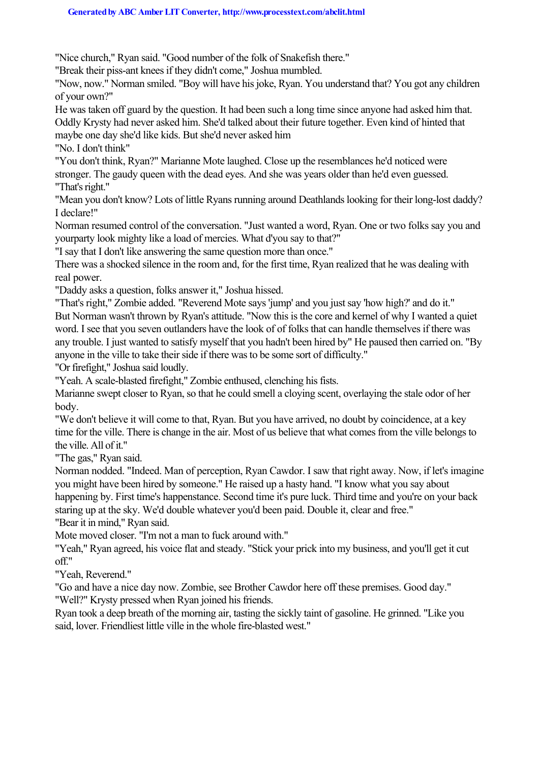"Nice church," Ryan said. "Good number of the folk of Snakefish there."

"Break their piss-ant knees if they didn't come," Joshua mumbled.

"Now, now." Norman smiled. "Boy will have his joke, Ryan. You understand that? You got any children of your own?"

He was taken off guard by the question. It had been such a long time since anyone had asked him that. Oddly Krysty had never asked him. She'd talked about their future together. Even kind of hinted that maybe one day she'd like kids. But she'd never asked him

"No. I don't think"

"You don't think, Ryan?" Marianne Mote laughed. Close up the resemblances he'd noticed were stronger. The gaudy queen with the dead eyes. And she was years older than he'd even guessed.

"That's right."

"Mean you don't know? Lots of little Ryans running around Deathlands looking for their long-lost daddy? I declare!"

Norman resumed control of the conversation. "Just wanted a word, Ryan. One or two folks say you and yourparty look mighty like a load of mercies. What d'you say to that?"

"I say that I don't like answering the same question more than once."

There was a shocked silence in the room and, for the first time, Ryan realized that he was dealing with real power.

"Daddy asks a question, folks answer it," Joshua hissed.

"That's right," Zombie added. "Reverend Mote says 'jump' and you just say 'how high?' and do it."

But Norman wasn't thrown by Ryan's attitude. "Now this is the core and kernel of why I wanted a quiet word. I see that you seven outlanders have the look of of folks that can handle themselves if there was any trouble. I just wanted to satisfy myself that you hadn't been hired by" He paused then carried on. "By anyone in the ville to take their side if there was to be some sort of difficulty."

"Or firefight," Joshua said loudly.

"Yeah. A scale-blasted firefight," Zombie enthused, clenching his fists.

Marianne swept closer to Ryan, so that he could smell a cloying scent, overlaying the stale odor of her body.

"We don't believe it will come to that, Ryan. But you have arrived, no doubt by coincidence, at a key time for the ville. There is change in the air. Most of us believe that what comes from the ville belongs to the ville. All of it."

"The gas," Ryan said.

Norman nodded. "Indeed. Man of perception, Ryan Cawdor. I saw that right away. Now, if let's imagine you might have been hired by someone." He raised up a hasty hand. "I know what you say about happening by. First time's happenstance. Second time it's pure luck. Third time and you're on your back staring up at the sky. We'd double whatever you'd been paid. Double it, clear and free."

"Bear it in mind," Ryan said.

Mote moved closer. "I'm not a man to fuck around with."

"Yeah," Ryan agreed, his voice flat and steady. "Stick your prick into my business, and you'll get it cut off."

"Yeah, Reverend."

"Go and have a nice day now. Zombie, see Brother Cawdor here off these premises. Good day."

"Well?" Krysty pressed when Ryan joined his friends.

Ryan took a deep breath of the morning air, tasting the sickly taint of gasoline. He grinned. "Like you said, lover. Friendliest little ville in the whole fire-blasted west."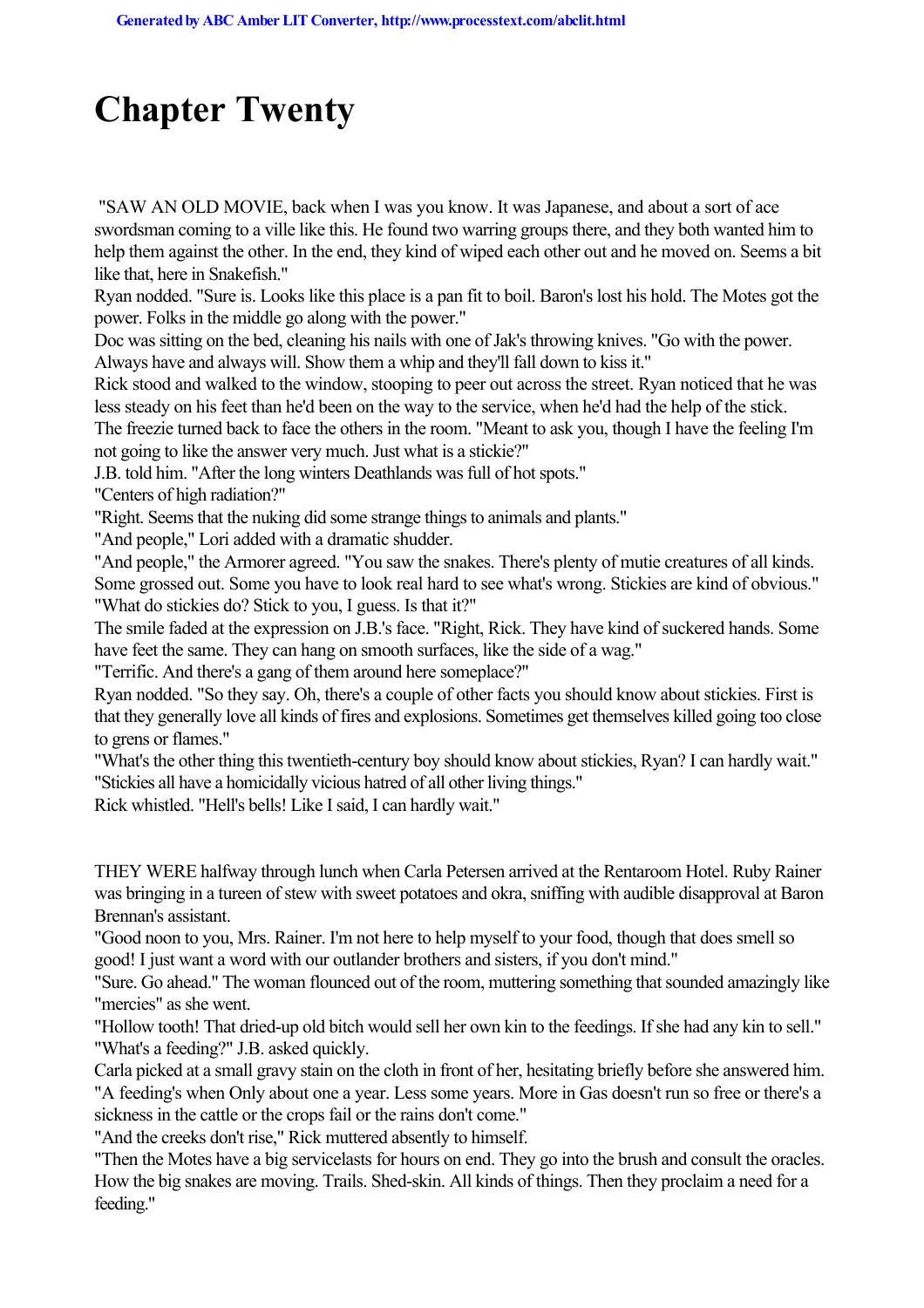# Chapter Twenty

"SAW AN OLD MOVIE, back when I was you know. It was Japanese, and about a sort of ace swordsman coming to a ville like this. He found two warring groups there, and they both wanted him to help them against the other. In the end, they kind of wiped each other out and he moved on. Seems a bit like that, here in Snakefish."

Ryan nodded. "Sure is. Looks like this place is a pan fit to boil. Baron's lost his hold. The Motes got the power. Folks in the middle go along with the power."

Doc was sitting on the bed, cleaning his nails with one of Jak's throwing knives. "Go with the power. Always have and always will. Show them a whip and they'll fall down to kiss it."

Rick stood and walked to the window, stooping to peer out across the street. Ryan noticed that he was less steady on his feet than he'd been on the way to the service, when he'd had the help of the stick.

The freezie turned back to face the others in the room. "Meant to ask you, though I have the feeling I'm not going to like the answer very much. Just what is a stickie?"

J.B. told him. "After the long winters Deathlands was full of hot spots."

"Centers of high radiation?"

"Right. Seems that the nuking did some strange things to animals and plants."

"And people," Lori added with a dramatic shudder.

"And people," the Armorer agreed. "You saw the snakes. There's plenty of mutie creatures of all kinds. Some grossed out. Some you have to look real hard to see what's wrong. Stickies are kind of obvious."

"What do stickies do? Stick to you, I guess. Is that it?"

The smile faded at the expression on J.B.'s face. "Right, Rick. They have kind of suckered hands. Some have feet the same. They can hang on smooth surfaces, like the side of a wag."

"Terrific. And there's a gang of them around here someplace?"

Ryan nodded. "So they say. Oh, there's a couple of other facts you should know about stickies. First is that they generally love all kinds of fires and explosions. Sometimes get themselves killed going too close to grens or flames."

"What's the other thing this twentieth-century boy should know about stickies, Ryan? I can hardly wait."

"Stickies all have a homicidally vicious hatred of all other living things."

Rick whistled. "Hell's bells! Like I said, I can hardly wait."

THEY WERE halfway through lunch when Carla Petersen arrived at the Rentaroom Hotel. Ruby Rainer was bringing in a tureen of stew with sweet potatoes and okra, sniffing with audible disapproval at Baron Brennan's assistant.

"Good noon to you, Mrs. Rainer. I'm not here to help myself to your food, though that does smell so good! I just want a word with our outlander brothers and sisters, if you don't mind."

"Sure. Go ahead." The woman flounced out of the room, muttering something that sounded amazingly like "mercies" as she went.

"Hollow tooth! That dried-up old bitch would sell her own kin to the feedings. If she had any kin to sell."

"What's a feeding?" J.B. asked quickly.

Carla picked at a small gravy stain on the cloth in front of her, hesitating briefly before she answered him. "A feeding's when Only about one a year. Less some years. More in Gas doesn't run so free or there's a sickness in the cattle or the crops fail or the rains don't come."

"And the creeks don't rise," Rick muttered absently to himself.

"Then the Motes have a big servicelasts for hours on end. They go into the brush and consult the oracles. How the big snakes are moving. Trails. Shed-skin. All kinds of things. Then they proclaim a need for a feeding."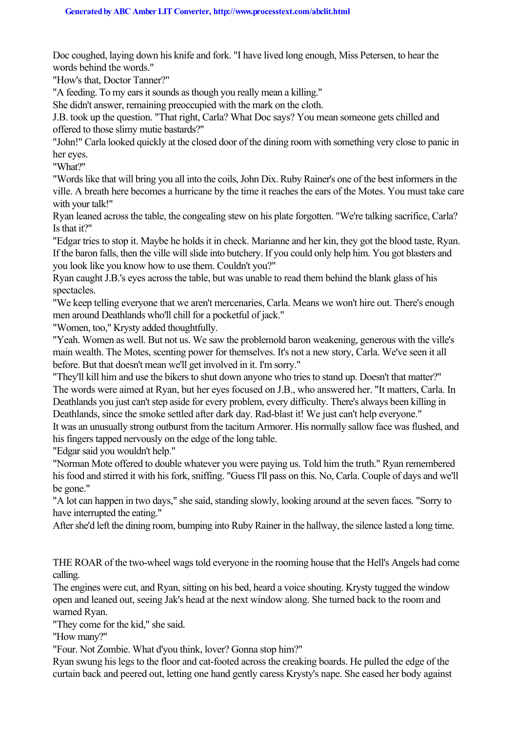Doc coughed, laying down his knife and fork. "I have lived long enough, Miss Petersen, to hear the words behind the words."

"How's that, Doctor Tanner?"

"A feeding. To my ears it sounds as though you really mean a killing."

She didn't answer, remaining preoccupied with the mark on the cloth.

J.B. took up the question. "That right, Carla? What Doc says? You mean someone gets chilled and offered to those slimy mutie bastards?"

"John!" Carla looked quickly at the closed door of the dining room with something very close to panic in her eyes.

"What?"

"Words like that will bring you all into the coils, John Dix. Ruby Rainer's one of the best informers in the ville. A breath here becomes a hurricane by the time it reaches the ears of the Motes. You must take care with your talk!"

Ryan leaned across the table, the congealing stew on his plate forgotten. "We're talking sacrifice, Carla? Is that it?"

"Edgar tries to stop it. Maybe he holds it in check. Marianne and her kin, they got the blood taste, Ryan. If the baron falls, then the ville will slide into butchery. If you could only help him. You got blasters and you look like you know how to use them. Couldn't you?"

Ryan caught J.B.'s eyes across the table, but was unable to read them behind the blank glass of his spectacles.

"We keep telling everyone that we aren't mercenaries, Carla. Means we won't hire out. There's enough men around Deathlands who'll chill for a pocketful of jack."

"Women, too," Krysty added thoughtfully.

"Yeah. Women as well. But not us. We saw the problemold baron weakening, generous with the ville's main wealth. The Motes, scenting power for themselves. It's not a new story, Carla. We've seen it all before. But that doesn't mean we'll get involved in it. I'm sorry."

"They'll kill him and use the bikers to shut down anyone who tries to stand up. Doesn't that matter?"

The words were aimed at Ryan, but her eyes focused on J.B., who answered her. "It matters, Carla. In Deathlands you just can't step aside for every problem, every difficulty. There's always been killing in Deathlands, since the smoke settled after dark day. Rad-blast it! We just can't help everyone."

It was an unusually strong outburst from the taciturn Armorer. His normally sallow face was flushed, and his fingers tapped nervously on the edge of the long table.

"Edgar said you wouldn't help."

"Norman Mote offered to double whatever you were paying us. Told him the truth." Ryan remembered his food and stirred it with his fork, sniffing. "Guess I'll pass on this. No, Carla. Couple of days and we'll be gone."

"A lot can happen in two days," she said, standing slowly, looking around at the seven faces. "Sorry to have interrupted the eating."

After she'd left the dining room, bumping into Ruby Rainer in the hallway, the silence lasted a long time.

THE ROAR of the two-wheel wags told everyone in the rooming house that the Hell's Angels had come calling.

The engines were cut, and Ryan, sitting on his bed, heard a voice shouting. Krysty tugged the window open and leaned out, seeing Jak's head at the next window along. She turned back to the room and warned Ryan.

"They come for the kid," she said.

"How many?"

"Four. Not Zombie. What d'you think, lover? Gonna stop him?"

Ryan swung his legs to the floor and cat-footed across the creaking boards. He pulled the edge of the curtain back and peered out, letting one hand gently caress Krysty's nape. She eased her body against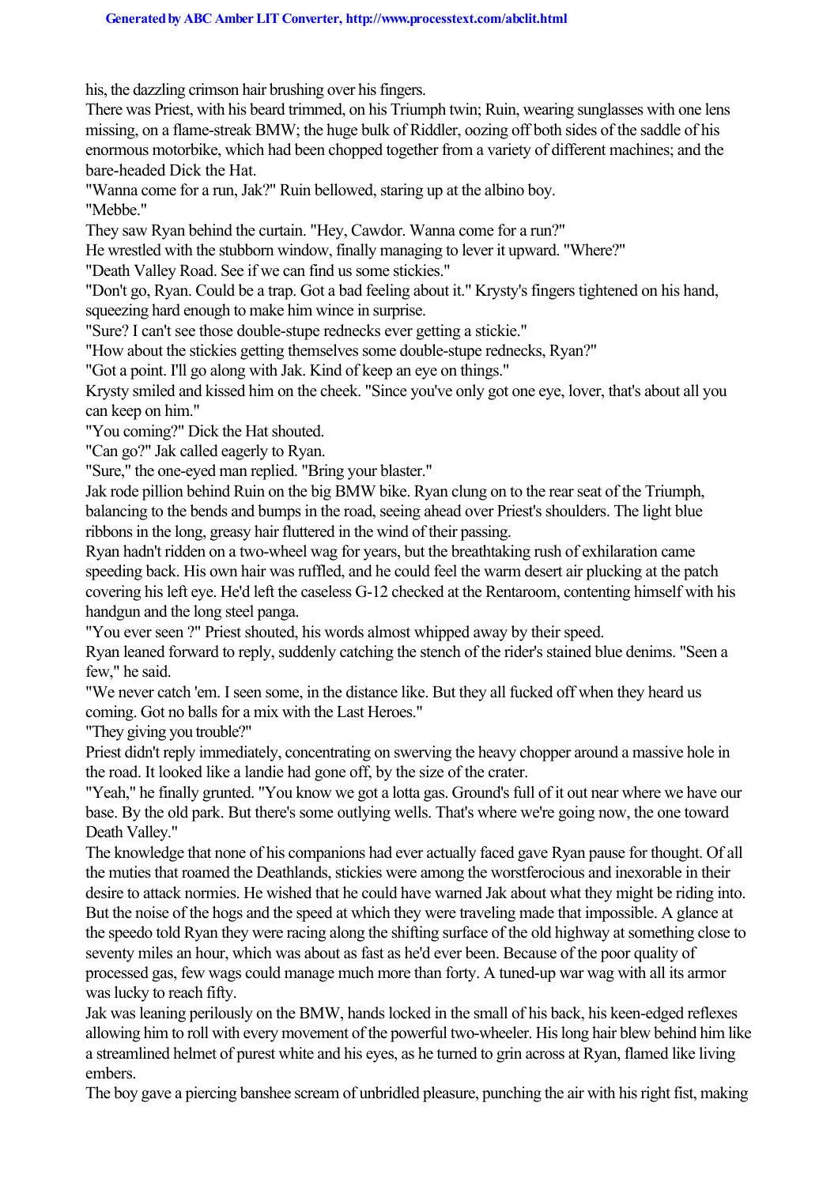his, the dazzling crimson hair brushing over his fingers.

There was Priest, with his beard trimmed, on his Triumph twin; Ruin, wearing sunglasses with one lens missing, on a flame-streak BMW; the huge bulk of Riddler, oozing off both sides of the saddle of his enormous motorbike, which had been chopped together from a variety of different machines; and the bare-headed Dick the Hat.

"Wanna come for a run, Jak?" Ruin bellowed, staring up at the albino boy.

"Mebbe."

They saw Ryan behind the curtain. "Hey, Cawdor. Wanna come for a run?"

He wrestled with the stubborn window, finally managing to lever it upward. "Where?"

"Death Valley Road. See if we can find us some stickies."

"Don't go, Ryan. Could be a trap. Got a bad feeling about it." Krysty's fingers tightened on his hand, squeezing hard enough to make him wince in surprise.

"Sure? I can't see those double-stupe rednecks ever getting a stickie."

"How about the stickies getting themselves some double-stupe rednecks, Ryan?"

"Got a point. I'll go along with Jak. Kind of keep an eye on things."

Krysty smiled and kissed him on the cheek. "Since you've only got one eye, lover, that's about all you can keep on him."

"You coming?" Dick the Hat shouted.

"Can go?" Jak called eagerly to Ryan.

"Sure," the one-eyed man replied. "Bring your blaster."

Jak rode pillion behind Ruin on the big BMW bike. Ryan clung on to the rear seat of the Triumph, balancing to the bends and bumps in the road, seeing ahead over Priest's shoulders. The light blue ribbons in the long, greasy hair fluttered in the wind of their passing.

Ryan hadn't ridden on a two-wheel wag for years, but the breathtaking rush of exhilaration came speeding back. His own hair was ruffled, and he could feel the warm desert air plucking at the patch covering his left eye. He'd left the caseless G-12 checked at the Rentaroom, contenting himself with his handgun and the long steel panga.

"You ever seen ?" Priest shouted, his words almost whipped away by their speed.

Ryan leaned forward to reply, suddenly catching the stench of the rider's stained blue denims. "Seen a few," he said.

"We never catch 'em. I seen some, in the distance like. But they all fucked off when they heard us coming. Got no balls for a mix with the Last Heroes."

"They giving you trouble?"

Priest didn't reply immediately, concentrating on swerving the heavy chopper around a massive hole in the road. It looked like a landie had gone off, by the size of the crater.

"Yeah," he finally grunted. "You know we got a lotta gas. Ground's full of it out near where we have our base. By the old park. But there's some outlying wells. That's where we're going now, the one toward Death Valley."

The knowledge that none of his companions had ever actually faced gave Ryan pause for thought. Of all the muties that roamed the Deathlands, stickies were among the worstferocious and inexorable in their desire to attack normies. He wished that he could have warned Jak about what they might be riding into. But the noise of the hogs and the speed at which they were traveling made that impossible. A glance at the speedo told Ryan they were racing along the shifting surface of the old highway at something close to seventy miles an hour, which was about as fast as he'd ever been. Because of the poor quality of processed gas, few wags could manage much more than forty. A tuned-up war wag with all its armor was lucky to reach fifty.

Jak was leaning perilously on the BMW, hands locked in the small of his back, his keen-edged reflexes allowing him to roll with every movement of the powerful two-wheeler. His long hair blew behind him like a streamlined helmet of purest white and his eyes, as he turned to grin across at Ryan, flamed like living embers.

The boy gave a piercing banshee scream of unbridled pleasure, punching the air with his right fist, making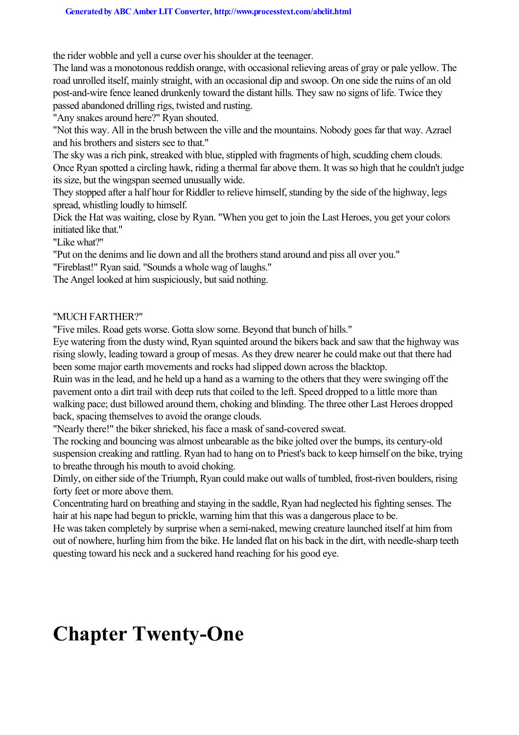the rider wobble and yell a curse over his shoulder at the teenager.

The land was a monotonous reddish orange, with occasional relieving areas of gray or pale yellow. The road unrolled itself, mainly straight, with an occasional dip and swoop. On one side the ruins of an old post-and-wire fence leaned drunkenly toward the distant hills. They saw no signs of life. Twice they passed abandoned drilling rigs, twisted and rusting.

"Any snakes around here?" Ryan shouted.

"Not this way. All in the brush between the ville and the mountains. Nobody goes far that way. Azrael and his brothers and sisters see to that."

The sky was a rich pink, streaked with blue, stippled with fragments of high, scudding chem clouds. Once Ryan spotted a circling hawk, riding a thermal far above them. It was so high that he couldn't judge its size, but the wingspan seemed unusually wide.

They stopped after a half hour for Riddler to relieve himself, standing by the side of the highway, legs spread, whistling loudly to himself.

Dick the Hat was waiting, close by Ryan. "When you get to join the Last Heroes, you get your colors initiated like that."

"Like what?"

"Put on the denims and lie down and all the brothers stand around and piss all over you."

"Fireblast!" Ryan said. "Sounds a whole wag of laughs."

The Angel looked at him suspiciously, but said nothing.

"MUCH FARTHER?"

"Five miles. Road gets worse. Gotta slow some. Beyond that bunch of hills."

Eye watering from the dusty wind, Ryan squinted around the bikers back and saw that the highway was rising slowly, leading toward a group of mesas. As they drew nearer he could make out that there had been some major earth movements and rocks had slipped down across the blacktop.

Ruin was in the lead, and he held up a hand as a warning to the others that they were swinging off the pavement onto a dirt trail with deep ruts that coiled to the left. Speed dropped to a little more than walking pace; dust billowed around them, choking and blinding. The three other Last Heroes dropped back, spacing themselves to avoid the orange clouds.

"Nearly there!" the biker shrieked, his face a mask of sand-covered sweat.

The rocking and bouncing was almost unbearable as the bike jolted over the bumps, its century-old suspension creaking and rattling. Ryan had to hang on to Priest's back to keep himself on the bike, trying to breathe through his mouth to avoid choking.

Dimly, on either side of the Triumph, Ryan could make out walls of tumbled, frost-riven boulders, rising forty feet or more above them.

Concentrating hard on breathing and staying in the saddle, Ryan had neglected his fighting senses. The hair at his nape had begun to prickle, warning him that this was a dangerous place to be.

He was taken completely by surprise when a semi-naked, mewing creature launched itself at him from out of nowhere, hurling him from the bike. He landed flat on his back in the dirt, with needle-sharp teeth questing toward his neck and a suckered hand reaching for his good eye.

# Chapter Twenty-One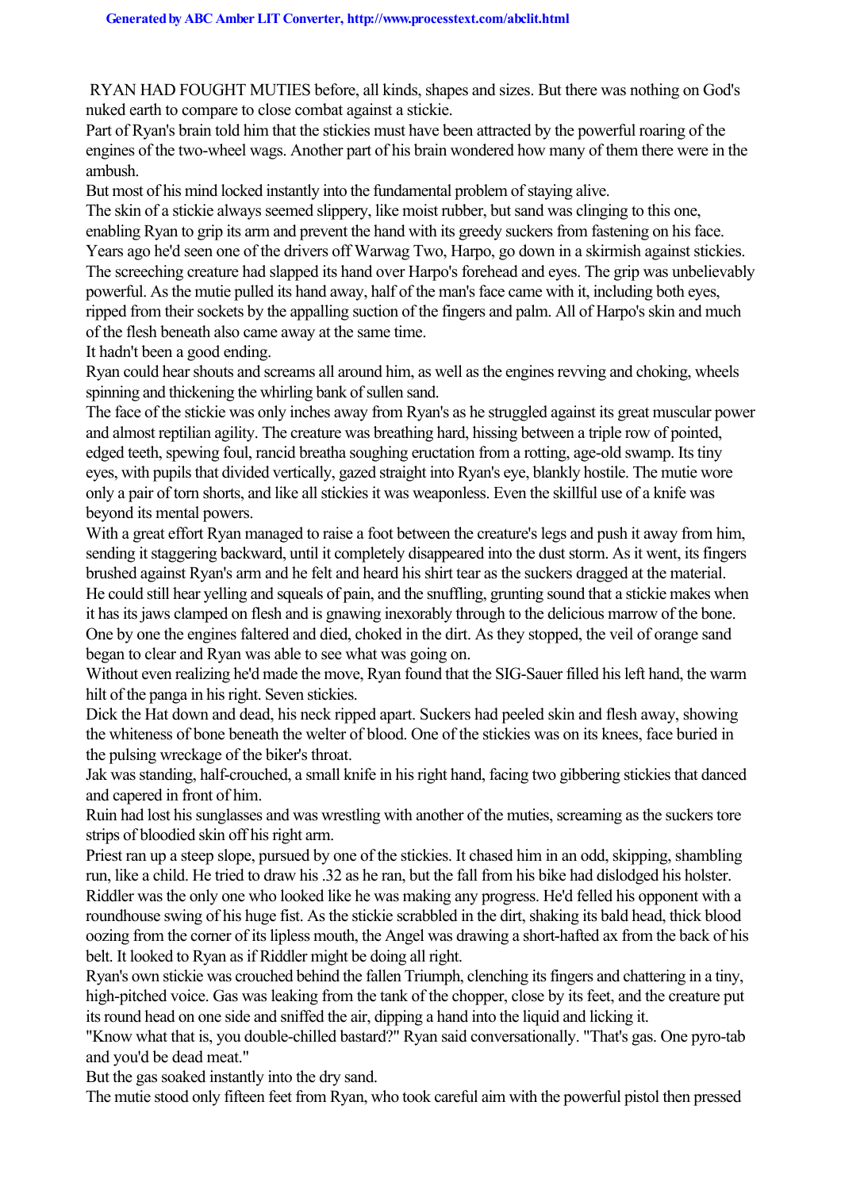RYAN HAD FOUGHT MUTIES before, all kinds, shapes and sizes. But there was nothing on God's nuked earth to compare to close combat against a stickie.

Part of Ryan's brain told him that the stickies must have been attracted by the powerful roaring of the engines of the two-wheel wags. Another part of his brain wondered how many of them there were in the ambush.

But most of his mind locked instantly into the fundamental problem of staying alive.

The skin of a stickie always seemed slippery, like moist rubber, but sand was clinging to this one, enabling Ryan to grip its arm and prevent the hand with its greedy suckers from fastening on his face.

Years ago he'd seen one of the drivers off Warwag Two, Harpo, go down in a skirmish against stickies. The screeching creature had slapped its hand over Harpo's forehead and eyes. The grip was unbelievably powerful. As the mutie pulled its hand away, half of the man's face came with it, including both eyes, ripped from their sockets by the appalling suction of the fingers and palm. All of Harpo's skin and much of the flesh beneath also came away at the same time.

It hadn't been a good ending.

Ryan could hear shouts and screams all around him, as well as the engines revving and choking, wheels spinning and thickening the whirling bank of sullen sand.

The face of the stickie was only inches away from Ryan's as he struggled against its great muscular power and almost reptilian agility. The creature was breathing hard, hissing between a triple row of pointed, edged teeth, spewing foul, rancid breatha soughing eructation from a rotting, age-old swamp. Its tiny eyes, with pupils that divided vertically, gazed straight into Ryan's eye, blankly hostile. The mutie wore only a pair of torn shorts, and like all stickies it was weaponless. Even the skillful use of a knife was beyond its mental powers.

With a great effort Ryan managed to raise a foot between the creature's legs and push it away from him, sending it staggering backward, until it completely disappeared into the dust storm. As it went, its fingers brushed against Ryan's arm and he felt and heard his shirt tear as the suckers dragged at the material.

He could still hear yelling and squeals of pain, and the snuffling, grunting sound that a stickie makes when it has its jaws clamped on flesh and is gnawing inexorably through to the delicious marrow of the bone.

One by one the engines faltered and died, choked in the dirt. As they stopped, the veil of orange sand began to clear and Ryan was able to see what was going on.

Without even realizing he'd made the move, Ryan found that the SIG-Sauer filled his left hand, the warm hilt of the panga in his right. Seven stickies.

Dick the Hat down and dead, his neck ripped apart. Suckers had peeled skin and flesh away, showing the whiteness of bone beneath the welter of blood. One of the stickies was on its knees, face buried in the pulsing wreckage of the biker's throat.

Jak was standing, half-crouched, a small knife in his right hand, facing two gibbering stickies that danced and capered in front of him.

Ruin had lost his sunglasses and was wrestling with another of the muties, screaming as the suckers tore strips of bloodied skin off his right arm.

Priest ran up a steep slope, pursued by one of the stickies. It chased him in an odd, skipping, shambling run, like a child. He tried to draw his .32 as he ran, but the fall from his bike had dislodged his holster.

Riddler was the only one who looked like he was making any progress. He'd felled his opponent with a roundhouse swing of his huge fist. As the stickie scrabbled in the dirt, shaking its bald head, thick blood oozing from the corner of its lipless mouth, the Angel was drawing a short-hafted ax from the back of his belt. It looked to Ryan as if Riddler might be doing all right.

Ryan's own stickie was crouched behind the fallen Triumph, clenching its fingers and chattering in a tiny, high-pitched voice. Gas was leaking from the tank of the chopper, close by its feet, and the creature put its round head on one side and sniffed the air, dipping a hand into the liquid and licking it.

"Know what that is, you double-chilled bastard?" Ryan said conversationally. "That's gas. One pyro-tab and you'd be dead meat."

But the gas soaked instantly into the dry sand.

The mutie stood only fifteen feet from Ryan, who took careful aim with the powerful pistol then pressed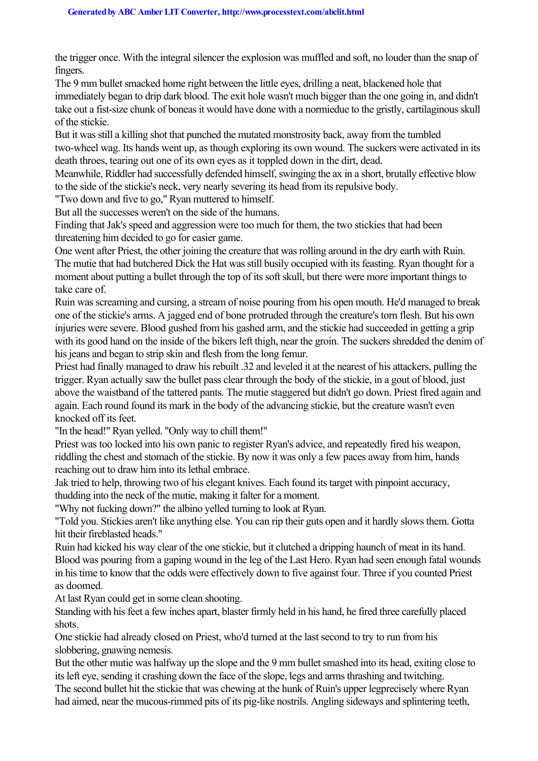the trigger once. With the integral silencer the explosion was muffled and soft, no louder than the snap of fingers.

The 9 mm bullet smacked home right between the little eyes, drilling a neat, blackened hole that immediately began to drip dark blood. The exit hole wasn't much bigger than the one going in, and didn't take out a fist-size chunk of boneas it would have done with a normiedue to the gristly, cartilaginous skull of the stickie.

But it was still a killing shot that punched the mutated monstrosity back, away from the tumbled two-wheel wag. Its hands went up, as though exploring its own wound. The suckers were activated in its death throes, tearing out one of its own eyes as it toppled down in the dirt, dead.

Meanwhile, Riddler had successfully defended himself, swinging the ax in a short, brutally effective blow to the side of the stickie's neck, very nearly severing its head from its repulsive body.

"Two down and five to go," Ryan muttered to himself.

But all the successes weren't on the side of the humans.

Finding that Jak's speed and aggression were too much for them, the two stickies that had been threatening him decided to go for easier game.

One went after Priest, the other joining the creature that was rolling around in the dry earth with Ruin. The mutie that had butchered Dick the Hat was still busily occupied with its feasting. Ryan thought for a moment about putting a bullet through the top of its soft skull, but there were more important things to take care of.

Ruin was screaming and cursing, a stream of noise pouring from his open mouth. He'd managed to break one of the stickie's arms. A jagged end of bone protruded through the creature's torn flesh. But his own injuries were severe. Blood gushed from his gashed arm, and the stickie had succeeded in getting a grip with its good hand on the inside of the bikers left thigh, near the groin. The suckers shredded the denim of his jeans and began to strip skin and flesh from the long femur.

Priest had finally managed to draw his rebuilt .32 and leveled it at the nearest of his attackers, pulling the trigger. Ryan actually saw the bullet pass clear through the body of the stickie, in a gout of blood, just above the waistband of the tattered pants. The mutie staggered but didn't go down. Priest fired again and again. Each round found its mark in the body of the advancing stickie, but the creature wasn't even knocked off its feet.

"In the head!" Ryan yelled. "Only way to chill them!"

Priest was too locked into his own panic to register Ryan's advice, and repeatedly fired his weapon, riddling the chest and stomach of the stickie. By now it was only a few paces away from him, hands reaching out to draw him into its lethal embrace.

Jak tried to help, throwing two of his elegant knives. Each found its target with pinpoint accuracy, thudding into the neck of the mutie, making it falter for a moment.

"Why not fucking down?" the albino yelled turning to look at Ryan.

"Told you. Stickies aren't like anything else. You can rip their guts open and it hardly slows them. Gotta hit their fireblasted heads."

Ruin had kicked his way clear of the one stickie, but it clutched a dripping haunch of meat in its hand. Blood was pouring from a gaping wound in the leg of the Last Hero. Ryan had seen enough fatal wounds in his time to know that the odds were effectively down to five against four. Three if you counted Priest as doomed.

At last Ryan could get in some clean shooting.

Standing with his feet a few inches apart, blaster firmly held in his hand, he fired three carefully placed shots.

One stickie had already closed on Priest, who'd turned at the last second to try to run from his slobbering, gnawing nemesis.

But the other mutie was halfway up the slope and the 9 mm bullet smashed into its head, exiting close to its left eye, sending it crashing down the face of the slope, legs and arms thrashing and twitching.

The second bullet hit the stickie that was chewing at the hunk of Ruin's upper legprecisely where Ryan had aimed, near the mucous-rimmed pits of its pig-like nostrils. Angling sideways and splintering teeth,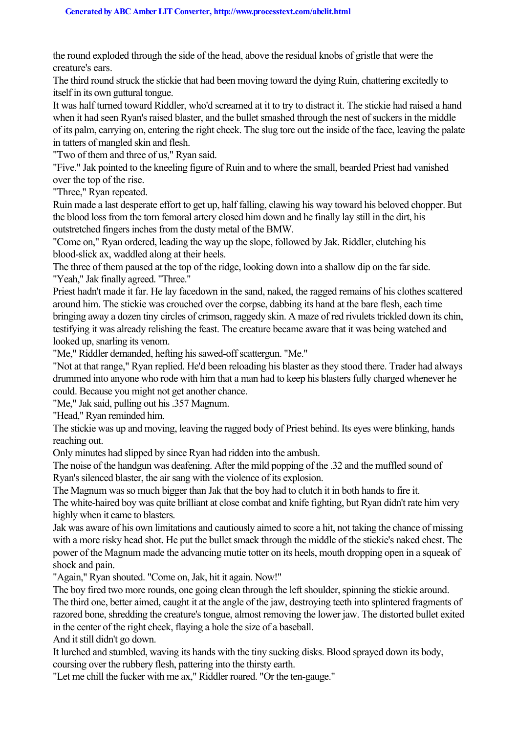the round exploded through the side of the head, above the residual knobs of gristle that were the creature's ears.

The third round struck the stickie that had been moving toward the dying Ruin, chattering excitedly to itself in its own guttural tongue.

It was half turned toward Riddler, who'd screamed at it to try to distract it. The stickie had raised a hand when it had seen Ryan's raised blaster, and the bullet smashed through the nest of suckers in the middle of its palm, carrying on, entering the right cheek. The slug tore out the inside of the face, leaving the palate in tatters of mangled skin and flesh.

"Two of them and three of us," Ryan said.

"Five." Jak pointed to the kneeling figure of Ruin and to where the small, bearded Priest had vanished over the top of the rise.

"Three," Ryan repeated.

Ruin made a last desperate effort to get up, half falling, clawing his way toward his beloved chopper. But the blood loss from the torn femoral artery closed him down and he finally lay still in the dirt, his outstretched fingers inches from the dusty metal of the BMW.

"Come on," Ryan ordered, leading the way up the slope, followed by Jak. Riddler, clutching his blood-slick ax, waddled along at their heels.

The three of them paused at the top of the ridge, looking down into a shallow dip on the far side.

"Yeah," Jak finally agreed. "Three."

Priest hadn't made it far. He lay facedown in the sand, naked, the ragged remains of his clothes scattered around him. The stickie was crouched over the corpse, dabbing its hand at the bare flesh, each time bringing away a dozen tiny circles of crimson, raggedy skin. A maze of red rivulets trickled down its chin, testifying it was already relishing the feast. The creature became aware that it was being watched and looked up, snarling its venom.

"Me," Riddler demanded, hefting his sawed-off scattergun. "Me."

"Not at that range," Ryan replied. He'd been reloading his blaster as they stood there. Trader had always drummed into anyone who rode with him that a man had to keep his blasters fully charged whenever he could. Because you might not get another chance.

"Me," Jak said, pulling out his .357 Magnum.

"Head," Ryan reminded him.

The stickie was up and moving, leaving the ragged body of Priest behind. Its eyes were blinking, hands reaching out.

Only minutes had slipped by since Ryan had ridden into the ambush.

The noise of the handgun was deafening. After the mild popping of the .32 and the muffled sound of Ryan's silenced blaster, the air sang with the violence of its explosion.

The Magnum was so much bigger than Jak that the boy had to clutch it in both hands to fire it.

The white-haired boy was quite brilliant at close combat and knife fighting, but Ryan didn't rate him very highly when it came to blasters.

Jak was aware of his own limitations and cautiously aimed to score a hit, not taking the chance of missing with a more risky head shot. He put the bullet smack through the middle of the stickie's naked chest. The power of the Magnum made the advancing mutie totter on its heels, mouth dropping open in a squeak of shock and pain.

"Again," Ryan shouted. "Come on, Jak, hit it again. Now!"

The boy fired two more rounds, one going clean through the left shoulder, spinning the stickie around. The third one, better aimed, caught it at the angle of the jaw, destroying teeth into splintered fragments of razored bone, shredding the creature's tongue, almost removing the lower jaw. The distorted bullet exited in the center of the right cheek, flaying a hole the size of a baseball.

And it still didn't go down.

It lurched and stumbled, waving its hands with the tiny sucking disks. Blood sprayed down its body, coursing over the rubbery flesh, pattering into the thirsty earth.

"Let me chill the fucker with me ax," Riddler roared. "Or the ten-gauge."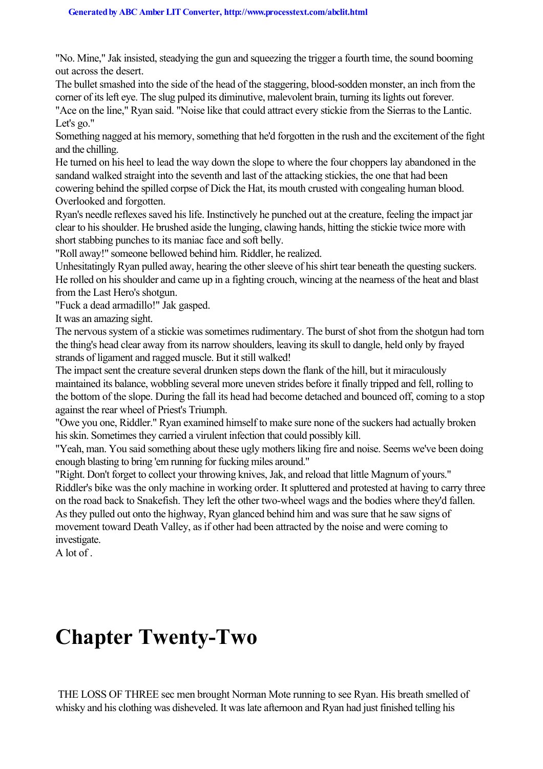"No. Mine," Jak insisted, steadying the gun and squeezing the trigger a fourth time, the sound booming out across the desert.

The bullet smashed into the side of the head of the staggering, blood-sodden monster, an inch from the corner of its left eye. The slug pulped its diminutive, malevolent brain, turning its lights out forever.

"Ace on the line," Ryan said. "Noise like that could attract every stickie from the Sierras to the Lantic. Let's go."

Something nagged at his memory, something that he'd forgotten in the rush and the excitement of the fight and the chilling.

He turned on his heel to lead the way down the slope to where the four choppers lay abandoned in the sandand walked straight into the seventh and last of the attacking stickies, the one that had been cowering behind the spilled corpse of Dick the Hat, its mouth crusted with congealing human blood. Overlooked and forgotten.

Ryan's needle reflexes saved his life. Instinctively he punched out at the creature, feeling the impact jar clear to his shoulder. He brushed aside the lunging, clawing hands, hitting the stickie twice more with short stabbing punches to its maniac face and soft belly.

"Roll away!" someone bellowed behind him. Riddler, he realized.

Unhesitatingly Ryan pulled away, hearing the other sleeve of his shirt tear beneath the questing suckers. He rolled on his shoulder and came up in a fighting crouch, wincing at the nearness of the heat and blast from the Last Hero's shotgun.

"Fuck a dead armadillo!" Jak gasped.

It was an amazing sight.

The nervous system of a stickie was sometimes rudimentary. The burst of shot from the shotgun had torn the thing's head clear away from its narrow shoulders, leaving its skull to dangle, held only by frayed strands of ligament and ragged muscle. But it still walked!

The impact sent the creature several drunken steps down the flank of the hill, but it miraculously maintained its balance, wobbling several more uneven strides before it finally tripped and fell, rolling to the bottom of the slope. During the fall its head had become detached and bounced off, coming to a stop against the rear wheel of Priest's Triumph.

"Owe you one, Riddler." Ryan examined himself to make sure none of the suckers had actually broken his skin. Sometimes they carried a virulent infection that could possibly kill.

"Yeah, man. You said something about these ugly mothers liking fire and noise. Seems we've been doing enough blasting to bring 'em running for fucking miles around."

"Right. Don't forget to collect your throwing knives, Jak, and reload that little Magnum of yours."

Riddler's bike was the only machine in working order. It spluttered and protested at having to carry three on the road back to Snakefish. They left the other two-wheel wags and the bodies where they'd fallen.

As they pulled out onto the highway, Ryan glanced behind him and was sure that he saw signs of movement toward Death Valley, as if other had been attracted by the noise and were coming to investigate.

A lot of .

# Chapter Twenty-Two

THE LOSS OF THREE sec men brought Norman Mote running to see Ryan. His breath smelled of whisky and his clothing was disheveled. It was late afternoon and Ryan had just finished telling his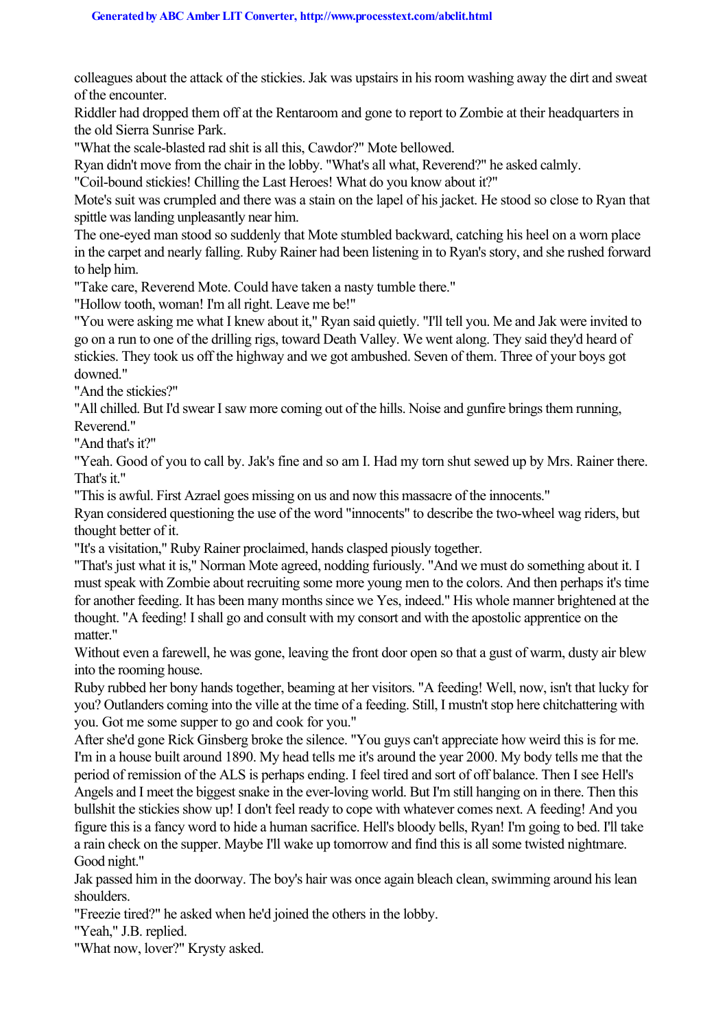colleagues about the attack of the stickies. Jak was upstairs in his room washing away the dirt and sweat of the encounter.

Riddler had dropped them off at the Rentaroom and gone to report to Zombie at their headquarters in the old Sierra Sunrise Park.

"What the scale-blasted rad shit is all this, Cawdor?" Mote bellowed.

Ryan didn't move from the chair in the lobby. "What's all what, Reverend?" he asked calmly.

"Coil-bound stickies! Chilling the Last Heroes! What do you know about it?"

Mote's suit was crumpled and there was a stain on the lapel of his jacket. He stood so close to Ryan that spittle was landing unpleasantly near him.

The one-eyed man stood so suddenly that Mote stumbled backward, catching his heel on a worn place in the carpet and nearly falling. Ruby Rainer had been listening in to Ryan's story, and she rushed forward to help him.

"Take care, Reverend Mote. Could have taken a nasty tumble there."

"Hollow tooth, woman! I'm all right. Leave me be!"

"You were asking me what I knew about it," Ryan said quietly. "I'll tell you. Me and Jak were invited to go on a run to one of the drilling rigs, toward Death Valley. We went along. They said they'd heard of stickies. They took us off the highway and we got ambushed. Seven of them. Three of your boys got downed."

"And the stickies?"

"All chilled. But I'd swear I saw more coming out of the hills. Noise and gunfire brings them running, Reverend."

"And that's it?"

"Yeah. Good of you to call by. Jak's fine and so am I. Had my torn shut sewed up by Mrs. Rainer there. That's it."

"This is awful. First Azrael goes missing on us and now this massacre of the innocents."

Ryan considered questioning the use of the word "innocents" to describe the two-wheel wag riders, but thought better of it.

"It's a visitation," Ruby Rainer proclaimed, hands clasped piously together.

"That's just what it is," Norman Mote agreed, nodding furiously. "And we must do something about it. I must speak with Zombie about recruiting some more young men to the colors. And then perhaps it's time for another feeding. It has been many months since we Yes, indeed." His whole manner brightened at the thought. "A feeding! I shall go and consult with my consort and with the apostolic apprentice on the matter."

Without even a farewell, he was gone, leaving the front door open so that a gust of warm, dusty air blew into the rooming house.

Ruby rubbed her bony hands together, beaming at her visitors. "A feeding! Well, now, isn't that lucky for you? Outlanders coming into the ville at the time of a feeding. Still, I mustn't stop here chitchattering with you. Got me some supper to go and cook for you."

After she'd gone Rick Ginsberg broke the silence. "You guys can't appreciate how weird this is for me. I'm in a house built around 1890. My head tells me it's around the year 2000. My body tells me that the period of remission of the ALS is perhaps ending. I feel tired and sort of off balance. Then I see Hell's Angels and I meet the biggest snake in the ever-loving world. But I'm still hanging on in there. Then this bullshit the stickies show up! I don't feel ready to cope with whatever comes next. A feeding! And you figure this is a fancy word to hide a human sacrifice. Hell's bloody bells, Ryan! I'm going to bed. I'll take a rain check on the supper. Maybe I'll wake up tomorrow and find this is all some twisted nightmare. Good night."

Jak passed him in the doorway. The boy's hair was once again bleach clean, swimming around his lean shoulders.

"Freezie tired?" he asked when he'd joined the others in the lobby.

"Yeah," J.B. replied.

"What now, lover?" Krysty asked.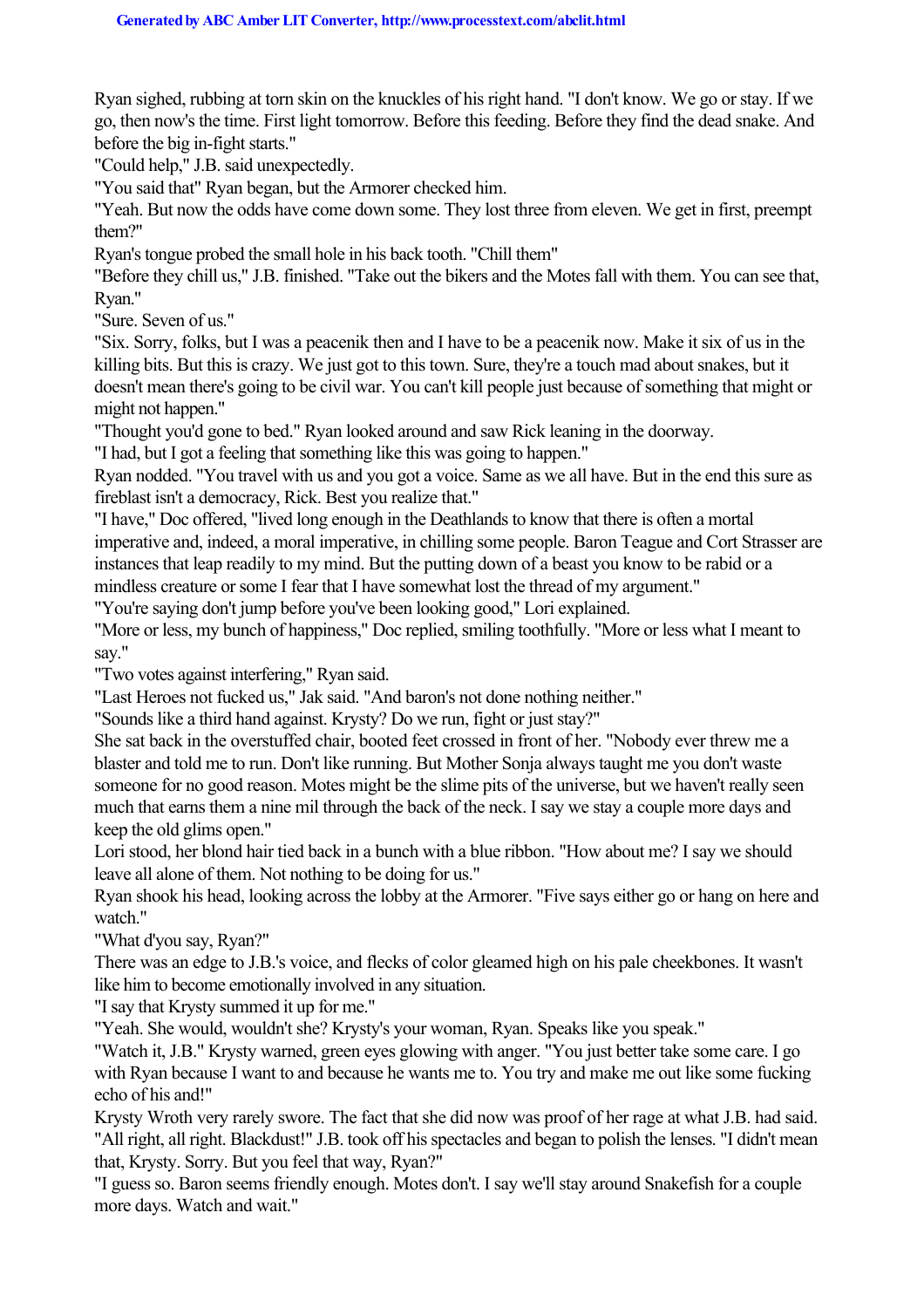Ryan sighed, rubbing at torn skin on the knuckles of his right hand. "I don't know. We go or stay. If we go, then now's the time. First light tomorrow. Before this feeding. Before they find the dead snake. And before the big in-fight starts."

"Could help," J.B. said unexpectedly.

"You said that" Ryan began, but the Armorer checked him.

"Yeah. But now the odds have come down some. They lost three from eleven. We get in first, preempt them?"

Ryan's tongue probed the small hole in his back tooth. "Chill them"

"Before they chill us," J.B. finished. "Take out the bikers and the Motes fall with them. You can see that, Ryan."

"Sure. Seven of us."

"Six. Sorry, folks, but I was a peacenik then and I have to be a peacenik now. Make it six of us in the killing bits. But this is crazy. We just got to this town. Sure, they're a touch mad about snakes, but it doesn't mean there's going to be civil war. You can't kill people just because of something that might or might not happen."

"Thought you'd gone to bed." Ryan looked around and saw Rick leaning in the doorway.

"I had, but I got a feeling that something like this was going to happen."

Ryan nodded. "You travel with us and you got a voice. Same as we all have. But in the end this sure as fireblast isn't a democracy, Rick. Best you realize that."

"I have," Doc offered, "lived long enough in the Deathlands to know that there is often a mortal imperative and, indeed, a moral imperative, in chilling some people. Baron Teague and Cort Strasser are instances that leap readily to my mind. But the putting down of a beast you know to be rabid or a mindless creature or some I fear that I have somewhat lost the thread of my argument."

"You're saying don't jump before you've been looking good," Lori explained.

"More or less, my bunch of happiness," Doc replied, smiling toothfully. "More or less what I meant to say."

"Two votes against interfering," Ryan said.

"Last Heroes not fucked us," Jak said. "And baron's not done nothing neither."

"Sounds like a third hand against. Krysty? Do we run, fight or just stay?"

She sat back in the overstuffed chair, booted feet crossed in front of her. "Nobody ever threw me a blaster and told me to run. Don't like running. But Mother Sonja always taught me you don't waste someone for no good reason. Motes might be the slime pits of the universe, but we haven't really seen much that earns them a nine mil through the back of the neck. I say we stay a couple more days and keep the old glims open."

Lori stood, her blond hair tied back in a bunch with a blue ribbon. "How about me? I say we should leave all alone of them. Not nothing to be doing for us."

Ryan shook his head, looking across the lobby at the Armorer. "Five says either go or hang on here and watch."

"What d'you say, Ryan?"

There was an edge to J.B.'s voice, and flecks of color gleamed high on his pale cheekbones. It wasn't like him to become emotionally involved in any situation.

"I say that Krysty summed it up for me."

"Yeah. She would, wouldn't she? Krysty's your woman, Ryan. Speaks like you speak."

"Watch it, J.B." Krysty warned, green eyes glowing with anger. "You just better take some care. I go with Ryan because I want to and because he wants me to. You try and make me out like some fucking echo of his and!"

Krysty Wroth very rarely swore. The fact that she did now was proof of her rage at what J.B. had said.

"All right, all right. Blackdust!" J.B. took off his spectacles and began to polish the lenses. "I didn't mean that, Krysty. Sorry. But you feel that way, Ryan?"

"I guess so. Baron seems friendly enough. Motes don't. I say we'll stay around Snakefish for a couple more days. Watch and wait."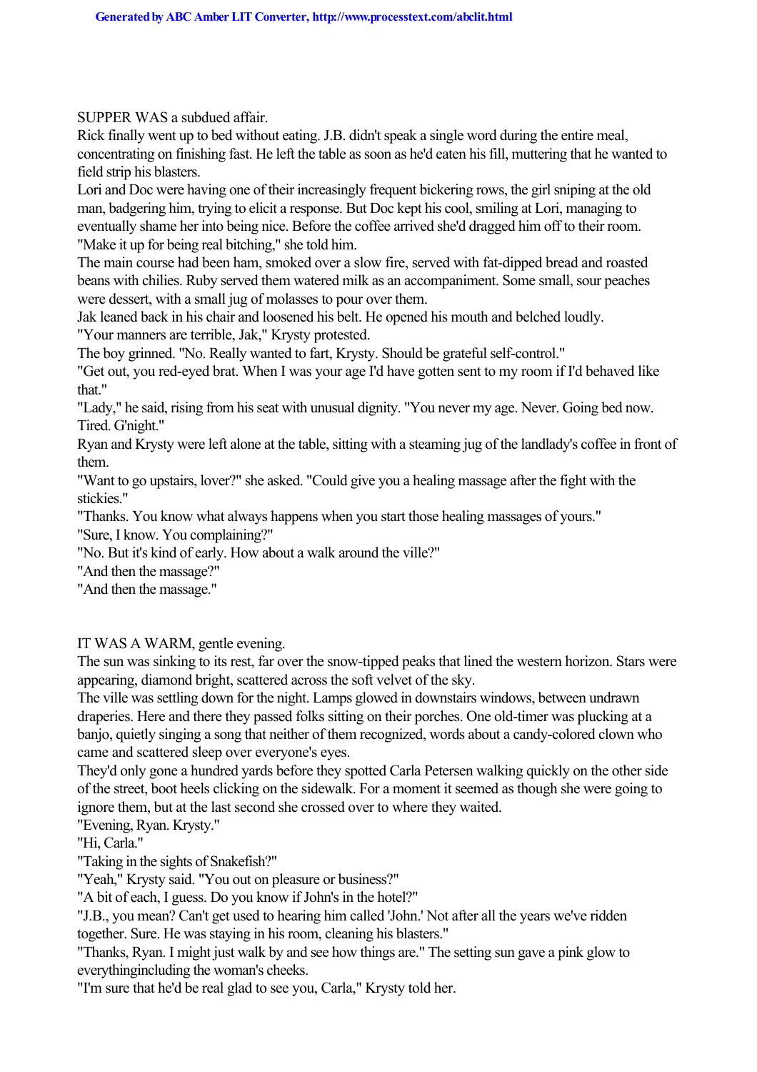SUPPER WAS a subdued affair.

Rick finally went up to bed without eating. J.B. didn't speak a single word during the entire meal, concentrating on finishing fast. He left the table as soon as he'd eaten his fill, muttering that he wanted to field strip his blasters.

Lori and Doc were having one of their increasingly frequent bickering rows, the girl sniping at the old man, badgering him, trying to elicit a response. But Doc kept his cool, smiling at Lori, managing to eventually shame her into being nice. Before the coffee arrived she'd dragged him off to their room.

"Make it up for being real bitching," she told him.

The main course had been ham, smoked over a slow fire, served with fat-dipped bread and roasted beans with chilies. Ruby served them watered milk as an accompaniment. Some small, sour peaches were dessert, with a small jug of molasses to pour over them.

Jak leaned back in his chair and loosened his belt. He opened his mouth and belched loudly.

"Your manners are terrible, Jak," Krysty protested.

The boy grinned. "No. Really wanted to fart, Krysty. Should be grateful self-control."

"Get out, you red-eyed brat. When I was your age I'd have gotten sent to my room if I'd behaved like that."

"Lady," he said, rising from his seat with unusual dignity. "You never my age. Never. Going bed now. Tired. G'night."

Ryan and Krysty were left alone at the table, sitting with a steaming jug of the landlady's coffee in front of them.

"Want to go upstairs, lover?" she asked. "Could give you a healing massage after the fight with the stickies."

"Thanks. You know what always happens when you start those healing massages of yours."

"Sure, I know. You complaining?"

"No. But it's kind of early. How about a walk around the ville?"

"And then the massage?"

"And then the massage."

IT WAS A WARM, gentle evening.

The sun was sinking to its rest, far over the snow-tipped peaks that lined the western horizon. Stars were appearing, diamond bright, scattered across the soft velvet of the sky.

The ville was settling down for the night. Lamps glowed in downstairs windows, between undrawn draperies. Here and there they passed folks sitting on their porches. One old-timer was plucking at a banjo, quietly singing a song that neither of them recognized, words about a candy-colored clown who came and scattered sleep over everyone's eyes.

They'd only gone a hundred yards before they spotted Carla Petersen walking quickly on the other side of the street, boot heels clicking on the sidewalk. For a moment it seemed as though she were going to ignore them, but at the last second she crossed over to where they waited.

"Evening, Ryan. Krysty."

"Hi, Carla."

"Taking in the sights of Snakefish?"

"Yeah," Krysty said. "You out on pleasure or business?"

"A bit of each, I guess. Do you know if John's in the hotel?"

"J.B., you mean? Can't get used to hearing him called 'John.' Not after all the years we've ridden together. Sure. He was staying in his room, cleaning his blasters."

"Thanks, Ryan. I might just walk by and see how things are." The setting sun gave a pink glow to everythingincluding the woman's cheeks.

"I'm sure that he'd be real glad to see you, Carla," Krysty told her.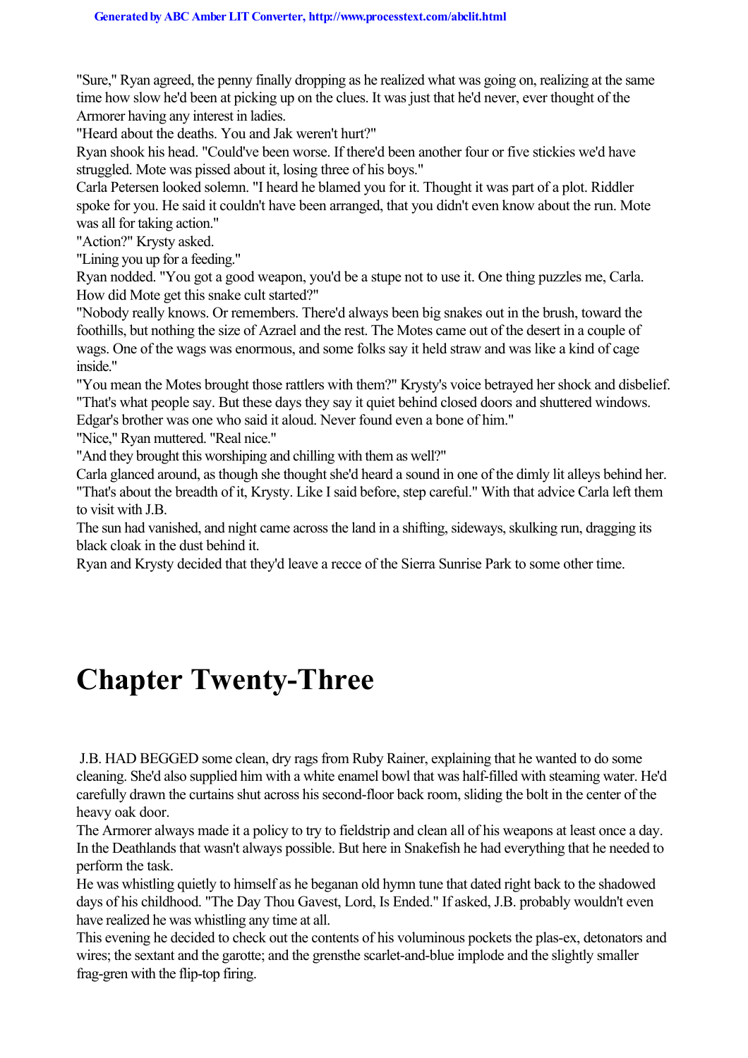"Sure," Ryan agreed, the penny finally dropping as he realized what was going on, realizing at the same time how slow he'd been at picking up on the clues. It was just that he'd never, ever thought of the Armorer having any interest in ladies.

"Heard about the deaths. You and Jak weren't hurt?"

Ryan shook his head. "Could've been worse. If there'd been another four or five stickies we'd have struggled. Mote was pissed about it, losing three of his boys."

Carla Petersen looked solemn. "I heard he blamed you for it. Thought it was part of a plot. Riddler spoke for you. He said it couldn't have been arranged, that you didn't even know about the run. Mote was all for taking action."

"Action?" Krysty asked.

"Lining you up for a feeding."

Ryan nodded. "You got a good weapon, you'd be a stupe not to use it. One thing puzzles me, Carla. How did Mote get this snake cult started?"

"Nobody really knows. Or remembers. There'd always been big snakes out in the brush, toward the foothills, but nothing the size of Azrael and the rest. The Motes came out of the desert in a couple of wags. One of the wags was enormous, and some folks say it held straw and was like a kind of cage inside."

"You mean the Motes brought those rattlers with them?" Krysty's voice betrayed her shock and disbelief.

"That's what people say. But these days they say it quiet behind closed doors and shuttered windows. Edgar's brother was one who said it aloud. Never found even a bone of him."

"Nice," Ryan muttered. "Real nice."

"And they brought this worshiping and chilling with them as well?"

Carla glanced around, as though she thought she'd heard a sound in one of the dimly lit alleys behind her. "That's about the breadth of it, Krysty. Like I said before, step careful." With that advice Carla left them to visit with J.B.

The sun had vanished, and night came across the land in a shifting, sideways, skulking run, dragging its black cloak in the dust behind it.

Ryan and Krysty decided that they'd leave a recce of the Sierra Sunrise Park to some other time.

# Chapter Twenty-Three

J.B. HAD BEGGED some clean, dry rags from Ruby Rainer, explaining that he wanted to do some cleaning. She'd also supplied him with a white enamel bowl that was half-filled with steaming water. He'd carefully drawn the curtains shut across his second-floor back room, sliding the bolt in the center of the heavy oak door.

The Armorer always made it a policy to try to fieldstrip and clean all of his weapons at least once a day. In the Deathlands that wasn't always possible. But here in Snakefish he had everything that he needed to perform the task.

He was whistling quietly to himself as he beganan old hymn tune that dated right back to the shadowed days of his childhood. "The Day Thou Gavest, Lord, Is Ended." If asked, J.B. probably wouldn't even have realized he was whistling any time at all.

This evening he decided to check out the contents of his voluminous pockets the plas-ex, detonators and wires; the sextant and the garotte; and the grensthe scarlet-and-blue implode and the slightly smaller frag-gren with the flip-top firing.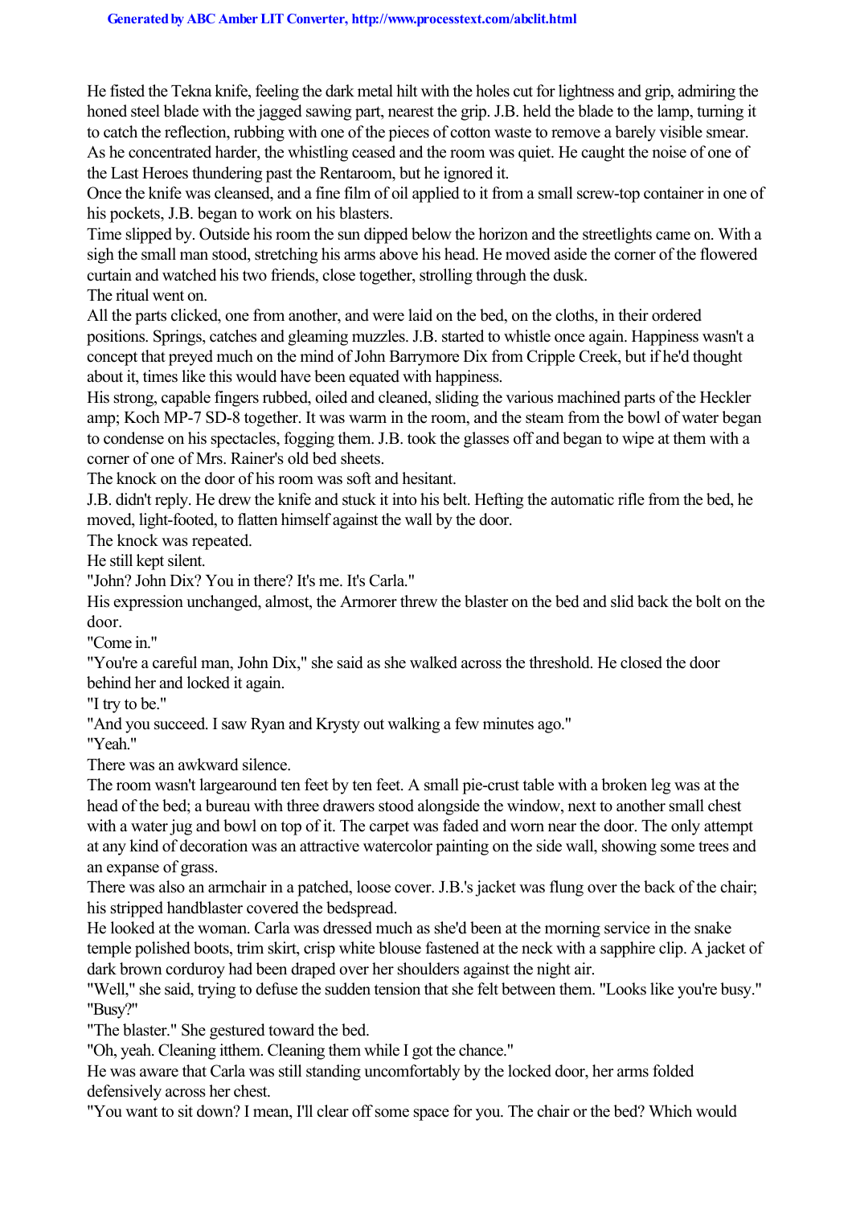He fisted the Tekna knife, feeling the dark metal hilt with the holes cut for lightness and grip, admiring the honed steel blade with the jagged sawing part, nearest the grip. J.B. held the blade to the lamp, turning it to catch the reflection, rubbing with one of the pieces of cotton waste to remove a barely visible smear. As he concentrated harder, the whistling ceased and the room was quiet. He caught the noise of one of the Last Heroes thundering past the Rentaroom, but he ignored it.

Once the knife was cleansed, and a fine film of oil applied to it from a small screw-top container in one of his pockets, J.B. began to work on his blasters.

Time slipped by. Outside his room the sun dipped below the horizon and the streetlights came on. With a sigh the small man stood, stretching his arms above his head. He moved aside the corner of the flowered curtain and watched his two friends, close together, strolling through the dusk.

The ritual went on.

All the parts clicked, one from another, and were laid on the bed, on the cloths, in their ordered positions. Springs, catches and gleaming muzzles. J.B. started to whistle once again. Happiness wasn't a concept that preyed much on the mind of John Barrymore Dix from Cripple Creek, but if he'd thought about it, times like this would have been equated with happiness.

His strong, capable fingers rubbed, oiled and cleaned, sliding the various machined parts of the Heckler amp; Koch MP-7 SD-8 together. It was warm in the room, and the steam from the bowl of water began to condense on his spectacles, fogging them. J.B. took the glasses off and began to wipe at them with a corner of one of Mrs. Rainer's old bed sheets.

The knock on the door of his room was soft and hesitant.

J.B. didn't reply. He drew the knife and stuck it into his belt. Hefting the automatic rifle from the bed, he moved, light-footed, to flatten himself against the wall by the door.

The knock was repeated.

He still kept silent.

"John? John Dix? You in there? It's me. It's Carla."

His expression unchanged, almost, the Armorer threw the blaster on the bed and slid back the bolt on the door.

"Come in."

"You're a careful man, John Dix," she said as she walked across the threshold. He closed the door behind her and locked it again.

"I try to be."

"And you succeed. I saw Ryan and Krysty out walking a few minutes ago."

"Yeah."

There was an awkward silence.

The room wasn't largearound ten feet by ten feet. A small pie-crust table with a broken leg was at the head of the bed; a bureau with three drawers stood alongside the window, next to another small chest with a water jug and bowl on top of it. The carpet was faded and worn near the door. The only attempt at any kind of decoration was an attractive watercolor painting on the side wall, showing some trees and an expanse of grass.

There was also an armchair in a patched, loose cover. J.B.'s jacket was flung over the back of the chair; his stripped handblaster covered the bedspread.

He looked at the woman. Carla was dressed much as she'd been at the morning service in the snake temple polished boots, trim skirt, crisp white blouse fastened at the neck with a sapphire clip. A jacket of dark brown corduroy had been draped over her shoulders against the night air.

"Well," she said, trying to defuse the sudden tension that she felt between them. "Looks like you're busy."

"Busy?"

"The blaster." She gestured toward the bed.

"Oh, yeah. Cleaning itthem. Cleaning them while I got the chance."

He was aware that Carla was still standing uncomfortably by the locked door, her arms folded defensively across her chest.

"You want to sit down? I mean, I'll clear off some space for you. The chair or the bed? Which would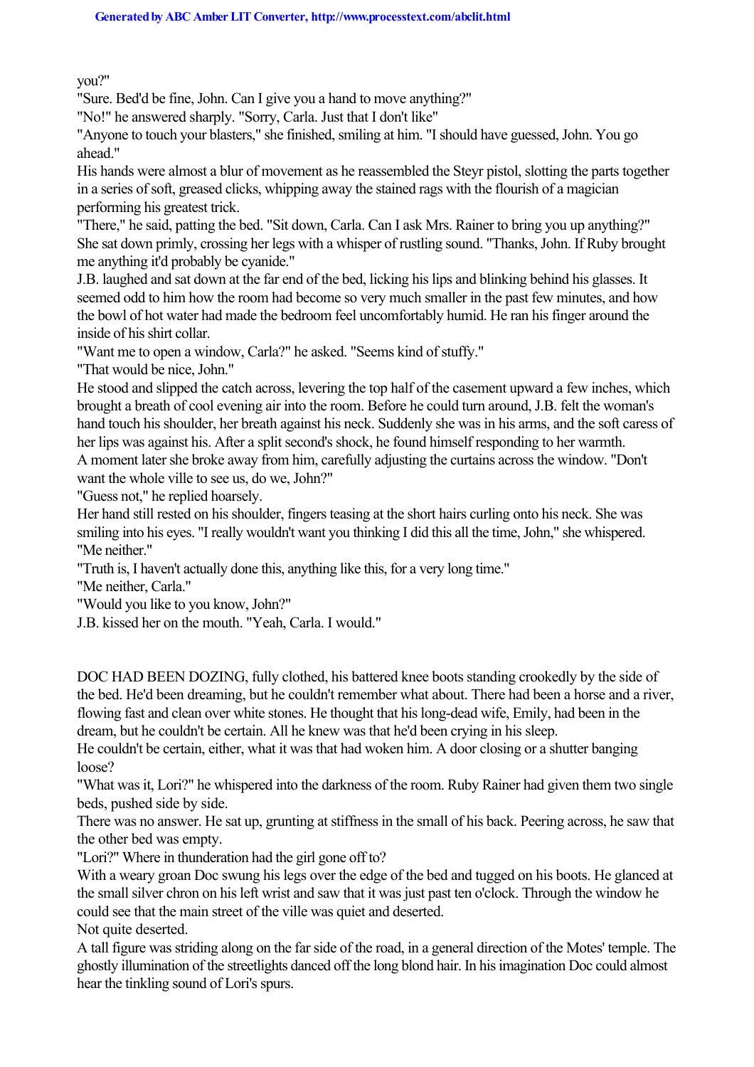you?"

"Sure. Bed'd be fine, John. Can I give you a hand to move anything?"

"No!" he answered sharply. "Sorry, Carla. Just that I don't like"

"Anyone to touch your blasters," she finished, smiling at him. "I should have guessed, John. You go ahead."

His hands were almost a blur of movement as he reassembled the Steyr pistol, slotting the parts together in a series of soft, greased clicks, whipping away the stained rags with the flourish of a magician performing his greatest trick.

"There," he said, patting the bed. "Sit down, Carla. Can I ask Mrs. Rainer to bring you up anything?"

She sat down primly, crossing her legs with a whisper of rustling sound. "Thanks, John. If Ruby brought me anything it'd probably be cyanide."

J.B. laughed and sat down at the far end of the bed, licking his lips and blinking behind his glasses. It seemed odd to him how the room had become so very much smaller in the past few minutes, and how the bowl of hot water had made the bedroom feel uncomfortably humid. He ran his finger around the inside of his shirt collar.

"Want me to open a window, Carla?" he asked. "Seems kind of stuffy."

"That would be nice, John."

He stood and slipped the catch across, levering the top half of the casement upward a few inches, which brought a breath of cool evening air into the room. Before he could turn around, J.B. felt the woman's hand touch his shoulder, her breath against his neck. Suddenly she was in his arms, and the soft caress of her lips was against his. After a split second's shock, he found himself responding to her warmth.

A moment later she broke away from him, carefully adjusting the curtains across the window. "Don't want the whole ville to see us, do we, John?"

"Guess not," he replied hoarsely.

Her hand still rested on his shoulder, fingers teasing at the short hairs curling onto his neck. She was smiling into his eyes. "I really wouldn't want you thinking I did this all the time, John," she whispered.

"Me neither."

"Truth is, I haven't actually done this, anything like this, for a very long time."

"Me neither, Carla."

"Would you like to you know, John?"

J.B. kissed her on the mouth. "Yeah, Carla. I would."

DOC HAD BEEN DOZING, fully clothed, his battered knee boots standing crookedly by the side of the bed. He'd been dreaming, but he couldn't remember what about. There had been a horse and a river, flowing fast and clean over white stones. He thought that his long-dead wife, Emily, had been in the dream, but he couldn't be certain. All he knew was that he'd been crying in his sleep.

He couldn't be certain, either, what it was that had woken him. A door closing or a shutter banging loose?

"What was it, Lori?" he whispered into the darkness of the room. Ruby Rainer had given them two single beds, pushed side by side.

There was no answer. He sat up, grunting at stiffness in the small of his back. Peering across, he saw that the other bed was empty.

"Lori?" Where in thunderation had the girl gone off to?

With a weary groan Doc swung his legs over the edge of the bed and tugged on his boots. He glanced at the small silver chron on his left wrist and saw that it was just past ten o'clock. Through the window he could see that the main street of the ville was quiet and deserted.

Not quite deserted.

A tall figure was striding along on the far side of the road, in a general direction of the Motes' temple. The ghostly illumination of the streetlights danced off the long blond hair. In his imagination Doc could almost hear the tinkling sound of Lori's spurs.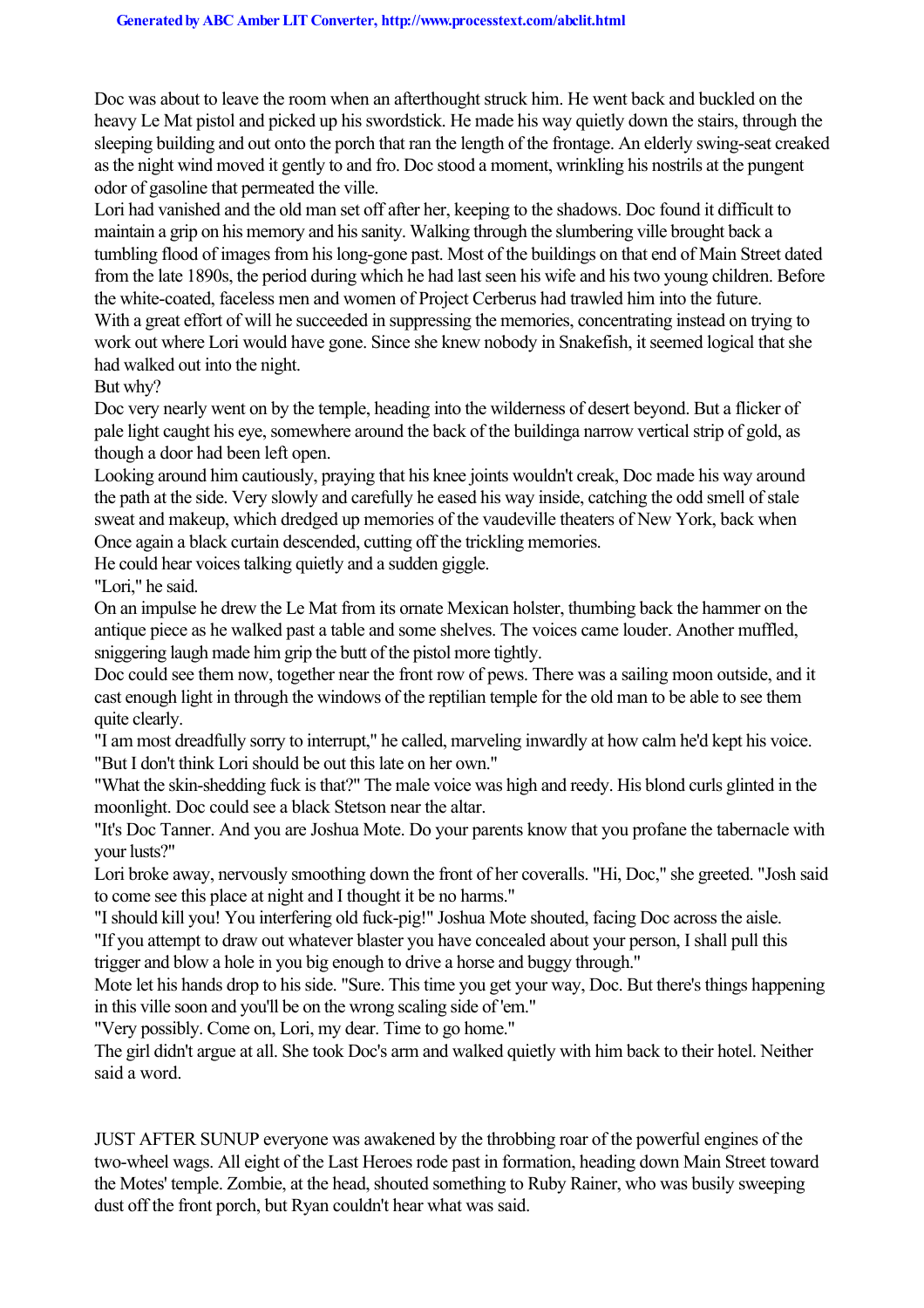Doc was about to leave the room when an afterthought struck him. He went back and buckled on the heavy Le Mat pistol and picked up his swordstick. He made his way quietly down the stairs, through the sleeping building and out onto the porch that ran the length of the frontage. An elderly swing-seat creaked as the night wind moved it gently to and fro. Doc stood a moment, wrinkling his nostrils at the pungent odor of gasoline that permeated the ville.

Lori had vanished and the old man set off after her, keeping to the shadows. Doc found it difficult to maintain a grip on his memory and his sanity. Walking through the slumbering ville brought back a tumbling flood of images from his long-gone past. Most of the buildings on that end of Main Street dated from the late 1890s, the period during which he had last seen his wife and his two young children. Before the white-coated, faceless men and women of Project Cerberus had trawled him into the future.

With a great effort of will he succeeded in suppressing the memories, concentrating instead on trying to work out where Lori would have gone. Since she knew nobody in Snakefish, it seemed logical that she had walked out into the night.

But why?

Doc very nearly went on by the temple, heading into the wilderness of desert beyond. But a flicker of pale light caught his eye, somewhere around the back of the buildinga narrow vertical strip of gold, as though a door had been left open.

Looking around him cautiously, praying that his knee joints wouldn't creak, Doc made his way around the path at the side. Very slowly and carefully he eased his way inside, catching the odd smell of stale sweat and makeup, which dredged up memories of the vaudeville theaters of New York, back when

Once again a black curtain descended, cutting off the trickling memories.

He could hear voices talking quietly and a sudden giggle.

"Lori," he said.

On an impulse he drew the Le Mat from its ornate Mexican holster, thumbing back the hammer on the antique piece as he walked past a table and some shelves. The voices came louder. Another muffled, sniggering laugh made him grip the butt of the pistol more tightly.

Doc could see them now, together near the front row of pews. There was a sailing moon outside, and it cast enough light in through the windows of the reptilian temple for the old man to be able to see them quite clearly.

"I am most dreadfully sorry to interrupt," he called, marveling inwardly at how calm he'd kept his voice. "But I don't think Lori should be out this late on her own."

"What the skin-shedding fuck is that?" The male voice was high and reedy. His blond curls glinted in the moonlight. Doc could see a black Stetson near the altar.

"It's Doc Tanner. And you are Joshua Mote. Do your parents know that you profane the tabernacle with your lusts?"

Lori broke away, nervously smoothing down the front of her coveralls. "Hi, Doc," she greeted. "Josh said to come see this place at night and I thought it be no harms."

"I should kill you! You interfering old fuck-pig!" Joshua Mote shouted, facing Doc across the aisle.

"If you attempt to draw out whatever blaster you have concealed about your person, I shall pull this trigger and blow a hole in you big enough to drive a horse and buggy through."

Mote let his hands drop to his side. "Sure. This time you get your way, Doc. But there's things happening in this ville soon and you'll be on the wrong scaling side of 'em."

"Very possibly. Come on, Lori, my dear. Time to go home."

The girl didn't argue at all. She took Doc's arm and walked quietly with him back to their hotel. Neither said a word.

JUST AFTER SUNUP everyone was awakened by the throbbing roar of the powerful engines of the two-wheel wags. All eight of the Last Heroes rode past in formation, heading down Main Street toward the Motes' temple. Zombie, at the head, shouted something to Ruby Rainer, who was busily sweeping dust off the front porch, but Ryan couldn't hear what was said.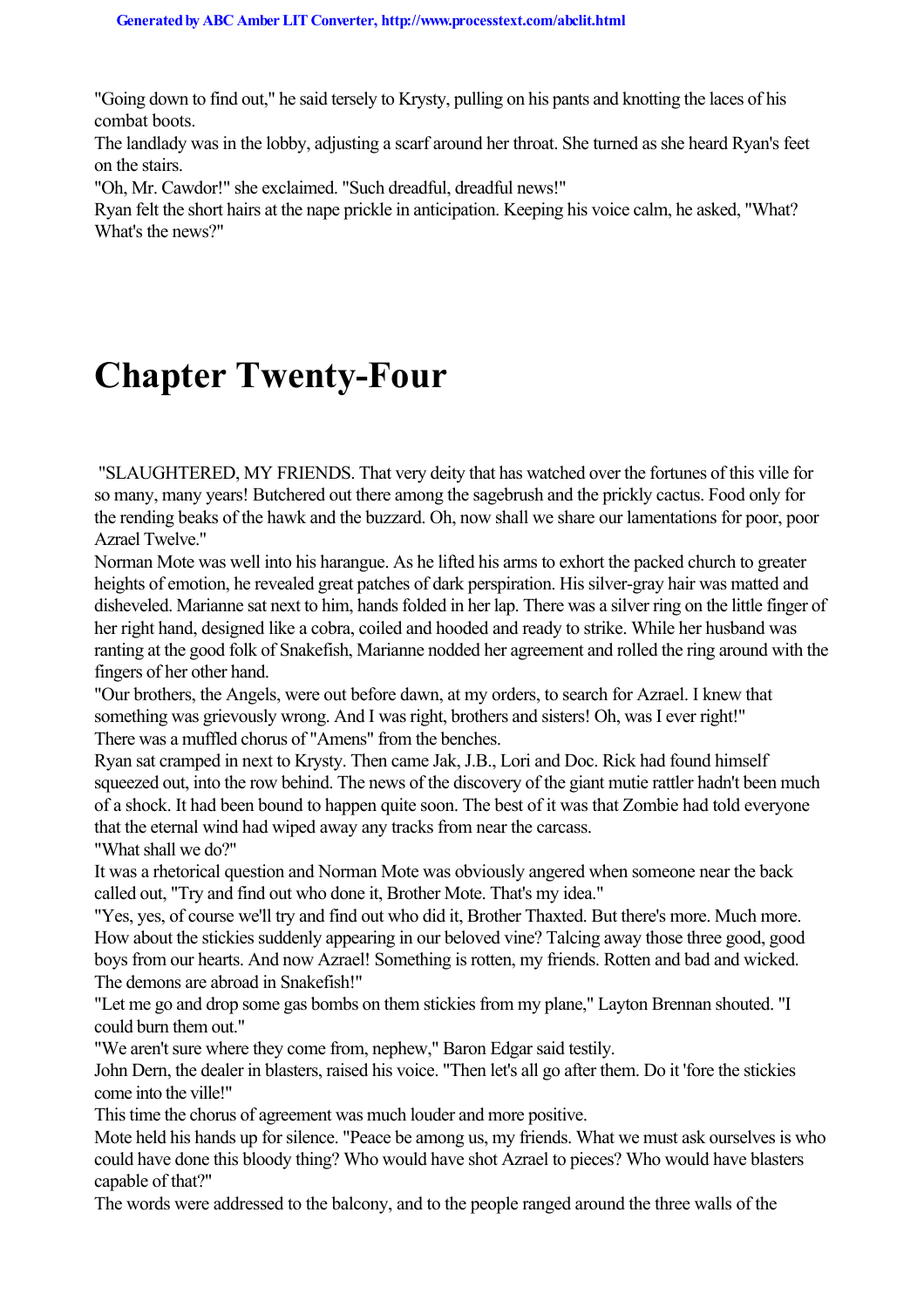"Going down to find out," he said tersely to Krysty, pulling on his pants and knotting the laces of his combat boots.

The landlady was in the lobby, adjusting a scarf around her throat. She turned as she heard Ryan's feet on the stairs.

"Oh, Mr. Cawdor!" she exclaimed. "Such dreadful, dreadful news!"

Ryan felt the short hairs at the nape prickle in anticipation. Keeping his voice calm, he asked, "What? What's the news?"

# Chapter Twenty-Four

"SLAUGHTERED, MY FRIENDS. That very deity that has watched over the fortunes of this ville for so many, many years! Butchered out there among the sagebrush and the prickly cactus. Food only for the rending beaks of the hawk and the buzzard. Oh, now shall we share our lamentations for poor, poor Azrael Twelve."

Norman Mote was well into his harangue. As he lifted his arms to exhort the packed church to greater heights of emotion, he revealed great patches of dark perspiration. His silver-gray hair was matted and disheveled. Marianne sat next to him, hands folded in her lap. There was a silver ring on the little finger of her right hand, designed like a cobra, coiled and hooded and ready to strike. While her husband was ranting at the good folk of Snakefish, Marianne nodded her agreement and rolled the ring around with the fingers of her other hand.

"Our brothers, the Angels, were out before dawn, at my orders, to search for Azrael. I knew that something was grievously wrong. And I was right, brothers and sisters! Oh, was I ever right!"

There was a muffled chorus of "Amens" from the benches.

Ryan sat cramped in next to Krysty. Then came Jak, J.B., Lori and Doc. Rick had found himself squeezed out, into the row behind. The news of the discovery of the giant mutie rattler hadn't been much of a shock. It had been bound to happen quite soon. The best of it was that Zombie had told everyone that the eternal wind had wiped away any tracks from near the carcass.

"What shall we do?"

It was a rhetorical question and Norman Mote was obviously angered when someone near the back called out, "Try and find out who done it, Brother Mote. That's my idea."

"Yes, yes, of course we'll try and find out who did it, Brother Thaxted. But there's more. Much more. How about the stickies suddenly appearing in our beloved vine? Talcing away those three good, good boys from our hearts. And now Azrael! Something is rotten, my friends. Rotten and bad and wicked. The demons are abroad in Snakefish!"

"Let me go and drop some gas bombs on them stickies from my plane," Layton Brennan shouted. "I could burn them out."

"We aren't sure where they come from, nephew," Baron Edgar said testily.

John Dern, the dealer in blasters, raised his voice. "Then let's all go after them. Do it 'fore the stickies come into the ville!"

This time the chorus of agreement was much louder and more positive.

Mote held his hands up for silence. "Peace be among us, my friends. What we must ask ourselves is who could have done this bloody thing? Who would have shot Azrael to pieces? Who would have blasters capable of that?"

The words were addressed to the balcony, and to the people ranged around the three walls of the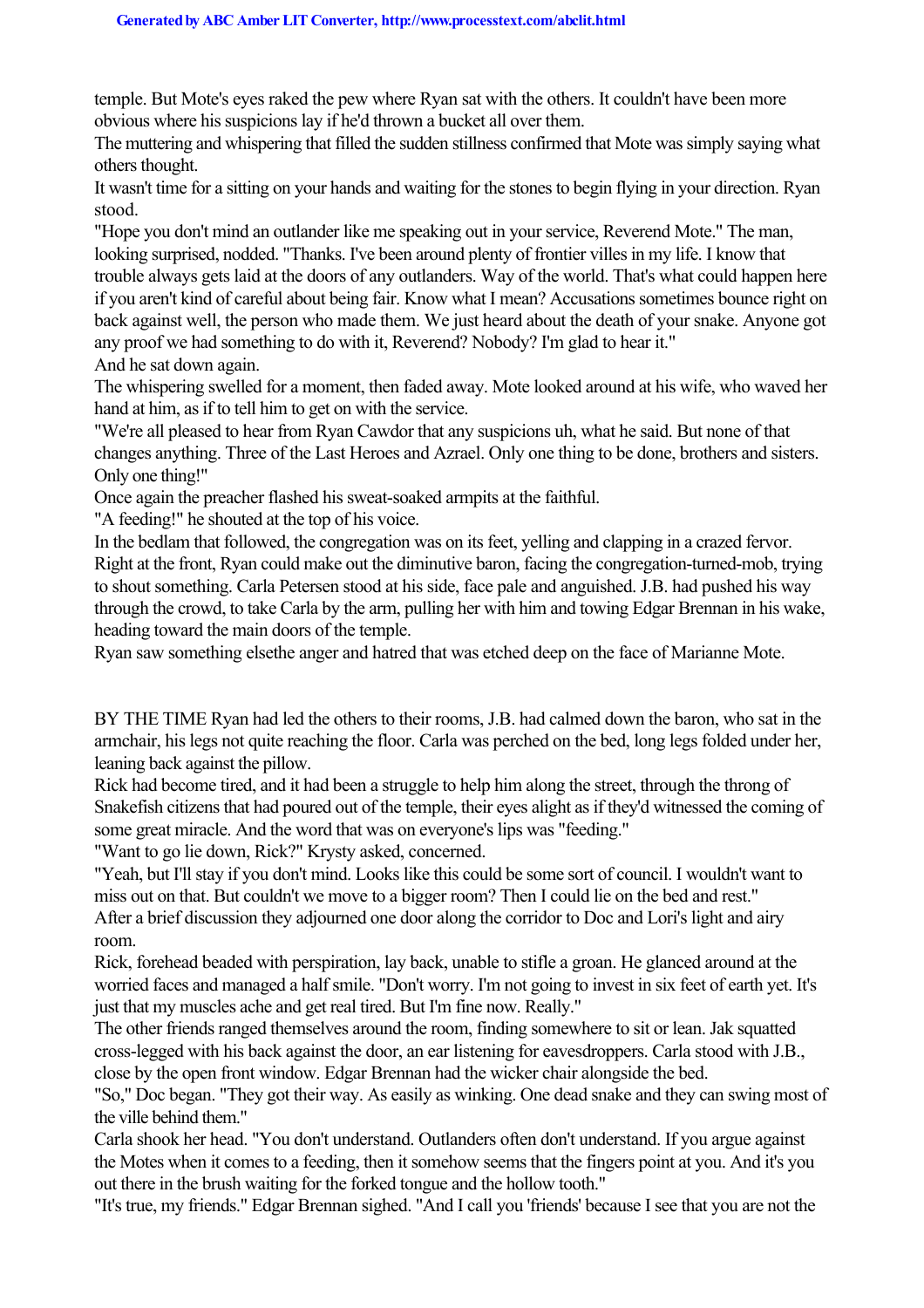temple. But Mote's eyes raked the pew where Ryan sat with the others. It couldn't have been more obvious where his suspicions lay if he'd thrown a bucket all over them.

The muttering and whispering that filled the sudden stillness confirmed that Mote was simply saying what others thought.

It wasn't time for a sitting on your hands and waiting for the stones to begin flying in your direction. Ryan stood.

"Hope you don't mind an outlander like me speaking out in your service, Reverend Mote." The man, looking surprised, nodded. "Thanks. I've been around plenty of frontier villes in my life. I know that trouble always gets laid at the doors of any outlanders. Way of the world. That's what could happen here if you aren't kind of careful about being fair. Know what I mean? Accusations sometimes bounce right on back against well, the person who made them. We just heard about the death of your snake. Anyone got any proof we had something to do with it, Reverend? Nobody? I'm glad to hear it."

And he sat down again.

The whispering swelled for a moment, then faded away. Mote looked around at his wife, who waved her hand at him, as if to tell him to get on with the service.

"We're all pleased to hear from Ryan Cawdor that any suspicions uh, what he said. But none of that changes anything. Three of the Last Heroes and Azrael. Only one thing to be done, brothers and sisters. Only one thing!"

Once again the preacher flashed his sweat-soaked armpits at the faithful.

"A feeding!" he shouted at the top of his voice.

In the bedlam that followed, the congregation was on its feet, yelling and clapping in a crazed fervor. Right at the front, Ryan could make out the diminutive baron, facing the congregation-turned-mob, trying to shout something. Carla Petersen stood at his side, face pale and anguished. J.B. had pushed his way through the crowd, to take Carla by the arm, pulling her with him and towing Edgar Brennan in his wake, heading toward the main doors of the temple.

Ryan saw something elsethe anger and hatred that was etched deep on the face of Marianne Mote.

BY THE TIME Ryan had led the others to their rooms, J.B. had calmed down the baron, who sat in the armchair, his legs not quite reaching the floor. Carla was perched on the bed, long legs folded under her, leaning back against the pillow.

Rick had become tired, and it had been a struggle to help him along the street, through the throng of Snakefish citizens that had poured out of the temple, their eyes alight as if they'd witnessed the coming of some great miracle. And the word that was on everyone's lips was "feeding."

"Want to go lie down, Rick?" Krysty asked, concerned.

"Yeah, but I'll stay if you don't mind. Looks like this could be some sort of council. I wouldn't want to miss out on that. But couldn't we move to a bigger room? Then I could lie on the bed and rest."

After a brief discussion they adjourned one door along the corridor to Doc and Lori's light and airy room.

Rick, forehead beaded with perspiration, lay back, unable to stifle a groan. He glanced around at the worried faces and managed a half smile. "Don't worry. I'm not going to invest in six feet of earth yet. It's just that my muscles ache and get real tired. But I'm fine now. Really."

The other friends ranged themselves around the room, finding somewhere to sit or lean. Jak squatted cross-legged with his back against the door, an ear listening for eavesdroppers. Carla stood with J.B., close by the open front window. Edgar Brennan had the wicker chair alongside the bed.

"So," Doc began. "They got their way. As easily as winking. One dead snake and they can swing most of the ville behind them."

Carla shook her head. "You don't understand. Outlanders often don't understand. If you argue against the Motes when it comes to a feeding, then it somehow seems that the fingers point at you. And it's you out there in the brush waiting for the forked tongue and the hollow tooth."

"It's true, my friends." Edgar Brennan sighed. "And I call you 'friends' because I see that you are not the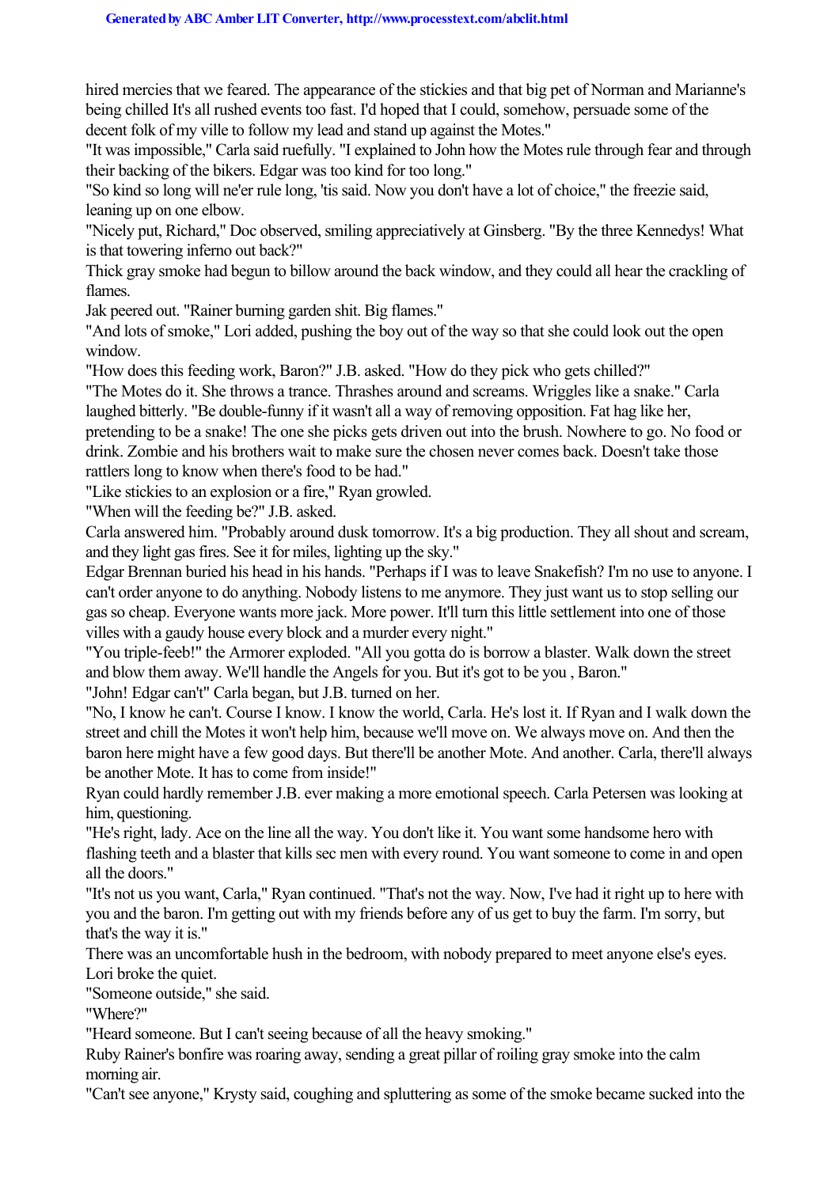hired mercies that we feared. The appearance of the stickies and that big pet of Norman and Marianne's being chilled It's all rushed events too fast. I'd hoped that I could, somehow, persuade some of the decent folk of my ville to follow my lead and stand up against the Motes."

"It was impossible," Carla said ruefully. "I explained to John how the Motes rule through fear and through their backing of the bikers. Edgar was too kind for too long."

"So kind so long will ne'er rule long, 'tis said. Now you don't have a lot of choice," the freezie said, leaning up on one elbow.

"Nicely put, Richard," Doc observed, smiling appreciatively at Ginsberg. "By the three Kennedys! What is that towering inferno out back?"

Thick gray smoke had begun to billow around the back window, and they could all hear the crackling of flames.

Jak peered out. "Rainer burning garden shit. Big flames."

"And lots of smoke," Lori added, pushing the boy out of the way so that she could look out the open window.

"How does this feeding work, Baron?" J.B. asked. "How do they pick who gets chilled?"

"The Motes do it. She throws a trance. Thrashes around and screams. Wriggles like a snake." Carla laughed bitterly. "Be double-funny if it wasn't all a way of removing opposition. Fat hag like her, pretending to be a snake! The one she picks gets driven out into the brush. Nowhere to go. No food or drink. Zombie and his brothers wait to make sure the chosen never comes back. Doesn't take those rattlers long to know when there's food to be had."

"Like stickies to an explosion or a fire," Ryan growled.

"When will the feeding be?" J.B. asked.

Carla answered him. "Probably around dusk tomorrow. It's a big production. They all shout and scream, and they light gas fires. See it for miles, lighting up the sky."

Edgar Brennan buried his head in his hands. "Perhaps if I was to leave Snakefish? I'm no use to anyone. I can't order anyone to do anything. Nobody listens to me anymore. They just want us to stop selling our gas so cheap. Everyone wants more jack. More power. It'll turn this little settlement into one of those villes with a gaudy house every block and a murder every night."

"You triple-feeb!" the Armorer exploded. "All you gotta do is borrow a blaster. Walk down the street and blow them away. We'll handle the Angels for you. But it's got to be you , Baron."

"John! Edgar can't" Carla began, but J.B. turned on her.

"No, I know he can't. Course I know. I know the world, Carla. He's lost it. If Ryan and I walk down the street and chill the Motes it won't help him, because we'll move on. We always move on. And then the baron here might have a few good days. But there'll be another Mote. And another. Carla, there'll always be another Mote. It has to come from inside!"

Ryan could hardly remember J.B. ever making a more emotional speech. Carla Petersen was looking at him, questioning.

"He's right, lady. Ace on the line all the way. You don't like it. You want some handsome hero with flashing teeth and a blaster that kills sec men with every round. You want someone to come in and open all the doors."

"It's not us you want, Carla," Ryan continued. "That's not the way. Now, I've had it right up to here with you and the baron. I'm getting out with my friends before any of us get to buy the farm. I'm sorry, but that's the way it is."

There was an uncomfortable hush in the bedroom, with nobody prepared to meet anyone else's eyes. Lori broke the quiet.

"Someone outside," she said.

"Where?"

"Heard someone. But I can't seeing because of all the heavy smoking."

Ruby Rainer's bonfire was roaring away, sending a great pillar of roiling gray smoke into the calm morning air.

"Can't see anyone," Krysty said, coughing and spluttering as some of the smoke became sucked into the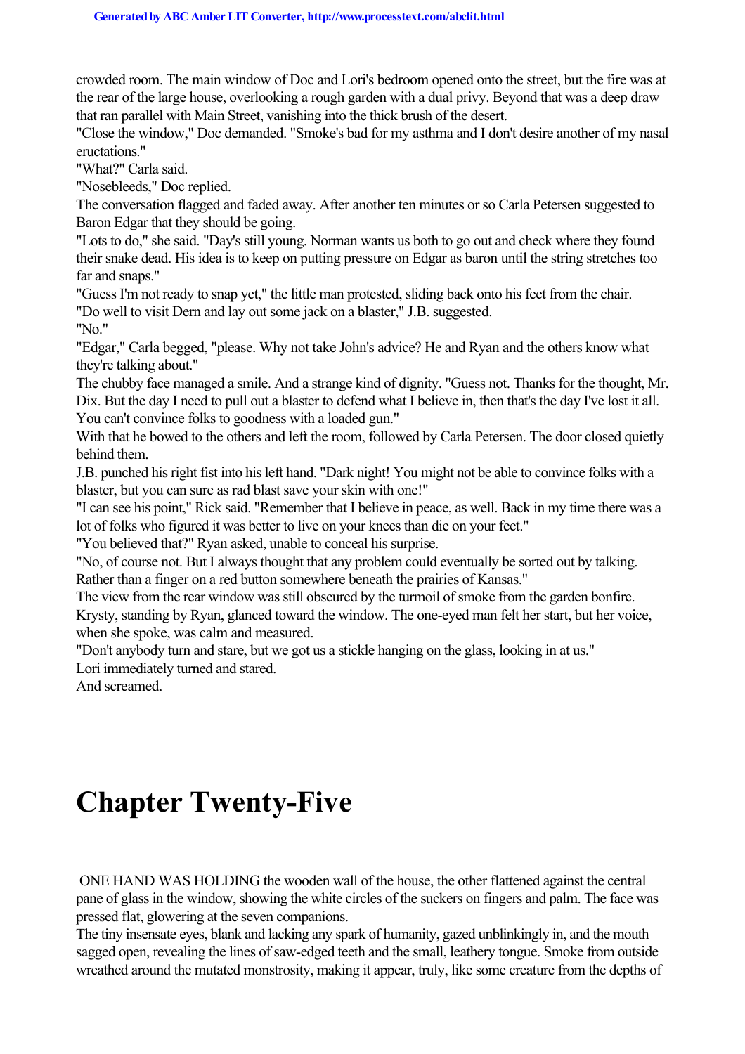crowded room. The main window of Doc and Lori's bedroom opened onto the street, but the fire was at the rear of the large house, overlooking a rough garden with a dual privy. Beyond that was a deep draw that ran parallel with Main Street, vanishing into the thick brush of the desert.

"Close the window," Doc demanded. "Smoke's bad for my asthma and I don't desire another of my nasal eructations."

"What?" Carla said.

"Nosebleeds," Doc replied.

The conversation flagged and faded away. After another ten minutes or so Carla Petersen suggested to Baron Edgar that they should be going.

"Lots to do," she said. "Day's still young. Norman wants us both to go out and check where they found their snake dead. His idea is to keep on putting pressure on Edgar as baron until the string stretches too far and snaps."

"Guess I'm not ready to snap yet," the little man protested, sliding back onto his feet from the chair.

"Do well to visit Dern and lay out some jack on a blaster," J.B. suggested.

"No."

"Edgar," Carla begged, "please. Why not take John's advice? He and Ryan and the others know what they're talking about."

The chubby face managed a smile. And a strange kind of dignity. "Guess not. Thanks for the thought, Mr. Dix. But the day I need to pull out a blaster to defend what I believe in, then that's the day I've lost it all. You can't convince folks to goodness with a loaded gun."

With that he bowed to the others and left the room, followed by Carla Petersen. The door closed quietly behind them.

J.B. punched his right fist into his left hand. "Dark night! You might not be able to convince folks with a blaster, but you can sure as rad blast save your skin with one!"

"I can see his point," Rick said. "Remember that I believe in peace, as well. Back in my time there was a lot of folks who figured it was better to live on your knees than die on your feet."

"You believed that?" Ryan asked, unable to conceal his surprise.

"No, of course not. But I always thought that any problem could eventually be sorted out by talking. Rather than a finger on a red button somewhere beneath the prairies of Kansas."

The view from the rear window was still obscured by the turmoil of smoke from the garden bonfire. Krysty, standing by Ryan, glanced toward the window. The one-eyed man felt her start, but her voice, when she spoke, was calm and measured.

"Don't anybody turn and stare, but we got us a stickle hanging on the glass, looking in at us."

Lori immediately turned and stared.

And screamed.

# Chapter Twenty-Five

ONE HAND WAS HOLDING the wooden wall of the house, the other flattened against the central pane of glass in the window, showing the white circles of the suckers on fingers and palm. The face was pressed flat, glowering at the seven companions.

The tiny insensate eyes, blank and lacking any spark of humanity, gazed unblinkingly in, and the mouth sagged open, revealing the lines of saw-edged teeth and the small, leathery tongue. Smoke from outside wreathed around the mutated monstrosity, making it appear, truly, like some creature from the depths of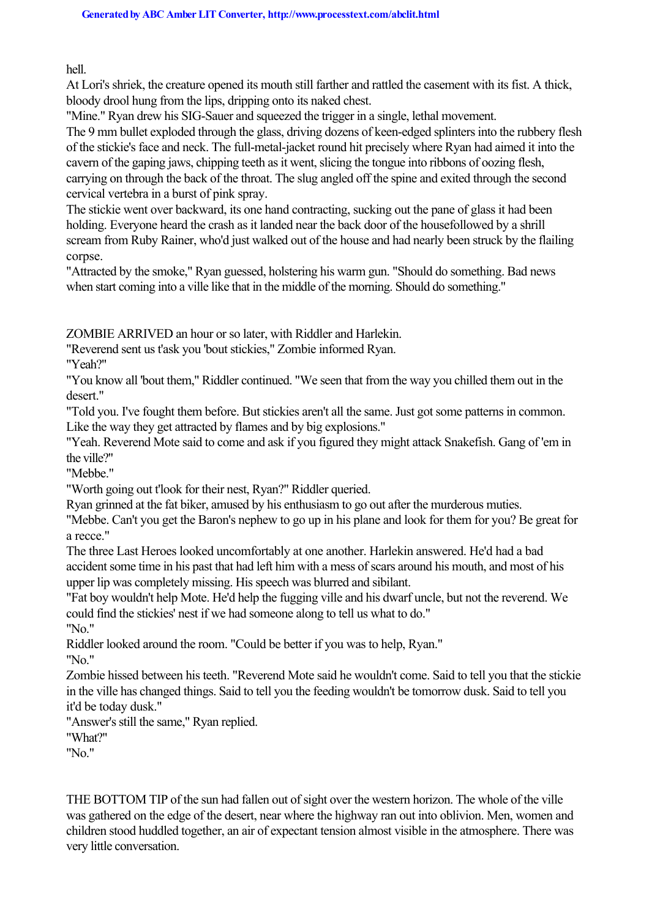hell.

At Lori's shriek, the creature opened its mouth still farther and rattled the casement with its fist. A thick, bloody drool hung from the lips, dripping onto its naked chest.

"Mine." Ryan drew his SIG-Sauer and squeezed the trigger in a single, lethal movement.

The 9 mm bullet exploded through the glass, driving dozens of keen-edged splinters into the rubbery flesh of the stickie's face and neck. The full-metal-jacket round hit precisely where Ryan had aimed it into the cavern of the gaping jaws, chipping teeth as it went, slicing the tongue into ribbons of oozing flesh, carrying on through the back of the throat. The slug angled off the spine and exited through the second cervical vertebra in a burst of pink spray.

The stickie went over backward, its one hand contracting, sucking out the pane of glass it had been holding. Everyone heard the crash as it landed near the back door of the housefollowed by a shrill scream from Ruby Rainer, who'd just walked out of the house and had nearly been struck by the flailing corpse.

"Attracted by the smoke," Ryan guessed, holstering his warm gun. "Should do something. Bad news when start coming into a ville like that in the middle of the morning. Should do something."

ZOMBIE ARRIVED an hour or so later, with Riddler and Harlekin.

"Reverend sent us t'ask you 'bout stickies," Zombie informed Ryan.

"Yeah?"

"You know all 'bout them," Riddler continued. "We seen that from the way you chilled them out in the desert."

"Told you. I've fought them before. But stickies aren't all the same. Just got some patterns in common. Like the way they get attracted by flames and by big explosions."

"Yeah. Reverend Mote said to come and ask if you figured they might attack Snakefish. Gang of 'em in the ville?"

"Mebbe."

"Worth going out t'look for their nest, Ryan?" Riddler queried.

Ryan grinned at the fat biker, amused by his enthusiasm to go out after the murderous muties.

"Mebbe. Can't you get the Baron's nephew to go up in his plane and look for them for you? Be great for a recce."

The three Last Heroes looked uncomfortably at one another. Harlekin answered. He'd had a bad accident some time in his past that had left him with a mess of scars around his mouth, and most of his upper lip was completely missing. His speech was blurred and sibilant.

"Fat boy wouldn't help Mote. He'd help the fugging ville and his dwarf uncle, but not the reverend. We could find the stickies' nest if we had someone along to tell us what to do."

"No."

Riddler looked around the room. "Could be better if you was to help, Ryan."

"No."

Zombie hissed between his teeth. "Reverend Mote said he wouldn't come. Said to tell you that the stickie in the ville has changed things. Said to tell you the feeding wouldn't be tomorrow dusk. Said to tell you it'd be today dusk."

"Answer's still the same," Ryan replied.

"What?"

"No."

THE BOTTOM TIP of the sun had fallen out of sight over the western horizon. The whole of the ville was gathered on the edge of the desert, near where the highway ran out into oblivion. Men, women and children stood huddled together, an air of expectant tension almost visible in the atmosphere. There was very little conversation.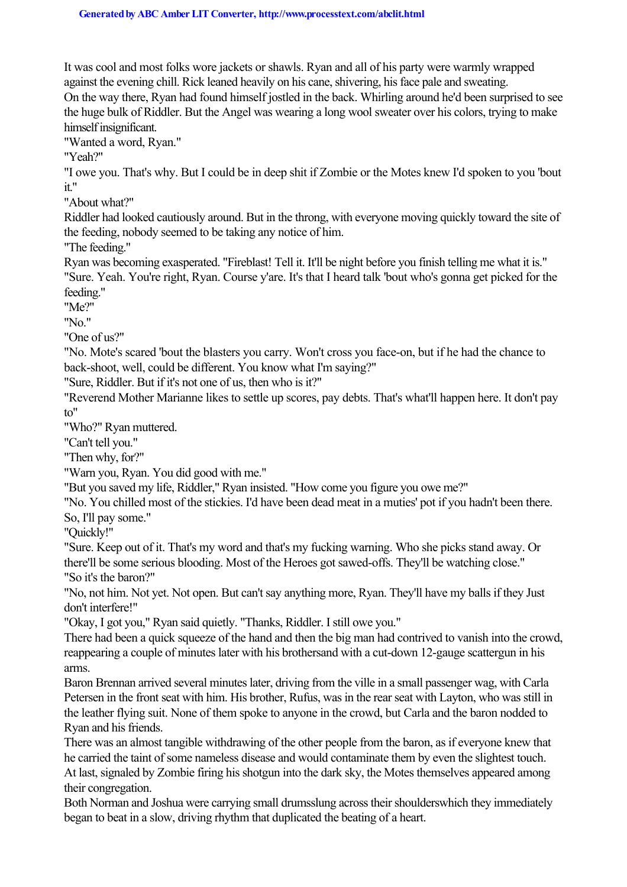It was cool and most folks wore jackets or shawls. Ryan and all of his party were warmly wrapped against the evening chill. Rick leaned heavily on his cane, shivering, his face pale and sweating.

On the way there, Ryan had found himself jostled in the back. Whirling around he'd been surprised to see the huge bulk of Riddler. But the Angel was wearing a long wool sweater over his colors, trying to make himself insignificant.

"Wanted a word, Ryan."

"Yeah?"

"I owe you. That's why. But I could be in deep shit if Zombie or the Motes knew I'd spoken to you 'bout it."

"About what?"

Riddler had looked cautiously around. But in the throng, with everyone moving quickly toward the site of the feeding, nobody seemed to be taking any notice of him.

"The feeding."

Ryan was becoming exasperated. "Fireblast! Tell it. It'll be night before you finish telling me what it is."

"Sure. Yeah. You're right, Ryan. Course y'are. It's that I heard talk 'bout who's gonna get picked for the feeding."

"Me?"

"No."

"One of us?"

"No. Mote's scared 'bout the blasters you carry. Won't cross you face-on, but if he had the chance to back-shoot, well, could be different. You know what I'm saying?"

"Sure, Riddler. But if it's not one of us, then who is it?"

"Reverend Mother Marianne likes to settle up scores, pay debts. That's what'll happen here. It don't pay to"

"Who?" Ryan muttered.

"Can't tell you."

"Then why, for?"

"Warn you, Ryan. You did good with me."

"But you saved my life, Riddler," Ryan insisted. "How come you figure you owe me?"

"No. You chilled most of the stickies. I'd have been dead meat in a muties' pot if you hadn't been there. So, I'll pay some."

"Quickly!"

"Sure. Keep out of it. That's my word and that's my fucking warning. Who she picks stand away. Or there'll be some serious blooding. Most of the Heroes got sawed-offs. They'll be watching close."

"So it's the baron?"

"No, not him. Not yet. Not open. But can't say anything more, Ryan. They'll have my balls if they Just don't interfere!"

"Okay, I got you," Ryan said quietly. "Thanks, Riddler. I still owe you."

There had been a quick squeeze of the hand and then the big man had contrived to vanish into the crowd, reappearing a couple of minutes later with his brothersand with a cut-down 12-gauge scattergun in his arms.

Baron Brennan arrived several minutes later, driving from the ville in a small passenger wag, with Carla Petersen in the front seat with him. His brother, Rufus, was in the rear seat with Layton, who was still in the leather flying suit. None of them spoke to anyone in the crowd, but Carla and the baron nodded to Ryan and his friends.

There was an almost tangible withdrawing of the other people from the baron, as if everyone knew that he carried the taint of some nameless disease and would contaminate them by even the slightest touch.

At last, signaled by Zombie firing his shotgun into the dark sky, the Motes themselves appeared among their congregation.

Both Norman and Joshua were carrying small drumsslung across their shoulderswhich they immediately began to beat in a slow, driving rhythm that duplicated the beating of a heart.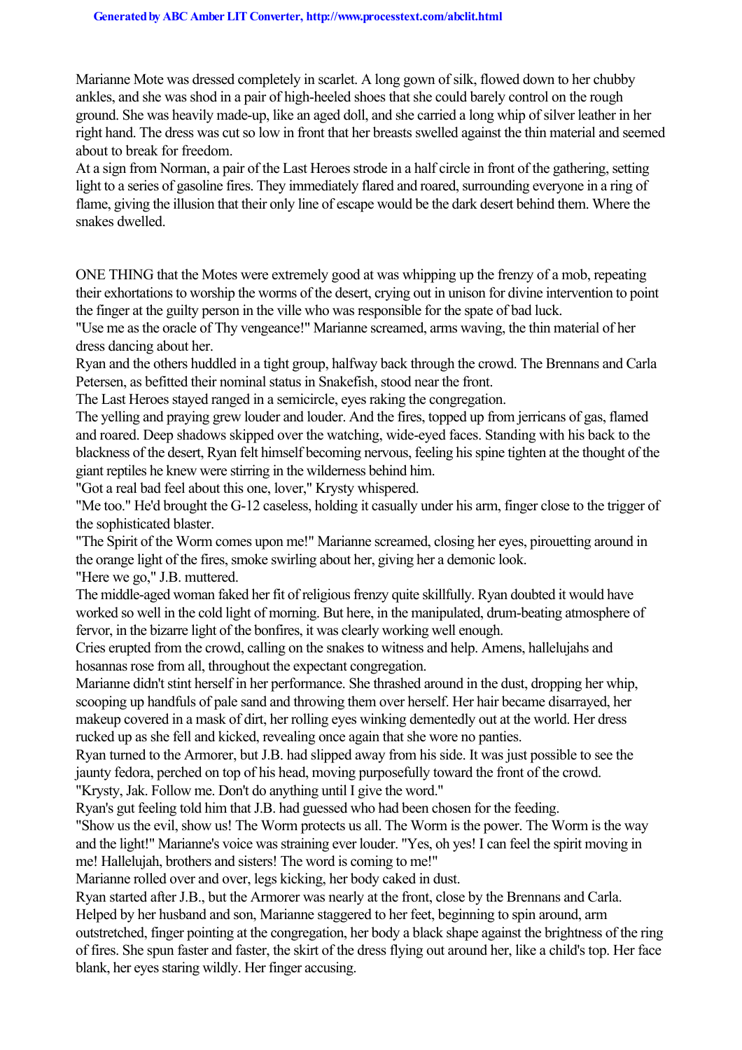Marianne Mote was dressed completely in scarlet. A long gown of silk, flowed down to her chubby ankles, and she was shod in a pair of high-heeled shoes that she could barely control on the rough ground. She was heavily made-up, like an aged doll, and she carried a long whip of silver leather in her right hand. The dress was cut so low in front that her breasts swelled against the thin material and seemed about to break for freedom.

At a sign from Norman, a pair of the Last Heroes strode in a half circle in front of the gathering, setting light to a series of gasoline fires. They immediately flared and roared, surrounding everyone in a ring of flame, giving the illusion that their only line of escape would be the dark desert behind them. Where the snakes dwelled.

ONE THING that the Motes were extremely good at was whipping up the frenzy of a mob, repeating their exhortations to worship the worms of the desert, crying out in unison for divine intervention to point the finger at the guilty person in the ville who was responsible for the spate of bad luck.

"Use me as the oracle of Thy vengeance!" Marianne screamed, arms waving, the thin material of her dress dancing about her.

Ryan and the others huddled in a tight group, halfway back through the crowd. The Brennans and Carla Petersen, as befitted their nominal status in Snakefish, stood near the front.

The Last Heroes stayed ranged in a semicircle, eyes raking the congregation.

The yelling and praying grew louder and louder. And the fires, topped up from jerricans of gas, flamed and roared. Deep shadows skipped over the watching, wide-eyed faces. Standing with his back to the blackness of the desert, Ryan felt himself becoming nervous, feeling his spine tighten at the thought of the giant reptiles he knew were stirring in the wilderness behind him.

"Got a real bad feel about this one, lover," Krysty whispered.

"Me too." He'd brought the G-12 caseless, holding it casually under his arm, finger close to the trigger of the sophisticated blaster.

"The Spirit of the Worm comes upon me!" Marianne screamed, closing her eyes, pirouetting around in the orange light of the fires, smoke swirling about her, giving her a demonic look.

"Here we go," J.B. muttered.

The middle-aged woman faked her fit of religious frenzy quite skillfully. Ryan doubted it would have worked so well in the cold light of morning. But here, in the manipulated, drum-beating atmosphere of fervor, in the bizarre light of the bonfires, it was clearly working well enough.

Cries erupted from the crowd, calling on the snakes to witness and help. Amens, hallelujahs and hosannas rose from all, throughout the expectant congregation.

Marianne didn't stint herself in her performance. She thrashed around in the dust, dropping her whip, scooping up handfuls of pale sand and throwing them over herself. Her hair became disarrayed, her makeup covered in a mask of dirt, her rolling eyes winking dementedly out at the world. Her dress rucked up as she fell and kicked, revealing once again that she wore no panties.

Ryan turned to the Armorer, but J.B. had slipped away from his side. It was just possible to see the jaunty fedora, perched on top of his head, moving purposefully toward the front of the crowd.

"Krysty, Jak. Follow me. Don't do anything until I give the word."

Ryan's gut feeling told him that J.B. had guessed who had been chosen for the feeding.

"Show us the evil, show us! The Worm protects us all. The Worm is the power. The Worm is the way and the light!" Marianne's voice was straining ever louder. "Yes, oh yes! I can feel the spirit moving in me! Hallelujah, brothers and sisters! The word is coming to me!"

Marianne rolled over and over, legs kicking, her body caked in dust.

Ryan started after J.B., but the Armorer was nearly at the front, close by the Brennans and Carla.

Helped by her husband and son, Marianne staggered to her feet, beginning to spin around, arm outstretched, finger pointing at the congregation, her body a black shape against the brightness of the ring of fires. She spun faster and faster, the skirt of the dress flying out around her, like a child's top. Her face blank, her eyes staring wildly. Her finger accusing.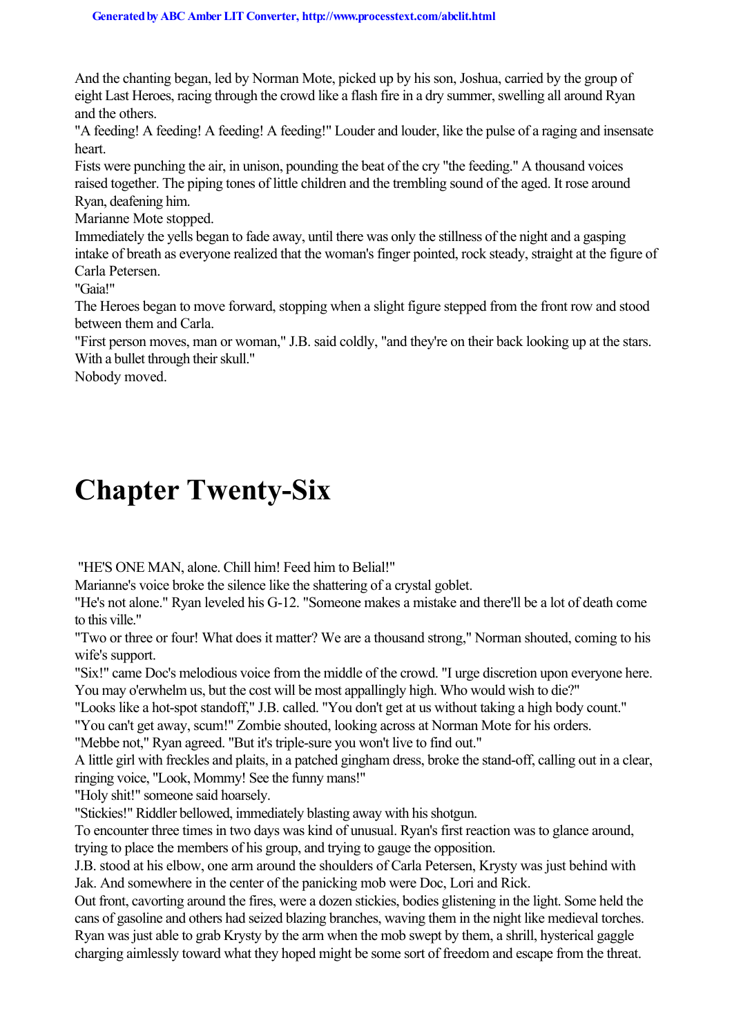And the chanting began, led by Norman Mote, picked up by his son, Joshua, carried by the group of eight Last Heroes, racing through the crowd like a flash fire in a dry summer, swelling all around Ryan and the others.

"A feeding! A feeding! A feeding! A feeding!" Louder and louder, like the pulse of a raging and insensate heart.

Fists were punching the air, in unison, pounding the beat of the cry "the feeding." A thousand voices raised together. The piping tones of little children and the trembling sound of the aged. It rose around Ryan, deafening him.

Marianne Mote stopped.

Immediately the yells began to fade away, until there was only the stillness of the night and a gasping intake of breath as everyone realized that the woman's finger pointed, rock steady, straight at the figure of Carla Petersen.

"Gaia!"

The Heroes began to move forward, stopping when a slight figure stepped from the front row and stood between them and Carla.

"First person moves, man or woman," J.B. said coldly, "and they're on their back looking up at the stars. With a bullet through their skull."

Nobody moved.

# Chapter Twenty-Six

"HE'S ONE MAN, alone. Chill him! Feed him to Belial!"

Marianne's voice broke the silence like the shattering of a crystal goblet.

"He's not alone." Ryan leveled his G-12. "Someone makes a mistake and there'll be a lot of death come to this ville."

"Two or three or four! What does it matter? We are a thousand strong," Norman shouted, coming to his wife's support.

"Six!" came Doc's melodious voice from the middle of the crowd. "I urge discretion upon everyone here. You may o'erwhelm us, but the cost will be most appallingly high. Who would wish to die?"

"Looks like a hot-spot standoff," J.B. called. "You don't get at us without taking a high body count."

"You can't get away, scum!" Zombie shouted, looking across at Norman Mote for his orders.

"Mebbe not," Ryan agreed. "But it's triple-sure you won't live to find out."

A little girl with freckles and plaits, in a patched gingham dress, broke the stand-off, calling out in a clear, ringing voice, "Look, Mommy! See the funny mans!"

"Holy shit!" someone said hoarsely.

"Stickies!" Riddler bellowed, immediately blasting away with his shotgun.

To encounter three times in two days was kind of unusual. Ryan's first reaction was to glance around, trying to place the members of his group, and trying to gauge the opposition.

J.B. stood at his elbow, one arm around the shoulders of Carla Petersen, Krysty was just behind with Jak. And somewhere in the center of the panicking mob were Doc, Lori and Rick.

Out front, cavorting around the fires, were a dozen stickies, bodies glistening in the light. Some held the cans of gasoline and others had seized blazing branches, waving them in the night like medieval torches.

Ryan was just able to grab Krysty by the arm when the mob swept by them, a shrill, hysterical gaggle charging aimlessly toward what they hoped might be some sort of freedom and escape from the threat.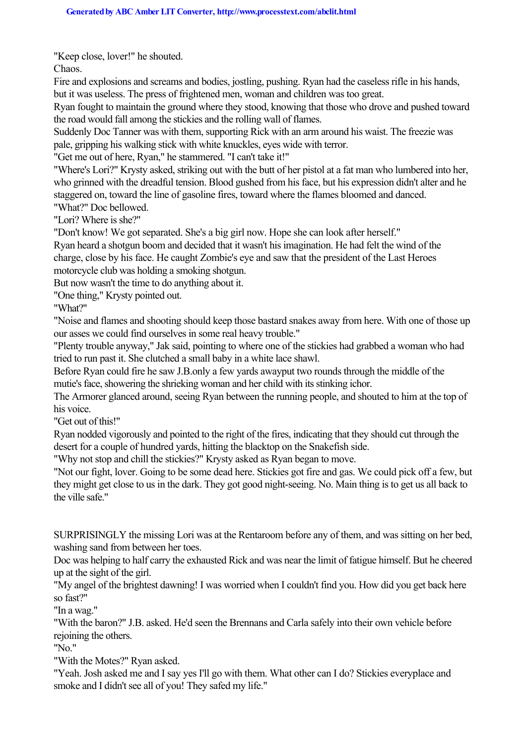"Keep close, lover!" he shouted.

Chaos.

Fire and explosions and screams and bodies, jostling, pushing. Ryan had the caseless rifle in his hands, but it was useless. The press of frightened men, woman and children was too great.

Ryan fought to maintain the ground where they stood, knowing that those who drove and pushed toward the road would fall among the stickies and the rolling wall of flames.

Suddenly Doc Tanner was with them, supporting Rick with an arm around his waist. The freezie was pale, gripping his walking stick with white knuckles, eyes wide with terror.

"Get me out of here, Ryan," he stammered. "I can't take it!"

"Where's Lori?" Krysty asked, striking out with the butt of her pistol at a fat man who lumbered into her, who grinned with the dreadful tension. Blood gushed from his face, but his expression didn't alter and he staggered on, toward the line of gasoline fires, toward where the flames bloomed and danced.

"What?" Doc bellowed.

"Lori? Where is she?"

"Don't know! We got separated. She's a big girl now. Hope she can look after herself."

Ryan heard a shotgun boom and decided that it wasn't his imagination. He had felt the wind of the charge, close by his face. He caught Zombie's eye and saw that the president of the Last Heroes motorcycle club was holding a smoking shotgun.

But now wasn't the time to do anything about it.

"One thing," Krysty pointed out.

"What?"

"Noise and flames and shooting should keep those bastard snakes away from here. With one of those up our asses we could find ourselves in some real heavy trouble."

"Plenty trouble anyway," Jak said, pointing to where one of the stickies had grabbed a woman who had tried to run past it. She clutched a small baby in a white lace shawl.

Before Ryan could fire he saw J.B.only a few yards awayput two rounds through the middle of the mutie's face, showering the shrieking woman and her child with its stinking ichor.

The Armorer glanced around, seeing Ryan between the running people, and shouted to him at the top of his voice.

"Get out of this!"

Ryan nodded vigorously and pointed to the right of the fires, indicating that they should cut through the desert for a couple of hundred yards, hitting the blacktop on the Snakefish side.

"Why not stop and chill the stickies?" Krysty asked as Ryan began to move.

"Not our fight, lover. Going to be some dead here. Stickies got fire and gas. We could pick off a few, but they might get close to us in the dark. They got good night-seeing. No. Main thing is to get us all back to the ville safe."

SURPRISINGLY the missing Lori was at the Rentaroom before any of them, and was sitting on her bed, washing sand from between her toes.

Doc was helping to half carry the exhausted Rick and was near the limit of fatigue himself. But he cheered up at the sight of the girl.

"My angel of the brightest dawning! I was worried when I couldn't find you. How did you get back here so fast?"

"In a wag."

"With the baron?" J.B. asked. He'd seen the Brennans and Carla safely into their own vehicle before rejoining the others.

"No."

"With the Motes?" Ryan asked.

"Yeah. Josh asked me and I say yes I'll go with them. What other can I do? Stickies everyplace and smoke and I didn't see all of you! They safed my life."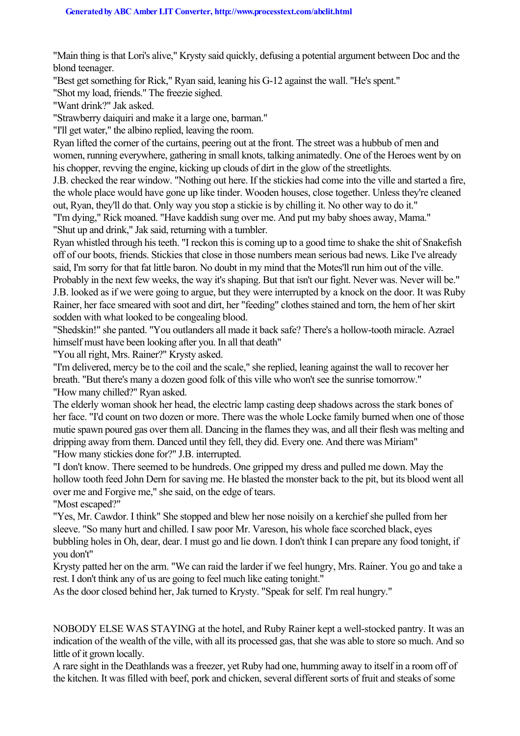"Main thing is that Lori's alive," Krysty said quickly, defusing a potential argument between Doc and the blond teenager.

"Best get something for Rick," Ryan said, leaning his G-12 against the wall. "He's spent."

"Shot my load, friends." The freezie sighed.

"Want drink?" Jak asked.

"Strawberry daiquiri and make it a large one, barman."

"I'll get water," the albino replied, leaving the room.

Ryan lifted the corner of the curtains, peering out at the front. The street was a hubbub of men and women, running everywhere, gathering in small knots, talking animatedly. One of the Heroes went by on his chopper, revving the engine, kicking up clouds of dirt in the glow of the streetlights.

J.B. checked the rear window. "Nothing out here. If the stickies had come into the ville and started a fire, the whole place would have gone up like tinder. Wooden houses, close together. Unless they're cleaned out, Ryan, they'll do that. Only way you stop a stickie is by chilling it. No other way to do it."

"I'm dying," Rick moaned. "Have kaddish sung over me. And put my baby shoes away, Mama."

"Shut up and drink," Jak said, returning with a tumbler.

Ryan whistled through his teeth. "I reckon this is coming up to a good time to shake the shit of Snakefish off of our boots, friends. Stickies that close in those numbers mean serious bad news. Like I've already said, I'm sorry for that fat little baron. No doubt in my mind that the Motes'll run him out of the ville. Probably in the next few weeks, the way it's shaping. But that isn't our fight. Never was. Never will be."

J.B. looked as if we were going to argue, but they were interrupted by a knock on the door. It was Ruby Rainer, her face smeared with soot and dirt, her "feeding" clothes stained and torn, the hem of her skirt sodden with what looked to be congealing blood.

"Shedskin!" she panted. "You outlanders all made it back safe? There's a hollow-tooth miracle. Azrael himself must have been looking after you. In all that death"

"You all right, Mrs. Rainer?" Krysty asked.

"I'm delivered, mercy be to the coil and the scale," she replied, leaning against the wall to recover her breath. "But there's many a dozen good folk of this ville who won't see the sunrise tomorrow."

"How many chilled?" Ryan asked.

The elderly woman shook her head, the electric lamp casting deep shadows across the stark bones of her face. "I'd count on two dozen or more. There was the whole Locke family burned when one of those mutie spawn poured gas over them all. Dancing in the flames they was, and all their flesh was melting and dripping away from them. Danced until they fell, they did. Every one. And there was Miriam"

"How many stickies done for?" J.B. interrupted.

"I don't know. There seemed to be hundreds. One gripped my dress and pulled me down. May the hollow tooth feed John Dern for saving me. He blasted the monster back to the pit, but its blood went all over me and Forgive me," she said, on the edge of tears.

"Most escaped?"

"Yes, Mr. Cawdor. I think" She stopped and blew her nose noisily on a kerchief she pulled from her sleeve. "So many hurt and chilled. I saw poor Mr. Vareson, his whole face scorched black, eyes bubbling holes in Oh, dear, dear. I must go and lie down. I don't think I can prepare any food tonight, if you don't"

Krysty patted her on the arm. "We can raid the larder if we feel hungry, Mrs. Rainer. You go and take a rest. I don't think any of us are going to feel much like eating tonight."

As the door closed behind her, Jak turned to Krysty. "Speak for self. I'm real hungry."

NOBODY ELSE WAS STAYING at the hotel, and Ruby Rainer kept a well-stocked pantry. It was an indication of the wealth of the ville, with all its processed gas, that she was able to store so much. And so little of it grown locally.

A rare sight in the Deathlands was a freezer, yet Ruby had one, humming away to itself in a room off of the kitchen. It was filled with beef, pork and chicken, several different sorts of fruit and steaks of some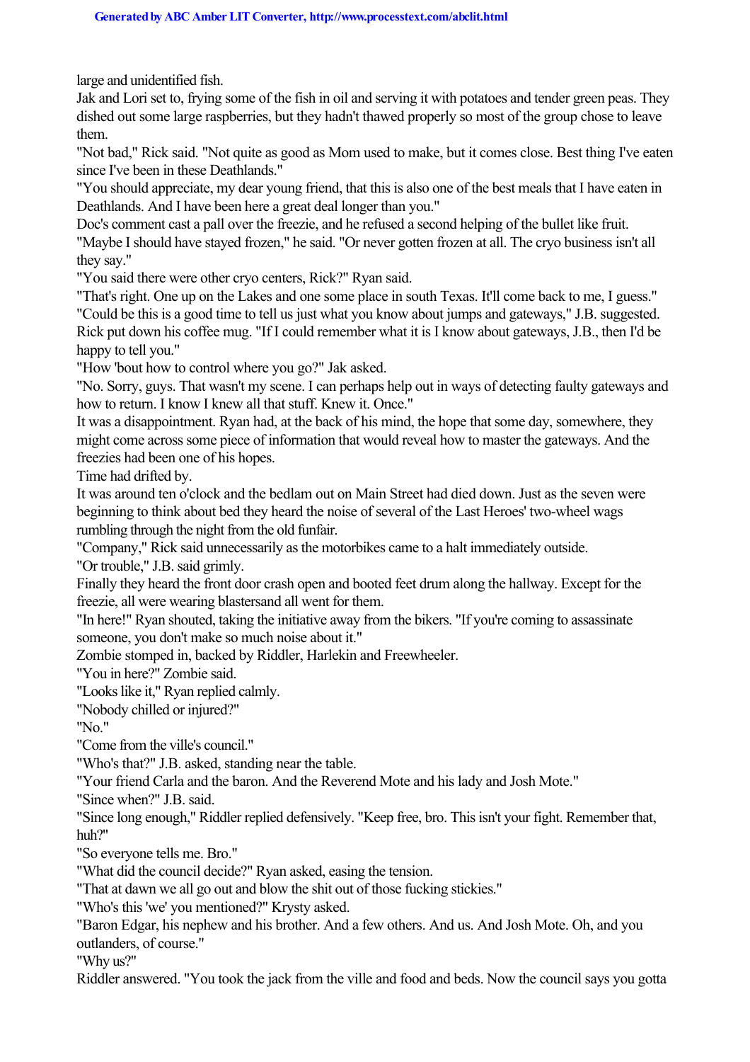large and unidentified fish.

Jak and Lori set to, frying some of the fish in oil and serving it with potatoes and tender green peas. They dished out some large raspberries, but they hadn't thawed properly so most of the group chose to leave them.

"Not bad," Rick said. "Not quite as good as Mom used to make, but it comes close. Best thing I've eaten since I've been in these Deathlands."

"You should appreciate, my dear young friend, that this is also one of the best meals that I have eaten in Deathlands. And I have been here a great deal longer than you."

Doc's comment cast a pall over the freezie, and he refused a second helping of the bullet like fruit.

"Maybe I should have stayed frozen," he said. "Or never gotten frozen at all. The cryo business isn't all they say."

"You said there were other cryo centers, Rick?" Ryan said.

"That's right. One up on the Lakes and one some place in south Texas. It'll come back to me, I guess."

"Could be this is a good time to tell us just what you know about jumps and gateways," J.B. suggested.

Rick put down his coffee mug. "If I could remember what it is I know about gateways, J.B., then I'd be happy to tell you."

"How 'bout how to control where you go?" Jak asked.

"No. Sorry, guys. That wasn't my scene. I can perhaps help out in ways of detecting faulty gateways and how to return. I know I knew all that stuff. Knew it. Once."

It was a disappointment. Ryan had, at the back of his mind, the hope that some day, somewhere, they might come across some piece of information that would reveal how to master the gateways. And the freezies had been one of his hopes.

Time had drifted by.

It was around ten o'clock and the bedlam out on Main Street had died down. Just as the seven were beginning to think about bed they heard the noise of several of the Last Heroes' two-wheel wags rumbling through the night from the old funfair.

"Company," Rick said unnecessarily as the motorbikes came to a halt immediately outside.

"Or trouble," J.B. said grimly.

Finally they heard the front door crash open and booted feet drum along the hallway. Except for the freezie, all were wearing blastersand all went for them.

"In here!" Ryan shouted, taking the initiative away from the bikers. "If you're coming to assassinate someone, you don't make so much noise about it."

Zombie stomped in, backed by Riddler, Harlekin and Freewheeler.

"You in here?" Zombie said.

"Looks like it," Ryan replied calmly.

"Nobody chilled or injured?"

"No."

"Come from the ville's council."

"Who's that?" J.B. asked, standing near the table.

"Your friend Carla and the baron. And the Reverend Mote and his lady and Josh Mote."

"Since when?" J.B. said.

"Since long enough," Riddler replied defensively. "Keep free, bro. This isn't your fight. Remember that, huh?"

"So everyone tells me. Bro."

"What did the council decide?" Ryan asked, easing the tension.

"That at dawn we all go out and blow the shit out of those fucking stickies."

"Who's this 'we' you mentioned?" Krysty asked.

"Baron Edgar, his nephew and his brother. And a few others. And us. And Josh Mote. Oh, and you outlanders, of course."

"Why us?"

Riddler answered. "You took the jack from the ville and food and beds. Now the council says you gotta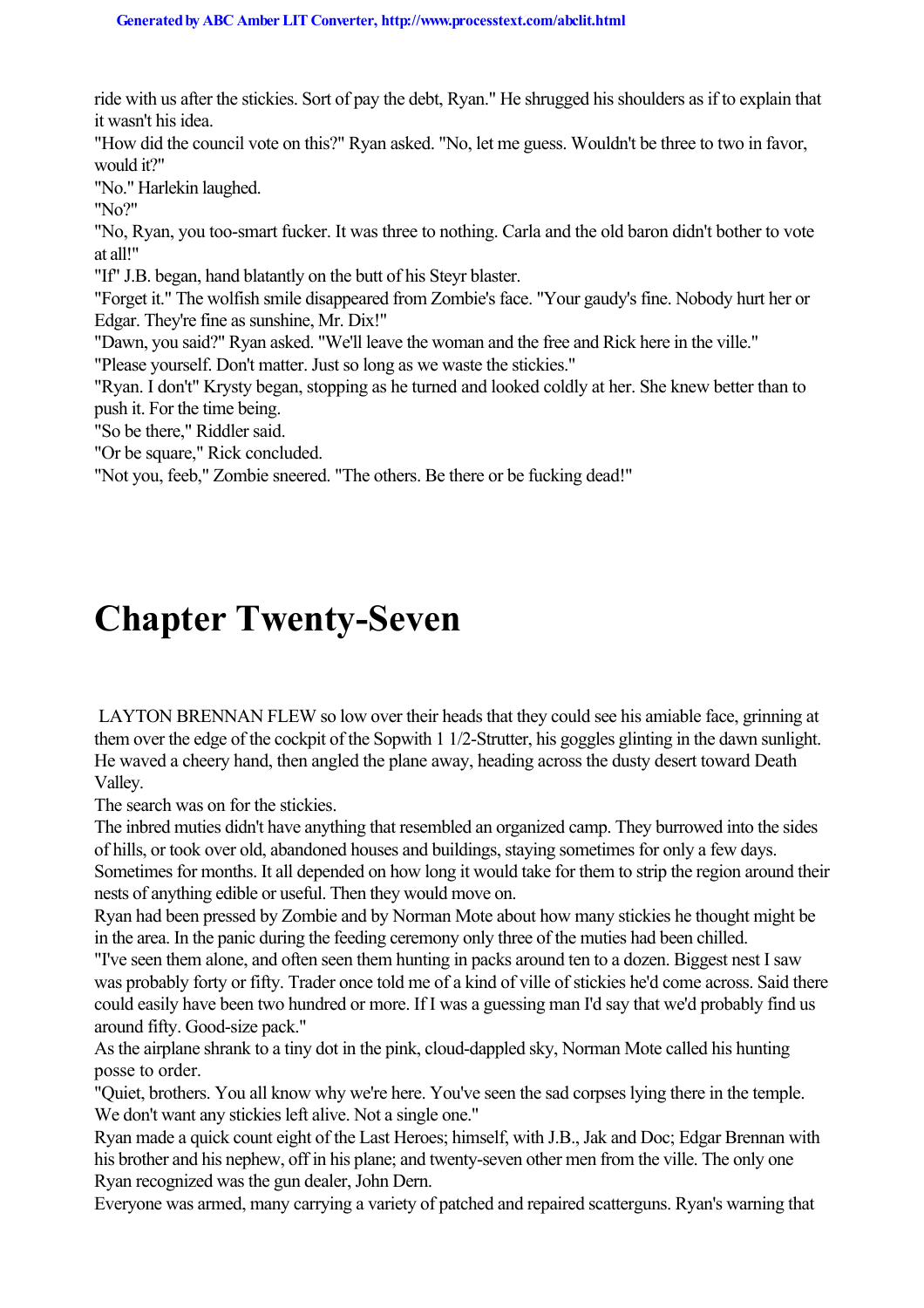ride with us after the stickies. Sort of pay the debt, Ryan." He shrugged his shoulders as if to explain that it wasn't his idea.

"How did the council vote on this?" Ryan asked. "No, let me guess. Wouldn't be three to two in favor, would it?"

"No." Harlekin laughed.

"No?"

"No, Ryan, you too-smart fucker. It was three to nothing. Carla and the old baron didn't bother to vote at all!"

"If" J.B. began, hand blatantly on the butt of his Steyr blaster.

"Forget it." The wolfish smile disappeared from Zombie's face. "Your gaudy's fine. Nobody hurt her or Edgar. They're fine as sunshine, Mr. Dix!"

"Dawn, you said?" Ryan asked. "We'll leave the woman and the free and Rick here in the ville."

"Please yourself. Don't matter. Just so long as we waste the stickies."

"Ryan. I don't" Krysty began, stopping as he turned and looked coldly at her. She knew better than to push it. For the time being.

"So be there," Riddler said.

"Or be square," Rick concluded.

"Not you, feeb," Zombie sneered. "The others. Be there or be fucking dead!"

# Chapter Twenty-Seven

LAYTON BRENNAN FLEW so low over their heads that they could see his amiable face, grinning at them over the edge of the cockpit of the Sopwith 1 1/2-Strutter, his goggles glinting in the dawn sunlight. He waved a cheery hand, then angled the plane away, heading across the dusty desert toward Death Valley.

The search was on for the stickies.

The inbred muties didn't have anything that resembled an organized camp. They burrowed into the sides of hills, or took over old, abandoned houses and buildings, staying sometimes for only a few days. Sometimes for months. It all depended on how long it would take for them to strip the region around their nests of anything edible or useful. Then they would move on.

Ryan had been pressed by Zombie and by Norman Mote about how many stickies he thought might be in the area. In the panic during the feeding ceremony only three of the muties had been chilled.

"I've seen them alone, and often seen them hunting in packs around ten to a dozen. Biggest nest I saw was probably forty or fifty. Trader once told me of a kind of ville of stickies he'd come across. Said there could easily have been two hundred or more. If I was a guessing man I'd say that we'd probably find us around fifty. Good-size pack."

As the airplane shrank to a tiny dot in the pink, cloud-dappled sky, Norman Mote called his hunting posse to order.

"Quiet, brothers. You all know why we're here. You've seen the sad corpses lying there in the temple. We don't want any stickies left alive. Not a single one."

Ryan made a quick count eight of the Last Heroes; himself, with J.B., Jak and Doc; Edgar Brennan with his brother and his nephew, off in his plane; and twenty-seven other men from the ville. The only one Ryan recognized was the gun dealer, John Dern.

Everyone was armed, many carrying a variety of patched and repaired scatterguns. Ryan's warning that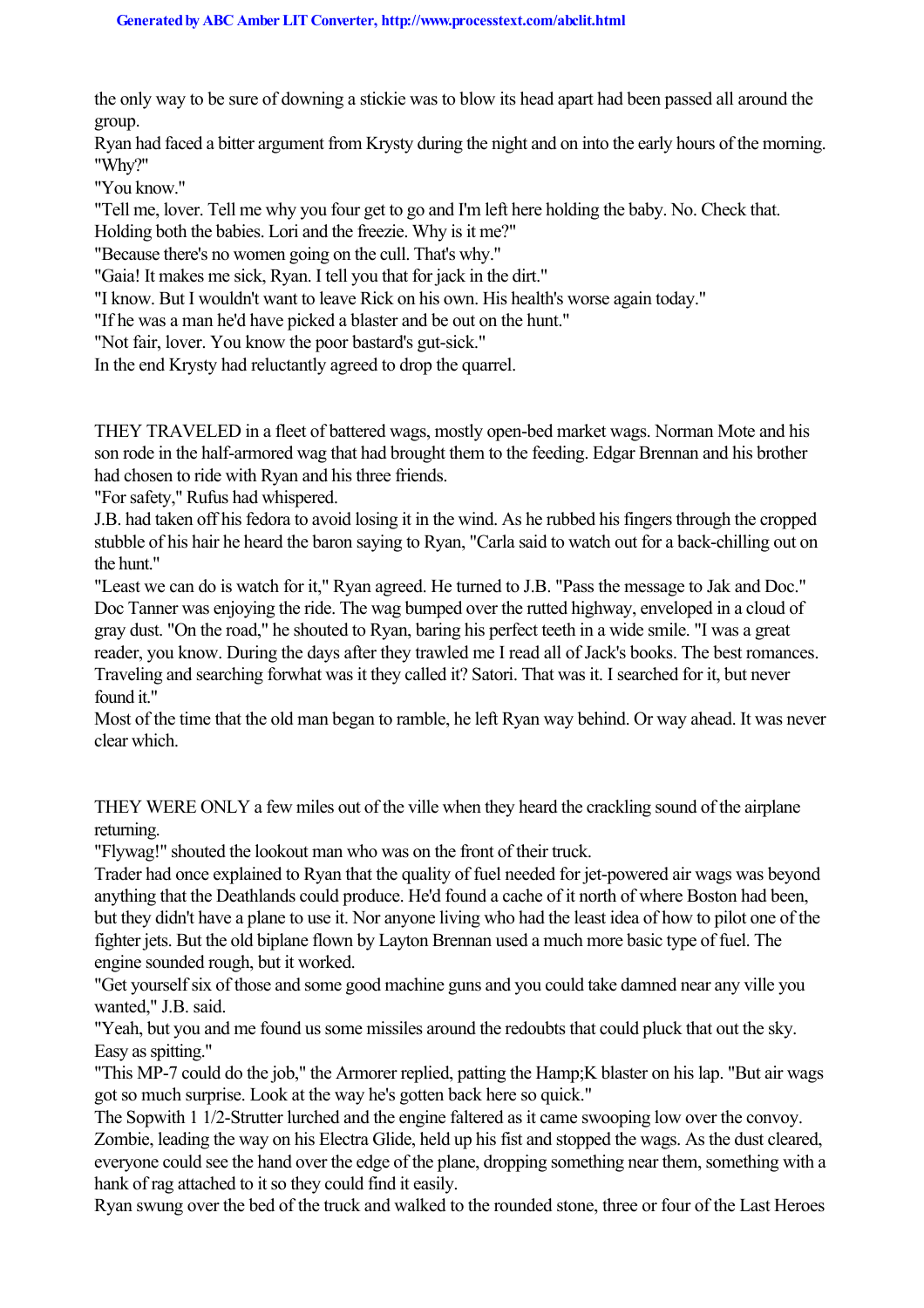the only way to be sure of downing a stickie was to blow its head apart had been passed all around the group.

Ryan had faced a bitter argument from Krysty during the night and on into the early hours of the morning.

"Why?"

"You know."

"Tell me, lover. Tell me why you four get to go and I'm left here holding the baby. No. Check that. Holding both the babies. Lori and the freezie. Why is it me?"

"Because there's no women going on the cull. That's why."

"Gaia! It makes me sick, Ryan. I tell you that for jack in the dirt."

"I know. But I wouldn't want to leave Rick on his own. His health's worse again today."

"If he was a man he'd have picked a blaster and be out on the hunt."

"Not fair, lover. You know the poor bastard's gut-sick."

In the end Krysty had reluctantly agreed to drop the quarrel.

THEY TRAVELED in a fleet of battered wags, mostly open-bed market wags. Norman Mote and his son rode in the half-armored wag that had brought them to the feeding. Edgar Brennan and his brother had chosen to ride with Ryan and his three friends.

"For safety," Rufus had whispered.

J.B. had taken off his fedora to avoid losing it in the wind. As he rubbed his fingers through the cropped stubble of his hair he heard the baron saying to Ryan, "Carla said to watch out for a back-chilling out on the hunt."

"Least we can do is watch for it," Ryan agreed. He turned to J.B. "Pass the message to Jak and Doc."

Doc Tanner was enjoying the ride. The wag bumped over the rutted highway, enveloped in a cloud of gray dust. "On the road," he shouted to Ryan, baring his perfect teeth in a wide smile. "I was a great reader, you know. During the days after they trawled me I read all of Jack's books. The best romances. Traveling and searching forwhat was it they called it? Satori. That was it. I searched for it, but never found it."

Most of the time that the old man began to ramble, he left Ryan way behind. Or way ahead. It was never clear which.

THEY WERE ONLY a few miles out of the ville when they heard the crackling sound of the airplane returning.

"Flywag!" shouted the lookout man who was on the front of their truck.

Trader had once explained to Ryan that the quality of fuel needed for jet-powered air wags was beyond anything that the Deathlands could produce. He'd found a cache of it north of where Boston had been, but they didn't have a plane to use it. Nor anyone living who had the least idea of how to pilot one of the fighter jets. But the old biplane flown by Layton Brennan used a much more basic type of fuel. The engine sounded rough, but it worked.

"Get yourself six of those and some good machine guns and you could take damned near any ville you wanted," J.B. said.

"Yeah, but you and me found us some missiles around the redoubts that could pluck that out the sky. Easy as spitting."

"This MP-7 could do the job," the Armorer replied, patting the Hamp;K blaster on his lap. "But air wags got so much surprise. Look at the way he's gotten back here so quick."

The Sopwith 1 1/2-Strutter lurched and the engine faltered as it came swooping low over the convoy. Zombie, leading the way on his Electra Glide, held up his fist and stopped the wags. As the dust cleared, everyone could see the hand over the edge of the plane, dropping something near them, something with a hank of rag attached to it so they could find it easily.

Ryan swung over the bed of the truck and walked to the rounded stone, three or four of the Last Heroes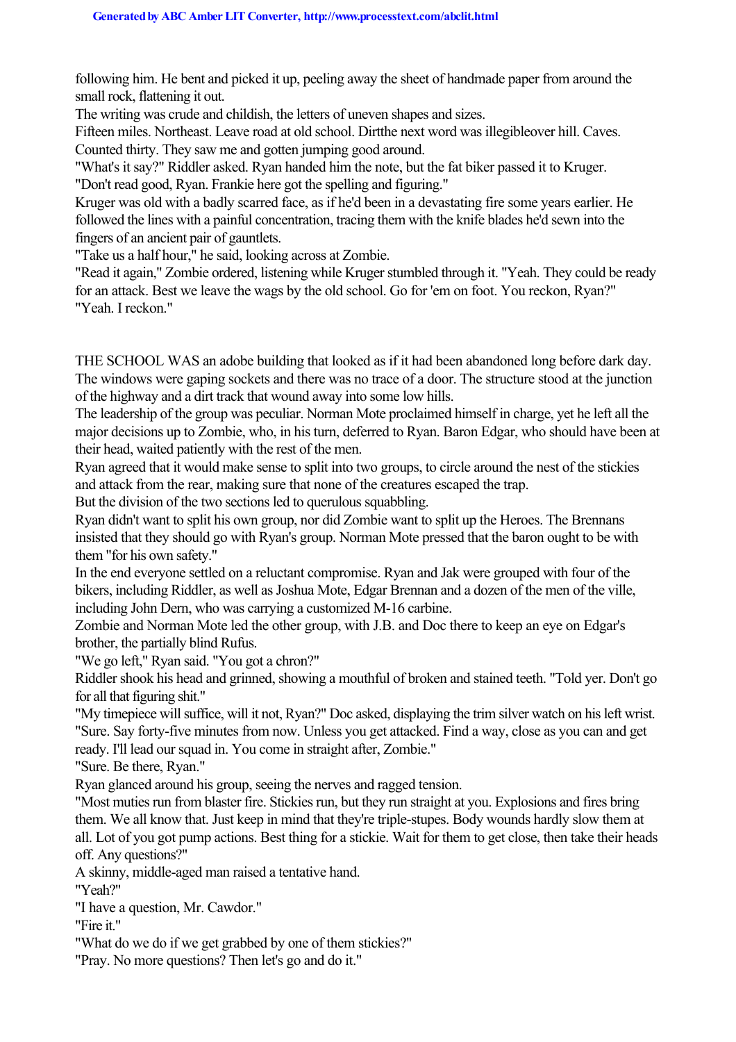following him. He bent and picked it up, peeling away the sheet of handmade paper from around the small rock, flattening it out.

The writing was crude and childish, the letters of uneven shapes and sizes.

Fifteen miles. Northeast. Leave road at old school. Dirtthe next word was illegibleover hill. Caves. Counted thirty. They saw me and gotten jumping good around.

"What's it say?" Riddler asked. Ryan handed him the note, but the fat biker passed it to Kruger. "Don't read good, Ryan. Frankie here got the spelling and figuring."

Kruger was old with a badly scarred face, as if he'd been in a devastating fire some years earlier. He followed the lines with a painful concentration, tracing them with the knife blades he'd sewn into the fingers of an ancient pair of gauntlets.

"Take us a half hour," he said, looking across at Zombie.

"Read it again," Zombie ordered, listening while Kruger stumbled through it. "Yeah. They could be ready for an attack. Best we leave the wags by the old school. Go for 'em on foot. You reckon, Ryan?"

"Yeah. I reckon."

THE SCHOOL WAS an adobe building that looked as if it had been abandoned long before dark day. The windows were gaping sockets and there was no trace of a door. The structure stood at the junction of the highway and a dirt track that wound away into some low hills.

The leadership of the group was peculiar. Norman Mote proclaimed himself in charge, yet he left all the major decisions up to Zombie, who, in his turn, deferred to Ryan. Baron Edgar, who should have been at their head, waited patiently with the rest of the men.

Ryan agreed that it would make sense to split into two groups, to circle around the nest of the stickies and attack from the rear, making sure that none of the creatures escaped the trap.

But the division of the two sections led to querulous squabbling.

Ryan didn't want to split his own group, nor did Zombie want to split up the Heroes. The Brennans insisted that they should go with Ryan's group. Norman Mote pressed that the baron ought to be with them "for his own safety."

In the end everyone settled on a reluctant compromise. Ryan and Jak were grouped with four of the bikers, including Riddler, as well as Joshua Mote, Edgar Brennan and a dozen of the men of the ville, including John Dern, who was carrying a customized M-16 carbine.

Zombie and Norman Mote led the other group, with J.B. and Doc there to keep an eye on Edgar's brother, the partially blind Rufus.

"We go left," Ryan said. "You got a chron?"

Riddler shook his head and grinned, showing a mouthful of broken and stained teeth. "Told yer. Don't go for all that figuring shit."

"My timepiece will suffice, will it not, Ryan?" Doc asked, displaying the trim silver watch on his left wrist.

"Sure. Say forty-five minutes from now. Unless you get attacked. Find a way, close as you can and get ready. I'll lead our squad in. You come in straight after, Zombie."

"Sure. Be there, Ryan."

Ryan glanced around his group, seeing the nerves and ragged tension.

"Most muties run from blaster fire. Stickies run, but they run straight at you. Explosions and fires bring them. We all know that. Just keep in mind that they're triple-stupes. Body wounds hardly slow them at all. Lot of you got pump actions. Best thing for a stickie. Wait for them to get close, then take their heads off. Any questions?"

A skinny, middle-aged man raised a tentative hand.

"Yeah?"

"I have a question, Mr. Cawdor."

"Fire it."

"What do we do if we get grabbed by one of them stickies?"

"Pray. No more questions? Then let's go and do it."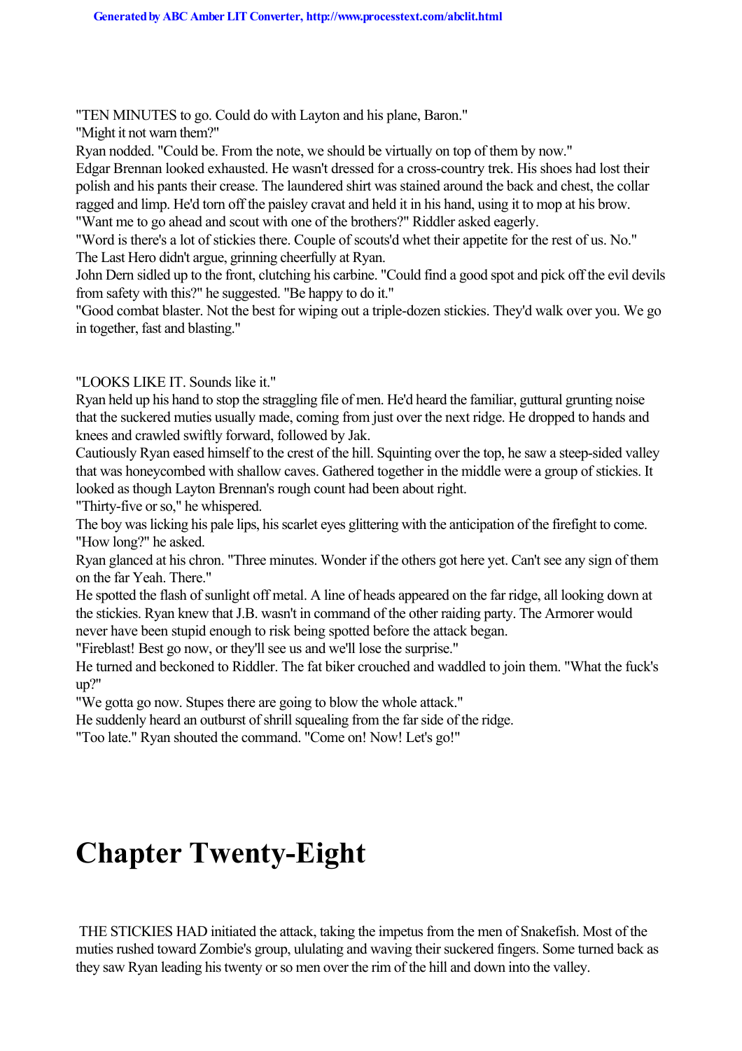"TEN MINUTES to go. Could do with Layton and his plane, Baron."

"Might it not warn them?"

Ryan nodded. "Could be. From the note, we should be virtually on top of them by now."

Edgar Brennan looked exhausted. He wasn't dressed for a cross-country trek. His shoes had lost their polish and his pants their crease. The laundered shirt was stained around the back and chest, the collar ragged and limp. He'd torn off the paisley cravat and held it in his hand, using it to mop at his brow.

"Want me to go ahead and scout with one of the brothers?" Riddler asked eagerly.

"Word is there's a lot of stickies there. Couple of scouts'd whet their appetite for the rest of us. No."

The Last Hero didn't argue, grinning cheerfully at Ryan.

John Dern sidled up to the front, clutching his carbine. "Could find a good spot and pick off the evil devils from safety with this?" he suggested. "Be happy to do it."

"Good combat blaster. Not the best for wiping out a triple-dozen stickies. They'd walk over you. We go in together, fast and blasting."

"LOOKS LIKE IT. Sounds like it."

Ryan held up his hand to stop the straggling file of men. He'd heard the familiar, guttural grunting noise that the suckered muties usually made, coming from just over the next ridge. He dropped to hands and knees and crawled swiftly forward, followed by Jak.

Cautiously Ryan eased himself to the crest of the hill. Squinting over the top, he saw a steep-sided valley that was honeycombed with shallow caves. Gathered together in the middle were a group of stickies. It looked as though Layton Brennan's rough count had been about right.

"Thirty-five or so," he whispered.

The boy was licking his pale lips, his scarlet eyes glittering with the anticipation of the firefight to come. "How long?" he asked.

Ryan glanced at his chron. "Three minutes. Wonder if the others got here yet. Can't see any sign of them on the far Yeah. There."

He spotted the flash of sunlight off metal. A line of heads appeared on the far ridge, all looking down at the stickies. Ryan knew that J.B. wasn't in command of the other raiding party. The Armorer would never have been stupid enough to risk being spotted before the attack began.

"Fireblast! Best go now, or they'll see us and we'll lose the surprise."

He turned and beckoned to Riddler. The fat biker crouched and waddled to join them. "What the fuck's up?"

"We gotta go now. Stupes there are going to blow the whole attack."

He suddenly heard an outburst of shrill squealing from the far side of the ridge.

"Too late." Ryan shouted the command. "Come on! Now! Let's go!"

# Chapter Twenty-Eight

THE STICKIES HAD initiated the attack, taking the impetus from the men of Snakefish. Most of the muties rushed toward Zombie's group, ululating and waving their suckered fingers. Some turned back as they saw Ryan leading his twenty or so men over the rim of the hill and down into the valley.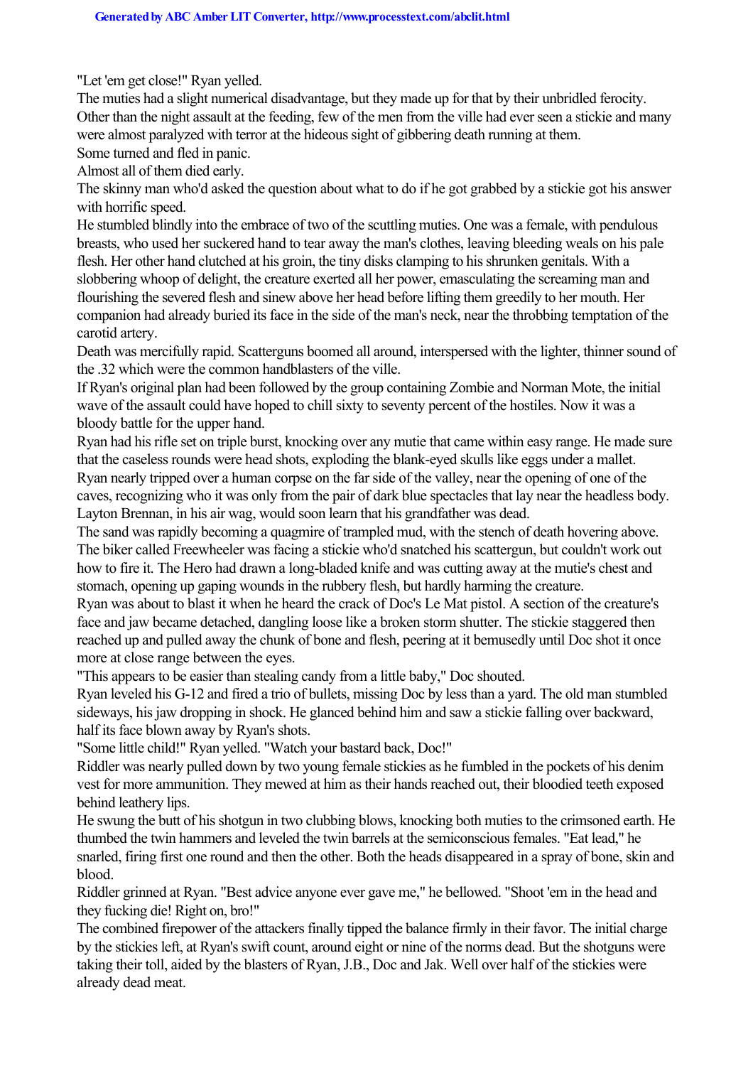"Let 'em get close!" Ryan yelled.

The muties had a slight numerical disadvantage, but they made up for that by their unbridled ferocity. Other than the night assault at the feeding, few of the men from the ville had ever seen a stickie and many were almost paralyzed with terror at the hideous sight of gibbering death running at them.

Some turned and fled in panic.

Almost all of them died early.

The skinny man who'd asked the question about what to do if he got grabbed by a stickie got his answer with horrific speed.

He stumbled blindly into the embrace of two of the scuttling muties. One was a female, with pendulous breasts, who used her suckered hand to tear away the man's clothes, leaving bleeding weals on his pale flesh. Her other hand clutched at his groin, the tiny disks clamping to his shrunken genitals. With a slobbering whoop of delight, the creature exerted all her power, emasculating the screaming man and flourishing the severed flesh and sinew above her head before lifting them greedily to her mouth. Her companion had already buried its face in the side of the man's neck, near the throbbing temptation of the carotid artery.

Death was mercifully rapid. Scatterguns boomed all around, interspersed with the lighter, thinner sound of the .32 which were the common handblasters of the ville.

If Ryan's original plan had been followed by the group containing Zombie and Norman Mote, the initial wave of the assault could have hoped to chill sixty to seventy percent of the hostiles. Now it was a bloody battle for the upper hand.

Ryan had his rifle set on triple burst, knocking over any mutie that came within easy range. He made sure that the caseless rounds were head shots, exploding the blank-eyed skulls like eggs under a mallet.

Ryan nearly tripped over a human corpse on the far side of the valley, near the opening of one of the caves, recognizing who it was only from the pair of dark blue spectacles that lay near the headless body. Layton Brennan, in his air wag, would soon learn that his grandfather was dead.

The sand was rapidly becoming a quagmire of trampled mud, with the stench of death hovering above.

The biker called Freewheeler was facing a stickie who'd snatched his scattergun, but couldn't work out how to fire it. The Hero had drawn a long-bladed knife and was cutting away at the mutie's chest and stomach, opening up gaping wounds in the rubbery flesh, but hardly harming the creature.

Ryan was about to blast it when he heard the crack of Doc's Le Mat pistol. A section of the creature's face and jaw became detached, dangling loose like a broken storm shutter. The stickie staggered then reached up and pulled away the chunk of bone and flesh, peering at it bemusedly until Doc shot it once more at close range between the eyes.

"This appears to be easier than stealing candy from a little baby," Doc shouted.

Ryan leveled his G-12 and fired a trio of bullets, missing Doc by less than a yard. The old man stumbled sideways, his jaw dropping in shock. He glanced behind him and saw a stickie falling over backward, half its face blown away by Ryan's shots.

"Some little child!" Ryan yelled. "Watch your bastard back, Doc!"

Riddler was nearly pulled down by two young female stickies as he fumbled in the pockets of his denim vest for more ammunition. They mewed at him as their hands reached out, their bloodied teeth exposed behind leathery lips.

He swung the butt of his shotgun in two clubbing blows, knocking both muties to the crimsoned earth. He thumbed the twin hammers and leveled the twin barrels at the semiconscious females. "Eat lead," he snarled, firing first one round and then the other. Both the heads disappeared in a spray of bone, skin and blood.

Riddler grinned at Ryan. "Best advice anyone ever gave me," he bellowed. "Shoot 'em in the head and they fucking die! Right on, bro!"

The combined firepower of the attackers finally tipped the balance firmly in their favor. The initial charge by the stickies left, at Ryan's swift count, around eight or nine of the norms dead. But the shotguns were taking their toll, aided by the blasters of Ryan, J.B., Doc and Jak. Well over half of the stickies were already dead meat.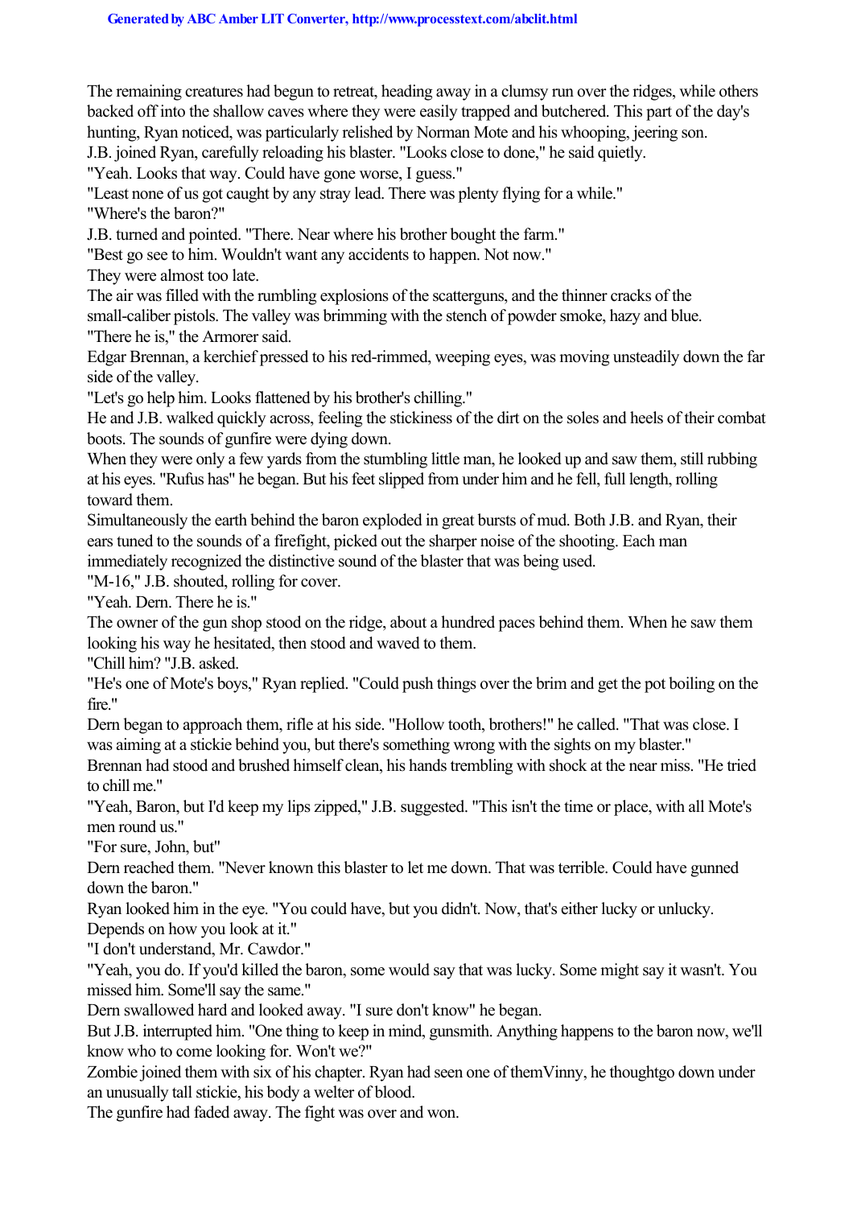The remaining creatures had begun to retreat, heading away in a clumsy run over the ridges, while others backed off into the shallow caves where they were easily trapped and butchered. This part of the day's hunting, Ryan noticed, was particularly relished by Norman Mote and his whooping, jeering son.

J.B. joined Ryan, carefully reloading his blaster. "Looks close to done," he said quietly.

"Yeah. Looks that way. Could have gone worse, I guess."

"Least none of us got caught by any stray lead. There was plenty flying for a while."

"Where's the baron?"

J.B. turned and pointed. "There. Near where his brother bought the farm."

"Best go see to him. Wouldn't want any accidents to happen. Not now."

They were almost too late.

The air was filled with the rumbling explosions of the scatterguns, and the thinner cracks of the small-caliber pistols. The valley was brimming with the stench of powder smoke, hazy and blue.

"There he is," the Armorer said.

Edgar Brennan, a kerchief pressed to his red-rimmed, weeping eyes, was moving unsteadily down the far side of the valley.

"Let's go help him. Looks flattened by his brother's chilling."

He and J.B. walked quickly across, feeling the stickiness of the dirt on the soles and heels of their combat boots. The sounds of gunfire were dying down.

When they were only a few yards from the stumbling little man, he looked up and saw them, still rubbing at his eyes. "Rufus has" he began. But his feet slipped from under him and he fell, full length, rolling toward them.

Simultaneously the earth behind the baron exploded in great bursts of mud. Both J.B. and Ryan, their ears tuned to the sounds of a firefight, picked out the sharper noise of the shooting. Each man immediately recognized the distinctive sound of the blaster that was being used.

"M-16," J.B. shouted, rolling for cover.

"Yeah. Dern. There he is."

The owner of the gun shop stood on the ridge, about a hundred paces behind them. When he saw them looking his way he hesitated, then stood and waved to them.

"Chill him? "J.B. asked.

"He's one of Mote's boys," Ryan replied. "Could push things over the brim and get the pot boiling on the fire."

Dern began to approach them, rifle at his side. "Hollow tooth, brothers!" he called. "That was close. I was aiming at a stickie behind you, but there's something wrong with the sights on my blaster."

Brennan had stood and brushed himself clean, his hands trembling with shock at the near miss. "He tried to chill me."

"Yeah, Baron, but I'd keep my lips zipped," J.B. suggested. "This isn't the time or place, with all Mote's men round us."

"For sure, John, but"

Dern reached them. "Never known this blaster to let me down. That was terrible. Could have gunned down the baron."

Ryan looked him in the eye. "You could have, but you didn't. Now, that's either lucky or unlucky. Depends on how you look at it."

"I don't understand, Mr. Cawdor."

"Yeah, you do. If you'd killed the baron, some would say that was lucky. Some might say it wasn't. You missed him. Some'll say the same."

Dern swallowed hard and looked away. "I sure don't know" he began.

But J.B. interrupted him. "One thing to keep in mind, gunsmith. Anything happens to the baron now, we'll know who to come looking for. Won't we?"

Zombie joined them with six of his chapter. Ryan had seen one of themVinny, he thoughtgo down under an unusually tall stickie, his body a welter of blood.

The gunfire had faded away. The fight was over and won.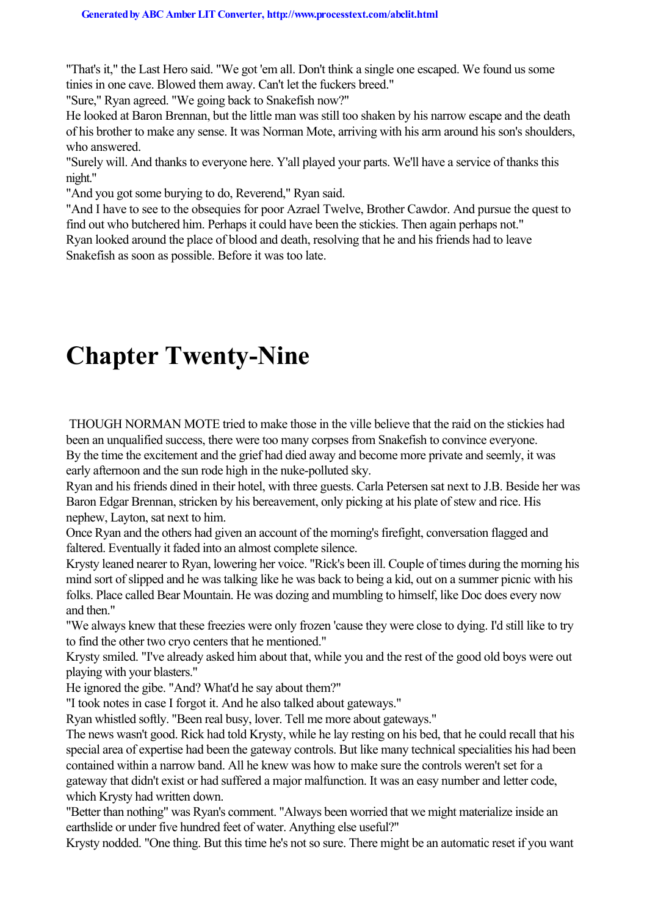"That's it," the Last Hero said. "We got 'em all. Don't think a single one escaped. We found us some tinies in one cave. Blowed them away. Can't let the fuckers breed."

"Sure," Ryan agreed. "We going back to Snakefish now?"

He looked at Baron Brennan, but the little man was still too shaken by his narrow escape and the death of his brother to make any sense. It was Norman Mote, arriving with his arm around his son's shoulders, who answered.

"Surely will. And thanks to everyone here. Y'all played your parts. We'll have a service of thanks this night."

"And you got some burying to do, Reverend," Ryan said.

"And I have to see to the obsequies for poor Azrael Twelve, Brother Cawdor. And pursue the quest to find out who butchered him. Perhaps it could have been the stickies. Then again perhaps not."

Ryan looked around the place of blood and death, resolving that he and his friends had to leave Snakefish as soon as possible. Before it was too late.

# Chapter Twenty-Nine

THOUGH NORMAN MOTE tried to make those in the ville believe that the raid on the stickies had been an unqualified success, there were too many corpses from Snakefish to convince everyone.

By the time the excitement and the grief had died away and become more private and seemly, it was early afternoon and the sun rode high in the nuke-polluted sky.

Ryan and his friends dined in their hotel, with three guests. Carla Petersen sat next to J.B. Beside her was Baron Edgar Brennan, stricken by his bereavement, only picking at his plate of stew and rice. His nephew, Layton, sat next to him.

Once Ryan and the others had given an account of the morning's firefight, conversation flagged and faltered. Eventually it faded into an almost complete silence.

Krysty leaned nearer to Ryan, lowering her voice. "Rick's been ill. Couple of times during the morning his mind sort of slipped and he was talking like he was back to being a kid, out on a summer picnic with his folks. Place called Bear Mountain. He was dozing and mumbling to himself, like Doc does every now and then."

"We always knew that these freezies were only frozen 'cause they were close to dying. I'd still like to try to find the other two cryo centers that he mentioned."

Krysty smiled. "I've already asked him about that, while you and the rest of the good old boys were out playing with your blasters."

He ignored the gibe. "And? What'd he say about them?"

"I took notes in case I forgot it. And he also talked about gateways."

Ryan whistled softly. "Been real busy, lover. Tell me more about gateways."

The news wasn't good. Rick had told Krysty, while he lay resting on his bed, that he could recall that his special area of expertise had been the gateway controls. But like many technical specialities his had been contained within a narrow band. All he knew was how to make sure the controls weren't set for a gateway that didn't exist or had suffered a major malfunction. It was an easy number and letter code, which Krysty had written down.

"Better than nothing" was Ryan's comment. "Always been worried that we might materialize inside an earthslide or under five hundred feet of water. Anything else useful?"

Krysty nodded. "One thing. But this time he's not so sure. There might be an automatic reset if you want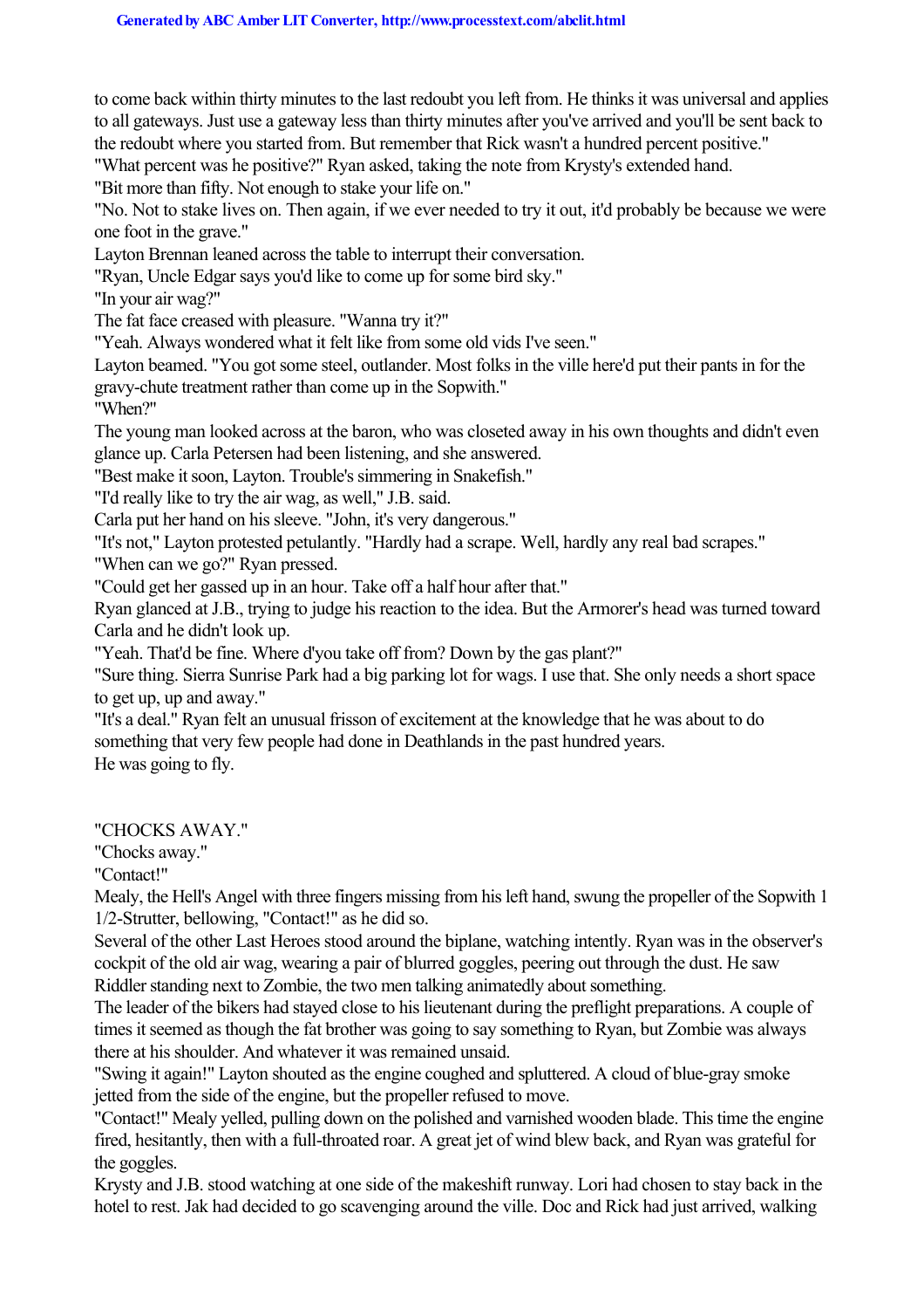to come back within thirty minutes to the last redoubt you left from. He thinks it was universal and applies to all gateways. Just use a gateway less than thirty minutes after you've arrived and you'll be sent back to the redoubt where you started from. But remember that Rick wasn't a hundred percent positive."

"What percent was he positive?" Ryan asked, taking the note from Krysty's extended hand.

"Bit more than fifty. Not enough to stake your life on."

"No. Not to stake lives on. Then again, if we ever needed to try it out, it'd probably be because we were one foot in the grave."

Layton Brennan leaned across the table to interrupt their conversation.

"Ryan, Uncle Edgar says you'd like to come up for some bird sky."

"In your air wag?"

The fat face creased with pleasure. "Wanna try it?"

"Yeah. Always wondered what it felt like from some old vids I've seen."

Layton beamed. "You got some steel, outlander. Most folks in the ville here'd put their pants in for the gravy-chute treatment rather than come up in the Sopwith."

"When?"

The young man looked across at the baron, who was closeted away in his own thoughts and didn't even glance up. Carla Petersen had been listening, and she answered.

"Best make it soon, Layton. Trouble's simmering in Snakefish."

"I'd really like to try the air wag, as well," J.B. said.

Carla put her hand on his sleeve. "John, it's very dangerous."

"It's not," Layton protested petulantly. "Hardly had a scrape. Well, hardly any real bad scrapes."

"When can we go?" Ryan pressed.

"Could get her gassed up in an hour. Take off a half hour after that."

Ryan glanced at J.B., trying to judge his reaction to the idea. But the Armorer's head was turned toward Carla and he didn't look up.

"Yeah. That'd be fine. Where d'you take off from? Down by the gas plant?"

"Sure thing. Sierra Sunrise Park had a big parking lot for wags. I use that. She only needs a short space to get up, up and away."

"It's a deal." Ryan felt an unusual frisson of excitement at the knowledge that he was about to do something that very few people had done in Deathlands in the past hundred years.

He was going to fly.

"CHOCKS AWAY."

"Chocks away."

"Contact!"

Mealy, the Hell's Angel with three fingers missing from his left hand, swung the propeller of the Sopwith 1 1/2-Strutter, bellowing, "Contact!" as he did so.

Several of the other Last Heroes stood around the biplane, watching intently. Ryan was in the observer's cockpit of the old air wag, wearing a pair of blurred goggles, peering out through the dust. He saw Riddler standing next to Zombie, the two men talking animatedly about something.

The leader of the bikers had stayed close to his lieutenant during the preflight preparations. A couple of times it seemed as though the fat brother was going to say something to Ryan, but Zombie was always there at his shoulder. And whatever it was remained unsaid.

"Swing it again!" Layton shouted as the engine coughed and spluttered. A cloud of blue-gray smoke jetted from the side of the engine, but the propeller refused to move.

"Contact!" Mealy yelled, pulling down on the polished and varnished wooden blade. This time the engine fired, hesitantly, then with a full-throated roar. A great jet of wind blew back, and Ryan was grateful for the goggles.

Krysty and J.B. stood watching at one side of the makeshift runway. Lori had chosen to stay back in the hotel to rest. Jak had decided to go scavenging around the ville. Doc and Rick had just arrived, walking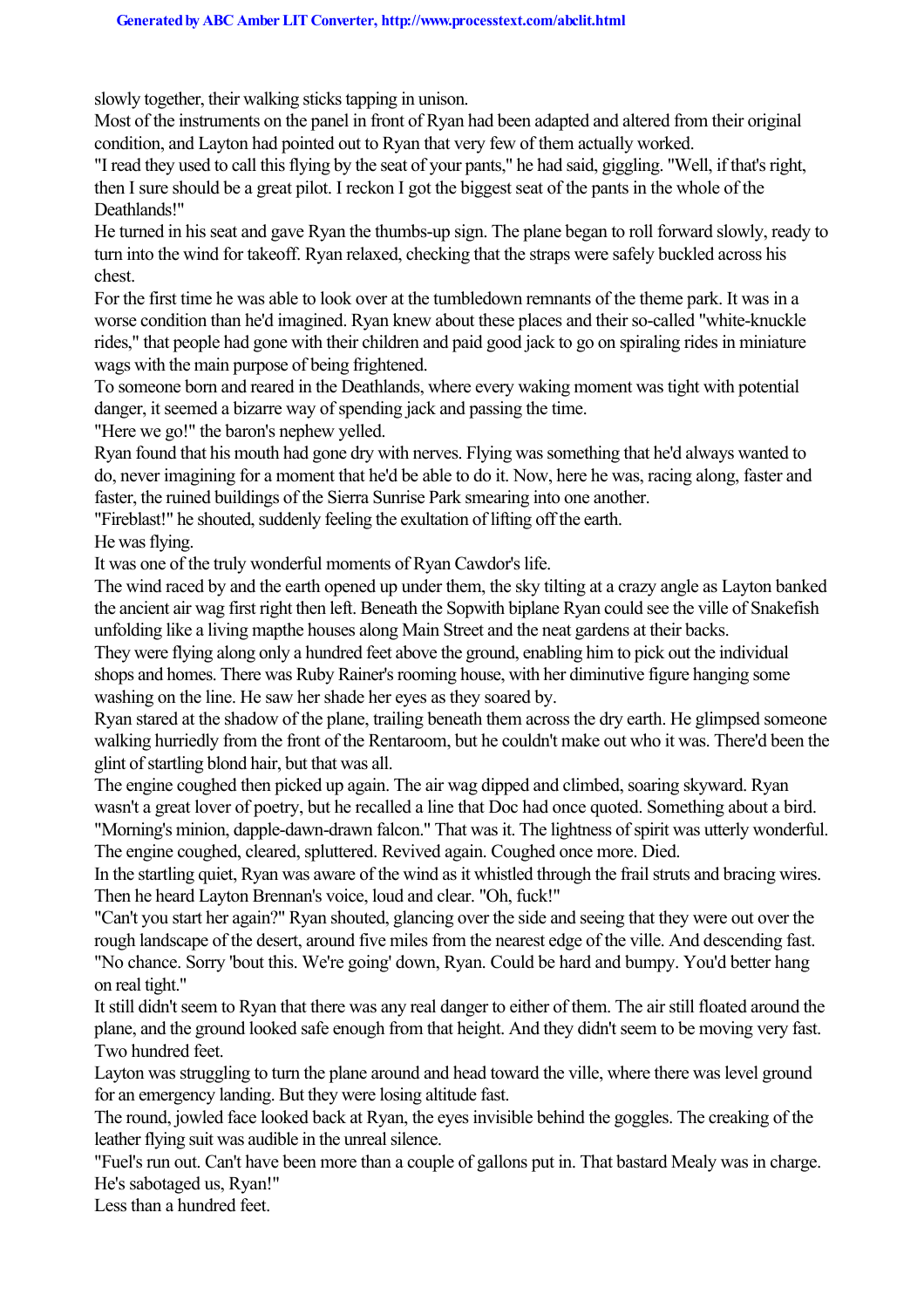slowly together, their walking sticks tapping in unison.

Most of the instruments on the panel in front of Ryan had been adapted and altered from their original condition, and Layton had pointed out to Ryan that very few of them actually worked.

"I read they used to call this flying by the seat of your pants," he had said, giggling. "Well, if that's right, then I sure should be a great pilot. I reckon I got the biggest seat of the pants in the whole of the Deathlands!"

He turned in his seat and gave Ryan the thumbs-up sign. The plane began to roll forward slowly, ready to turn into the wind for takeoff. Ryan relaxed, checking that the straps were safely buckled across his chest.

For the first time he was able to look over at the tumbledown remnants of the theme park. It was in a worse condition than he'd imagined. Ryan knew about these places and their so-called "white-knuckle rides," that people had gone with their children and paid good jack to go on spiraling rides in miniature wags with the main purpose of being frightened.

To someone born and reared in the Deathlands, where every waking moment was tight with potential danger, it seemed a bizarre way of spending jack and passing the time.

"Here we go!" the baron's nephew yelled.

Ryan found that his mouth had gone dry with nerves. Flying was something that he'd always wanted to do, never imagining for a moment that he'd be able to do it. Now, here he was, racing along, faster and faster, the ruined buildings of the Sierra Sunrise Park smearing into one another.

"Fireblast!" he shouted, suddenly feeling the exultation of lifting off the earth.

He was flying.

It was one of the truly wonderful moments of Ryan Cawdor's life.

The wind raced by and the earth opened up under them, the sky tilting at a crazy angle as Layton banked the ancient air wag first right then left. Beneath the Sopwith biplane Ryan could see the ville of Snakefish unfolding like a living mapthe houses along Main Street and the neat gardens at their backs.

They were flying along only a hundred feet above the ground, enabling him to pick out the individual shops and homes. There was Ruby Rainer's rooming house, with her diminutive figure hanging some washing on the line. He saw her shade her eyes as they soared by.

Ryan stared at the shadow of the plane, trailing beneath them across the dry earth. He glimpsed someone walking hurriedly from the front of the Rentaroom, but he couldn't make out who it was. There'd been the glint of startling blond hair, but that was all.

The engine coughed then picked up again. The air wag dipped and climbed, soaring skyward. Ryan wasn't a great lover of poetry, but he recalled a line that Doc had once quoted. Something about a bird. "Morning's minion, dapple-dawn-drawn falcon." That was it. The lightness of spirit was utterly wonderful.

The engine coughed, cleared, spluttered. Revived again. Coughed once more. Died.

In the startling quiet, Ryan was aware of the wind as it whistled through the frail struts and bracing wires. Then he heard Layton Brennan's voice, loud and clear. "Oh, fuck!"

"Can't you start her again?" Ryan shouted, glancing over the side and seeing that they were out over the rough landscape of the desert, around five miles from the nearest edge of the ville. And descending fast.

"No chance. Sorry 'bout this. We're going' down, Ryan. Could be hard and bumpy. You'd better hang on real tight."

It still didn't seem to Ryan that there was any real danger to either of them. The air still floated around the plane, and the ground looked safe enough from that height. And they didn't seem to be moving very fast.

Two hundred feet.

Layton was struggling to turn the plane around and head toward the ville, where there was level ground for an emergency landing. But they were losing altitude fast.

The round, jowled face looked back at Ryan, the eyes invisible behind the goggles. The creaking of the leather flying suit was audible in the unreal silence.

"Fuel's run out. Can't have been more than a couple of gallons put in. That bastard Mealy was in charge. He's sabotaged us, Ryan!"

Less than a hundred feet.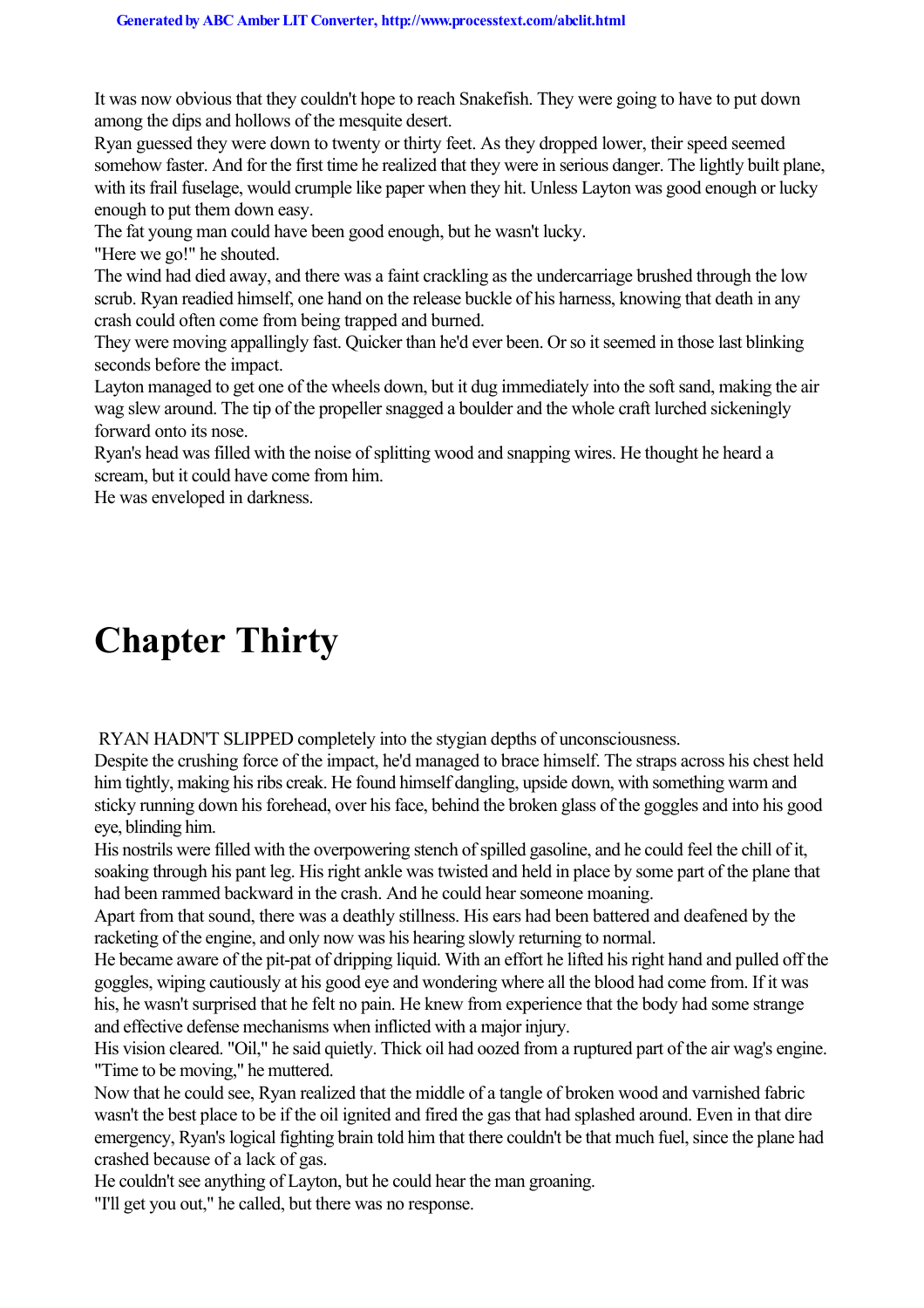It was now obvious that they couldn't hope to reach Snakefish. They were going to have to put down among the dips and hollows of the mesquite desert.

Ryan guessed they were down to twenty or thirty feet. As they dropped lower, their speed seemed somehow faster. And for the first time he realized that they were in serious danger. The lightly built plane, with its frail fuselage, would crumple like paper when they hit. Unless Layton was good enough or lucky enough to put them down easy.

The fat young man could have been good enough, but he wasn't lucky.

"Here we go!" he shouted.

The wind had died away, and there was a faint crackling as the undercarriage brushed through the low scrub. Ryan readied himself, one hand on the release buckle of his harness, knowing that death in any crash could often come from being trapped and burned.

They were moving appallingly fast. Quicker than he'd ever been. Or so it seemed in those last blinking seconds before the impact.

Layton managed to get one of the wheels down, but it dug immediately into the soft sand, making the air wag slew around. The tip of the propeller snagged a boulder and the whole craft lurched sickeningly forward onto its nose.

Ryan's head was filled with the noise of splitting wood and snapping wires. He thought he heard a scream, but it could have come from him.

He was enveloped in darkness.

# Chapter Thirty

RYAN HADN'T SLIPPED completely into the stygian depths of unconsciousness.

Despite the crushing force of the impact, he'd managed to brace himself. The straps across his chest held him tightly, making his ribs creak. He found himself dangling, upside down, with something warm and sticky running down his forehead, over his face, behind the broken glass of the goggles and into his good eye, blinding him.

His nostrils were filled with the overpowering stench of spilled gasoline, and he could feel the chill of it, soaking through his pant leg. His right ankle was twisted and held in place by some part of the plane that had been rammed backward in the crash. And he could hear someone moaning.

Apart from that sound, there was a deathly stillness. His ears had been battered and deafened by the racketing of the engine, and only now was his hearing slowly returning to normal.

He became aware of the pit-pat of dripping liquid. With an effort he lifted his right hand and pulled off the goggles, wiping cautiously at his good eye and wondering where all the blood had come from. If it was his, he wasn't surprised that he felt no pain. He knew from experience that the body had some strange and effective defense mechanisms when inflicted with a major injury.

His vision cleared. "Oil," he said quietly. Thick oil had oozed from a ruptured part of the air wag's engine. "Time to be moving," he muttered.

Now that he could see, Ryan realized that the middle of a tangle of broken wood and varnished fabric wasn't the best place to be if the oil ignited and fired the gas that had splashed around. Even in that dire emergency, Ryan's logical fighting brain told him that there couldn't be that much fuel, since the plane had crashed because of a lack of gas.

He couldn't see anything of Layton, but he could hear the man groaning.

"I'll get you out," he called, but there was no response.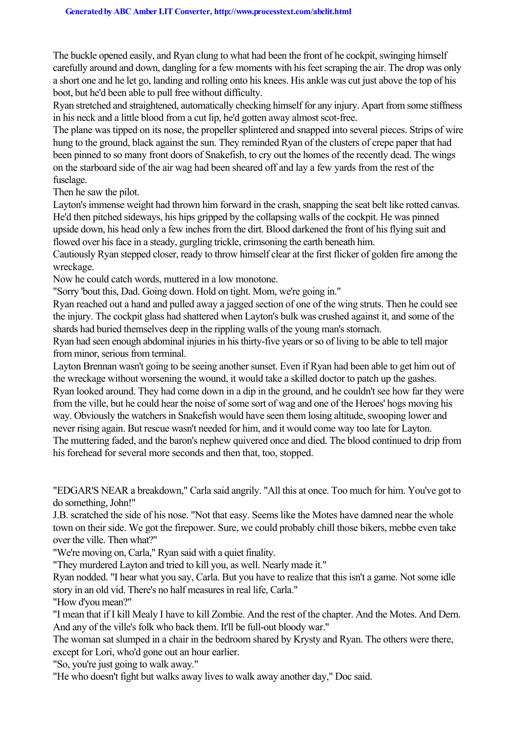The buckle opened easily, and Ryan clung to what had been the front of he cockpit, swinging himself carefully around and down, dangling for a few moments with his feet scraping the air. The drop was only a short one and he let go, landing and rolling onto his knees. His ankle was cut just above the top of his boot, but he'd been able to pull free without difficulty.

Ryan stretched and straightened, automatically checking himself for any injury. Apart from some stiffness in his neck and a little blood from a cut lip, he'd gotten away almost scot-free.

The plane was tipped on its nose, the propeller splintered and snapped into several pieces. Strips of wire hung to the ground, black against the sun. They reminded Ryan of the clusters of crepe paper that had been pinned to so many front doors of Snakefish, to cry out the homes of the recently dead. The wings on the starboard side of the air wag had been sheared off and lay a few yards from the rest of the fuselage.

Then he saw the pilot.

Layton's immense weight had thrown him forward in the crash, snapping the seat belt like rotted canvas. He'd then pitched sideways, his hips gripped by the collapsing walls of the cockpit. He was pinned upside down, his head only a few inches from the dirt. Blood darkened the front of his flying suit and flowed over his face in a steady, gurgling trickle, crimsoning the earth beneath him.

Cautiously Ryan stepped closer, ready to throw himself clear at the first flicker of golden fire among the wreckage.

Now he could catch words, muttered in a low monotone.

"Sorry 'bout this, Dad. Going down. Hold on tight. Mom, we're going in."

Ryan reached out a hand and pulled away a jagged section of one of the wing struts. Then he could see the injury. The cockpit glass had shattered when Layton's bulk was crushed against it, and some of the shards had buried themselves deep in the rippling walls of the young man's stomach.

Ryan had seen enough abdominal injuries in his thirty-five years or so of living to be able to tell major from minor, serious from terminal.

Layton Brennan wasn't going to be seeing another sunset. Even if Ryan had been able to get him out of the wreckage without worsening the wound, it would take a skilled doctor to patch up the gashes.

Ryan looked around. They had come down in a dip in the ground, and he couldn't see how far they were from the ville, but he could hear the noise of some sort of wag and one of the Heroes' hogs moving his way. Obviously the watchers in Snakefish would have seen them losing altitude, swooping lower and never rising again. But rescue wasn't needed for him, and it would come way too late for Layton.

The muttering faded, and the baron's nephew quivered once and died. The blood continued to drip from his forehead for several more seconds and then that, too, stopped.

"EDGAR'S NEAR a breakdown," Carla said angrily. "All this at once. Too much for him. You've got to do something, John!"

J.B. scratched the side of his nose. "Not that easy. Seems like the Motes have damned near the whole town on their side. We got the firepower. Sure, we could probably chill those bikers, mebbe even take over the ville. Then what?"

"We're moving on, Carla," Ryan said with a quiet finality.

"They murdered Layton and tried to kill you, as well. Nearly made it."

Ryan nodded. "I hear what you say, Carla. But you have to realize that this isn't a game. Not some idle story in an old vid. There's no half measures in real life, Carla."

"How d'you mean?"

"I mean that if I kill Mealy I have to kill Zombie. And the rest of the chapter. And the Motes. And Dern. And any of the ville's folk who back them. It'll be full-out bloody war."

The woman sat slumped in a chair in the bedroom shared by Krysty and Ryan. The others were there, except for Lori, who'd gone out an hour earlier.

"So, you're just going to walk away."

"He who doesn't fight but walks away lives to walk away another day," Doc said.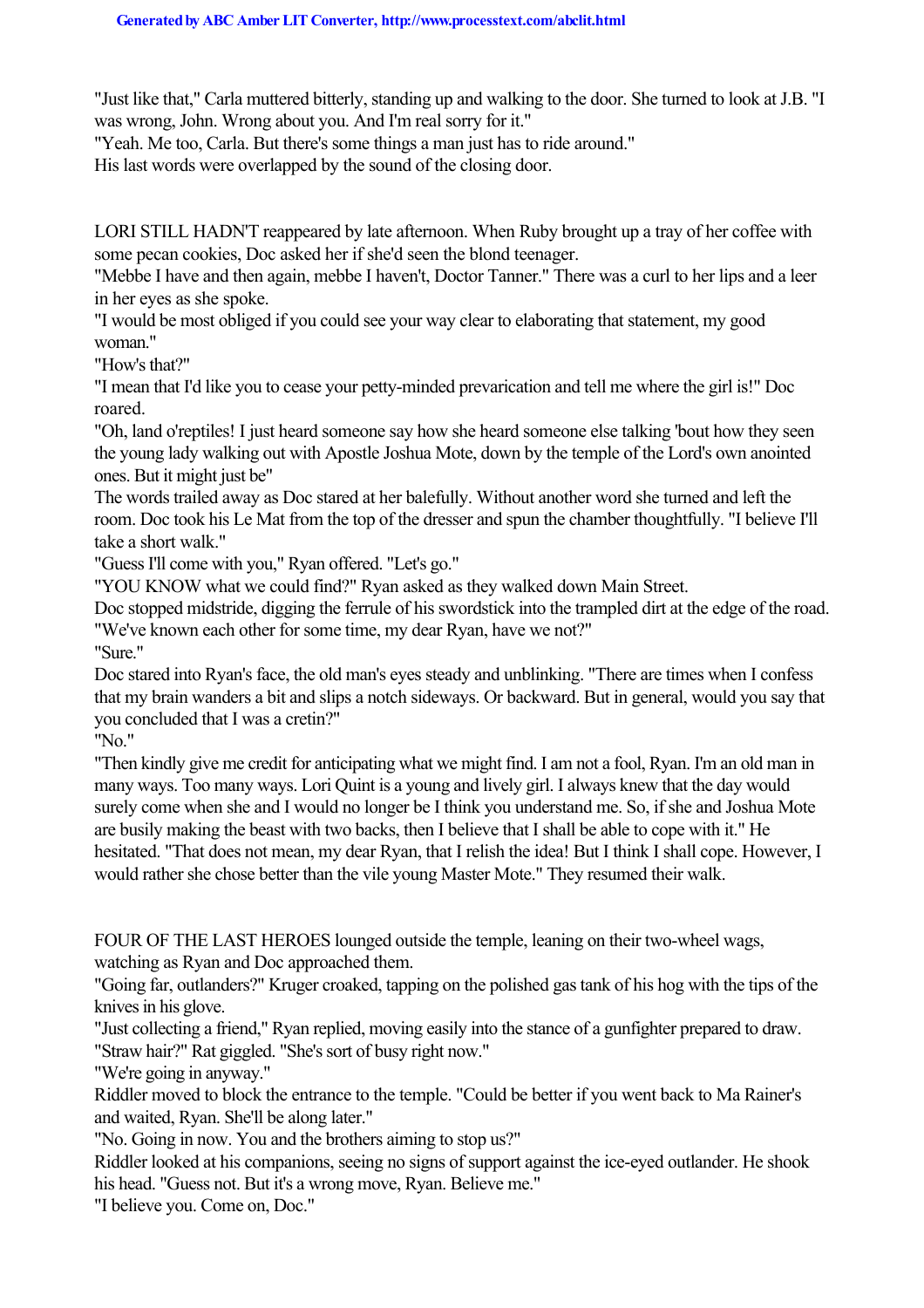"Just like that," Carla muttered bitterly, standing up and walking to the door. She turned to look at J.B. "I was wrong, John. Wrong about you. And I'm real sorry for it."

"Yeah. Me too, Carla. But there's some things a man just has to ride around."

His last words were overlapped by the sound of the closing door.

LORI STILL HADN'T reappeared by late afternoon. When Ruby brought up a tray of her coffee with some pecan cookies, Doc asked her if she'd seen the blond teenager.

"Mebbe I have and then again, mebbe I haven't, Doctor Tanner." There was a curl to her lips and a leer in her eyes as she spoke.

"I would be most obliged if you could see your way clear to elaborating that statement, my good woman."

"How's that?"

"I mean that I'd like you to cease your petty-minded prevarication and tell me where the girl is!" Doc roared.

"Oh, land o'reptiles! I just heard someone say how she heard someone else talking 'bout how they seen the young lady walking out with Apostle Joshua Mote, down by the temple of the Lord's own anointed ones. But it might just be"

The words trailed away as Doc stared at her balefully. Without another word she turned and left the room. Doc took his Le Mat from the top of the dresser and spun the chamber thoughtfully. "I believe I'll take a short walk."

"Guess I'll come with you," Ryan offered. "Let's go."

"YOU KNOW what we could find?" Ryan asked as they walked down Main Street.

Doc stopped midstride, digging the ferrule of his swordstick into the trampled dirt at the edge of the road. "We've known each other for some time, my dear Ryan, have we not?"

"Sure."

Doc stared into Ryan's face, the old man's eyes steady and unblinking. "There are times when I confess that my brain wanders a bit and slips a notch sideways. Or backward. But in general, would you say that you concluded that I was a cretin?"

"No."

"Then kindly give me credit for anticipating what we might find. I am not a fool, Ryan. I'm an old man in many ways. Too many ways. Lori Quint is a young and lively girl. I always knew that the day would surely come when she and I would no longer be I think you understand me. So, if she and Joshua Mote are busily making the beast with two backs, then I believe that I shall be able to cope with it." He hesitated. "That does not mean, my dear Ryan, that I relish the idea! But I think I shall cope. However, I would rather she chose better than the vile young Master Mote." They resumed their walk.

FOUR OF THE LAST HEROES lounged outside the temple, leaning on their two-wheel wags, watching as Ryan and Doc approached them.

"Going far, outlanders?" Kruger croaked, tapping on the polished gas tank of his hog with the tips of the knives in his glove.

"Just collecting a friend," Ryan replied, moving easily into the stance of a gunfighter prepared to draw.

"Straw hair?" Rat giggled. "She's sort of busy right now."

"We're going in anyway."

Riddler moved to block the entrance to the temple. "Could be better if you went back to Ma Rainer's and waited, Ryan. She'll be along later."

"No. Going in now. You and the brothers aiming to stop us?"

Riddler looked at his companions, seeing no signs of support against the ice-eyed outlander. He shook his head. "Guess not. But it's a wrong move, Ryan. Believe me."

"I believe you. Come on, Doc."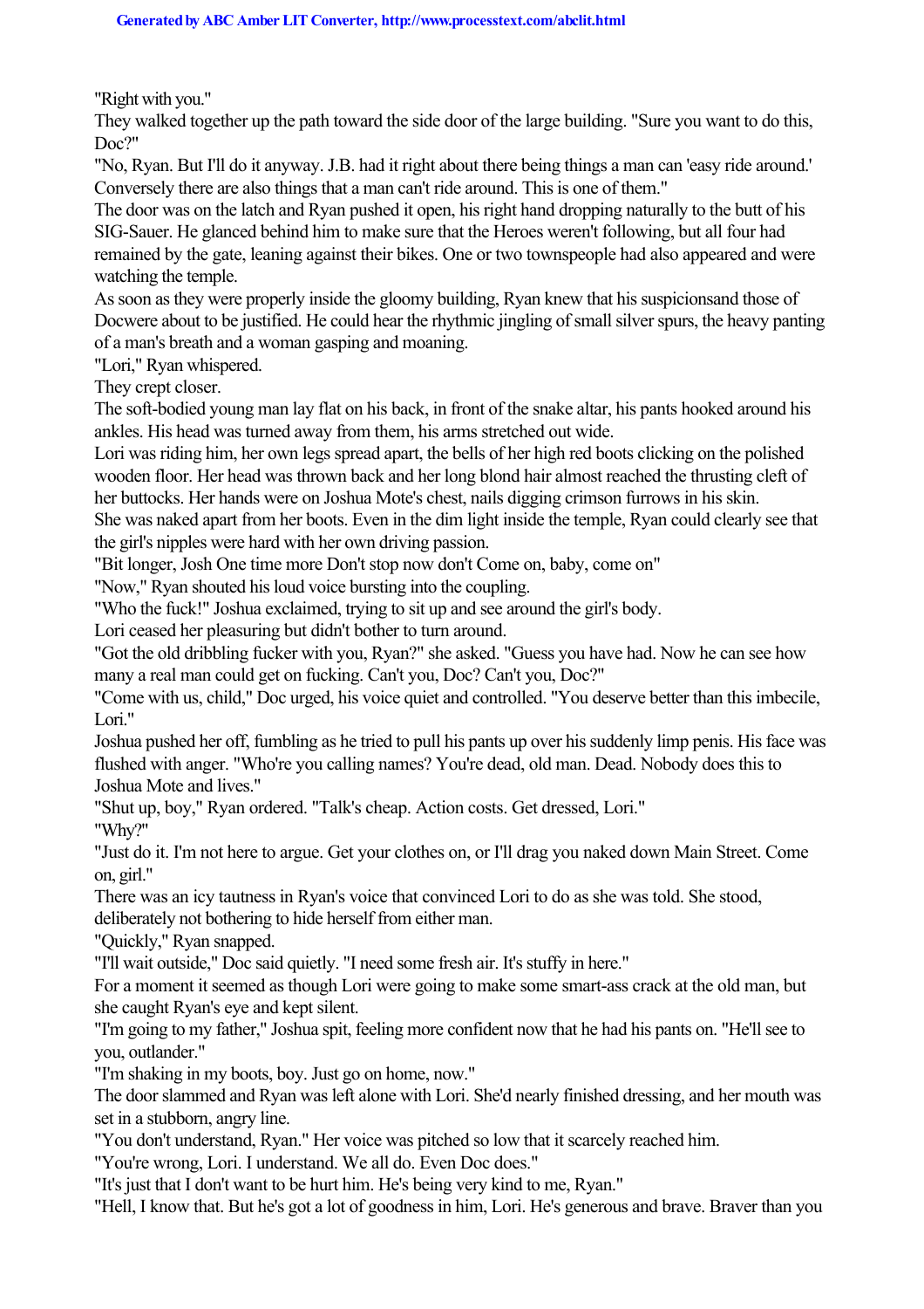"Right with you."

They walked together up the path toward the side door of the large building. "Sure you want to do this, Doc?"

"No, Ryan. But I'll do it anyway. J.B. had it right about there being things a man can 'easy ride around.' Conversely there are also things that a man can't ride around. This is one of them."

The door was on the latch and Ryan pushed it open, his right hand dropping naturally to the butt of his SIG-Sauer. He glanced behind him to make sure that the Heroes weren't following, but all four had remained by the gate, leaning against their bikes. One or two townspeople had also appeared and were watching the temple.

As soon as they were properly inside the gloomy building, Ryan knew that his suspicionsand those of Docwere about to be justified. He could hear the rhythmic jingling of small silver spurs, the heavy panting of a man's breath and a woman gasping and moaning.

"Lori," Ryan whispered.

They crept closer.

The soft-bodied young man lay flat on his back, in front of the snake altar, his pants hooked around his ankles. His head was turned away from them, his arms stretched out wide.

Lori was riding him, her own legs spread apart, the bells of her high red boots clicking on the polished wooden floor. Her head was thrown back and her long blond hair almost reached the thrusting cleft of her buttocks. Her hands were on Joshua Mote's chest, nails digging crimson furrows in his skin.

She was naked apart from her boots. Even in the dim light inside the temple, Ryan could clearly see that the girl's nipples were hard with her own driving passion.

"Bit longer, Josh One time more Don't stop now don't Come on, baby, come on"

"Now," Ryan shouted his loud voice bursting into the coupling.

"Who the fuck!" Joshua exclaimed, trying to sit up and see around the girl's body.

Lori ceased her pleasuring but didn't bother to turn around.

"Got the old dribbling fucker with you, Ryan?" she asked. "Guess you have had. Now he can see how many a real man could get on fucking. Can't you, Doc? Can't you, Doc?"

"Come with us, child," Doc urged, his voice quiet and controlled. "You deserve better than this imbecile, Lori."

Joshua pushed her off, fumbling as he tried to pull his pants up over his suddenly limp penis. His face was flushed with anger. "Who're you calling names? You're dead, old man. Dead. Nobody does this to Joshua Mote and lives."

"Shut up, boy," Ryan ordered. "Talk's cheap. Action costs. Get dressed, Lori."

"Why?"

"Just do it. I'm not here to argue. Get your clothes on, or I'll drag you naked down Main Street. Come on, girl."

There was an icy tautness in Ryan's voice that convinced Lori to do as she was told. She stood, deliberately not bothering to hide herself from either man.

"Quickly," Ryan snapped.

"I'll wait outside," Doc said quietly. "I need some fresh air. It's stuffy in here."

For a moment it seemed as though Lori were going to make some smart-ass crack at the old man, but she caught Ryan's eye and kept silent.

"I'm going to my father," Joshua spit, feeling more confident now that he had his pants on. "He'll see to you, outlander."

"I'm shaking in my boots, boy. Just go on home, now."

The door slammed and Ryan was left alone with Lori. She'd nearly finished dressing, and her mouth was set in a stubborn, angry line.

"You don't understand, Ryan." Her voice was pitched so low that it scarcely reached him.

"You're wrong, Lori. I understand. We all do. Even Doc does."

"It's just that I don't want to be hurt him. He's being very kind to me, Ryan."

"Hell, I know that. But he's got a lot of goodness in him, Lori. He's generous and brave. Braver than you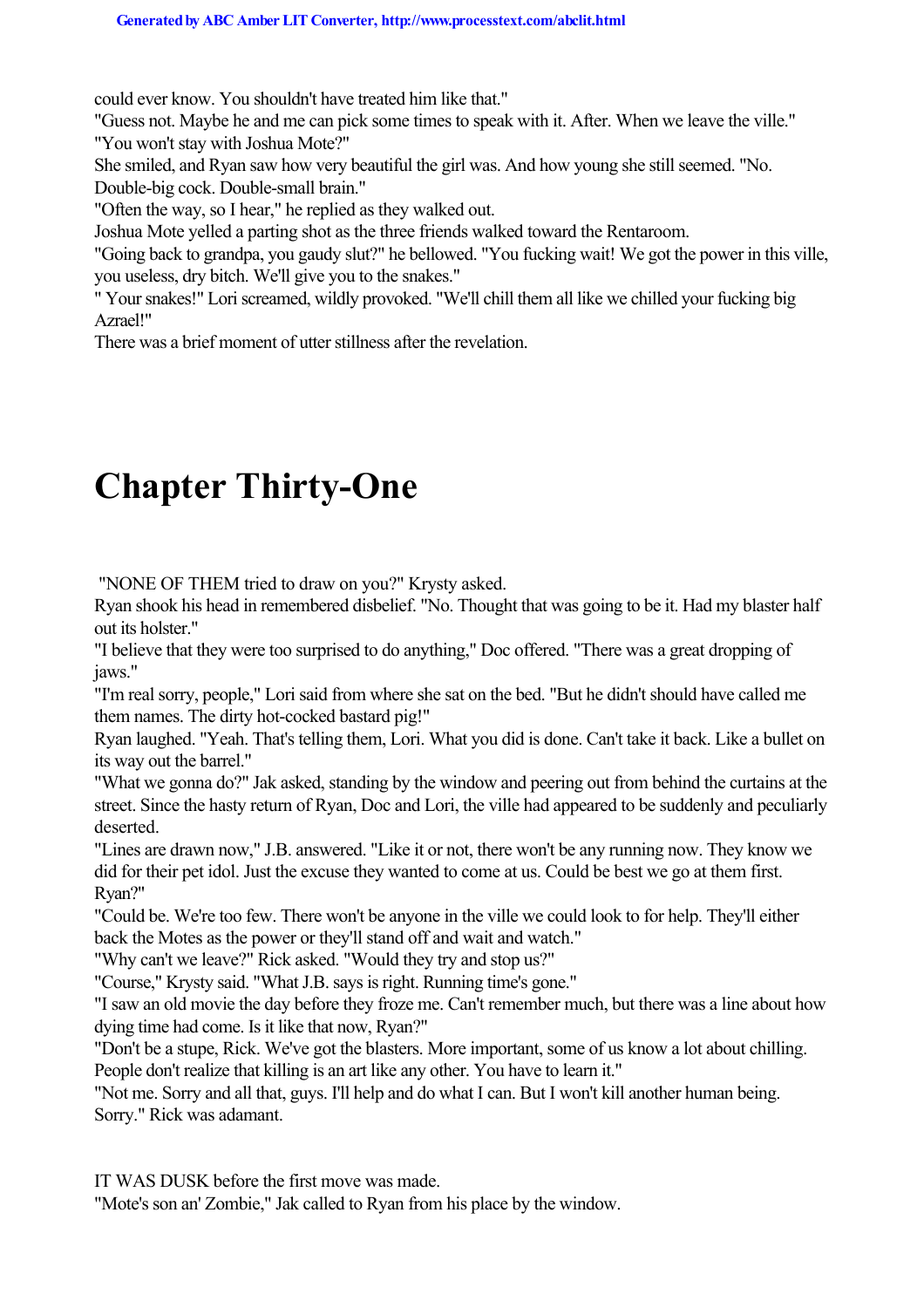could ever know. You shouldn't have treated him like that."

"Guess not. Maybe he and me can pick some times to speak with it. After. When we leave the ville."

"You won't stay with Joshua Mote?"

She smiled, and Ryan saw how very beautiful the girl was. And how young she still seemed. "No. Double-big cock. Double-small brain."

"Often the way, so I hear," he replied as they walked out.

Joshua Mote yelled a parting shot as the three friends walked toward the Rentaroom.

"Going back to grandpa, you gaudy slut?" he bellowed. "You fucking wait! We got the power in this ville, you useless, dry bitch. We'll give you to the snakes."

" Your snakes!" Lori screamed, wildly provoked. "We'll chill them all like we chilled your fucking big Azrael!"

There was a brief moment of utter stillness after the revelation.

# Chapter Thirty-One

"NONE OF THEM tried to draw on you?" Krysty asked.

Ryan shook his head in remembered disbelief. "No. Thought that was going to be it. Had my blaster half out its holster."

"I believe that they were too surprised to do anything," Doc offered. "There was a great dropping of jaws."

"I'm real sorry, people," Lori said from where she sat on the bed. "But he didn't should have called me them names. The dirty hot-cocked bastard pig!"

Ryan laughed. "Yeah. That's telling them, Lori. What you did is done. Can't take it back. Like a bullet on its way out the barrel."

"What we gonna do?" Jak asked, standing by the window and peering out from behind the curtains at the street. Since the hasty return of Ryan, Doc and Lori, the ville had appeared to be suddenly and peculiarly deserted.

"Lines are drawn now," J.B. answered. "Like it or not, there won't be any running now. They know we did for their pet idol. Just the excuse they wanted to come at us. Could be best we go at them first. Ryan?"

"Could be. We're too few. There won't be anyone in the ville we could look to for help. They'll either back the Motes as the power or they'll stand off and wait and watch."

"Why can't we leave?" Rick asked. "Would they try and stop us?"

"Course," Krysty said. "What J.B. says is right. Running time's gone."

"I saw an old movie the day before they froze me. Can't remember much, but there was a line about how dying time had come. Is it like that now, Ryan?"

"Don't be a stupe, Rick. We've got the blasters. More important, some of us know a lot about chilling. People don't realize that killing is an art like any other. You have to learn it."

"Not me. Sorry and all that, guys. I'll help and do what I can. But I won't kill another human being. Sorry." Rick was adamant.

IT WAS DUSK before the first move was made.

"Mote's son an' Zombie," Jak called to Ryan from his place by the window.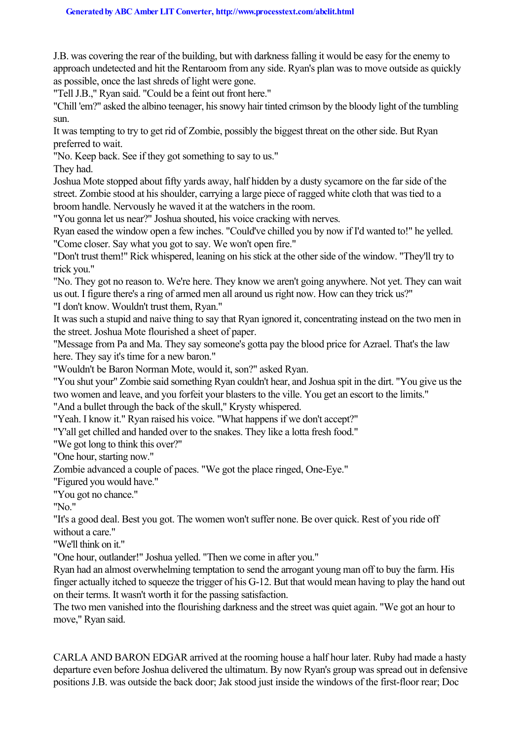J.B. was covering the rear of the building, but with darkness falling it would be easy for the enemy to approach undetected and hit the Rentaroom from any side. Ryan's plan was to move outside as quickly as possible, once the last shreds of light were gone.

"Tell J.B.," Ryan said. "Could be a feint out front here."

"Chill 'em?" asked the albino teenager, his snowy hair tinted crimson by the bloody light of the tumbling sun.

It was tempting to try to get rid of Zombie, possibly the biggest threat on the other side. But Ryan preferred to wait.

"No. Keep back. See if they got something to say to us."

They had.

Joshua Mote stopped about fifty yards away, half hidden by a dusty sycamore on the far side of the street. Zombie stood at his shoulder, carrying a large piece of ragged white cloth that was tied to a broom handle. Nervously he waved it at the watchers in the room.

"You gonna let us near?" Joshua shouted, his voice cracking with nerves.

Ryan eased the window open a few inches. "Could've chilled you by now if I'd wanted to!" he yelled. "Come closer. Say what you got to say. We won't open fire."

"Don't trust them!" Rick whispered, leaning on his stick at the other side of the window. "They'll try to trick you."

"No. They got no reason to. We're here. They know we aren't going anywhere. Not yet. They can wait us out. I figure there's a ring of armed men all around us right now. How can they trick us?"

"I don't know. Wouldn't trust them, Ryan."

It was such a stupid and naive thing to say that Ryan ignored it, concentrating instead on the two men in the street. Joshua Mote flourished a sheet of paper.

"Message from Pa and Ma. They say someone's gotta pay the blood price for Azrael. That's the law here. They say it's time for a new baron."

"Wouldn't be Baron Norman Mote, would it, son?" asked Ryan.

"You shut your" Zombie said something Ryan couldn't hear, and Joshua spit in the dirt. "You give us the two women and leave, and you forfeit your blasters to the ville. You get an escort to the limits."

"And a bullet through the back of the skull," Krysty whispered.

"Yeah. I know it." Ryan raised his voice. "What happens if we don't accept?"

"Y'all get chilled and handed over to the snakes. They like a lotta fresh food."

"We got long to think this over?"

"One hour, starting now."

Zombie advanced a couple of paces. "We got the place ringed, One-Eye."

"Figured you would have."

"You got no chance."

"No."

"It's a good deal. Best you got. The women won't suffer none. Be over quick. Rest of you ride off without a care."

"We'll think on it."

"One hour, outlander!" Joshua yelled. "Then we come in after you."

Ryan had an almost overwhelming temptation to send the arrogant young man off to buy the farm. His finger actually itched to squeeze the trigger of his G-12. But that would mean having to play the hand out on their terms. It wasn't worth it for the passing satisfaction.

The two men vanished into the flourishing darkness and the street was quiet again. "We got an hour to move," Ryan said.

CARLA AND BARON EDGAR arrived at the rooming house a half hour later. Ruby had made a hasty departure even before Joshua delivered the ultimatum. By now Ryan's group was spread out in defensive positions J.B. was outside the back door; Jak stood just inside the windows of the first-floor rear; Doc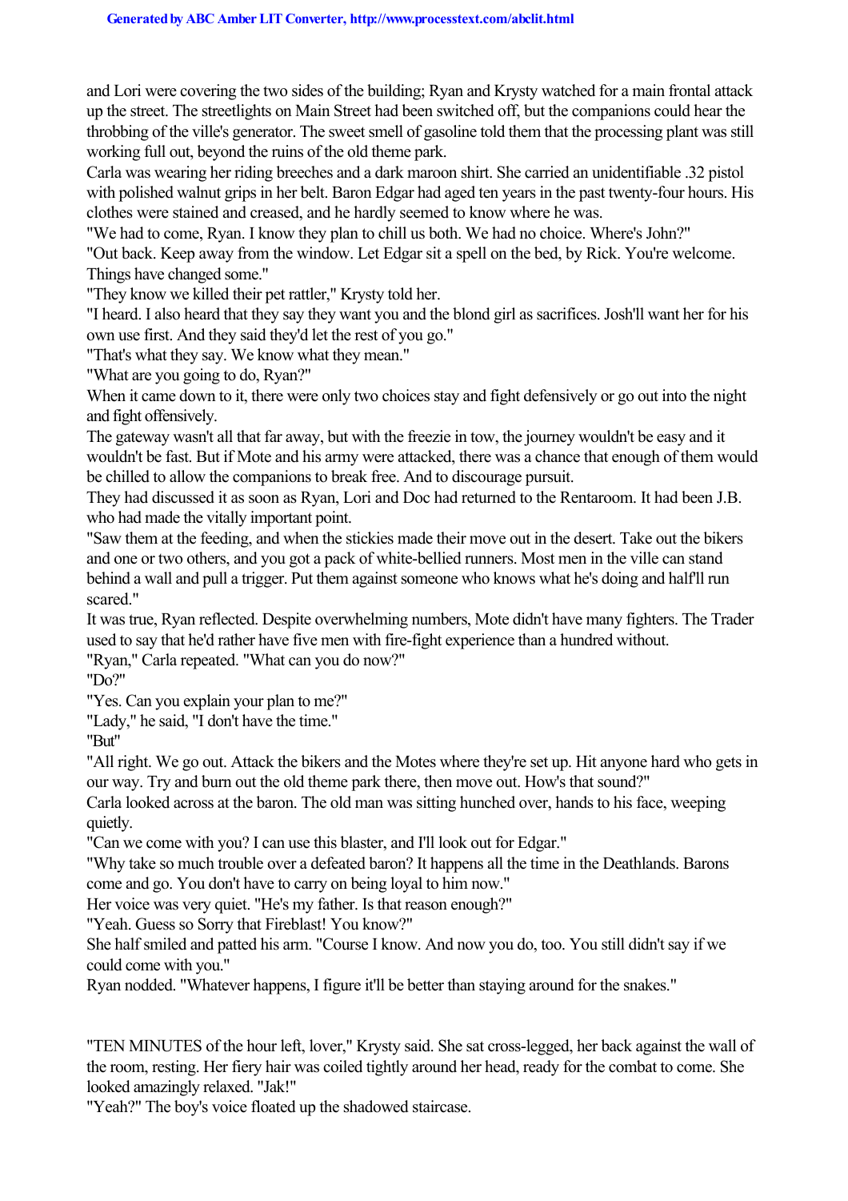and Lori were covering the two sides of the building; Ryan and Krysty watched for a main frontal attack up the street. The streetlights on Main Street had been switched off, but the companions could hear the throbbing of the ville's generator. The sweet smell of gasoline told them that the processing plant was still working full out, beyond the ruins of the old theme park.

Carla was wearing her riding breeches and a dark maroon shirt. She carried an unidentifiable .32 pistol with polished walnut grips in her belt. Baron Edgar had aged ten years in the past twenty-four hours. His clothes were stained and creased, and he hardly seemed to know where he was.

"We had to come, Ryan. I know they plan to chill us both. We had no choice. Where's John?"

"Out back. Keep away from the window. Let Edgar sit a spell on the bed, by Rick. You're welcome. Things have changed some."

"They know we killed their pet rattler," Krysty told her.

"I heard. I also heard that they say they want you and the blond girl as sacrifices. Josh'll want her for his own use first. And they said they'd let the rest of you go."

"That's what they say. We know what they mean."

"What are you going to do, Ryan?"

When it came down to it, there were only two choices stay and fight defensively or go out into the night and fight offensively.

The gateway wasn't all that far away, but with the freezie in tow, the journey wouldn't be easy and it wouldn't be fast. But if Mote and his army were attacked, there was a chance that enough of them would be chilled to allow the companions to break free. And to discourage pursuit.

They had discussed it as soon as Ryan, Lori and Doc had returned to the Rentaroom. It had been J.B. who had made the vitally important point.

"Saw them at the feeding, and when the stickies made their move out in the desert. Take out the bikers and one or two others, and you got a pack of white-bellied runners. Most men in the ville can stand behind a wall and pull a trigger. Put them against someone who knows what he's doing and half'll run scared."

It was true, Ryan reflected. Despite overwhelming numbers, Mote didn't have many fighters. The Trader used to say that he'd rather have five men with fire-fight experience than a hundred without.

"Ryan," Carla repeated. "What can you do now?"

"Do?"

"Yes. Can you explain your plan to me?"

"Lady," he said, "I don't have the time."

"But"

"All right. We go out. Attack the bikers and the Motes where they're set up. Hit anyone hard who gets in our way. Try and burn out the old theme park there, then move out. How's that sound?"

Carla looked across at the baron. The old man was sitting hunched over, hands to his face, weeping quietly.

"Can we come with you? I can use this blaster, and I'll look out for Edgar."

"Why take so much trouble over a defeated baron? It happens all the time in the Deathlands. Barons come and go. You don't have to carry on being loyal to him now."

Her voice was very quiet. "He's my father. Is that reason enough?"

"Yeah. Guess so Sorry that Fireblast! You know?"

She half smiled and patted his arm. "Course I know. And now you do, too. You still didn't say if we could come with you."

Ryan nodded. "Whatever happens, I figure it'll be better than staying around for the snakes."

"TEN MINUTES of the hour left, lover," Krysty said. She sat cross-legged, her back against the wall of the room, resting. Her fiery hair was coiled tightly around her head, ready for the combat to come. She looked amazingly relaxed. "Jak!"

"Yeah?" The boy's voice floated up the shadowed staircase.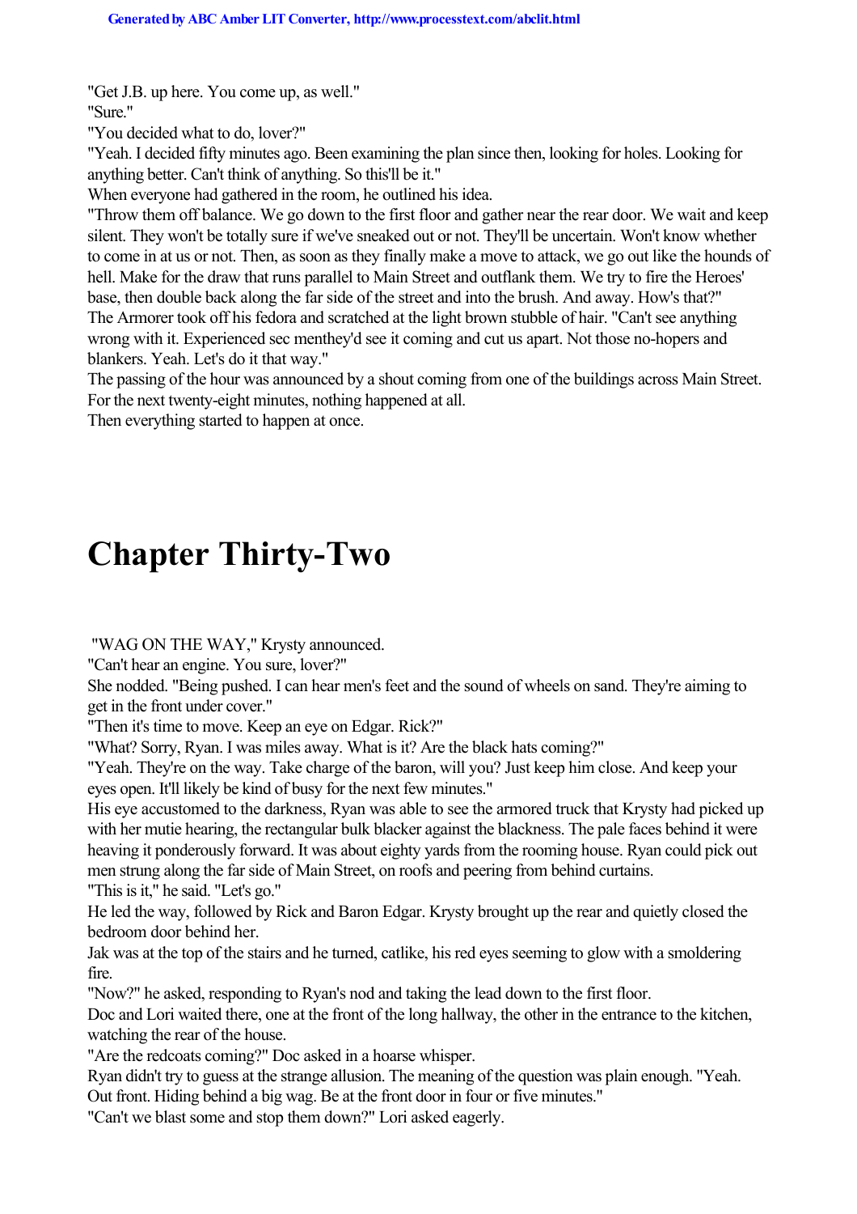"Get J.B. up here. You come up, as well."

"Sure."

"You decided what to do, lover?"

"Yeah. I decided fifty minutes ago. Been examining the plan since then, looking for holes. Looking for anything better. Can't think of anything. So this'll be it."

When everyone had gathered in the room, he outlined his idea.

"Throw them off balance. We go down to the first floor and gather near the rear door. We wait and keep silent. They won't be totally sure if we've sneaked out or not. They'll be uncertain. Won't know whether to come in at us or not. Then, as soon as they finally make a move to attack, we go out like the hounds of hell. Make for the draw that runs parallel to Main Street and outflank them. We try to fire the Heroes' base, then double back along the far side of the street and into the brush. And away. How's that?"

The Armorer took off his fedora and scratched at the light brown stubble of hair. "Can't see anything wrong with it. Experienced sec menthey'd see it coming and cut us apart. Not those no-hopers and blankers. Yeah. Let's do it that way."

The passing of the hour was announced by a shout coming from one of the buildings across Main Street. For the next twenty-eight minutes, nothing happened at all.

Then everything started to happen at once.

# Chapter Thirty-Two

"WAG ON THE WAY," Krysty announced.

"Can't hear an engine. You sure, lover?"

She nodded. "Being pushed. I can hear men's feet and the sound of wheels on sand. They're aiming to get in the front under cover."

"Then it's time to move. Keep an eye on Edgar. Rick?"

"What? Sorry, Ryan. I was miles away. What is it? Are the black hats coming?"

"Yeah. They're on the way. Take charge of the baron, will you? Just keep him close. And keep your eyes open. It'll likely be kind of busy for the next few minutes."

His eye accustomed to the darkness, Ryan was able to see the armored truck that Krysty had picked up with her mutie hearing, the rectangular bulk blacker against the blackness. The pale faces behind it were heaving it ponderously forward. It was about eighty yards from the rooming house. Ryan could pick out men strung along the far side of Main Street, on roofs and peering from behind curtains.

"This is it," he said. "Let's go."

He led the way, followed by Rick and Baron Edgar. Krysty brought up the rear and quietly closed the bedroom door behind her.

Jak was at the top of the stairs and he turned, catlike, his red eyes seeming to glow with a smoldering fire.

"Now?" he asked, responding to Ryan's nod and taking the lead down to the first floor.

Doc and Lori waited there, one at the front of the long hallway, the other in the entrance to the kitchen, watching the rear of the house.

"Are the redcoats coming?" Doc asked in a hoarse whisper.

Ryan didn't try to guess at the strange allusion. The meaning of the question was plain enough. "Yeah. Out front. Hiding behind a big wag. Be at the front door in four or five minutes."

"Can't we blast some and stop them down?" Lori asked eagerly.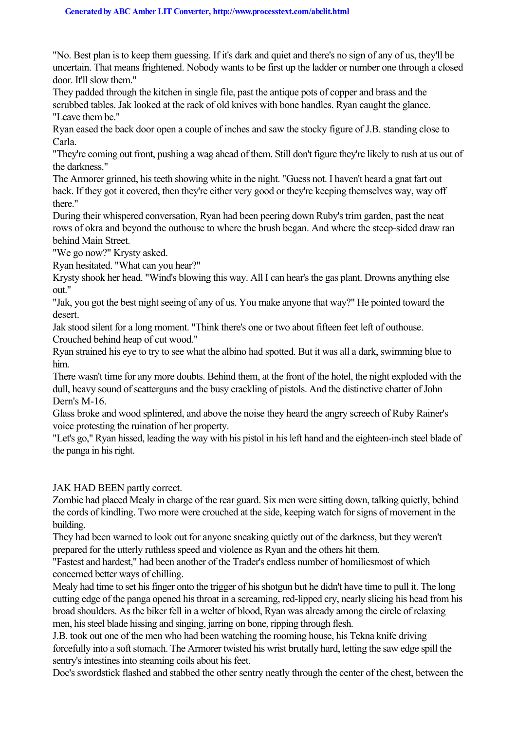"No. Best plan is to keep them guessing. If it's dark and quiet and there's no sign of any of us, they'll be uncertain. That means frightened. Nobody wants to be first up the ladder or number one through a closed door. It'll slow them."

They padded through the kitchen in single file, past the antique pots of copper and brass and the scrubbed tables. Jak looked at the rack of old knives with bone handles. Ryan caught the glance. "Leave them be."

Ryan eased the back door open a couple of inches and saw the stocky figure of J.B. standing close to Carla.

"They're coming out front, pushing a wag ahead of them. Still don't figure they're likely to rush at us out of the darkness."

The Armorer grinned, his teeth showing white in the night. "Guess not. I haven't heard a gnat fart out back. If they got it covered, then they're either very good or they're keeping themselves way, way off there."

During their whispered conversation, Ryan had been peering down Ruby's trim garden, past the neat rows of okra and beyond the outhouse to where the brush began. And where the steep-sided draw ran behind Main Street.

"We go now?" Krysty asked.

Ryan hesitated. "What can you hear?"

Krysty shook her head. "Wind's blowing this way. All I can hear's the gas plant. Drowns anything else out."

"Jak, you got the best night seeing of any of us. You make anyone that way?" He pointed toward the desert.

Jak stood silent for a long moment. "Think there's one or two about fifteen feet left of outhouse. Crouched behind heap of cut wood."

Ryan strained his eye to try to see what the albino had spotted. But it was all a dark, swimming blue to him.

There wasn't time for any more doubts. Behind them, at the front of the hotel, the night exploded with the dull, heavy sound of scatterguns and the busy crackling of pistols. And the distinctive chatter of John Dern's M-16.

Glass broke and wood splintered, and above the noise they heard the angry screech of Ruby Rainer's voice protesting the ruination of her property.

"Let's go," Ryan hissed, leading the way with his pistol in his left hand and the eighteen-inch steel blade of the panga in his right.

JAK HAD BEEN partly correct.

Zombie had placed Mealy in charge of the rear guard. Six men were sitting down, talking quietly, behind the cords of kindling. Two more were crouched at the side, keeping watch for signs of movement in the building.

They had been warned to look out for anyone sneaking quietly out of the darkness, but they weren't prepared for the utterly ruthless speed and violence as Ryan and the others hit them.

"Fastest and hardest," had been another of the Trader's endless number of homiliesmost of which concerned better ways of chilling.

Mealy had time to set his finger onto the trigger of his shotgun but he didn't have time to pull it. The long cutting edge of the panga opened his throat in a screaming, red-lipped cry, nearly slicing his head from his broad shoulders. As the biker fell in a welter of blood, Ryan was already among the circle of relaxing men, his steel blade hissing and singing, jarring on bone, ripping through flesh.

J.B. took out one of the men who had been watching the rooming house, his Tekna knife driving forcefully into a soft stomach. The Armorer twisted his wrist brutally hard, letting the saw edge spill the sentry's intestines into steaming coils about his feet.

Doc's swordstick flashed and stabbed the other sentry neatly through the center of the chest, between the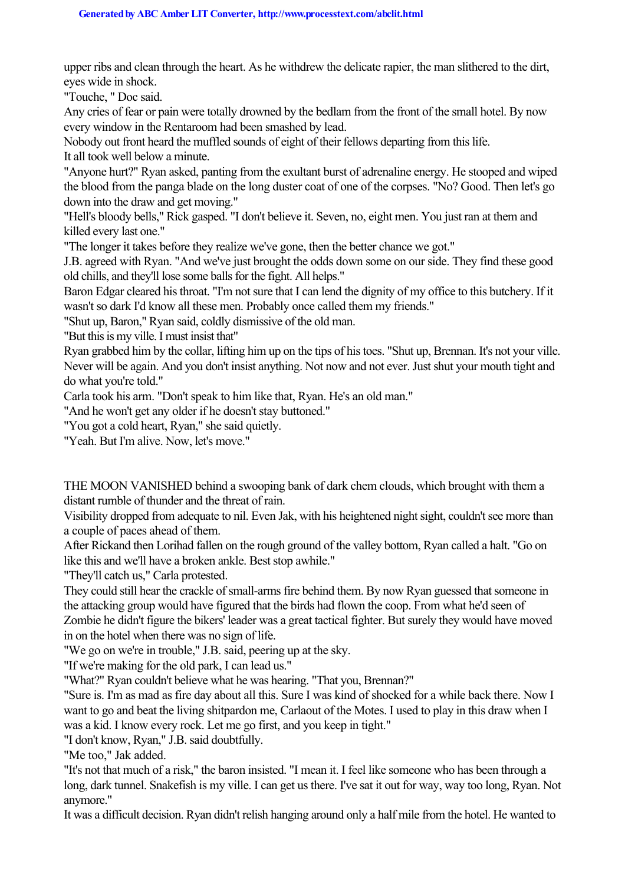upper ribs and clean through the heart. As he withdrew the delicate rapier, the man slithered to the dirt, eyes wide in shock.

"Touche, " Doc said.

Any cries of fear or pain were totally drowned by the bedlam from the front of the small hotel. By now every window in the Rentaroom had been smashed by lead.

Nobody out front heard the muffled sounds of eight of their fellows departing from this life.

It all took well below a minute.

"Anyone hurt?" Ryan asked, panting from the exultant burst of adrenaline energy. He stooped and wiped the blood from the panga blade on the long duster coat of one of the corpses. "No? Good. Then let's go down into the draw and get moving."

"Hell's bloody bells," Rick gasped. "I don't believe it. Seven, no, eight men. You just ran at them and killed every last one."

"The longer it takes before they realize we've gone, then the better chance we got."

J.B. agreed with Ryan. "And we've just brought the odds down some on our side. They find these good old chills, and they'll lose some balls for the fight. All helps."

Baron Edgar cleared his throat. "I'm not sure that I can lend the dignity of my office to this butchery. If it wasn't so dark I'd know all these men. Probably once called them my friends."

"Shut up, Baron," Ryan said, coldly dismissive of the old man.

"But this is my ville. I must insist that"

Ryan grabbed him by the collar, lifting him up on the tips of his toes. "Shut up, Brennan. It's not your ville. Never will be again. And you don't insist anything. Not now and not ever. Just shut your mouth tight and do what you're told."

Carla took his arm. "Don't speak to him like that, Ryan. He's an old man."

"And he won't get any older if he doesn't stay buttoned."

"You got a cold heart, Ryan," she said quietly.

"Yeah. But I'm alive. Now, let's move."

THE MOON VANISHED behind a swooping bank of dark chem clouds, which brought with them a distant rumble of thunder and the threat of rain.

Visibility dropped from adequate to nil. Even Jak, with his heightened night sight, couldn't see more than a couple of paces ahead of them.

After Rickand then Lorihad fallen on the rough ground of the valley bottom, Ryan called a halt. "Go on like this and we'll have a broken ankle. Best stop awhile."

"They'll catch us," Carla protested.

They could still hear the crackle of small-arms fire behind them. By now Ryan guessed that someone in the attacking group would have figured that the birds had flown the coop. From what he'd seen of Zombie he didn't figure the bikers' leader was a great tactical fighter. But surely they would have moved in on the hotel when there was no sign of life.

"We go on we're in trouble," J.B. said, peering up at the sky.

"If we're making for the old park, I can lead us."

"What?" Ryan couldn't believe what he was hearing. "That you, Brennan?"

"Sure is. I'm as mad as fire day about all this. Sure I was kind of shocked for a while back there. Now I want to go and beat the living shitpardon me, Carlaout of the Motes. I used to play in this draw when I was a kid. I know every rock. Let me go first, and you keep in tight."

"I don't know, Ryan," J.B. said doubtfully.

"Me too," Jak added.

"It's not that much of a risk," the baron insisted. "I mean it. I feel like someone who has been through a long, dark tunnel. Snakefish is my ville. I can get us there. I've sat it out for way, way too long, Ryan. Not anymore."

It was a difficult decision. Ryan didn't relish hanging around only a half mile from the hotel. He wanted to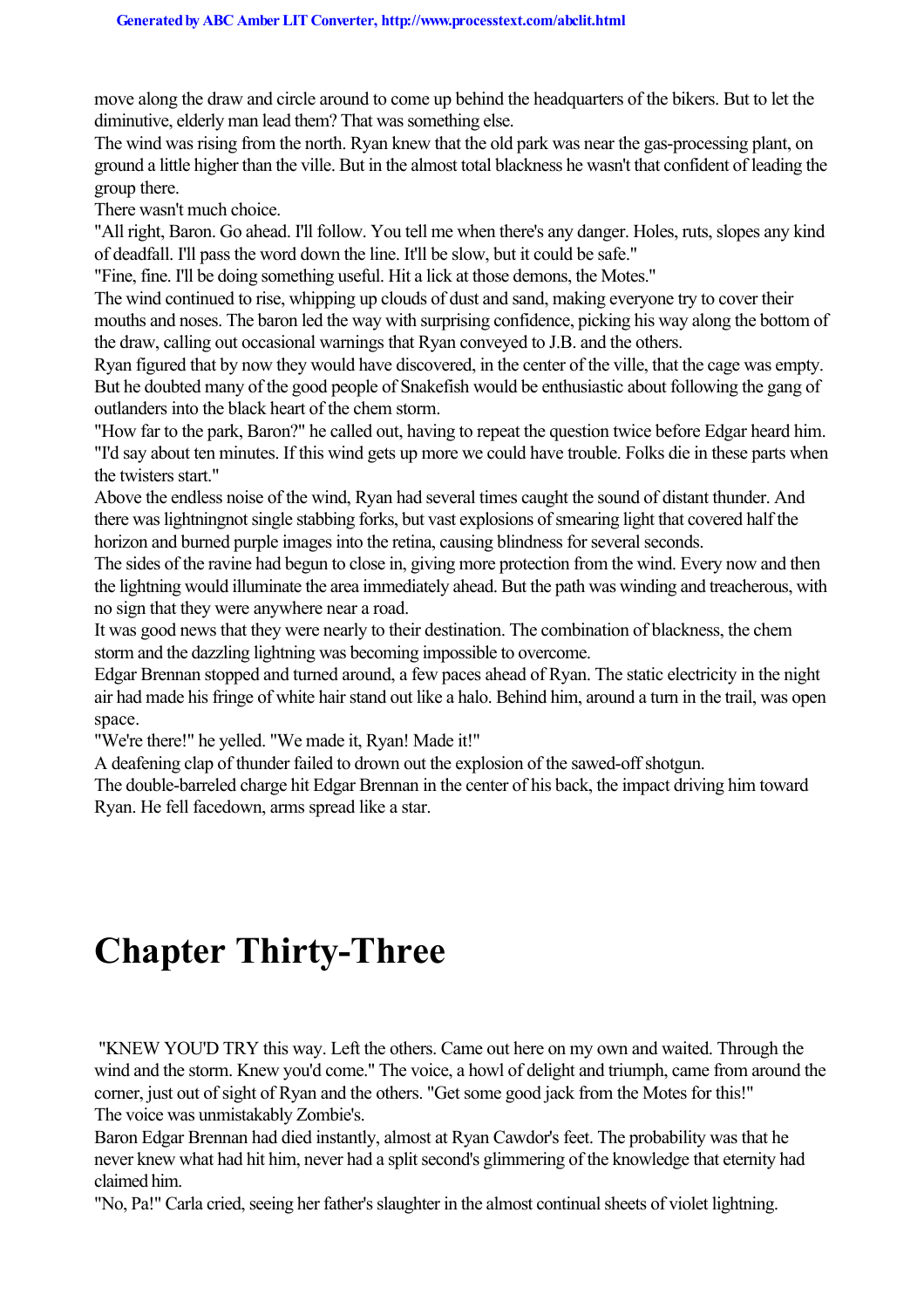move along the draw and circle around to come up behind the headquarters of the bikers. But to let the diminutive, elderly man lead them? That was something else.

The wind was rising from the north. Ryan knew that the old park was near the gas-processing plant, on ground a little higher than the ville. But in the almost total blackness he wasn't that confident of leading the group there.

There wasn't much choice.

"All right, Baron. Go ahead. I'll follow. You tell me when there's any danger. Holes, ruts, slopes any kind of deadfall. I'll pass the word down the line. It'll be slow, but it could be safe."

"Fine, fine. I'll be doing something useful. Hit a lick at those demons, the Motes."

The wind continued to rise, whipping up clouds of dust and sand, making everyone try to cover their mouths and noses. The baron led the way with surprising confidence, picking his way along the bottom of the draw, calling out occasional warnings that Ryan conveyed to J.B. and the others.

Ryan figured that by now they would have discovered, in the center of the ville, that the cage was empty. But he doubted many of the good people of Snakefish would be enthusiastic about following the gang of outlanders into the black heart of the chem storm.

"How far to the park, Baron?" he called out, having to repeat the question twice before Edgar heard him.

"I'd say about ten minutes. If this wind gets up more we could have trouble. Folks die in these parts when the twisters start."

Above the endless noise of the wind, Ryan had several times caught the sound of distant thunder. And there was lightningnot single stabbing forks, but vast explosions of smearing light that covered half the horizon and burned purple images into the retina, causing blindness for several seconds.

The sides of the ravine had begun to close in, giving more protection from the wind. Every now and then the lightning would illuminate the area immediately ahead. But the path was winding and treacherous, with no sign that they were anywhere near a road.

It was good news that they were nearly to their destination. The combination of blackness, the chem storm and the dazzling lightning was becoming impossible to overcome.

Edgar Brennan stopped and turned around, a few paces ahead of Ryan. The static electricity in the night air had made his fringe of white hair stand out like a halo. Behind him, around a turn in the trail, was open space.

"We're there!" he yelled. "We made it, Ryan! Made it!"

A deafening clap of thunder failed to drown out the explosion of the sawed-off shotgun.

The double-barreled charge hit Edgar Brennan in the center of his back, the impact driving him toward Ryan. He fell facedown, arms spread like a star.

# Chapter Thirty-Three

"KNEW YOU'D TRY this way. Left the others. Came out here on my own and waited. Through the wind and the storm. Knew you'd come." The voice, a howl of delight and triumph, came from around the corner, just out of sight of Ryan and the others. "Get some good jack from the Motes for this!"

The voice was unmistakably Zombie's.

Baron Edgar Brennan had died instantly, almost at Ryan Cawdor's feet. The probability was that he never knew what had hit him, never had a split second's glimmering of the knowledge that eternity had claimed him.

"No, Pa!" Carla cried, seeing her father's slaughter in the almost continual sheets of violet lightning.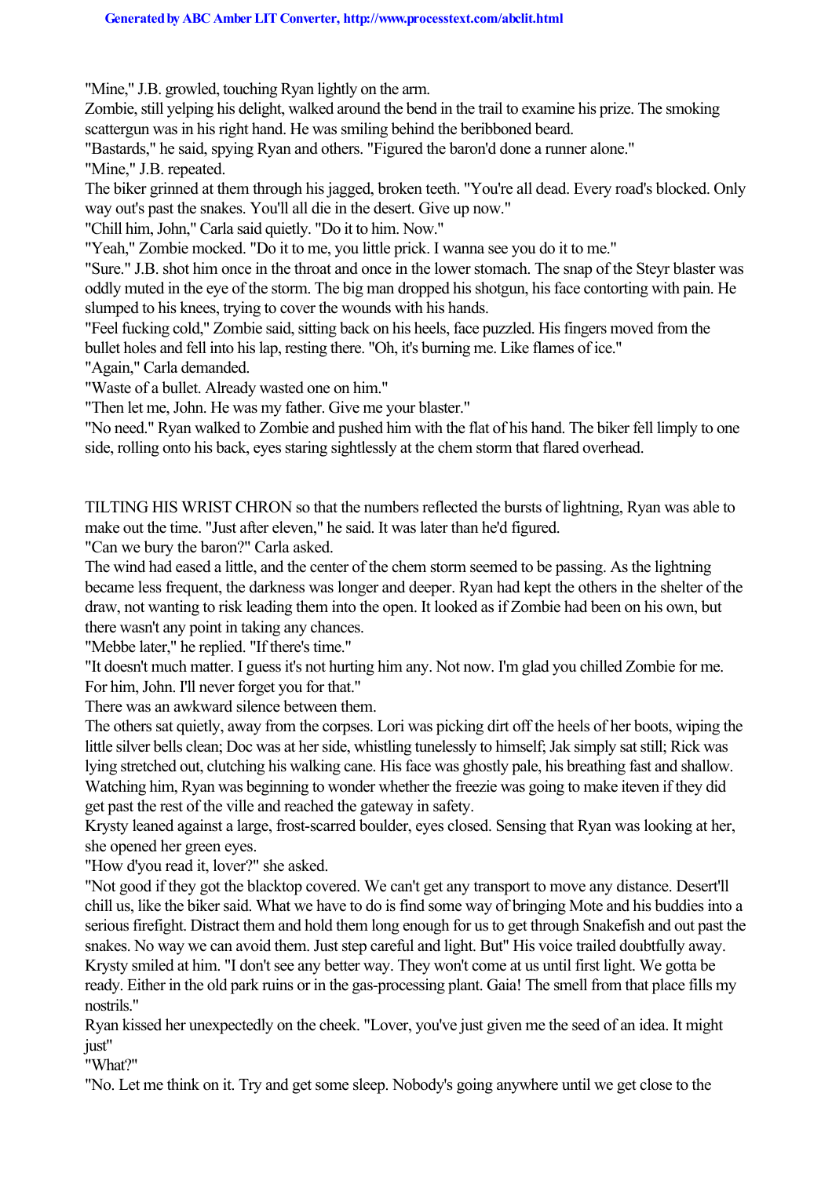"Mine," J.B. growled, touching Ryan lightly on the arm.

Zombie, still yelping his delight, walked around the bend in the trail to examine his prize. The smoking scattergun was in his right hand. He was smiling behind the beribboned beard.

"Bastards," he said, spying Ryan and others. "Figured the baron'd done a runner alone."

"Mine," J.B. repeated.

The biker grinned at them through his jagged, broken teeth. "You're all dead. Every road's blocked. Only way out's past the snakes. You'll all die in the desert. Give up now."

"Chill him, John," Carla said quietly. "Do it to him. Now."

"Yeah," Zombie mocked. "Do it to me, you little prick. I wanna see you do it to me."

"Sure." J.B. shot him once in the throat and once in the lower stomach. The snap of the Steyr blaster was oddly muted in the eye of the storm. The big man dropped his shotgun, his face contorting with pain. He slumped to his knees, trying to cover the wounds with his hands.

"Feel fucking cold," Zombie said, sitting back on his heels, face puzzled. His fingers moved from the bullet holes and fell into his lap, resting there. "Oh, it's burning me. Like flames of ice."

"Again," Carla demanded.

"Waste of a bullet. Already wasted one on him."

"Then let me, John. He was my father. Give me your blaster."

"No need." Ryan walked to Zombie and pushed him with the flat of his hand. The biker fell limply to one side, rolling onto his back, eyes staring sightlessly at the chem storm that flared overhead.

TILTING HIS WRIST CHRON so that the numbers reflected the bursts of lightning, Ryan was able to make out the time. "Just after eleven," he said. It was later than he'd figured.

"Can we bury the baron?" Carla asked.

The wind had eased a little, and the center of the chem storm seemed to be passing. As the lightning became less frequent, the darkness was longer and deeper. Ryan had kept the others in the shelter of the draw, not wanting to risk leading them into the open. It looked as if Zombie had been on his own, but there wasn't any point in taking any chances.

"Mebbe later," he replied. "If there's time."

"It doesn't much matter. I guess it's not hurting him any. Not now. I'm glad you chilled Zombie for me. For him, John. I'll never forget you for that."

There was an awkward silence between them.

The others sat quietly, away from the corpses. Lori was picking dirt off the heels of her boots, wiping the little silver bells clean; Doc was at her side, whistling tunelessly to himself; Jak simply sat still; Rick was lying stretched out, clutching his walking cane. His face was ghostly pale, his breathing fast and shallow. Watching him, Ryan was beginning to wonder whether the freezie was going to make iteven if they did get past the rest of the ville and reached the gateway in safety.

Krysty leaned against a large, frost-scarred boulder, eyes closed. Sensing that Ryan was looking at her, she opened her green eyes.

"How d'you read it, lover?" she asked.

"Not good if they got the blacktop covered. We can't get any transport to move any distance. Desert'll chill us, like the biker said. What we have to do is find some way of bringing Mote and his buddies into a serious firefight. Distract them and hold them long enough for us to get through Snakefish and out past the snakes. No way we can avoid them. Just step careful and light. But" His voice trailed doubtfully away.

Krysty smiled at him. "I don't see any better way. They won't come at us until first light. We gotta be ready. Either in the old park ruins or in the gas-processing plant. Gaia! The smell from that place fills my nostrils."

Ryan kissed her unexpectedly on the cheek. "Lover, you've just given me the seed of an idea. It might just"

"What?"

"No. Let me think on it. Try and get some sleep. Nobody's going anywhere until we get close to the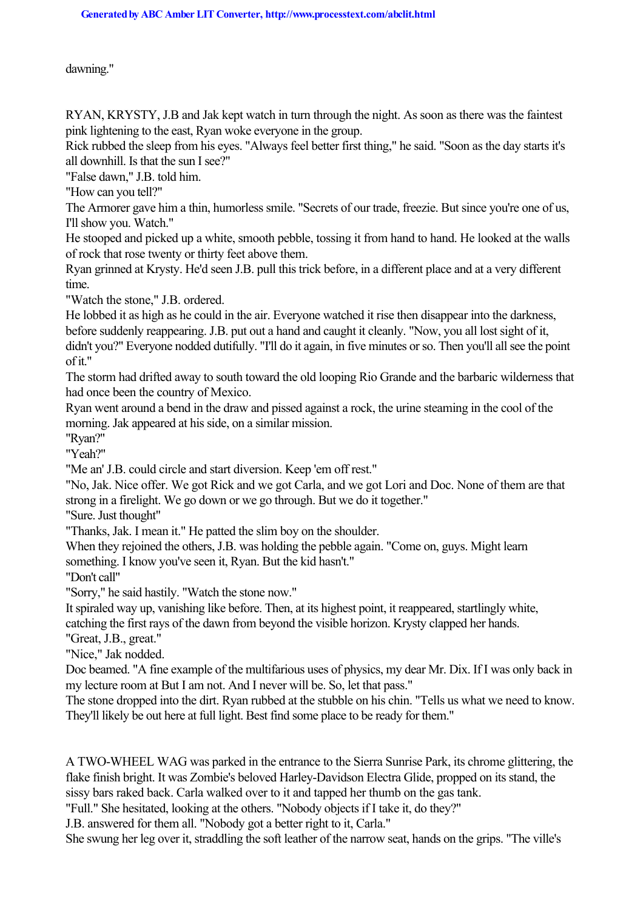dawning."

RYAN, KRYSTY, J.B and Jak kept watch in turn through the night. As soon as there was the faintest pink lightening to the east, Ryan woke everyone in the group.

Rick rubbed the sleep from his eyes. "Always feel better first thing," he said. "Soon as the day starts it's all downhill. Is that the sun I see?"

"False dawn," J.B. told him.

"How can you tell?"

The Armorer gave him a thin, humorless smile. "Secrets of our trade, freezie. But since you're one of us, I'll show you. Watch."

He stooped and picked up a white, smooth pebble, tossing it from hand to hand. He looked at the walls of rock that rose twenty or thirty feet above them.

Ryan grinned at Krysty. He'd seen J.B. pull this trick before, in a different place and at a very different time.

"Watch the stone," J.B. ordered.

He lobbed it as high as he could in the air. Everyone watched it rise then disappear into the darkness, before suddenly reappearing. J.B. put out a hand and caught it cleanly. "Now, you all lost sight of it, didn't you?" Everyone nodded dutifully. "I'll do it again, in five minutes or so. Then you'll all see the point of it."

The storm had drifted away to south toward the old looping Rio Grande and the barbaric wilderness that had once been the country of Mexico.

Ryan went around a bend in the draw and pissed against a rock, the urine steaming in the cool of the morning. Jak appeared at his side, on a similar mission.

"Ryan?"

"Yeah?"

"Me an' J.B. could circle and start diversion. Keep 'em off rest."

"No, Jak. Nice offer. We got Rick and we got Carla, and we got Lori and Doc. None of them are that strong in a firelight. We go down or we go through. But we do it together."

"Sure. Just thought"

"Thanks, Jak. I mean it." He patted the slim boy on the shoulder.

When they rejoined the others, J.B. was holding the pebble again. "Come on, guys. Might learn something. I know you've seen it, Ryan. But the kid hasn't."

"Don't call"

"Sorry," he said hastily. "Watch the stone now."

It spiraled way up, vanishing like before. Then, at its highest point, it reappeared, startlingly white, catching the first rays of the dawn from beyond the visible horizon. Krysty clapped her hands.

"Great, J.B., great."

"Nice," Jak nodded.

Doc beamed. "A fine example of the multifarious uses of physics, my dear Mr. Dix. If I was only back in my lecture room at But I am not. And I never will be. So, let that pass."

The stone dropped into the dirt. Ryan rubbed at the stubble on his chin. "Tells us what we need to know. They'll likely be out here at full light. Best find some place to be ready for them."

A TWO-WHEEL WAG was parked in the entrance to the Sierra Sunrise Park, its chrome glittering, the flake finish bright. It was Zombie's beloved Harley-Davidson Electra Glide, propped on its stand, the sissy bars raked back. Carla walked over to it and tapped her thumb on the gas tank.

"Full." She hesitated, looking at the others. "Nobody objects if I take it, do they?"

J.B. answered for them all. "Nobody got a better right to it, Carla."

She swung her leg over it, straddling the soft leather of the narrow seat, hands on the grips. "The ville's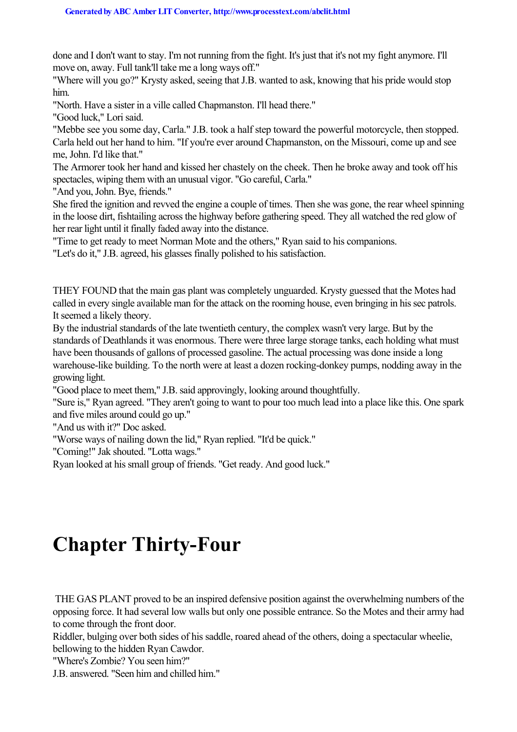done and I don't want to stay. I'm not running from the fight. It's just that it's not my fight anymore. I'll move on, away. Full tank'll take me a long ways off."

"Where will you go?" Krysty asked, seeing that J.B. wanted to ask, knowing that his pride would stop him.

"North. Have a sister in a ville called Chapmanston. I'll head there."

"Good luck," Lori said.

"Mebbe see you some day, Carla." J.B. took a half step toward the powerful motorcycle, then stopped.

Carla held out her hand to him. "If you're ever around Chapmanston, on the Missouri, come up and see me, John. I'd like that."

The Armorer took her hand and kissed her chastely on the cheek. Then he broke away and took off his spectacles, wiping them with an unusual vigor. "Go careful, Carla."

"And you, John. Bye, friends."

She fired the ignition and revved the engine a couple of times. Then she was gone, the rear wheel spinning in the loose dirt, fishtailing across the highway before gathering speed. They all watched the red glow of her rear light until it finally faded away into the distance.

"Time to get ready to meet Norman Mote and the others," Ryan said to his companions.

"Let's do it," J.B. agreed, his glasses finally polished to his satisfaction.

THEY FOUND that the main gas plant was completely unguarded. Krysty guessed that the Motes had called in every single available man for the attack on the rooming house, even bringing in his sec patrols. It seemed a likely theory.

By the industrial standards of the late twentieth century, the complex wasn't very large. But by the standards of Deathlands it was enormous. There were three large storage tanks, each holding what must have been thousands of gallons of processed gasoline. The actual processing was done inside a long warehouse-like building. To the north were at least a dozen rocking-donkey pumps, nodding away in the growing light.

"Good place to meet them," J.B. said approvingly, looking around thoughtfully.

"Sure is," Ryan agreed. "They aren't going to want to pour too much lead into a place like this. One spark and five miles around could go up."

"And us with it?" Doc asked.

"Worse ways of nailing down the lid," Ryan replied. "It'd be quick."

"Coming!" Jak shouted. "Lotta wags."

Ryan looked at his small group of friends. "Get ready. And good luck."

# Chapter Thirty-Four

THE GAS PLANT proved to be an inspired defensive position against the overwhelming numbers of the opposing force. It had several low walls but only one possible entrance. So the Motes and their army had to come through the front door.

Riddler, bulging over both sides of his saddle, roared ahead of the others, doing a spectacular wheelie, bellowing to the hidden Ryan Cawdor.

"Where's Zombie? You seen him?"

J.B. answered. "Seen him and chilled him."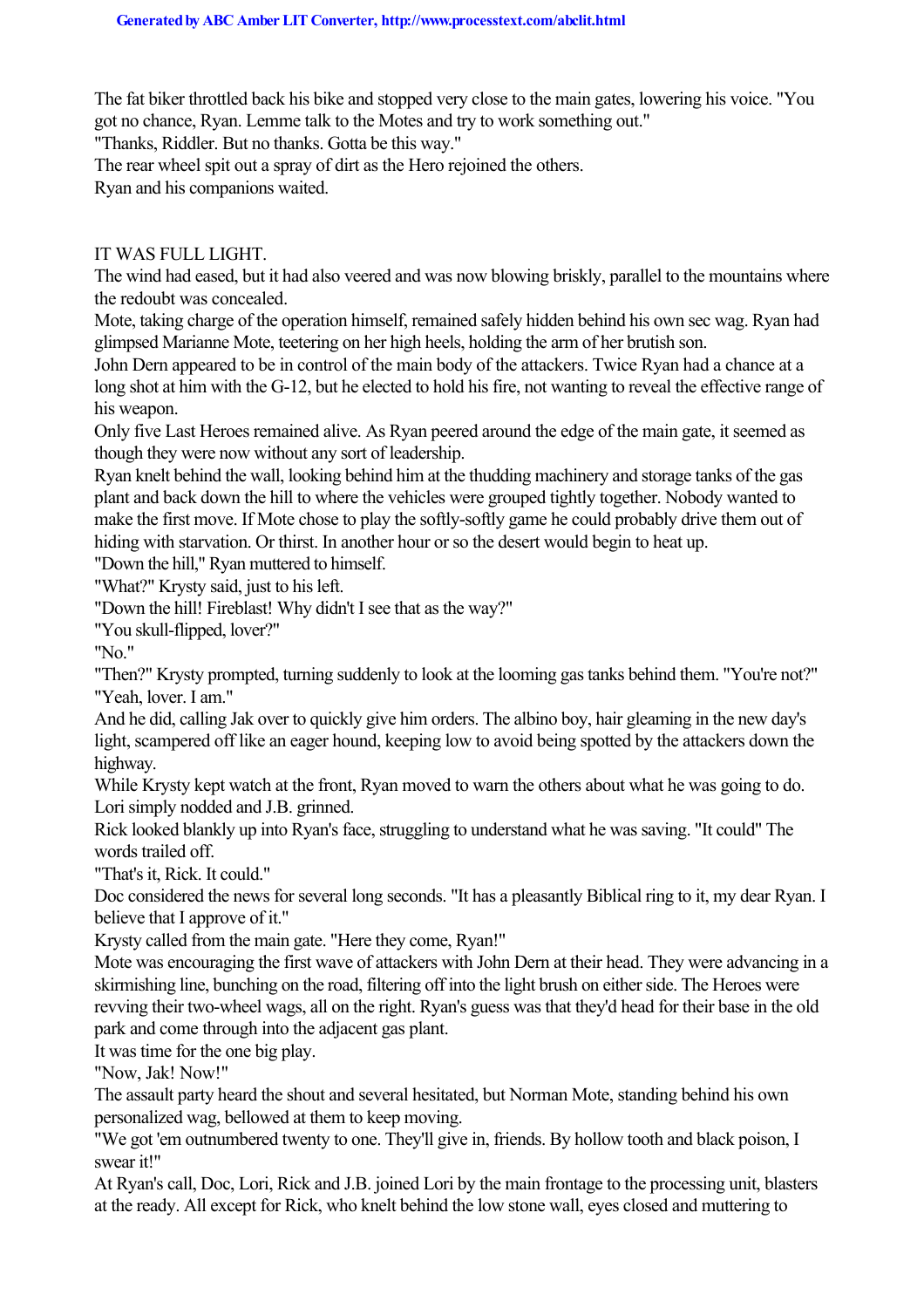The fat biker throttled back his bike and stopped very close to the main gates, lowering his voice. "You got no chance, Ryan. Lemme talk to the Motes and try to work something out."

"Thanks, Riddler. But no thanks. Gotta be this way."

The rear wheel spit out a spray of dirt as the Hero rejoined the others.

Ryan and his companions waited.

IT WAS FULL LIGHT.

The wind had eased, but it had also veered and was now blowing briskly, parallel to the mountains where the redoubt was concealed.

Mote, taking charge of the operation himself, remained safely hidden behind his own sec wag. Ryan had glimpsed Marianne Mote, teetering on her high heels, holding the arm of her brutish son.

John Dern appeared to be in control of the main body of the attackers. Twice Ryan had a chance at a long shot at him with the G-12, but he elected to hold his fire, not wanting to reveal the effective range of his weapon.

Only five Last Heroes remained alive. As Ryan peered around the edge of the main gate, it seemed as though they were now without any sort of leadership.

Ryan knelt behind the wall, looking behind him at the thudding machinery and storage tanks of the gas plant and back down the hill to where the vehicles were grouped tightly together. Nobody wanted to make the first move. If Mote chose to play the softly-softly game he could probably drive them out of hiding with starvation. Or thirst. In another hour or so the desert would begin to heat up.

"Down the hill," Ryan muttered to himself.

"What?" Krysty said, just to his left.

"Down the hill! Fireblast! Why didn't I see that as the way?"

"You skull-flipped, lover?"

"No."

"Then?" Krysty prompted, turning suddenly to look at the looming gas tanks behind them. "You're not?"

"Yeah, lover. I am."

And he did, calling Jak over to quickly give him orders. The albino boy, hair gleaming in the new day's light, scampered off like an eager hound, keeping low to avoid being spotted by the attackers down the highway.

While Krysty kept watch at the front, Ryan moved to warn the others about what he was going to do. Lori simply nodded and J.B. grinned.

Rick looked blankly up into Ryan's face, struggling to understand what he was saying. "It could" The words trailed off.

"That's it, Rick. It could."

Doc considered the news for several long seconds. "It has a pleasantly Biblical ring to it, my dear Ryan. I believe that I approve of it."

Krysty called from the main gate. "Here they come, Ryan!"

Mote was encouraging the first wave of attackers with John Dern at their head. They were advancing in a skirmishing line, bunching on the road, filtering off into the light brush on either side. The Heroes were revving their two-wheel wags, all on the right. Ryan's guess was that they'd head for their base in the old park and come through into the adjacent gas plant.

It was time for the one big play.

"Now, Jak! Now!"

The assault party heard the shout and several hesitated, but Norman Mote, standing behind his own personalized wag, bellowed at them to keep moving.

"We got 'em outnumbered twenty to one. They'll give in, friends. By hollow tooth and black poison, I swear it!"

At Ryan's call, Doc, Lori, Rick and J.B. joined Lori by the main frontage to the processing unit, blasters at the ready. All except for Rick, who knelt behind the low stone wall, eyes closed and muttering to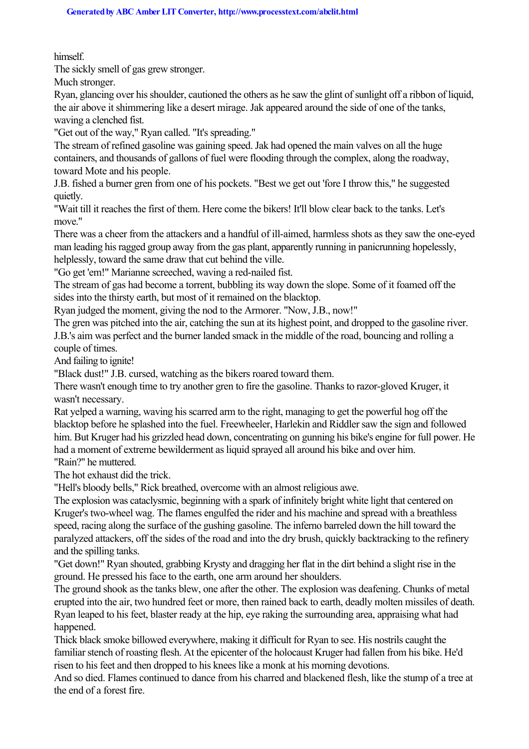himself.

The sickly smell of gas grew stronger.

Much stronger.

Ryan, glancing over his shoulder, cautioned the others as he saw the glint of sunlight off a ribbon of liquid, the air above it shimmering like a desert mirage. Jak appeared around the side of one of the tanks, waving a clenched fist.

"Get out of the way," Ryan called. "It's spreading."

The stream of refined gasoline was gaining speed. Jak had opened the main valves on all the huge containers, and thousands of gallons of fuel were flooding through the complex, along the roadway, toward Mote and his people.

J.B. fished a burner gren from one of his pockets. "Best we get out 'fore I throw this," he suggested quietly.

"Wait till it reaches the first of them. Here come the bikers! It'll blow clear back to the tanks. Let's move."

There was a cheer from the attackers and a handful of ill-aimed, harmless shots as they saw the one-eyed man leading his ragged group away from the gas plant, apparently running in panicrunning hopelessly, helplessly, toward the same draw that cut behind the ville.

"Go get 'em!" Marianne screeched, waving a red-nailed fist.

The stream of gas had become a torrent, bubbling its way down the slope. Some of it foamed off the sides into the thirsty earth, but most of it remained on the blacktop.

Ryan judged the moment, giving the nod to the Armorer. "Now, J.B., now!"

The gren was pitched into the air, catching the sun at its highest point, and dropped to the gasoline river. J.B.'s aim was perfect and the burner landed smack in the middle of the road, bouncing and rolling a couple of times.

And failing to ignite!

"Black dust!" J.B. cursed, watching as the bikers roared toward them.

There wasn't enough time to try another gren to fire the gasoline. Thanks to razor-gloved Kruger, it wasn't necessary.

Rat yelped a warning, waving his scarred arm to the right, managing to get the powerful hog off the blacktop before he splashed into the fuel. Freewheeler, Harlekin and Riddler saw the sign and followed him. But Kruger had his grizzled head down, concentrating on gunning his bike's engine for full power. He had a moment of extreme bewilderment as liquid sprayed all around his bike and over him.

"Rain?" he muttered.

The hot exhaust did the trick.

"Hell's bloody bells," Rick breathed, overcome with an almost religious awe.

The explosion was cataclysmic, beginning with a spark of infinitely bright white light that centered on Kruger's two-wheel wag. The flames engulfed the rider and his machine and spread with a breathless speed, racing along the surface of the gushing gasoline. The inferno barreled down the hill toward the paralyzed attackers, off the sides of the road and into the dry brush, quickly backtracking to the refinery and the spilling tanks.

"Get down!" Ryan shouted, grabbing Krysty and dragging her flat in the dirt behind a slight rise in the ground. He pressed his face to the earth, one arm around her shoulders.

The ground shook as the tanks blew, one after the other. The explosion was deafening. Chunks of metal erupted into the air, two hundred feet or more, then rained back to earth, deadly molten missiles of death.

Ryan leaped to his feet, blaster ready at the hip, eye raking the surrounding area, appraising what had happened.

Thick black smoke billowed everywhere, making it difficult for Ryan to see. His nostrils caught the familiar stench of roasting flesh. At the epicenter of the holocaust Kruger had fallen from his bike. He'd risen to his feet and then dropped to his knees like a monk at his morning devotions.

And so died. Flames continued to dance from his charred and blackened flesh, like the stump of a tree at the end of a forest fire.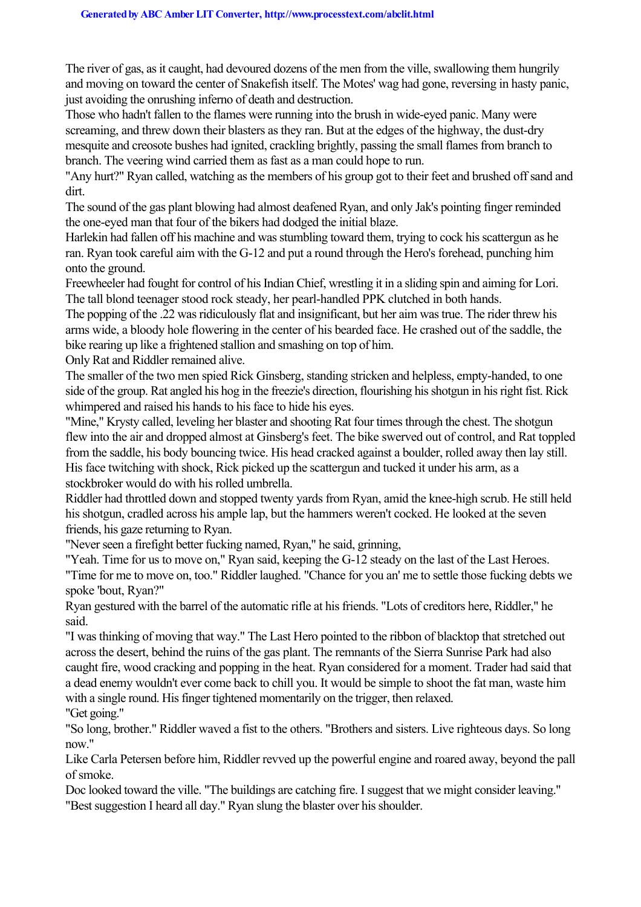The river of gas, as it caught, had devoured dozens of the men from the ville, swallowing them hungrily and moving on toward the center of Snakefish itself. The Motes' wag had gone, reversing in hasty panic, just avoiding the onrushing inferno of death and destruction.

Those who hadn't fallen to the flames were running into the brush in wide-eyed panic. Many were screaming, and threw down their blasters as they ran. But at the edges of the highway, the dust-dry mesquite and creosote bushes had ignited, crackling brightly, passing the small flames from branch to branch. The veering wind carried them as fast as a man could hope to run.

"Any hurt?" Ryan called, watching as the members of his group got to their feet and brushed off sand and dirt.

The sound of the gas plant blowing had almost deafened Ryan, and only Jak's pointing finger reminded the one-eyed man that four of the bikers had dodged the initial blaze.

Harlekin had fallen off his machine and was stumbling toward them, trying to cock his scattergun as he ran. Ryan took careful aim with the G-12 and put a round through the Hero's forehead, punching him onto the ground.

Freewheeler had fought for control of his Indian Chief, wrestling it in a sliding spin and aiming for Lori. The tall blond teenager stood rock steady, her pearl-handled PPK clutched in both hands.

The popping of the .22 was ridiculously flat and insignificant, but her aim was true. The rider threw his arms wide, a bloody hole flowering in the center of his bearded face. He crashed out of the saddle, the bike rearing up like a frightened stallion and smashing on top of him.

Only Rat and Riddler remained alive.

The smaller of the two men spied Rick Ginsberg, standing stricken and helpless, empty-handed, to one side of the group. Rat angled his hog in the freezie's direction, flourishing his shotgun in his right fist. Rick whimpered and raised his hands to his face to hide his eyes.

"Mine," Krysty called, leveling her blaster and shooting Rat four times through the chest. The shotgun flew into the air and dropped almost at Ginsberg's feet. The bike swerved out of control, and Rat toppled from the saddle, his body bouncing twice. His head cracked against a boulder, rolled away then lay still.

His face twitching with shock, Rick picked up the scattergun and tucked it under his arm, as a stockbroker would do with his rolled umbrella.

Riddler had throttled down and stopped twenty yards from Ryan, amid the knee-high scrub. He still held his shotgun, cradled across his ample lap, but the hammers weren't cocked. He looked at the seven friends, his gaze returning to Ryan.

"Never seen a firefight better fucking named, Ryan," he said, grinning,

"Yeah. Time for us to move on," Ryan said, keeping the G-12 steady on the last of the Last Heroes.

"Time for me to move on, too." Riddler laughed. "Chance for you an' me to settle those fucking debts we spoke 'bout, Ryan?"

Ryan gestured with the barrel of the automatic rifle at his friends. "Lots of creditors here, Riddler," he said.

"I was thinking of moving that way." The Last Hero pointed to the ribbon of blacktop that stretched out across the desert, behind the ruins of the gas plant. The remnants of the Sierra Sunrise Park had also caught fire, wood cracking and popping in the heat. Ryan considered for a moment. Trader had said that a dead enemy wouldn't ever come back to chill you. It would be simple to shoot the fat man, waste him with a single round. His finger tightened momentarily on the trigger, then relaxed.

"Get going."

"So long, brother." Riddler waved a fist to the others. "Brothers and sisters. Live righteous days. So long now."

Like Carla Petersen before him, Riddler revved up the powerful engine and roared away, beyond the pall of smoke.

Doc looked toward the ville. "The buildings are catching fire. I suggest that we might consider leaving."

"Best suggestion I heard all day." Ryan slung the blaster over his shoulder.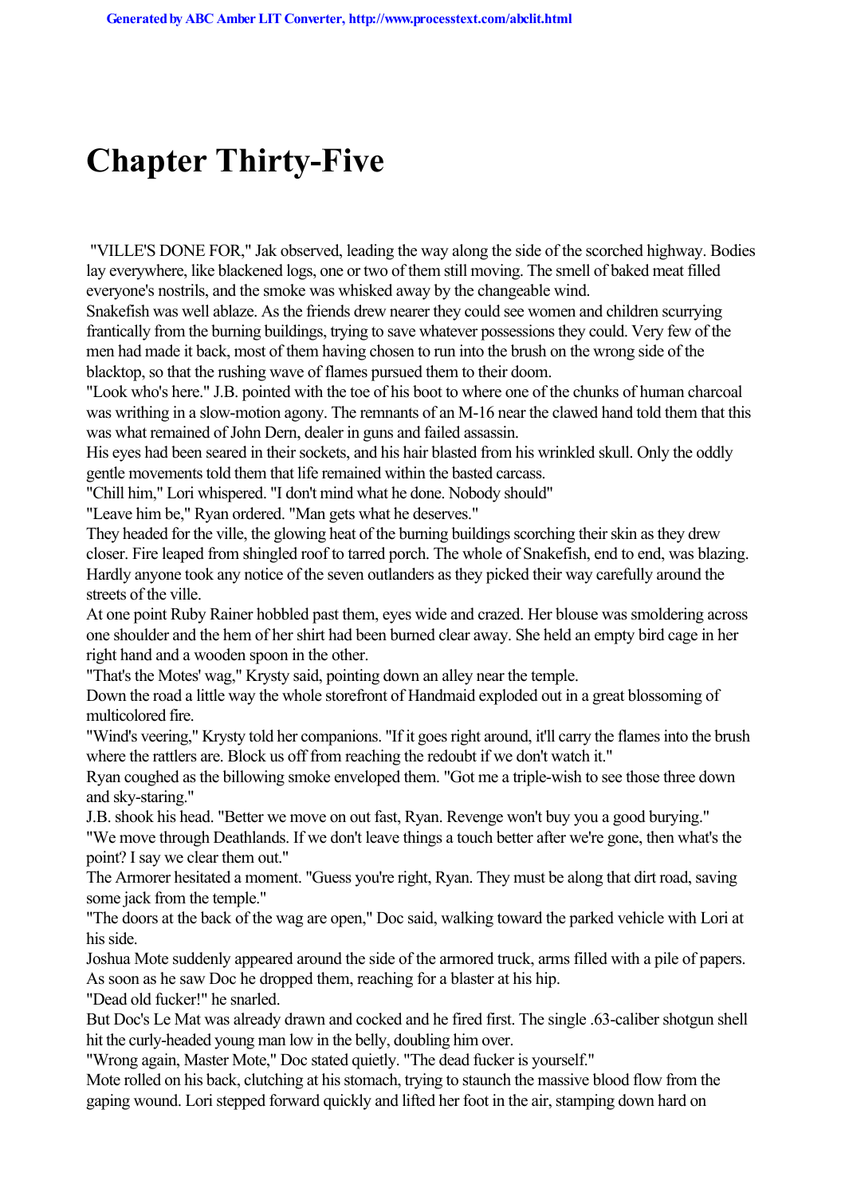# Chapter Thirty-Five

"VILLE'S DONE FOR," Jak observed, leading the way along the side of the scorched highway. Bodies lay everywhere, like blackened logs, one or two of them still moving. The smell of baked meat filled everyone's nostrils, and the smoke was whisked away by the changeable wind.

Snakefish was well ablaze. As the friends drew nearer they could see women and children scurrying frantically from the burning buildings, trying to save whatever possessions they could. Very few of the men had made it back, most of them having chosen to run into the brush on the wrong side of the blacktop, so that the rushing wave of flames pursued them to their doom.

"Look who's here." J.B. pointed with the toe of his boot to where one of the chunks of human charcoal was writhing in a slow-motion agony. The remnants of an M-16 near the clawed hand told them that this was what remained of John Dern, dealer in guns and failed assassin.

His eyes had been seared in their sockets, and his hair blasted from his wrinkled skull. Only the oddly gentle movements told them that life remained within the basted carcass.

"Chill him," Lori whispered. "I don't mind what he done. Nobody should"

"Leave him be," Ryan ordered. "Man gets what he deserves."

They headed for the ville, the glowing heat of the burning buildings scorching their skin as they drew closer. Fire leaped from shingled roof to tarred porch. The whole of Snakefish, end to end, was blazing. Hardly anyone took any notice of the seven outlanders as they picked their way carefully around the streets of the ville.

At one point Ruby Rainer hobbled past them, eyes wide and crazed. Her blouse was smoldering across one shoulder and the hem of her shirt had been burned clear away. She held an empty bird cage in her right hand and a wooden spoon in the other.

"That's the Motes' wag," Krysty said, pointing down an alley near the temple.

Down the road a little way the whole storefront of Handmaid exploded out in a great blossoming of multicolored fire.

"Wind's veering," Krysty told her companions. "If it goes right around, it'll carry the flames into the brush where the rattlers are. Block us off from reaching the redoubt if we don't watch it."

Ryan coughed as the billowing smoke enveloped them. "Got me a triple-wish to see those three down and sky-staring."

J.B. shook his head. "Better we move on out fast, Ryan. Revenge won't buy you a good burying."

"We move through Deathlands. If we don't leave things a touch better after we're gone, then what's the point? I say we clear them out."

The Armorer hesitated a moment. "Guess you're right, Ryan. They must be along that dirt road, saving some jack from the temple."

"The doors at the back of the wag are open," Doc said, walking toward the parked vehicle with Lori at his side.

Joshua Mote suddenly appeared around the side of the armored truck, arms filled with a pile of papers. As soon as he saw Doc he dropped them, reaching for a blaster at his hip.

"Dead old fucker!" he snarled.

But Doc's Le Mat was already drawn and cocked and he fired first. The single .63-caliber shotgun shell hit the curly-headed young man low in the belly, doubling him over.

"Wrong again, Master Mote," Doc stated quietly. "The dead fucker is yourself."

Mote rolled on his back, clutching at his stomach, trying to staunch the massive blood flow from the gaping wound. Lori stepped forward quickly and lifted her foot in the air, stamping down hard on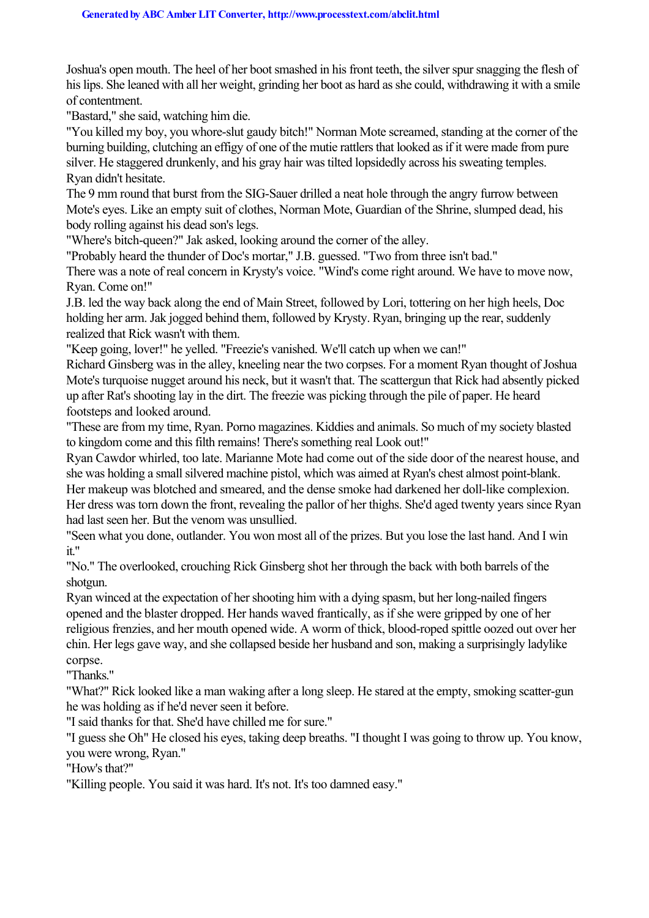Joshua's open mouth. The heel of her boot smashed in his front teeth, the silver spur snagging the flesh of his lips. She leaned with all her weight, grinding her boot as hard as she could, withdrawing it with a smile of contentment.

"Bastard," she said, watching him die.

"You killed my boy, you whore-slut gaudy bitch!" Norman Mote screamed, standing at the corner of the burning building, clutching an effigy of one of the mutie rattlers that looked as if it were made from pure silver. He staggered drunkenly, and his gray hair was tilted lopsidedly across his sweating temples.

Ryan didn't hesitate.

The 9 mm round that burst from the SIG-Sauer drilled a neat hole through the angry furrow between Mote's eyes. Like an empty suit of clothes, Norman Mote, Guardian of the Shrine, slumped dead, his body rolling against his dead son's legs.

"Where's bitch-queen?" Jak asked, looking around the corner of the alley.

"Probably heard the thunder of Doc's mortar," J.B. guessed. "Two from three isn't bad."

There was a note of real concern in Krysty's voice. "Wind's come right around. We have to move now, Ryan. Come on!"

J.B. led the way back along the end of Main Street, followed by Lori, tottering on her high heels, Doc holding her arm. Jak jogged behind them, followed by Krysty. Ryan, bringing up the rear, suddenly realized that Rick wasn't with them.

"Keep going, lover!" he yelled. "Freezie's vanished. We'll catch up when we can!"

Richard Ginsberg was in the alley, kneeling near the two corpses. For a moment Ryan thought of Joshua Mote's turquoise nugget around his neck, but it wasn't that. The scattergun that Rick had absently picked up after Rat's shooting lay in the dirt. The freezie was picking through the pile of paper. He heard footsteps and looked around.

"These are from my time, Ryan. Porno magazines. Kiddies and animals. So much of my society blasted to kingdom come and this filth remains! There's something real Look out!"

Ryan Cawdor whirled, too late. Marianne Mote had come out of the side door of the nearest house, and she was holding a small silvered machine pistol, which was aimed at Ryan's chest almost point-blank. Her makeup was blotched and smeared, and the dense smoke had darkened her doll-like complexion. Her dress was torn down the front, revealing the pallor of her thighs. She'd aged twenty years since Ryan had last seen her. But the venom was unsullied.

"Seen what you done, outlander. You won most all of the prizes. But you lose the last hand. And I win it."

"No." The overlooked, crouching Rick Ginsberg shot her through the back with both barrels of the shotgun.

Ryan winced at the expectation of her shooting him with a dying spasm, but her long-nailed fingers opened and the blaster dropped. Her hands waved frantically, as if she were gripped by one of her religious frenzies, and her mouth opened wide. A worm of thick, blood-roped spittle oozed out over her chin. Her legs gave way, and she collapsed beside her husband and son, making a surprisingly ladylike corpse.

"Thanks."

"What?" Rick looked like a man waking after a long sleep. He stared at the empty, smoking scatter-gun he was holding as if he'd never seen it before.

"I said thanks for that. She'd have chilled me for sure."

"I guess she Oh" He closed his eyes, taking deep breaths. "I thought I was going to throw up. You know, you were wrong, Ryan."

"How's that?"

"Killing people. You said it was hard. It's not. It's too damned easy."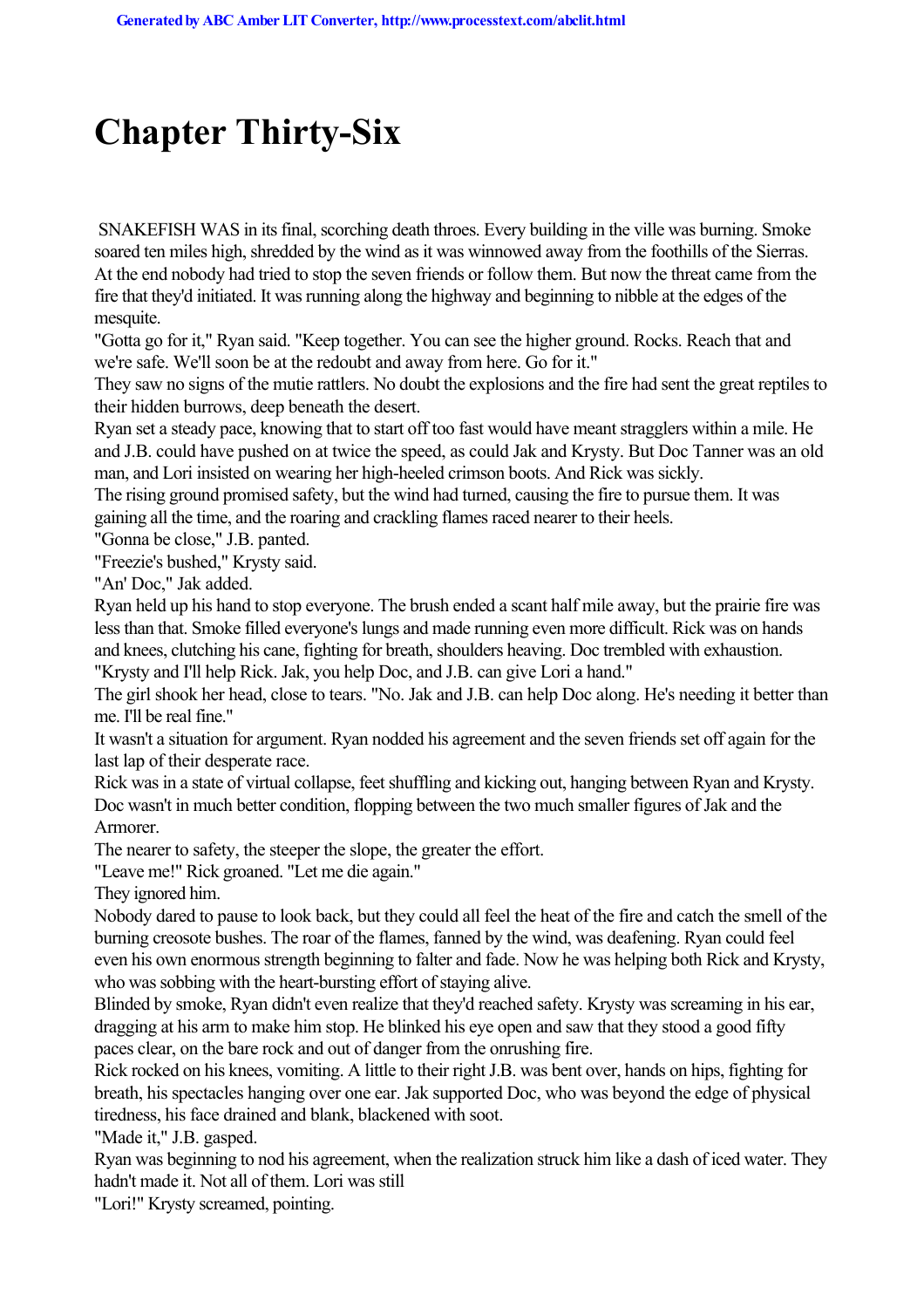# Chapter Thirty-Six

SNAKEFISH WAS in its final, scorching death throes. Every building in the ville was burning. Smoke soared ten miles high, shredded by the wind as it was winnowed away from the foothills of the Sierras. At the end nobody had tried to stop the seven friends or follow them. But now the threat came from the fire that they'd initiated. It was running along the highway and beginning to nibble at the edges of the mesquite.

"Gotta go for it," Ryan said. "Keep together. You can see the higher ground. Rocks. Reach that and we're safe. We'll soon be at the redoubt and away from here. Go for it."

They saw no signs of the mutie rattlers. No doubt the explosions and the fire had sent the great reptiles to their hidden burrows, deep beneath the desert.

Ryan set a steady pace, knowing that to start off too fast would have meant stragglers within a mile. He and J.B. could have pushed on at twice the speed, as could Jak and Krysty. But Doc Tanner was an old man, and Lori insisted on wearing her high-heeled crimson boots. And Rick was sickly.

The rising ground promised safety, but the wind had turned, causing the fire to pursue them. It was gaining all the time, and the roaring and crackling flames raced nearer to their heels.

"Gonna be close," J.B. panted.

"Freezie's bushed," Krysty said.

"An' Doc," Jak added.

Ryan held up his hand to stop everyone. The brush ended a scant half mile away, but the prairie fire was less than that. Smoke filled everyone's lungs and made running even more difficult. Rick was on hands and knees, clutching his cane, fighting for breath, shoulders heaving. Doc trembled with exhaustion.

"Krysty and I'll help Rick. Jak, you help Doc, and J.B. can give Lori a hand."

The girl shook her head, close to tears. "No. Jak and J.B. can help Doc along. He's needing it better than me. I'll be real fine."

It wasn't a situation for argument. Ryan nodded his agreement and the seven friends set off again for the last lap of their desperate race.

Rick was in a state of virtual collapse, feet shuffling and kicking out, hanging between Ryan and Krysty. Doc wasn't in much better condition, flopping between the two much smaller figures of Jak and the Armorer.

The nearer to safety, the steeper the slope, the greater the effort.

"Leave me!" Rick groaned. "Let me die again."

They ignored him.

Nobody dared to pause to look back, but they could all feel the heat of the fire and catch the smell of the burning creosote bushes. The roar of the flames, fanned by the wind, was deafening. Ryan could feel even his own enormous strength beginning to falter and fade. Now he was helping both Rick and Krysty, who was sobbing with the heart-bursting effort of staying alive.

Blinded by smoke, Ryan didn't even realize that they'd reached safety. Krysty was screaming in his ear, dragging at his arm to make him stop. He blinked his eye open and saw that they stood a good fifty paces clear, on the bare rock and out of danger from the onrushing fire.

Rick rocked on his knees, vomiting. A little to their right J.B. was bent over, hands on hips, fighting for breath, his spectacles hanging over one ear. Jak supported Doc, who was beyond the edge of physical tiredness, his face drained and blank, blackened with soot.

"Made it," J.B. gasped.

Ryan was beginning to nod his agreement, when the realization struck him like a dash of iced water. They hadn't made it. Not all of them. Lori was still

"Lori!" Krysty screamed, pointing.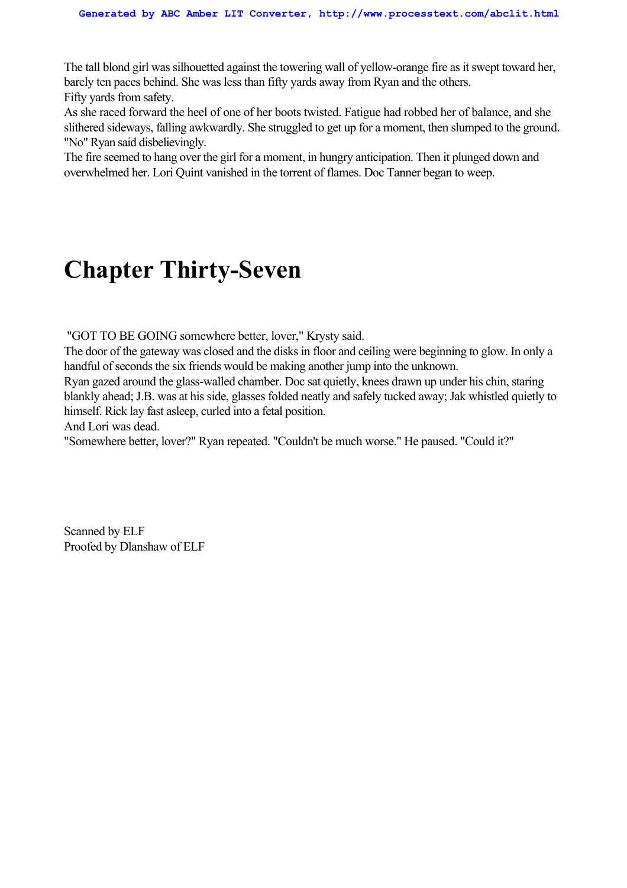The tall blond girl was silhouetted against the towering wall of yellow-orange fire as it swept toward her, barely ten paces behind. She was less than fifty yards away from Ryan and the others.

Fifty yards from safety.

As she raced forward the heel of one of her boots twisted. Fatigue had robbed her of balance, and she slithered sideways, falling awkwardly. She struggled to get up for a moment, then slumped to the ground.

"No" Ryan said disbelievingly.

The fire seemed to hang over the girl for a moment, in hungry anticipation. Then it plunged down and overwhelmed her. Lori Quint vanished in the torrent of flames. Doc Tanner began to weep.

# Chapter Thirty-Seven

"GOT TO BE GOING somewhere better, lover," Krysty said.

The door of the gateway was closed and the disks in floor and ceiling were beginning to glow. In only a handful of seconds the six friends would be making another jump into the unknown.

Ryan gazed around the glass-walled chamber. Doc sat quietly, knees drawn up under his chin, staring blankly ahead; J.B. was at his side, glasses folded neatly and safely tucked away; Jak whistled quietly to himself. Rick lay fast asleep, curled into a fetal position.

And Lori was dead.

"Somewhere better, lover?" Ryan repeated. "Couldn't be much worse." He paused. "Could it?"

Scanned by ELF

Proofed by Dlanshaw of ELF